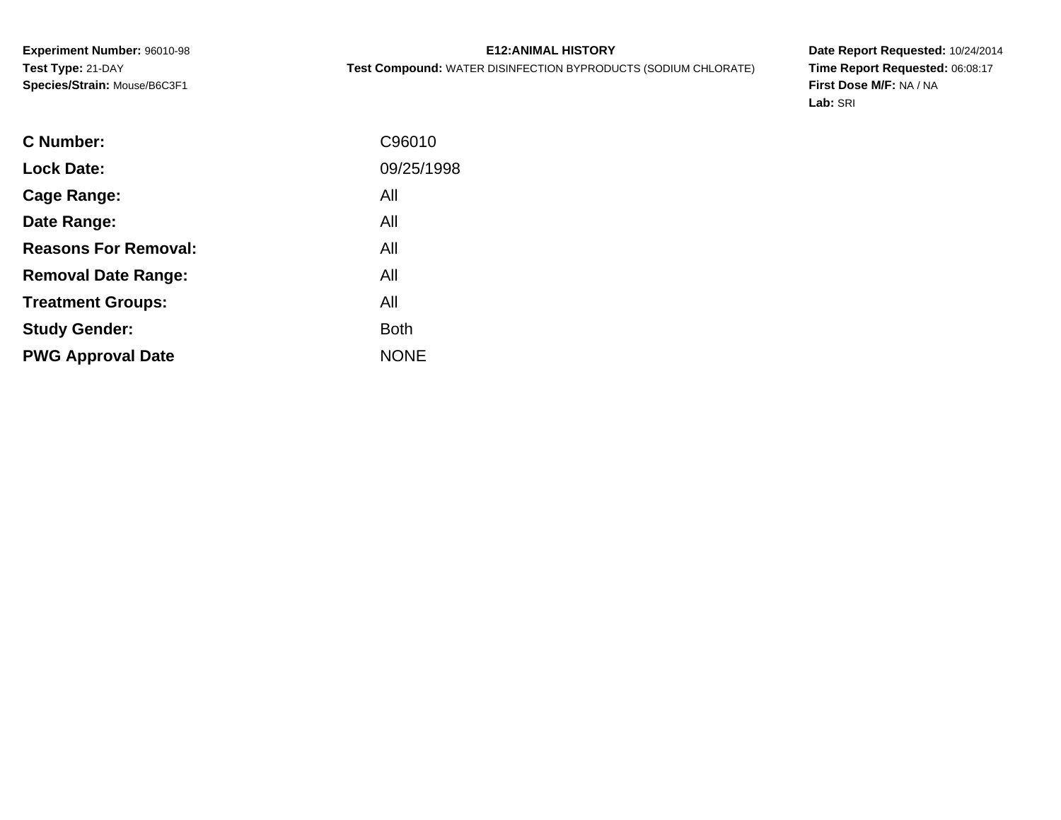**Experiment Number:** 96010-98
**Test Type:** 21-DAY
**Species/Strain:** Mouse/B6C3F1

# E12:ANIMAL HISTORY

**Test Compound:** WATER DISINFECTION BYPRODUCTS (SODIUM CHLORATE)

**Date Report Requested:** 10/24/2014
**Time Report Requested:** 06:08:17
**First Dose M/F:** NA / NA
**Lab:** SRI

| | |
|---|---|
| **C Number:** | C96010 |
| **Lock Date:** | 09/25/1998 |
| **Cage Range:** | All |
| **Date Range:** | All |
| **Reasons For Removal:** | All |
| **Removal Date Range:** | All |
| **Treatment Groups:** | All |
| **Study Gender:** | Both |
| **PWG Approval Date** | NONE |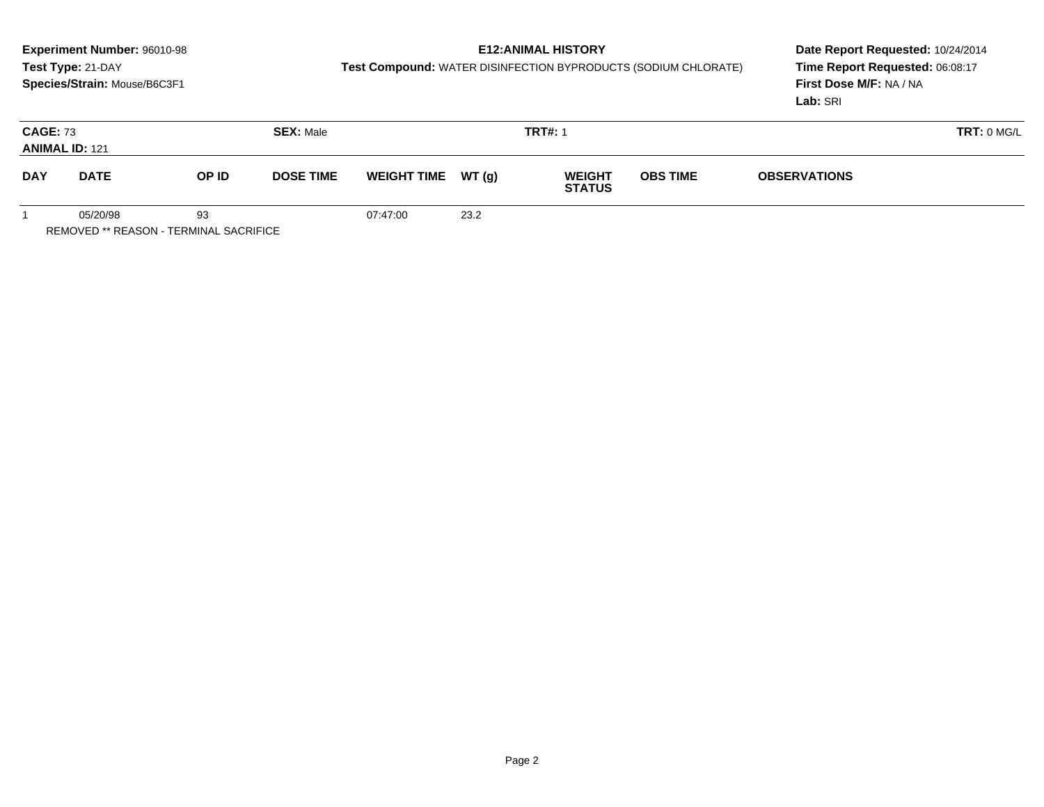**Experiment Number:** 96010-98
**Test Type:** 21-DAY
**Species/Strain:** Mouse/B6C3F1

**E12:ANIMAL HISTORY**
**Test Compound:** WATER DISINFECTION BYPRODUCTS (SODIUM CHLORATE)

**Date Report Requested:** 10/24/2014
**Time Report Requested:** 06:08:17
**First Dose M/F:** NA / NA
**Lab:** SRI

**CAGE:** 73 **SEX:** Male **TRT#:** 1 **TRT:** 0 MG/L
**ANIMAL ID:** 121

| DAY | DATE | OP ID | DOSE TIME | WEIGHT TIME | WT (g) | WEIGHT STATUS | OBS TIME | OBSERVATIONS |
|---|---|---|---|---|---|---|---|---|
| 1 | 05/20/98 | 93 | | 07:47:00 | 23.2 | | | |

REMOVED ** REASON - TERMINAL SACRIFICE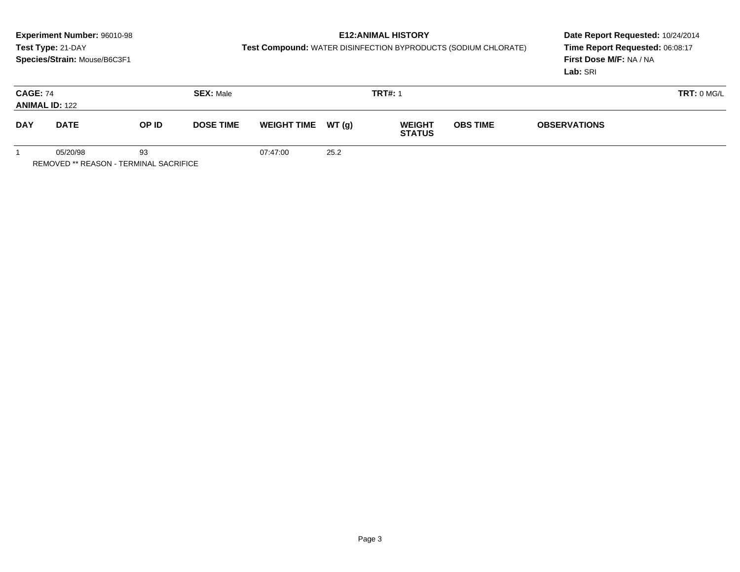**Experiment Number:** 96010-98
**Test Type:** 21-DAY
**Species/Strain:** Mouse/B6C3F1

**E12:ANIMAL HISTORY**
**Test Compound:** WATER DISINFECTION BYPRODUCTS (SODIUM CHLORATE)

**Date Report Requested:** 10/24/2014
**Time Report Requested:** 06:08:17
**First Dose M/F:** NA / NA
**Lab:** SRI

**CAGE:** 74 **SEX:** Male **TRT#:** 1 **TRT:** 0 MG/L
**ANIMAL ID:** 122

| DAY | DATE | OP ID | DOSE TIME | WEIGHT TIME | WT (g) | WEIGHT STATUS | OBS TIME | OBSERVATIONS |
|---|---|---|---|---|---|---|---|---|
| 1 | 05/20/98 | 93 | | 07:47:00 | 25.2 | | | |

REMOVED ** REASON - TERMINAL SACRIFICE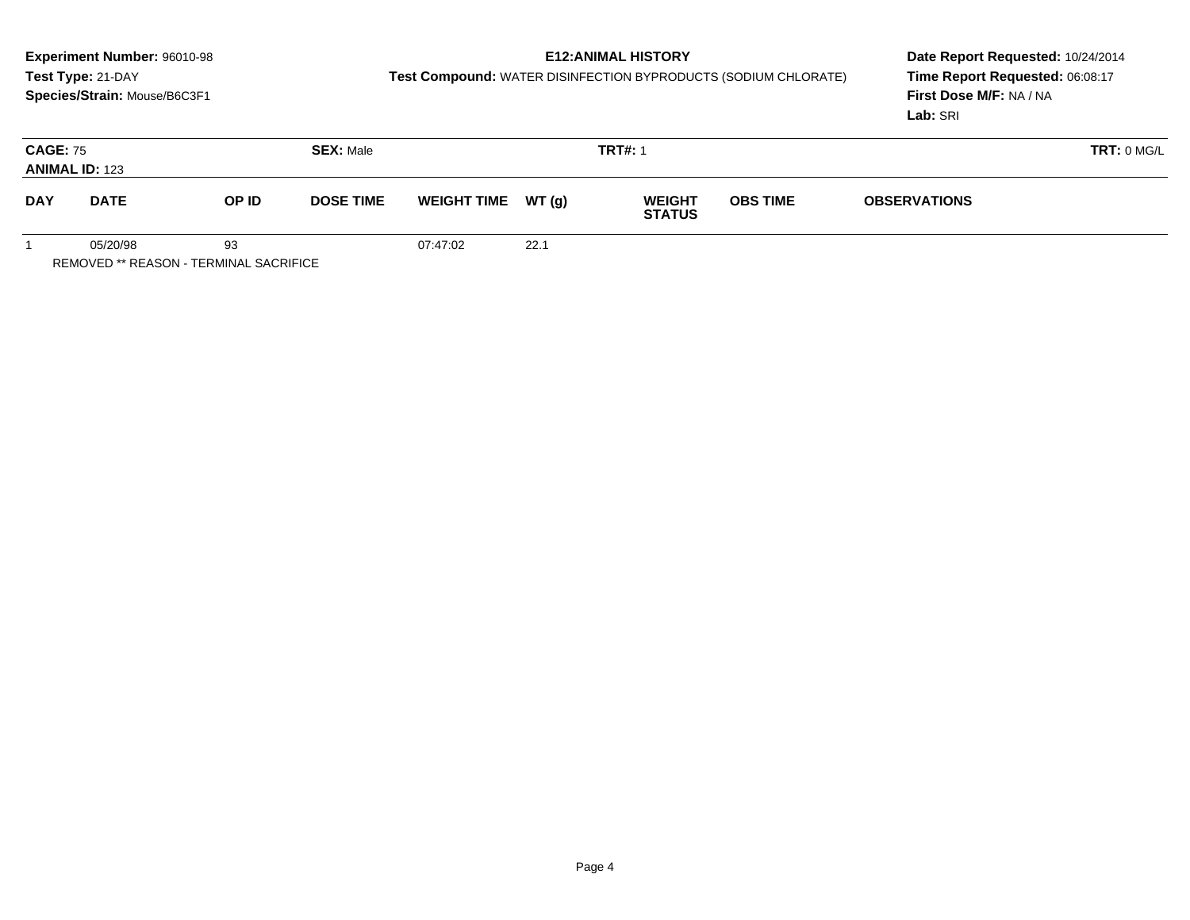**Experiment Number:** 96010-98
**Test Type:** 21-DAY
**Species/Strain:** Mouse/B6C3F1

**E12:ANIMAL HISTORY**
**Test Compound:** WATER DISINFECTION BYPRODUCTS (SODIUM CHLORATE)

**Date Report Requested:** 10/24/2014
**Time Report Requested:** 06:08:17
**First Dose M/F:** NA / NA
**Lab:** SRI

**CAGE:** 75
**ANIMAL ID:** 123
**SEX:** Male
**TRT#:** 1
**TRT:** 0 MG/L

| DAY | DATE | OP ID | DOSE TIME | WEIGHT TIME | WT (g) | WEIGHT STATUS | OBS TIME | OBSERVATIONS |
|---|---|---|---|---|---|---|---|---|
| 1 | 05/20/98 | 93 | | 07:47:02 | 22.1 | | | |

REMOVED ** REASON - TERMINAL SACRIFICE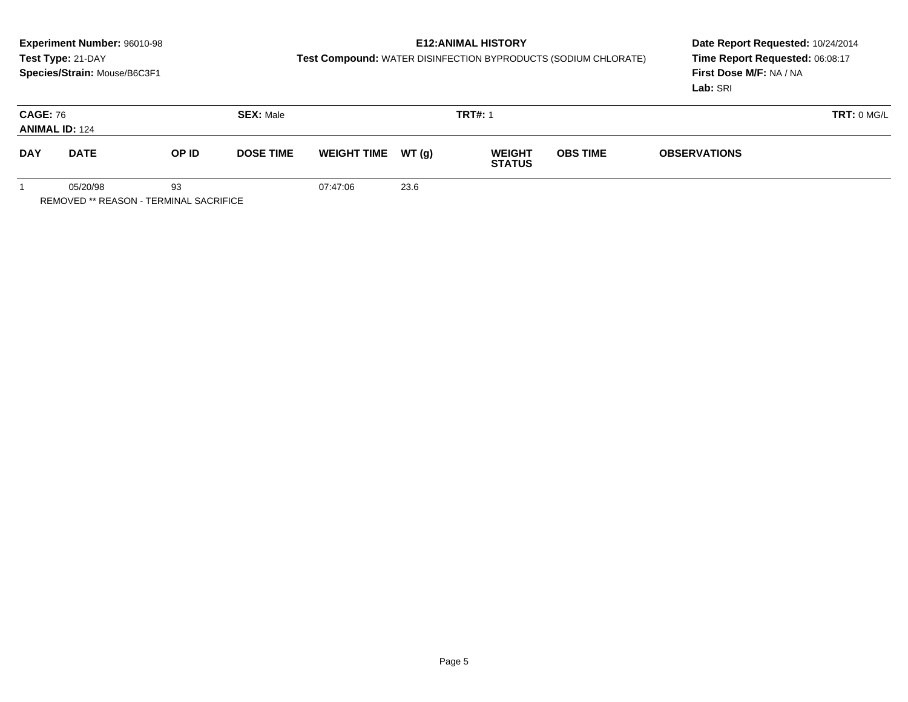**Experiment Number:** 96010-98
**Test Type:** 21-DAY
**Species/Strain:** Mouse/B6C3F1

**E12:ANIMAL HISTORY**
**Test Compound:** WATER DISINFECTION BYPRODUCTS (SODIUM CHLORATE)

**Date Report Requested:** 10/24/2014
**Time Report Requested:** 06:08:17
**First Dose M/F:** NA / NA
**Lab:** SRI

**CAGE:** 76
**ANIMAL ID:** 124
**SEX:** Male
**TRT#:** 1
**TRT:** 0 MG/L

| DAY | DATE | OP ID | DOSE TIME | WEIGHT TIME | WT (g) | WEIGHT STATUS | OBS TIME | OBSERVATIONS |
|---|---|---|---|---|---|---|---|---|
| 1 | 05/20/98 | 93 | | 07:47:06 | 23.6 | | | |

REMOVED ** REASON - TERMINAL SACRIFICE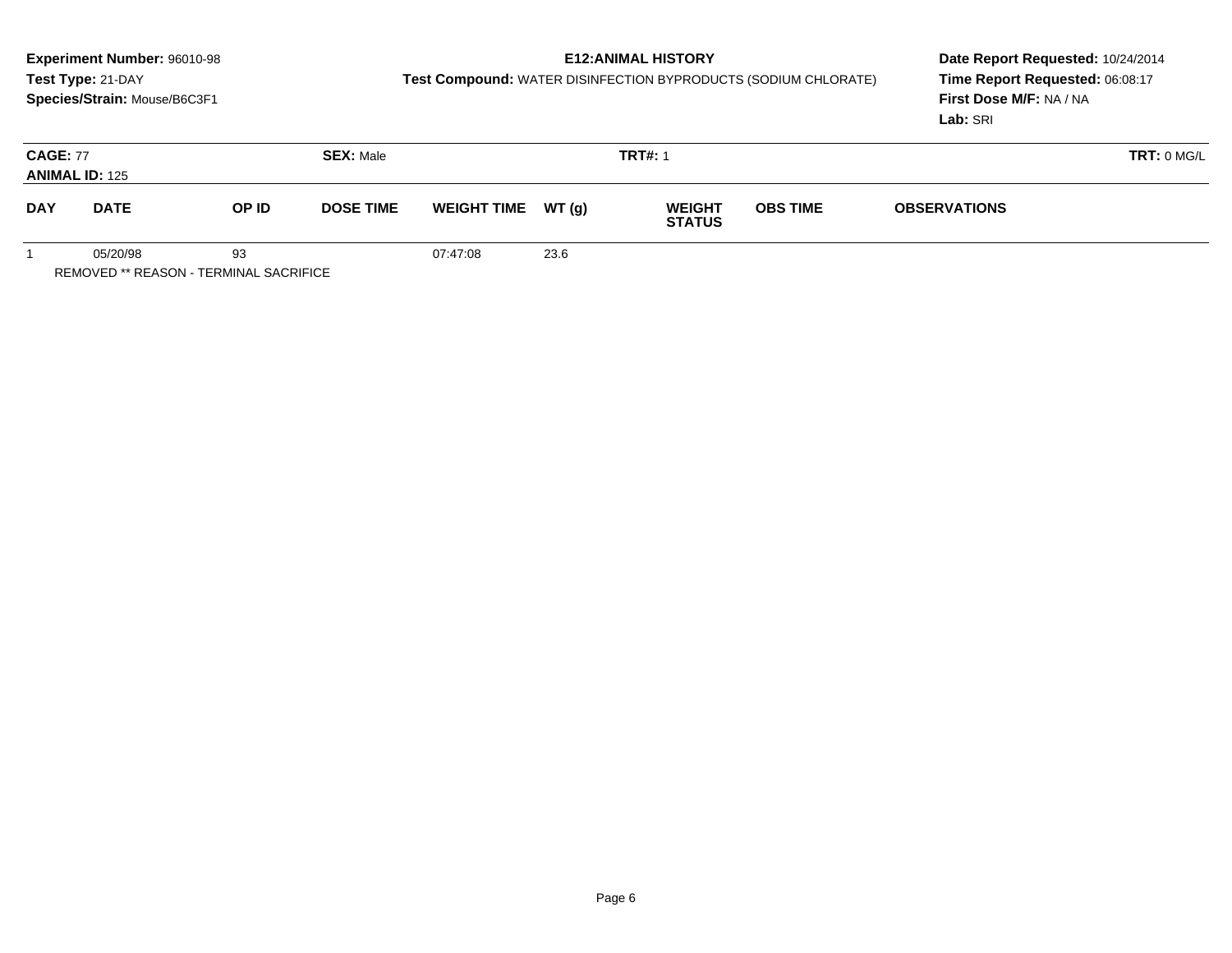**Experiment Number:** 96010-98
**Test Type:** 21-DAY
**Species/Strain:** Mouse/B6C3F1

**E12:ANIMAL HISTORY**
**Test Compound:** WATER DISINFECTION BYPRODUCTS (SODIUM CHLORATE)

**Date Report Requested:** 10/24/2014
**Time Report Requested:** 06:08:17
**First Dose M/F:** NA / NA
**Lab:** SRI

**CAGE:** 77 | **SEX:** Male | **TRT#:** 1 | **TRT:** 0 MG/L
**ANIMAL ID:** 125

| DAY | DATE | OP ID | DOSE TIME | WEIGHT TIME | WT (g) | WEIGHT STATUS | OBS TIME | OBSERVATIONS |
|---|---|---|---|---|---|---|---|---|
| 1 | 05/20/98 | 93 | | 07:47:08 | 23.6 | | | |

REMOVED ** REASON - TERMINAL SACRIFICE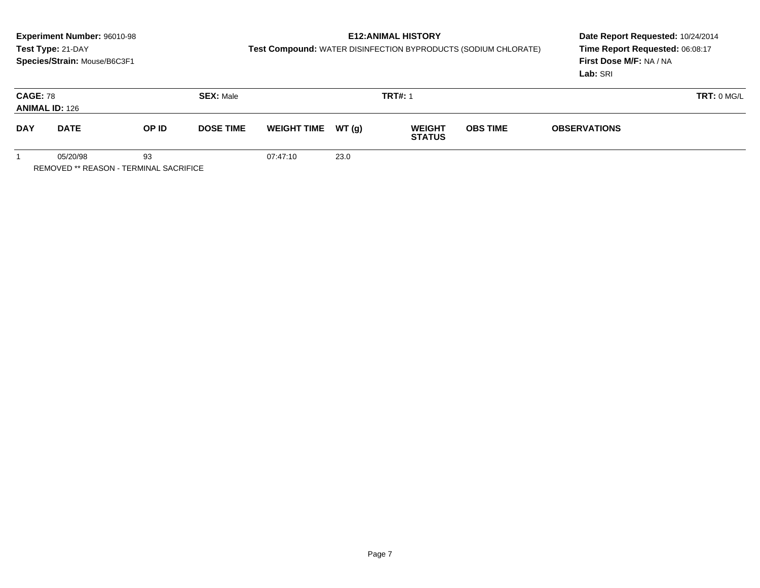**Experiment Number:** 96010-98
**Test Type:** 21-DAY
**Species/Strain:** Mouse/B6C3F1

**E12:ANIMAL HISTORY**
**Test Compound:** WATER DISINFECTION BYPRODUCTS (SODIUM CHLORATE)

**Date Report Requested:** 10/24/2014
**Time Report Requested:** 06:08:17
**First Dose M/F:** NA / NA
**Lab:** SRI

**CAGE:** 78 **SEX:** Male **TRT#:** 1 **TRT:** 0 MG/L
**ANIMAL ID:** 126

| DAY | DATE | OP ID | DOSE TIME | WEIGHT TIME | WT (g) | WEIGHT STATUS | OBS TIME | OBSERVATIONS |
|---|---|---|---|---|---|---|---|---|
| 1 | 05/20/98 | 93 | | 07:47:10 | 23.0 | | | |

REMOVED ** REASON - TERMINAL SACRIFICE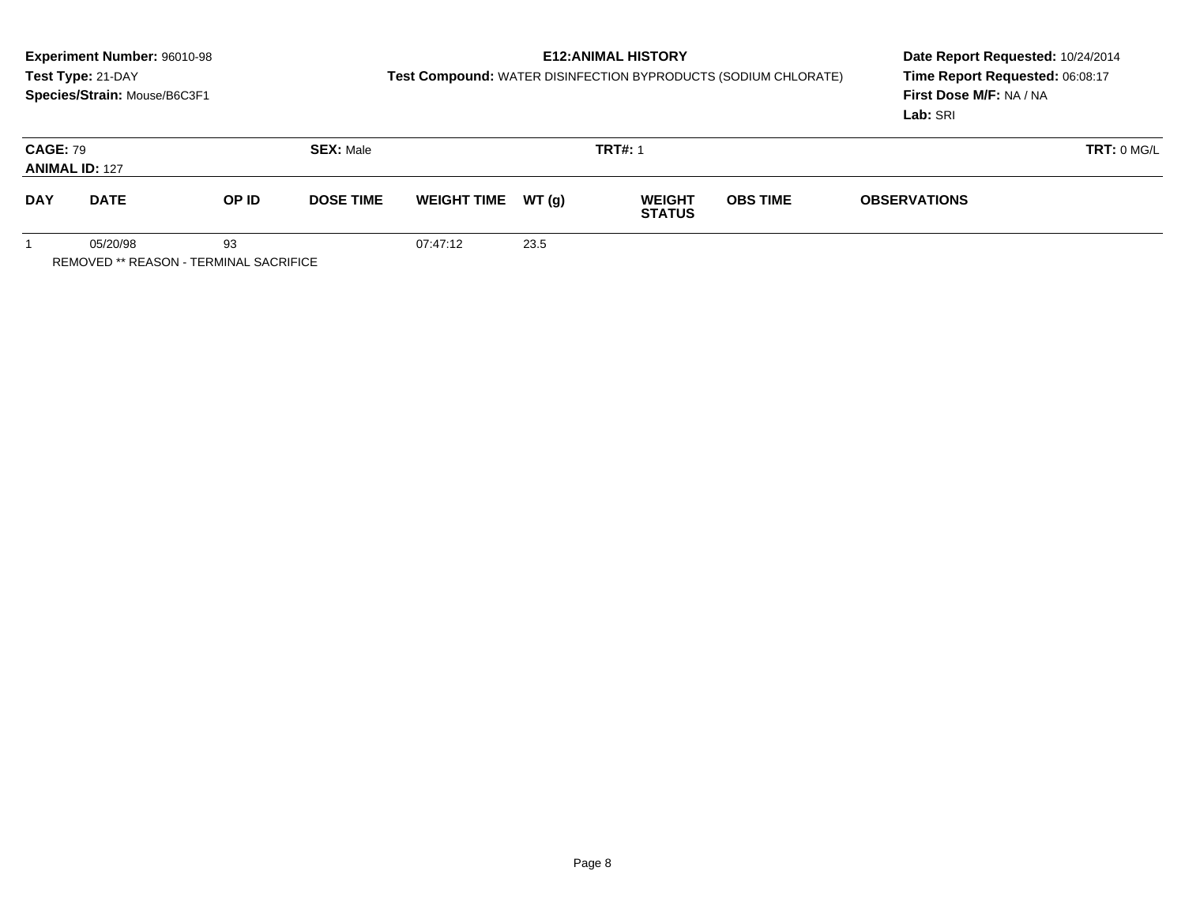**Experiment Number:** 96010-98
**Test Type:** 21-DAY
**Species/Strain:** Mouse/B6C3F1

**E12:ANIMAL HISTORY**
**Test Compound:** WATER DISINFECTION BYPRODUCTS (SODIUM CHLORATE)

**Date Report Requested:** 10/24/2014
**Time Report Requested:** 06:08:17
**First Dose M/F:** NA / NA
**Lab:** SRI

**CAGE:** 79
**ANIMAL ID:** 127
**SEX:** Male
**TRT#:** 1
**TRT:** 0 MG/L

| DAY | DATE | OP ID | DOSE TIME | WEIGHT TIME | WT (g) | WEIGHT STATUS | OBS TIME | OBSERVATIONS |
|---|---|---|---|---|---|---|---|---|
| 1 | 05/20/98 | 93 | | 07:47:12 | 23.5 | | | |

REMOVED ** REASON - TERMINAL SACRIFICE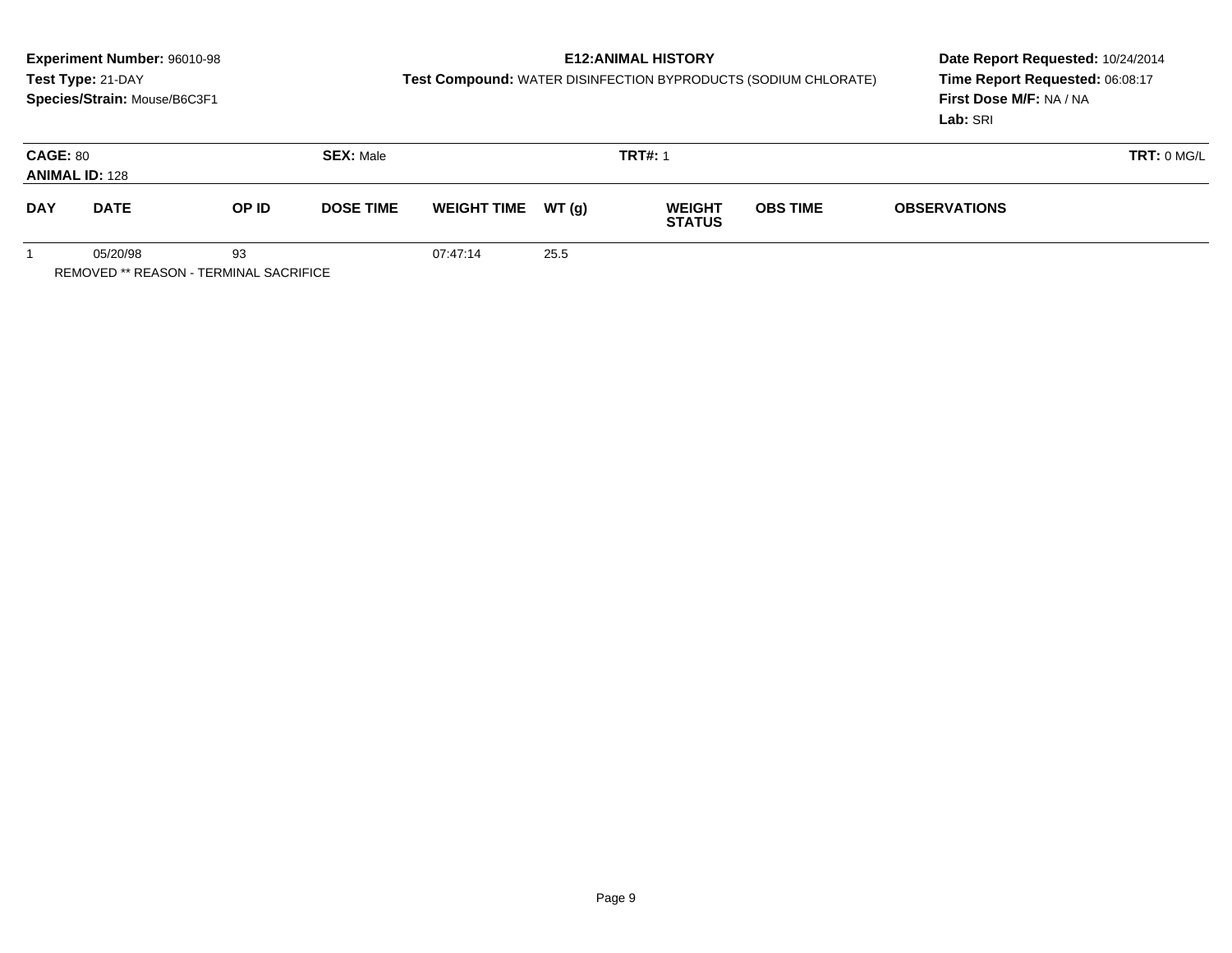**Experiment Number:** 96010-98
**Test Type:** 21-DAY
**Species/Strain:** Mouse/B6C3F1

**E12:ANIMAL HISTORY**
**Test Compound:** WATER DISINFECTION BYPRODUCTS (SODIUM CHLORATE)

**Date Report Requested:** 10/24/2014
**Time Report Requested:** 06:08:17
**First Dose M/F:** NA / NA
**Lab:** SRI

**CAGE:** 80 | **SEX:** Male | **TRT#:** 1 | **TRT:** 0 MG/L
**ANIMAL ID:** 128

| DAY | DATE | OP ID | DOSE TIME | WEIGHT TIME | WT (g) | WEIGHT STATUS | OBS TIME | OBSERVATIONS |
|---|---|---|---|---|---|---|---|---|
| 1 | 05/20/98 | 93 | | 07:47:14 | 25.5 | | | |

REMOVED ** REASON - TERMINAL SACRIFICE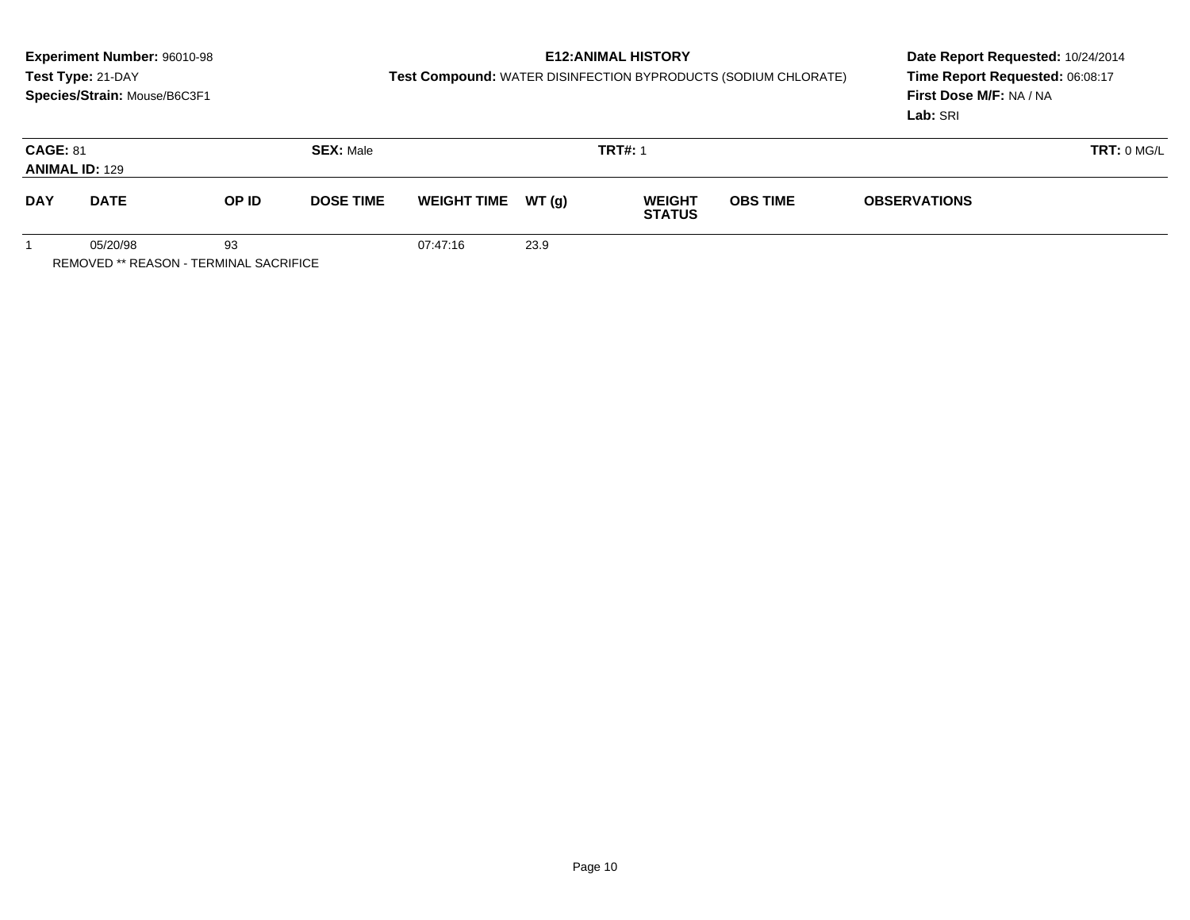**Experiment Number:** 96010-98
**Test Type:** 21-DAY
**Species/Strain:** Mouse/B6C3F1

**E12:ANIMAL HISTORY**
**Test Compound:** WATER DISINFECTION BYPRODUCTS (SODIUM CHLORATE)

**Date Report Requested:** 10/24/2014
**Time Report Requested:** 06:08:17
**First Dose M/F:** NA / NA
**Lab:** SRI

**CAGE:** 81
**ANIMAL ID:** 129
**SEX:** Male
**TRT#:** 1
**TRT:** 0 MG/L

| DAY | DATE | OP ID | DOSE TIME | WEIGHT TIME | WT (g) | WEIGHT STATUS | OBS TIME | OBSERVATIONS |
|---|---|---|---|---|---|---|---|---|
| 1 | 05/20/98 | 93 | | 07:47:16 | 23.9 | | | |

REMOVED ** REASON - TERMINAL SACRIFICE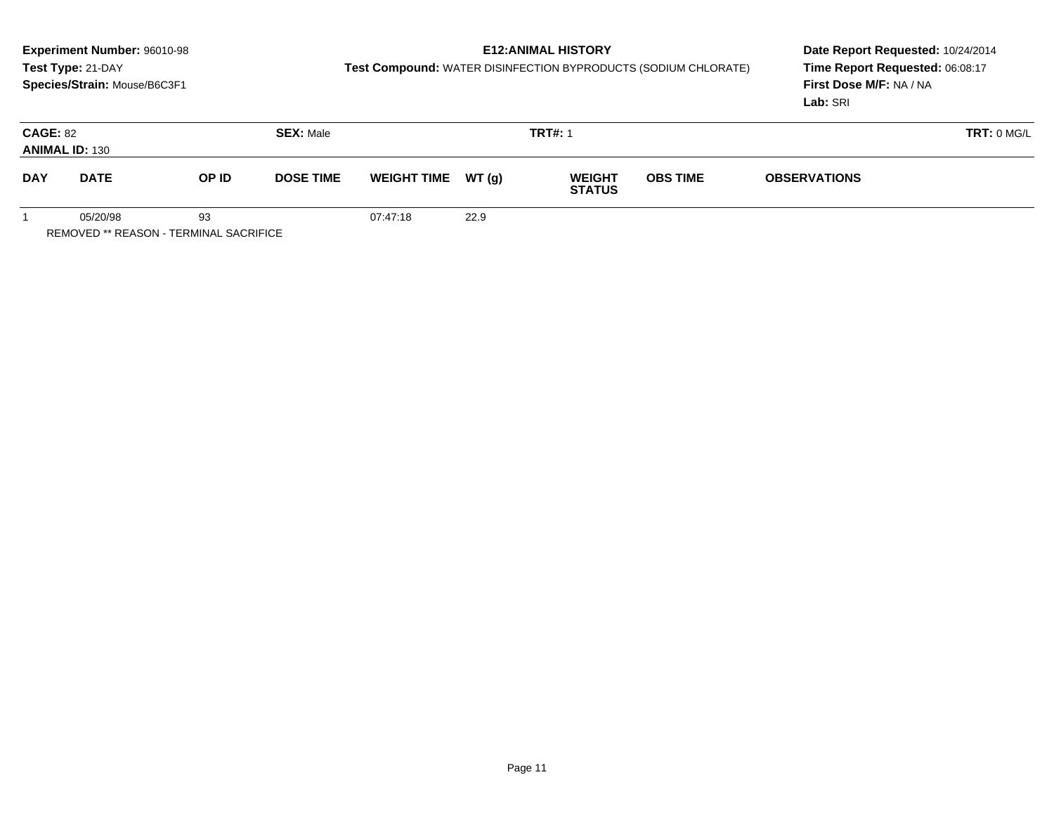**Experiment Number:** 96010-98
**Test Type:** 21-DAY
**Species/Strain:** Mouse/B6C3F1

**E12:ANIMAL HISTORY**
**Test Compound:** WATER DISINFECTION BYPRODUCTS (SODIUM CHLORATE)

**Date Report Requested:** 10/24/2014
**Time Report Requested:** 06:08:17
**First Dose M/F:** NA / NA
**Lab:** SRI

**CAGE:** 82 **SEX:** Male **TRT#:** 1 **TRT:** 0 MG/L
**ANIMAL ID:** 130

| DAY | DATE | OP ID | DOSE TIME | WEIGHT TIME | WT (g) | WEIGHT STATUS | OBS TIME | OBSERVATIONS |
|---|---|---|---|---|---|---|---|---|
| 1 | 05/20/98 | 93 | | 07:47:18 | 22.9 | | | |

REMOVED ** REASON - TERMINAL SACRIFICE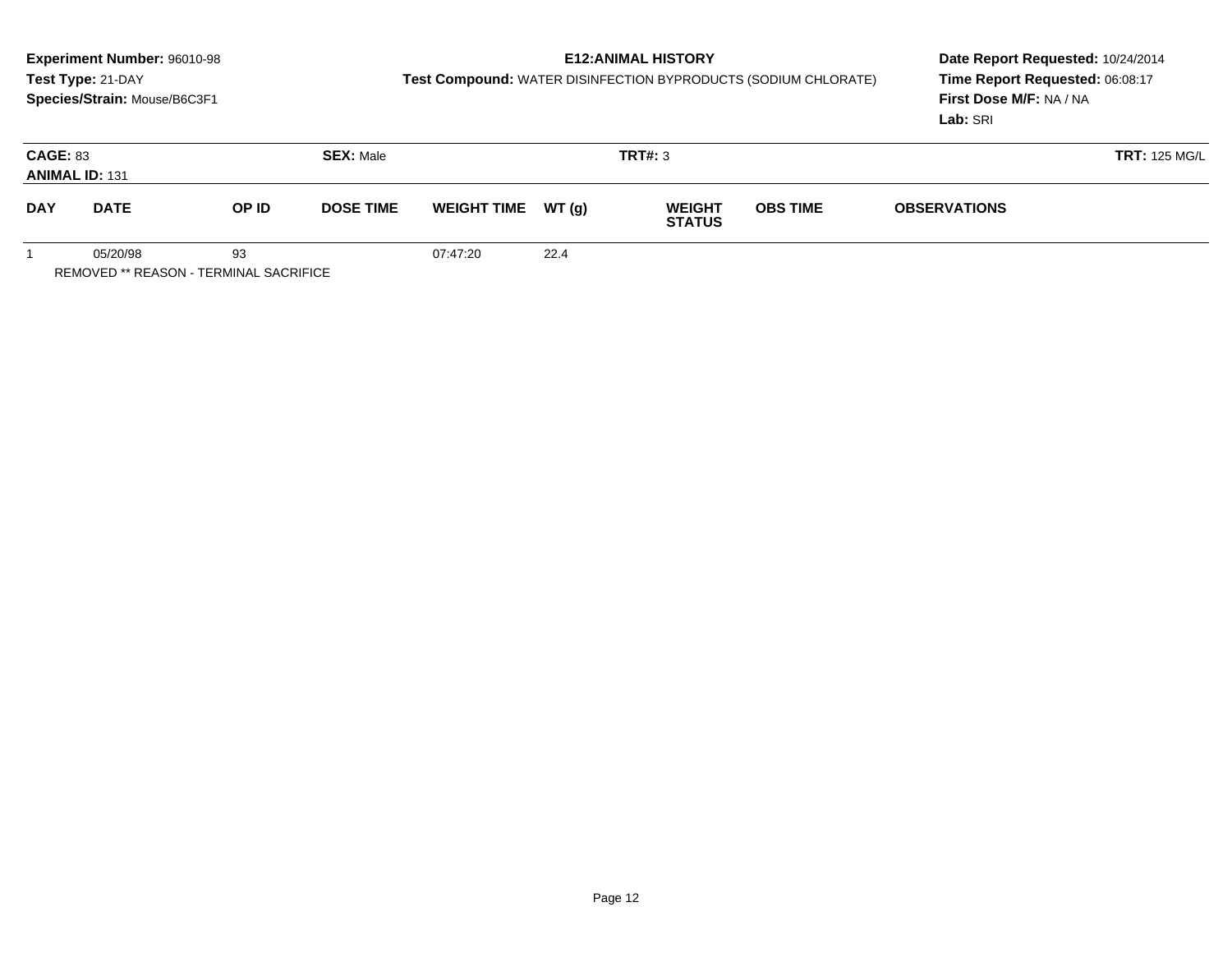**Experiment Number:** 96010-98
**Test Type:** 21-DAY
**Species/Strain:** Mouse/B6C3F1

**E12:ANIMAL HISTORY**
**Test Compound:** WATER DISINFECTION BYPRODUCTS (SODIUM CHLORATE)

**Date Report Requested:** 10/24/2014
**Time Report Requested:** 06:08:17
**First Dose M/F:** NA / NA
**Lab:** SRI

**CAGE:** 83 **SEX:** Male **TRT#:** 3 **TRT:** 125 MG/L
**ANIMAL ID:** 131

| DAY | DATE | OP ID | DOSE TIME | WEIGHT TIME | WT (g) | WEIGHT STATUS | OBS TIME | OBSERVATIONS |
|---|---|---|---|---|---|---|---|---|
| 1 | 05/20/98 | 93 | | 07:47:20 | 22.4 | | | |

REMOVED ** REASON - TERMINAL SACRIFICE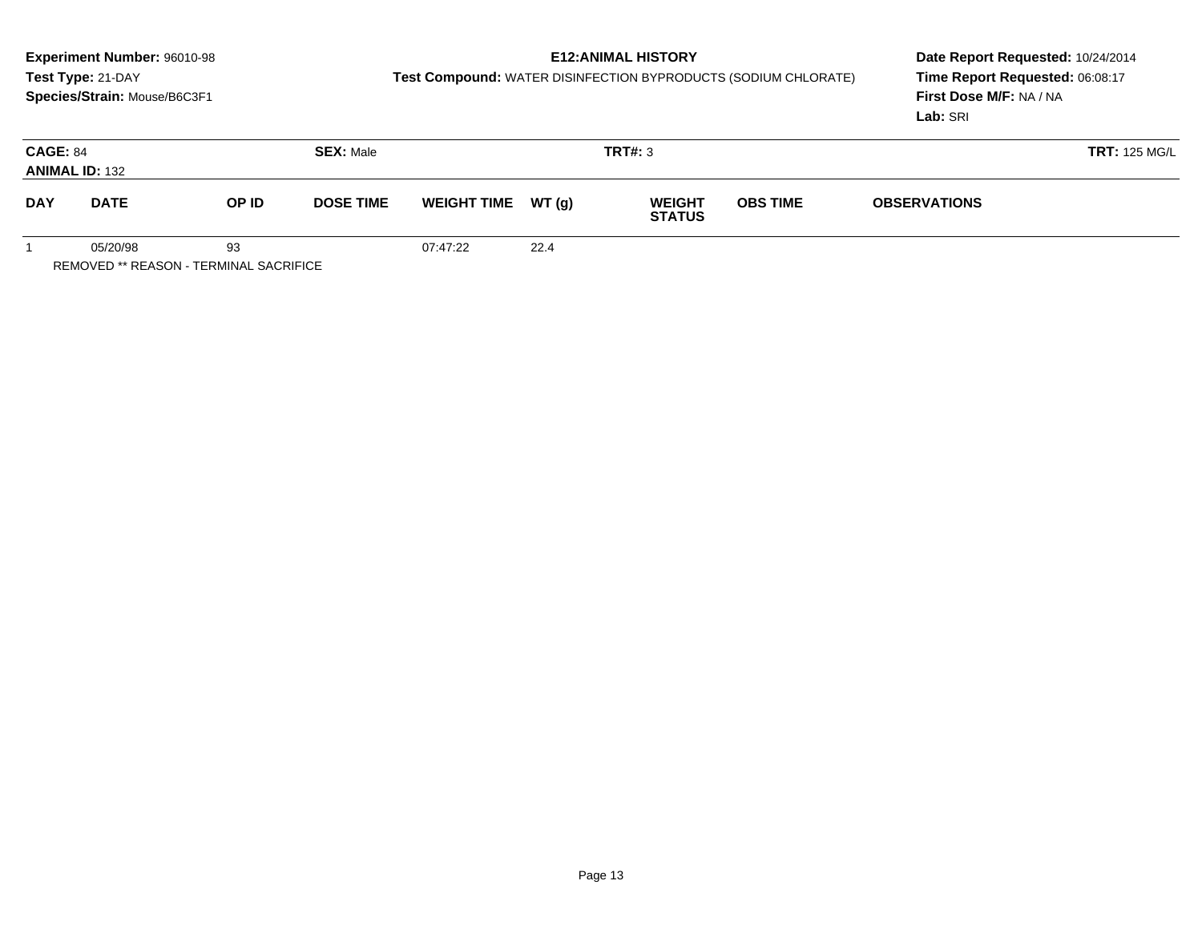**Experiment Number:** 96010-98
**Test Type:** 21-DAY
**Species/Strain:** Mouse/B6C3F1

**E12:ANIMAL HISTORY**
**Test Compound:** WATER DISINFECTION BYPRODUCTS (SODIUM CHLORATE)

**Date Report Requested:** 10/24/2014
**Time Report Requested:** 06:08:17
**First Dose M/F:** NA / NA
**Lab:** SRI

**CAGE:** 84
**ANIMAL ID:** 132
**SEX:** Male
**TRT#:** 3
**TRT:** 125 MG/L

| DAY | DATE | OP ID | DOSE TIME | WEIGHT TIME | WT (g) | WEIGHT STATUS | OBS TIME | OBSERVATIONS |
|---|---|---|---|---|---|---|---|---|
| 1 | 05/20/98 | 93 | | 07:47:22 | 22.4 | | | |

REMOVED ** REASON - TERMINAL SACRIFICE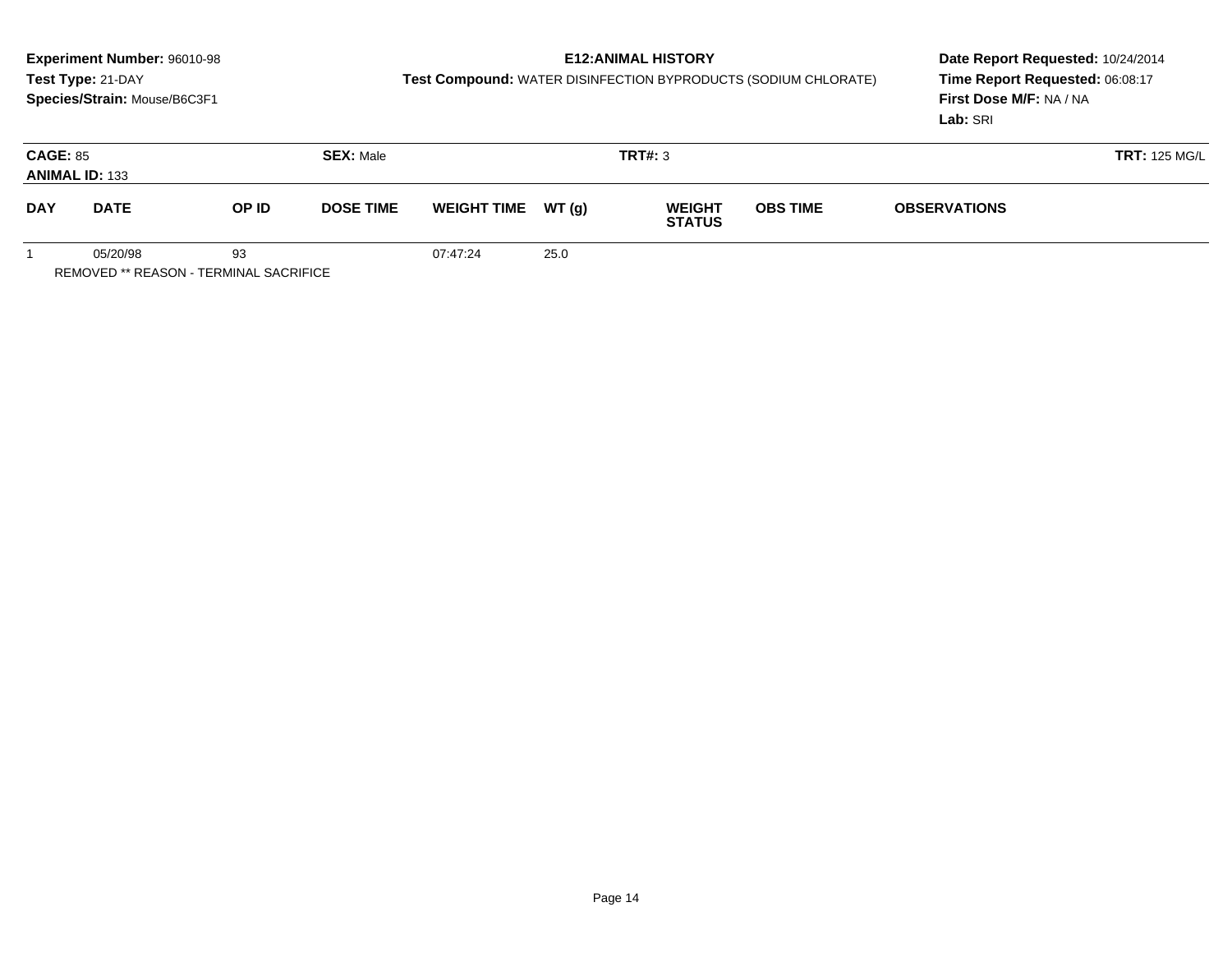**Experiment Number:** 96010-98
**Test Type:** 21-DAY
**Species/Strain:** Mouse/B6C3F1

**E12:ANIMAL HISTORY**
**Test Compound:** WATER DISINFECTION BYPRODUCTS (SODIUM CHLORATE)

**Date Report Requested:** 10/24/2014
**Time Report Requested:** 06:08:17
**First Dose M/F:** NA / NA
**Lab:** SRI

**CAGE:** 85 **SEX:** Male **TRT#:** 3 **TRT:** 125 MG/L
**ANIMAL ID:** 133

| DAY | DATE | OP ID | DOSE TIME | WEIGHT TIME | WT (g) | WEIGHT STATUS | OBS TIME | OBSERVATIONS |
|---|---|---|---|---|---|---|---|---|
| 1 | 05/20/98 | 93 | | 07:47:24 | 25.0 | | | |

REMOVED ** REASON - TERMINAL SACRIFICE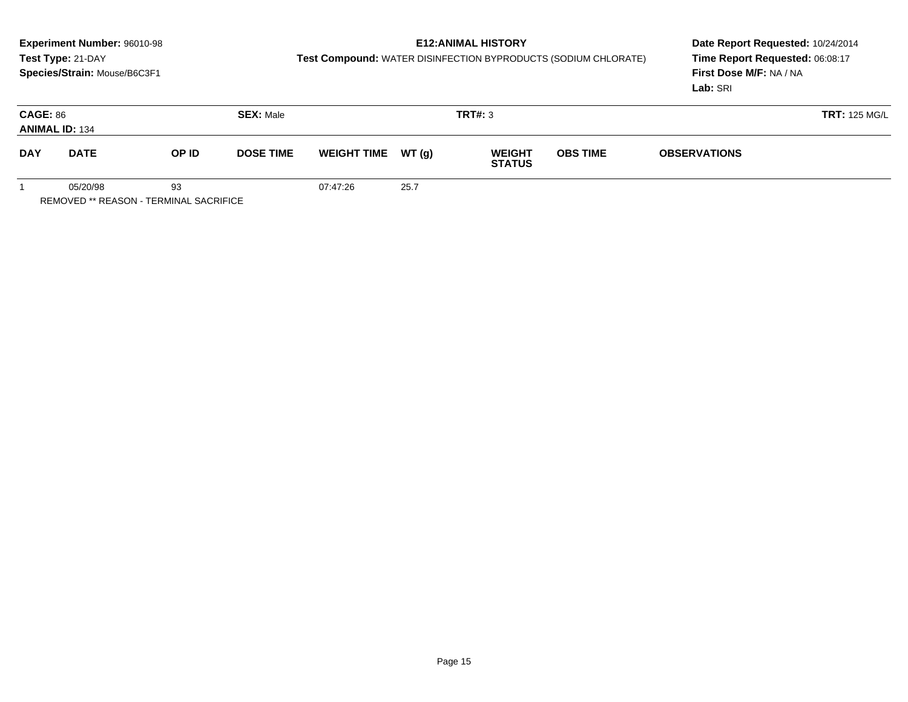**Experiment Number:** 96010-98
**Test Type:** 21-DAY
**Species/Strain:** Mouse/B6C3F1

**E12:ANIMAL HISTORY**
**Test Compound:** WATER DISINFECTION BYPRODUCTS (SODIUM CHLORATE)

**Date Report Requested:** 10/24/2014
**Time Report Requested:** 06:08:17
**First Dose M/F:** NA / NA
**Lab:** SRI

**CAGE:** 86
**ANIMAL ID:** 134
**SEX:** Male
**TRT#:** 3
**TRT:** 125 MG/L

| DAY | DATE | OP ID | DOSE TIME | WEIGHT TIME | WT (g) | WEIGHT STATUS | OBS TIME | OBSERVATIONS |
|---|---|---|---|---|---|---|---|---|
| 1 | 05/20/98 | 93 | | 07:47:26 | 25.7 | | | |

REMOVED ** REASON - TERMINAL SACRIFICE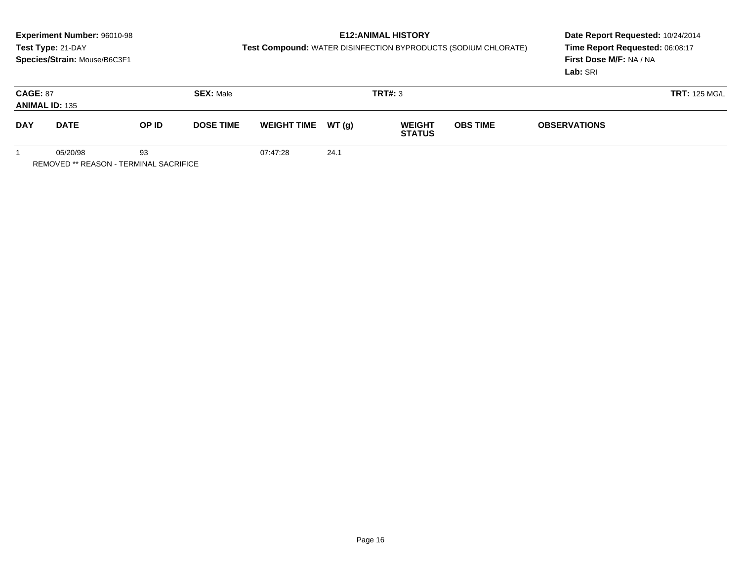**Experiment Number:** 96010-98
**Test Type:** 21-DAY
**Species/Strain:** Mouse/B6C3F1

**E12:ANIMAL HISTORY**
**Test Compound:** WATER DISINFECTION BYPRODUCTS (SODIUM CHLORATE)

**Date Report Requested:** 10/24/2014
**Time Report Requested:** 06:08:17
**First Dose M/F:** NA / NA
**Lab:** SRI

**CAGE:** 87 **SEX:** Male **TRT#:** 3 **TRT:** 125 MG/L
**ANIMAL ID:** 135

| DAY | DATE | OP ID | DOSE TIME | WEIGHT TIME | WT (g) | WEIGHT STATUS | OBS TIME | OBSERVATIONS |
|---|---|---|---|---|---|---|---|---|
| 1 | 05/20/98 | 93 | | 07:47:28 | 24.1 | | | |

REMOVED ** REASON - TERMINAL SACRIFICE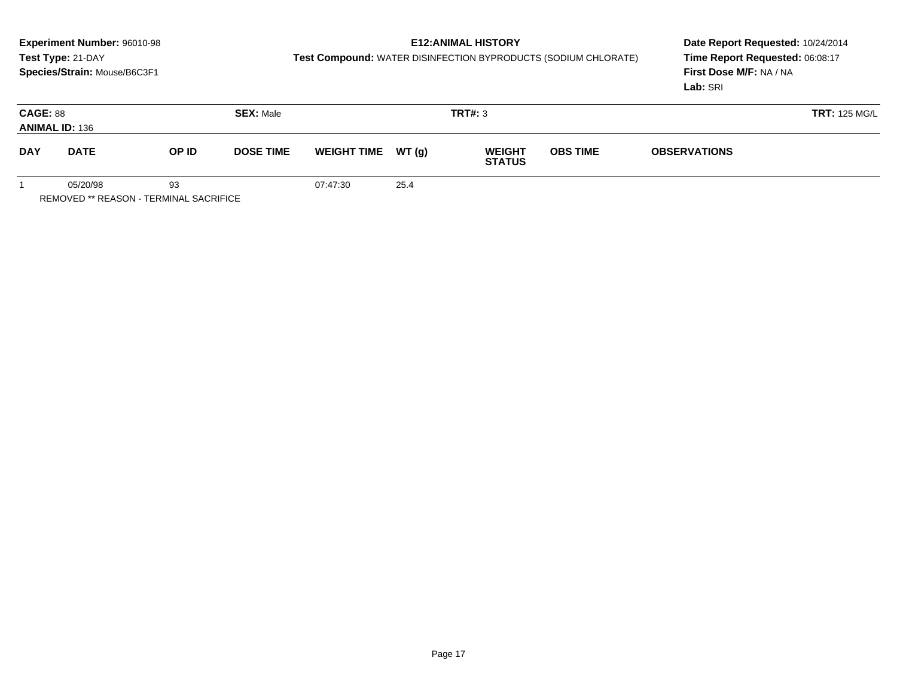**Experiment Number:** 96010-98
**Test Type:** 21-DAY
**Species/Strain:** Mouse/B6C3F1

**E12:ANIMAL HISTORY**
**Test Compound:** WATER DISINFECTION BYPRODUCTS (SODIUM CHLORATE)

**Date Report Requested:** 10/24/2014
**Time Report Requested:** 06:08:17
**First Dose M/F:** NA / NA
**Lab:** SRI

**CAGE:** 88
**ANIMAL ID:** 136
**SEX:** Male
**TRT#:** 3
**TRT:** 125 MG/L

| DAY | DATE | OP ID | DOSE TIME | WEIGHT TIME | WT (g) | WEIGHT STATUS | OBS TIME | OBSERVATIONS |
|---|---|---|---|---|---|---|---|---|
| 1 | 05/20/98 | 93 | | 07:47:30 | 25.4 | | | |

REMOVED ** REASON - TERMINAL SACRIFICE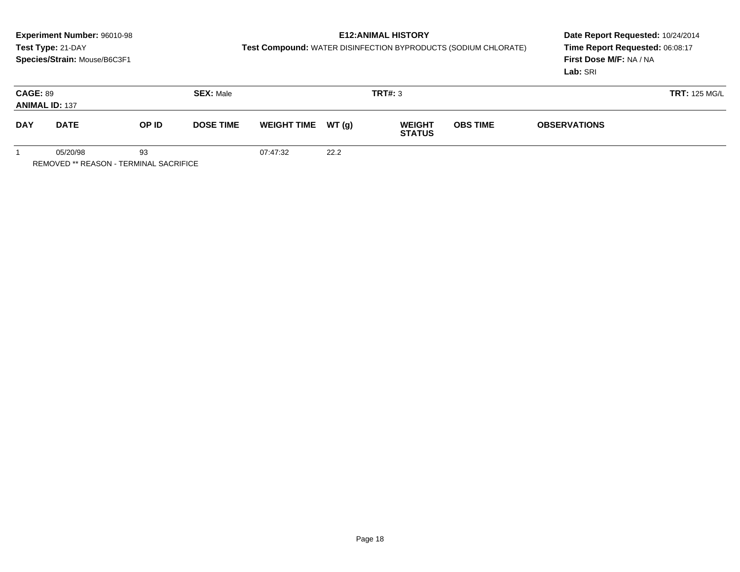**Experiment Number:** 96010-98
**Test Type:** 21-DAY
**Species/Strain:** Mouse/B6C3F1

**E12:ANIMAL HISTORY**
**Test Compound:** WATER DISINFECTION BYPRODUCTS (SODIUM CHLORATE)

**Date Report Requested:** 10/24/2014
**Time Report Requested:** 06:08:17
**First Dose M/F:** NA / NA
**Lab:** SRI

**CAGE:** 89 **SEX:** Male **TRT#:** 3 **TRT:** 125 MG/L
**ANIMAL ID:** 137

| DAY | DATE | OP ID | DOSE TIME | WEIGHT TIME | WT (g) | WEIGHT STATUS | OBS TIME | OBSERVATIONS |
|---|---|---|---|---|---|---|---|---|
| 1 | 05/20/98 | 93 | | 07:47:32 | 22.2 | | | |

REMOVED ** REASON - TERMINAL SACRIFICE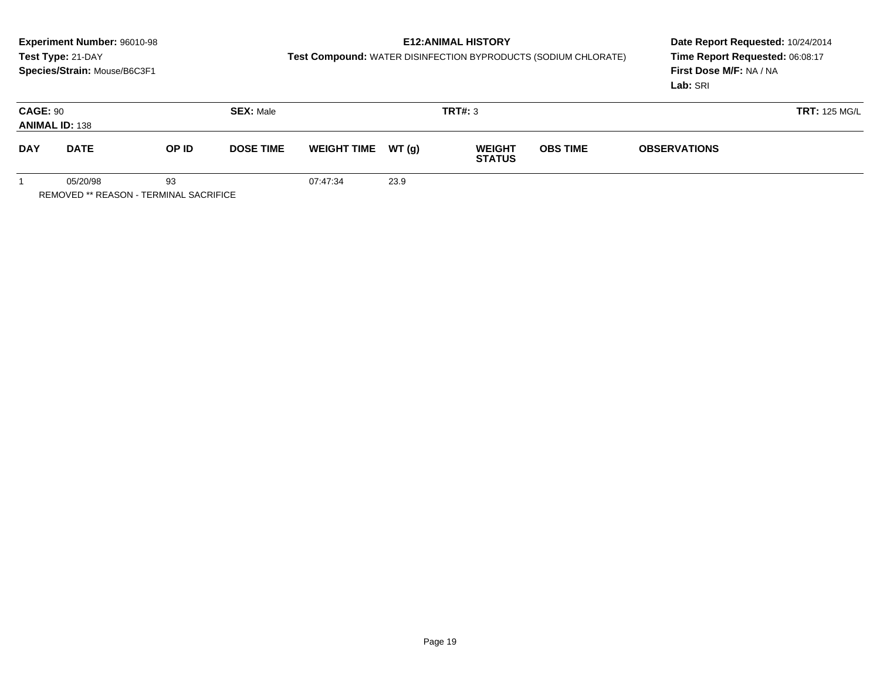**Experiment Number:** 96010-98
**Test Type:** 21-DAY
**Species/Strain:** Mouse/B6C3F1

**E12:ANIMAL HISTORY**
**Test Compound:** WATER DISINFECTION BYPRODUCTS (SODIUM CHLORATE)

**Date Report Requested:** 10/24/2014
**Time Report Requested:** 06:08:17
**First Dose M/F:** NA / NA
**Lab:** SRI

**CAGE:** 90 **SEX:** Male **TRT#:** 3 **TRT:** 125 MG/L
**ANIMAL ID:** 138

| DAY | DATE | OP ID | DOSE TIME | WEIGHT TIME | WT (g) | WEIGHT STATUS | OBS TIME | OBSERVATIONS |
|---|---|---|---|---|---|---|---|---|
| 1 | 05/20/98 | 93 | | 07:47:34 | 23.9 | | | |

REMOVED ** REASON - TERMINAL SACRIFICE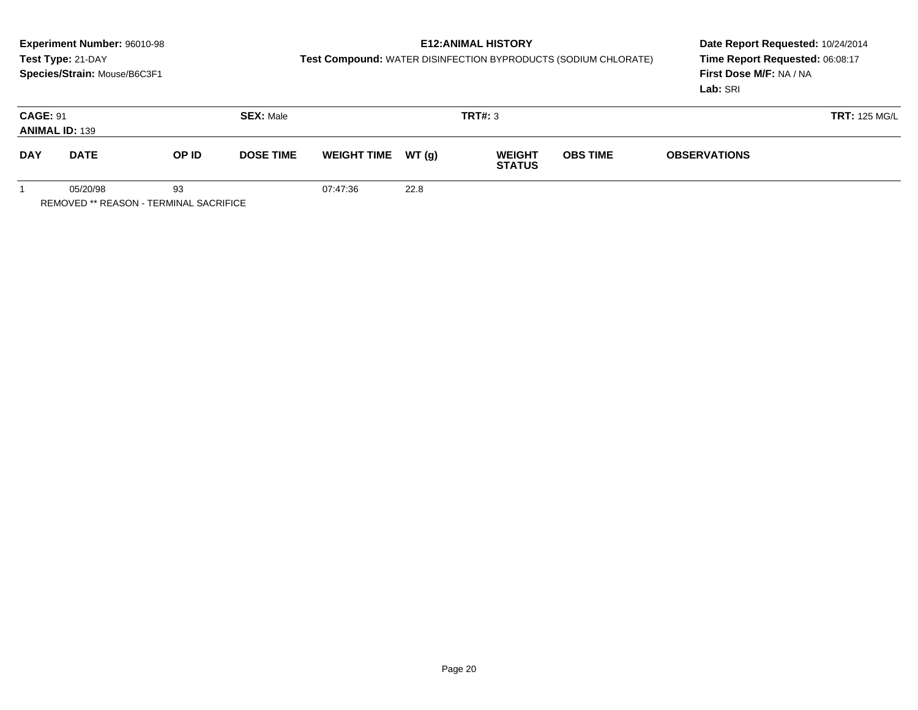**Experiment Number:** 96010-98
**Test Type:** 21-DAY
**Species/Strain:** Mouse/B6C3F1

**E12:ANIMAL HISTORY**
**Test Compound:** WATER DISINFECTION BYPRODUCTS (SODIUM CHLORATE)

**Date Report Requested:** 10/24/2014
**Time Report Requested:** 06:08:17
**First Dose M/F:** NA / NA
**Lab:** SRI

**CAGE:** 91 **SEX:** Male **TRT#:** 3 **TRT:** 125 MG/L
**ANIMAL ID:** 139

| DAY | DATE | OP ID | DOSE TIME | WEIGHT TIME | WT (g) | WEIGHT STATUS | OBS TIME | OBSERVATIONS |
|---|---|---|---|---|---|---|---|---|
| 1 | 05/20/98 | 93 | | 07:47:36 | 22.8 | | | |

REMOVED ** REASON - TERMINAL SACRIFICE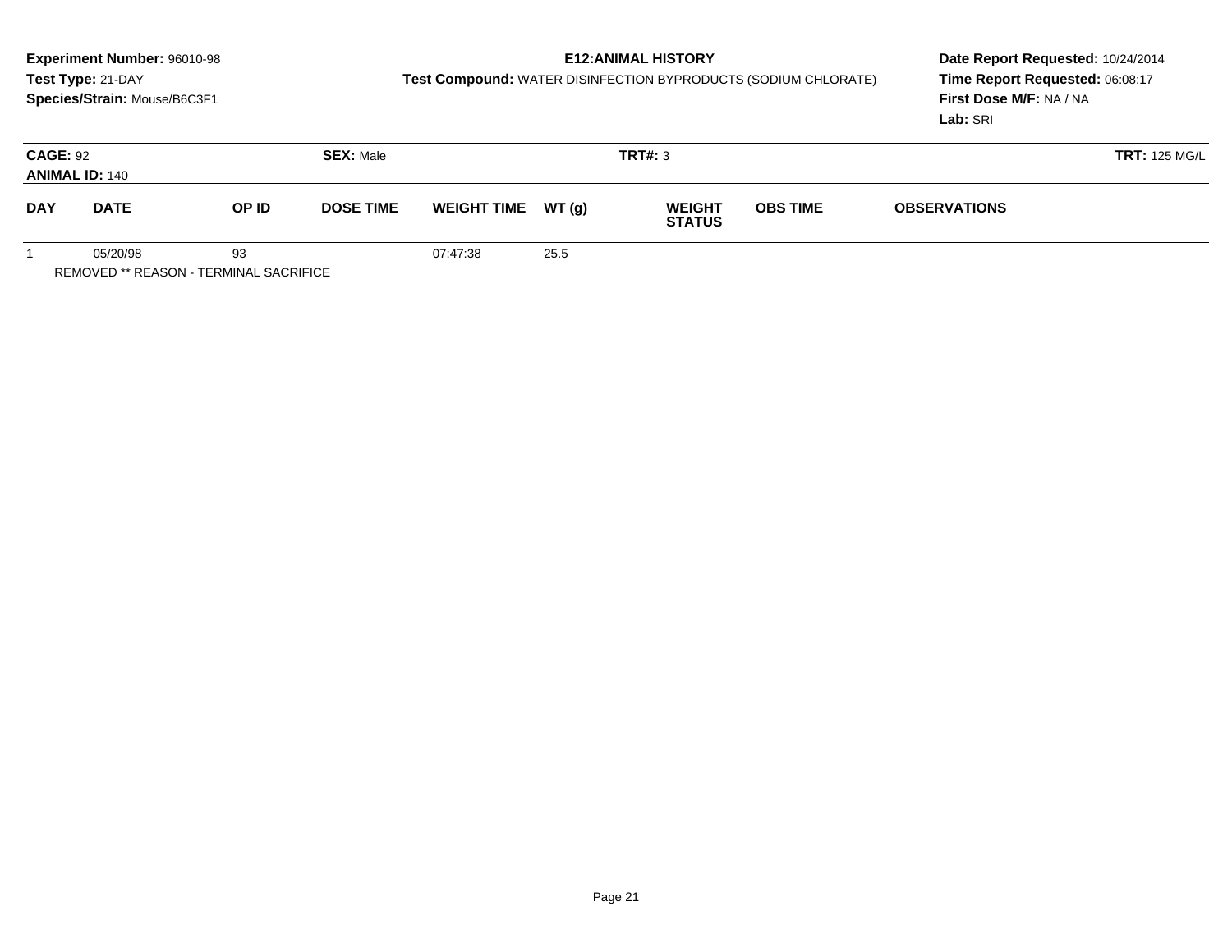**Experiment Number:** 96010-98
**Test Type:** 21-DAY
**Species/Strain:** Mouse/B6C3F1

**E12:ANIMAL HISTORY**
**Test Compound:** WATER DISINFECTION BYPRODUCTS (SODIUM CHLORATE)

**Date Report Requested:** 10/24/2014
**Time Report Requested:** 06:08:17
**First Dose M/F:** NA / NA
**Lab:** SRI

**CAGE:** 92 **SEX:** Male **TRT#:** 3 **TRT:** 125 MG/L
**ANIMAL ID:** 140

| DAY | DATE | OP ID | DOSE TIME | WEIGHT TIME | WT (g) | WEIGHT STATUS | OBS TIME | OBSERVATIONS |
|---|---|---|---|---|---|---|---|---|
| 1 | 05/20/98 | 93 | | 07:47:38 | 25.5 | | | |

REMOVED ** REASON - TERMINAL SACRIFICE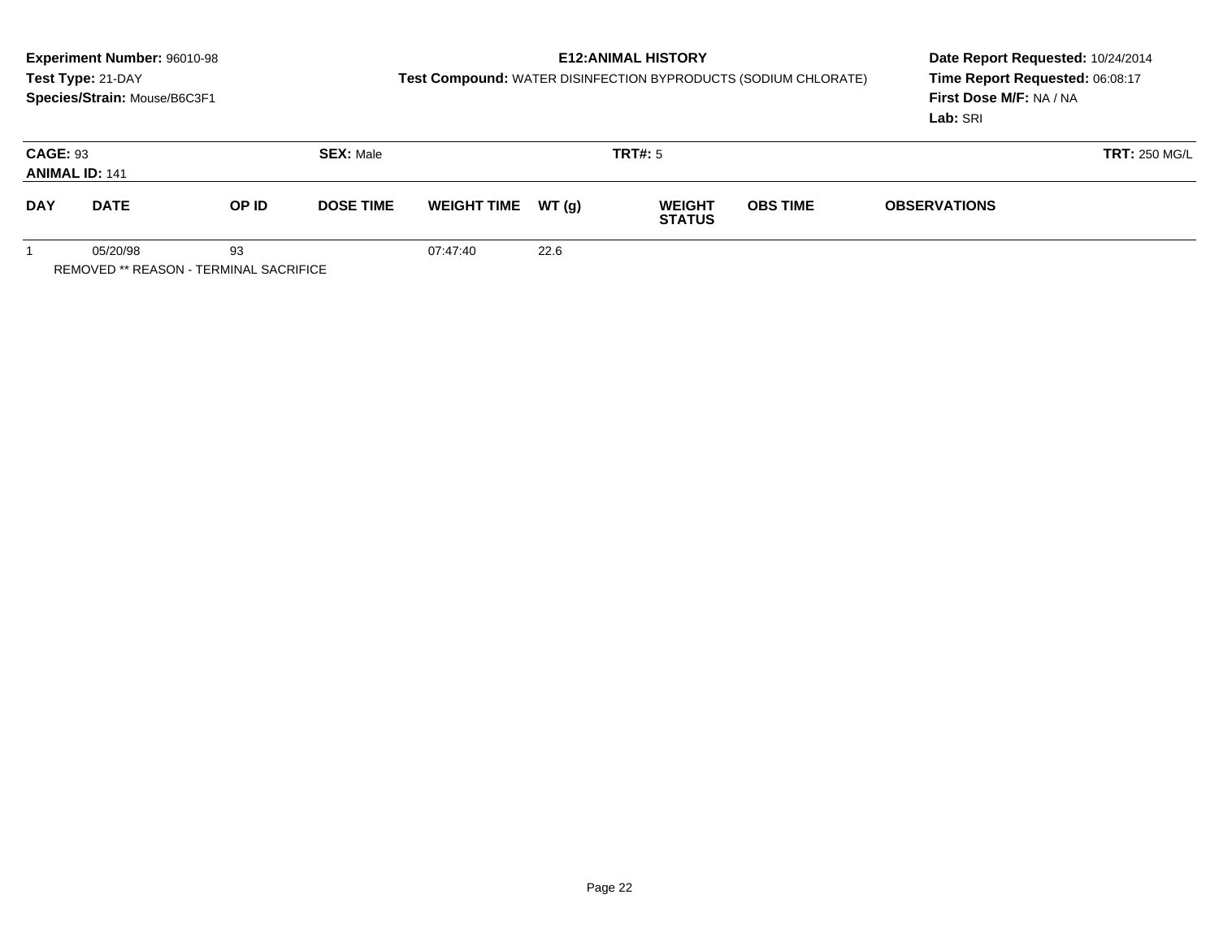**Experiment Number:** 96010-98
**Test Type:** 21-DAY
**Species/Strain:** Mouse/B6C3F1

**E12:ANIMAL HISTORY**
**Test Compound:** WATER DISINFECTION BYPRODUCTS (SODIUM CHLORATE)

**Date Report Requested:** 10/24/2014
**Time Report Requested:** 06:08:17
**First Dose M/F:** NA / NA
**Lab:** SRI

**CAGE:** 93 **SEX:** Male **TRT#:** 5 **TRT:** 250 MG/L
**ANIMAL ID:** 141

| DAY | DATE | OP ID | DOSE TIME | WEIGHT TIME | WT (g) | WEIGHT STATUS | OBS TIME | OBSERVATIONS |
|---|---|---|---|---|---|---|---|---|
| 1 | 05/20/98 | 93 | | 07:47:40 | 22.6 | | | |

REMOVED ** REASON - TERMINAL SACRIFICE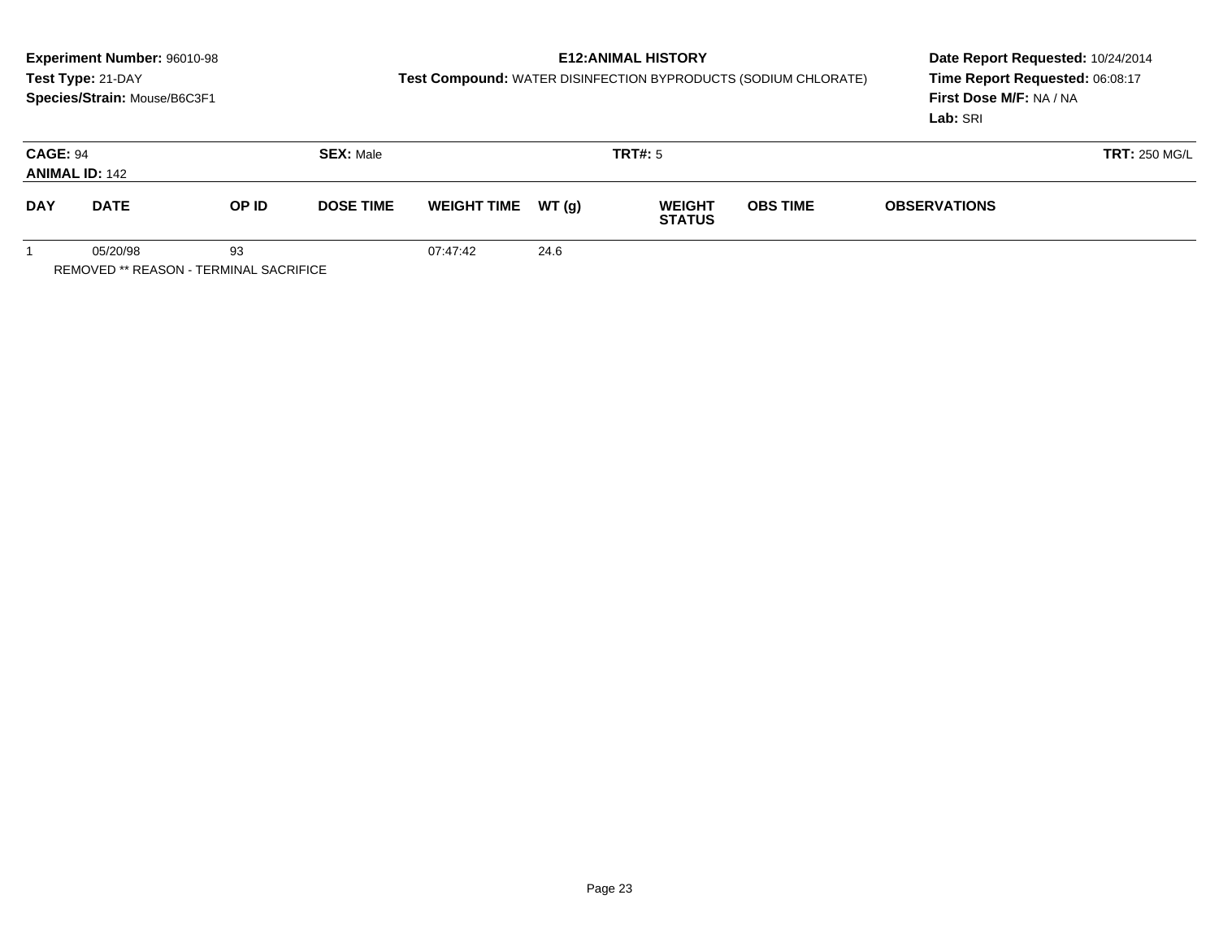**Experiment Number:** 96010-98
**Test Type:** 21-DAY
**Species/Strain:** Mouse/B6C3F1

**E12:ANIMAL HISTORY**
**Test Compound:** WATER DISINFECTION BYPRODUCTS (SODIUM CHLORATE)

**Date Report Requested:** 10/24/2014
**Time Report Requested:** 06:08:17
**First Dose M/F:** NA / NA
**Lab:** SRI

**CAGE:** 94
**ANIMAL ID:** 142
**SEX:** Male
**TRT#:** 5
**TRT:** 250 MG/L

| DAY | DATE | OP ID | DOSE TIME | WEIGHT TIME | WT (g) | WEIGHT STATUS | OBS TIME | OBSERVATIONS |
|---|---|---|---|---|---|---|---|---|
| 1 | 05/20/98 | 93 | | 07:47:42 | 24.6 | | | |

REMOVED ** REASON - TERMINAL SACRIFICE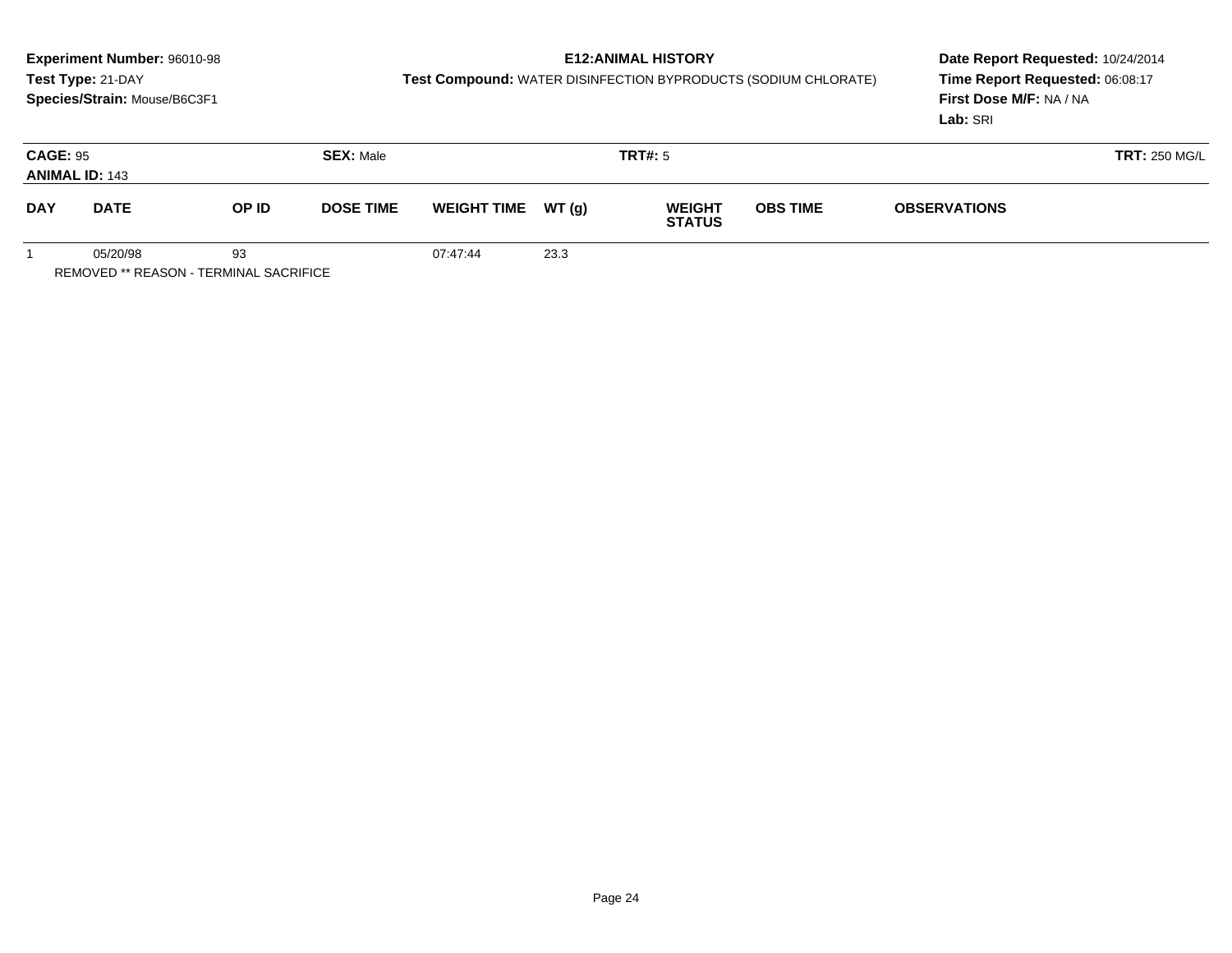**Experiment Number:** 96010-98
**Test Type:** 21-DAY
**Species/Strain:** Mouse/B6C3F1

**E12:ANIMAL HISTORY**
**Test Compound:** WATER DISINFECTION BYPRODUCTS (SODIUM CHLORATE)

**Date Report Requested:** 10/24/2014
**Time Report Requested:** 06:08:17
**First Dose M/F:** NA / NA
**Lab:** SRI

**CAGE:** 95 **SEX:** Male **TRT#:** 5 **TRT:** 250 MG/L
**ANIMAL ID:** 143

| DAY | DATE | OP ID | DOSE TIME | WEIGHT TIME | WT (g) | WEIGHT STATUS | OBS TIME | OBSERVATIONS |
|---|---|---|---|---|---|---|---|---|
| 1 | 05/20/98 | 93 | | 07:47:44 | 23.3 | | | |

REMOVED ** REASON - TERMINAL SACRIFICE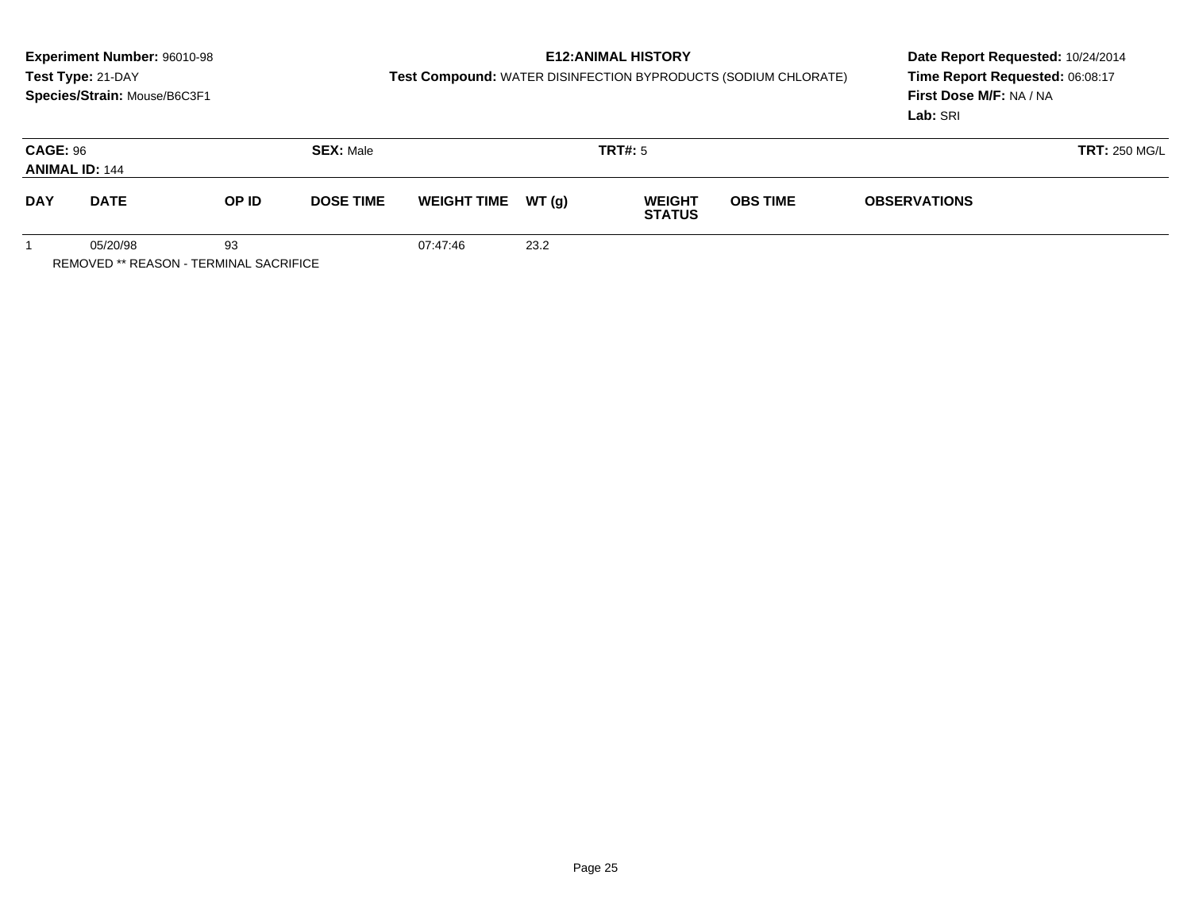**Experiment Number:** 96010-98
**Test Type:** 21-DAY
**Species/Strain:** Mouse/B6C3F1

**E12:ANIMAL HISTORY**
**Test Compound:** WATER DISINFECTION BYPRODUCTS (SODIUM CHLORATE)

**Date Report Requested:** 10/24/2014
**Time Report Requested:** 06:08:17
**First Dose M/F:** NA / NA
**Lab:** SRI

**CAGE:** 96 **SEX:** Male **TRT#:** 5 **TRT:** 250 MG/L
**ANIMAL ID:** 144

| DAY | DATE | OP ID | DOSE TIME | WEIGHT TIME | WT (g) | WEIGHT STATUS | OBS TIME | OBSERVATIONS |
|---|---|---|---|---|---|---|---|---|
| 1 | 05/20/98 | 93 | | 07:47:46 | 23.2 | | | |

REMOVED ** REASON - TERMINAL SACRIFICE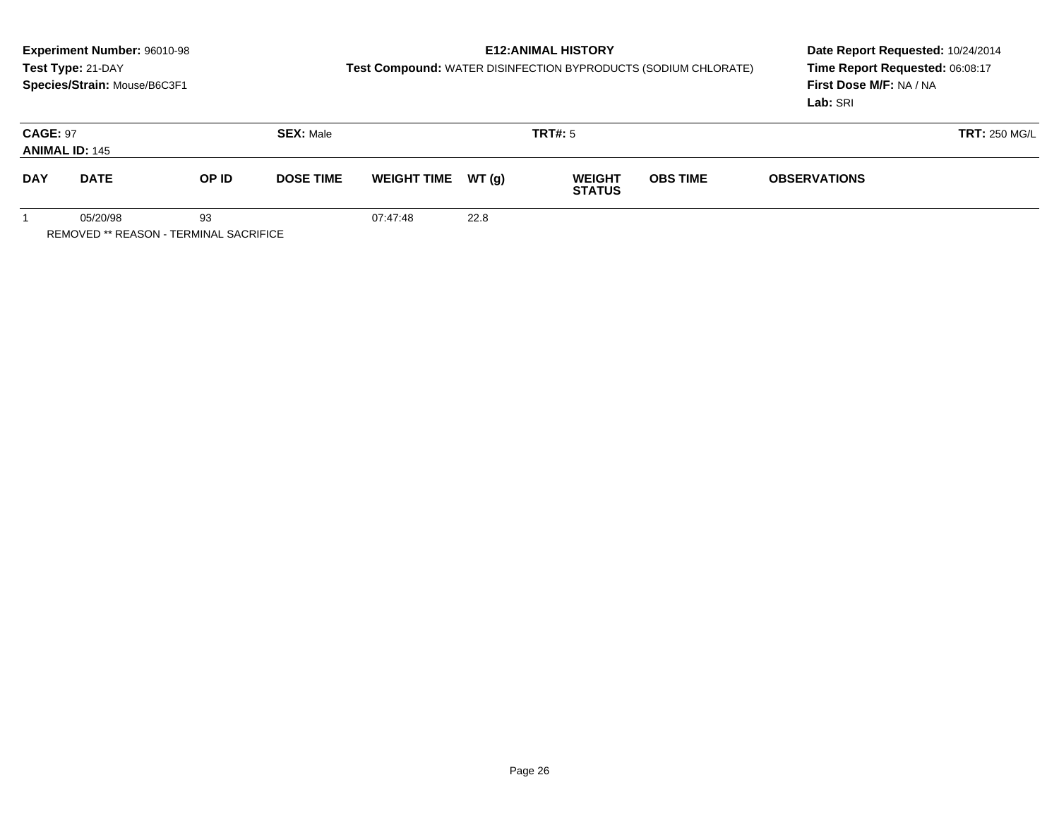**Experiment Number:** 96010-98
**Test Type:** 21-DAY
**Species/Strain:** Mouse/B6C3F1

**E12:ANIMAL HISTORY**
**Test Compound:** WATER DISINFECTION BYPRODUCTS (SODIUM CHLORATE)

**Date Report Requested:** 10/24/2014
**Time Report Requested:** 06:08:17
**First Dose M/F:** NA / NA
**Lab:** SRI

**CAGE:** 97 **SEX:** Male **TRT#:** 5 **TRT:** 250 MG/L
**ANIMAL ID:** 145

| DAY | DATE | OP ID | DOSE TIME | WEIGHT TIME | WT (g) | WEIGHT STATUS | OBS TIME | OBSERVATIONS |
|---|---|---|---|---|---|---|---|---|
| 1 | 05/20/98 | 93 | | 07:47:48 | 22.8 | | | |

REMOVED ** REASON - TERMINAL SACRIFICE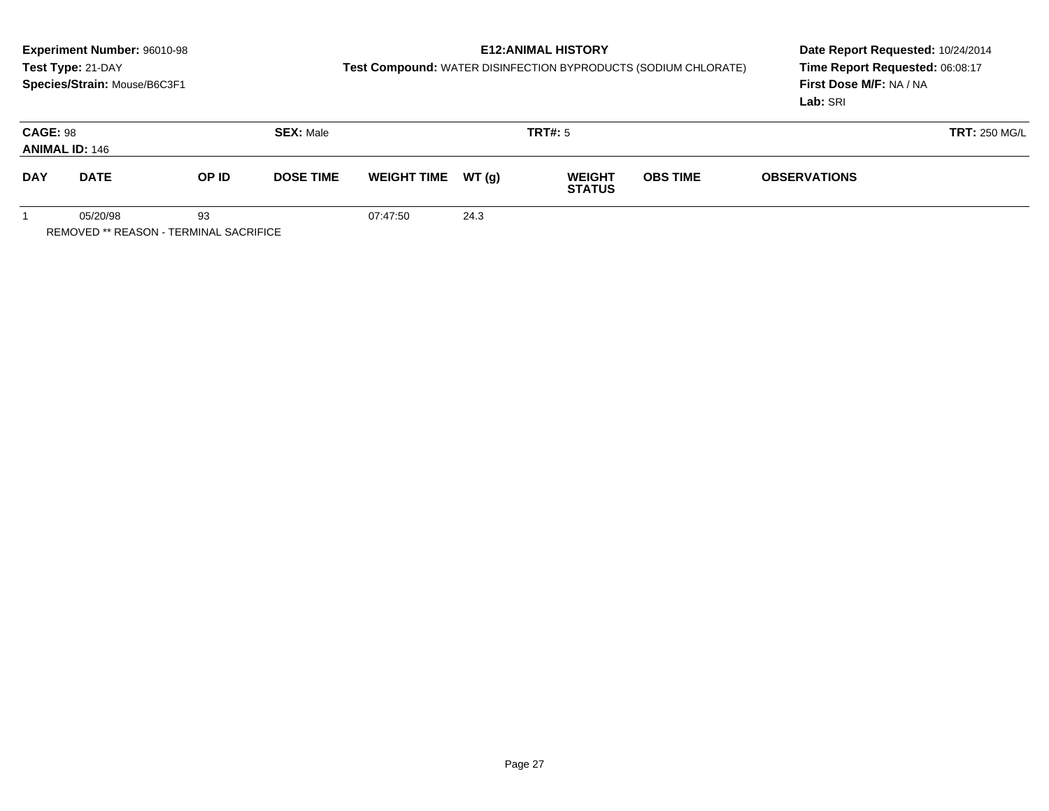**Experiment Number:** 96010-98
**Test Type:** 21-DAY
**Species/Strain:** Mouse/B6C3F1

**E12:ANIMAL HISTORY**
**Test Compound:** WATER DISINFECTION BYPRODUCTS (SODIUM CHLORATE)

**Date Report Requested:** 10/24/2014
**Time Report Requested:** 06:08:17
**First Dose M/F:** NA / NA
**Lab:** SRI

**CAGE:** 98 **SEX:** Male **TRT#:** 5 **TRT:** 250 MG/L
**ANIMAL ID:** 146

| DAY | DATE | OP ID | DOSE TIME | WEIGHT TIME | WT (g) | WEIGHT STATUS | OBS TIME | OBSERVATIONS |
|---|---|---|---|---|---|---|---|---|
| 1 | 05/20/98 | 93 | | 07:47:50 | 24.3 | | | |

REMOVED ** REASON - TERMINAL SACRIFICE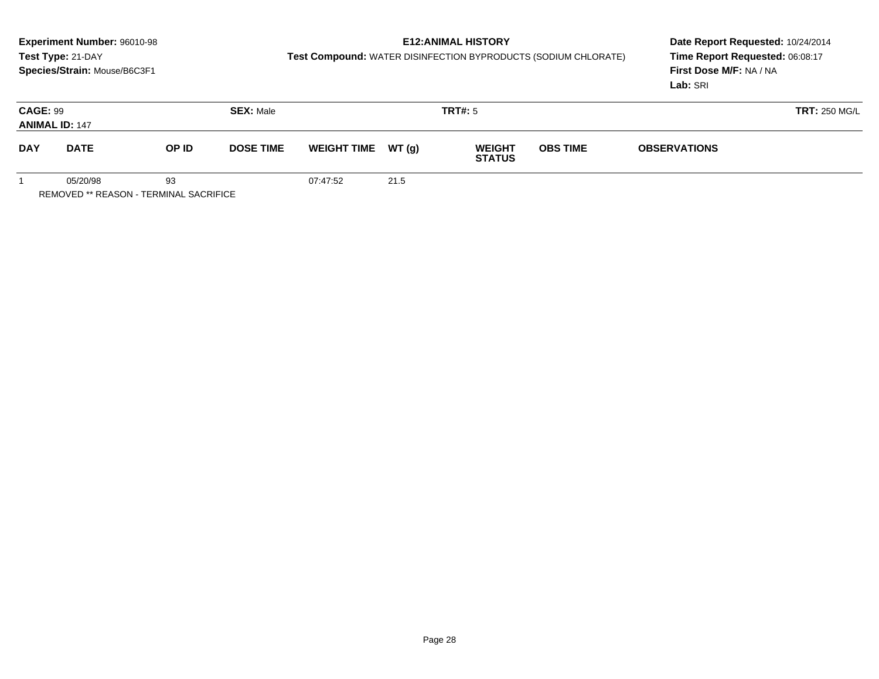**Experiment Number:** 96010-98
**Test Type:** 21-DAY
**Species/Strain:** Mouse/B6C3F1

**E12:ANIMAL HISTORY**
**Test Compound:** WATER DISINFECTION BYPRODUCTS (SODIUM CHLORATE)

**Date Report Requested:** 10/24/2014
**Time Report Requested:** 06:08:17
**First Dose M/F:** NA / NA
**Lab:** SRI

**CAGE:** 99
**ANIMAL ID:** 147
**SEX:** Male
**TRT#:** 5
**TRT:** 250 MG/L

| DAY | DATE | OP ID | DOSE TIME | WEIGHT TIME | WT (g) | WEIGHT STATUS | OBS TIME | OBSERVATIONS |
|---|---|---|---|---|---|---|---|---|
| 1 | 05/20/98 | 93 | | 07:47:52 | 21.5 | | | |

REMOVED ** REASON - TERMINAL SACRIFICE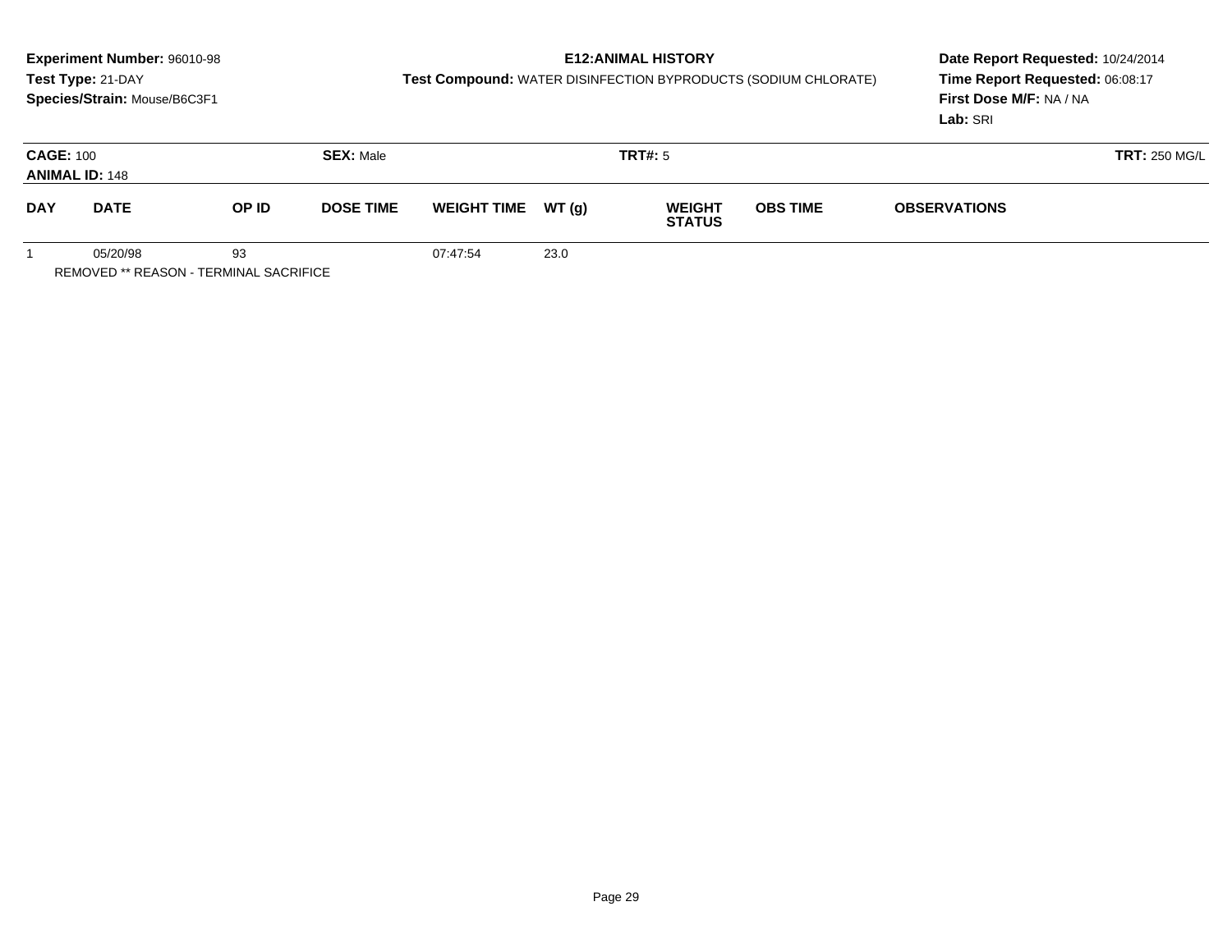**Experiment Number:** 96010-98
**Test Type:** 21-DAY
**Species/Strain:** Mouse/B6C3F1

**E12:ANIMAL HISTORY**
**Test Compound:** WATER DISINFECTION BYPRODUCTS (SODIUM CHLORATE)

**Date Report Requested:** 10/24/2014
**Time Report Requested:** 06:08:17
**First Dose M/F:** NA / NA
**Lab:** SRI

**CAGE:** 100 **SEX:** Male **TRT#:** 5 **TRT:** 250 MG/L
**ANIMAL ID:** 148

| DAY | DATE | OP ID | DOSE TIME | WEIGHT TIME | WT (g) | WEIGHT STATUS | OBS TIME | OBSERVATIONS |
|---|---|---|---|---|---|---|---|---|
| 1 | 05/20/98 | 93 | | 07:47:54 | 23.0 | | | |

REMOVED ** REASON - TERMINAL SACRIFICE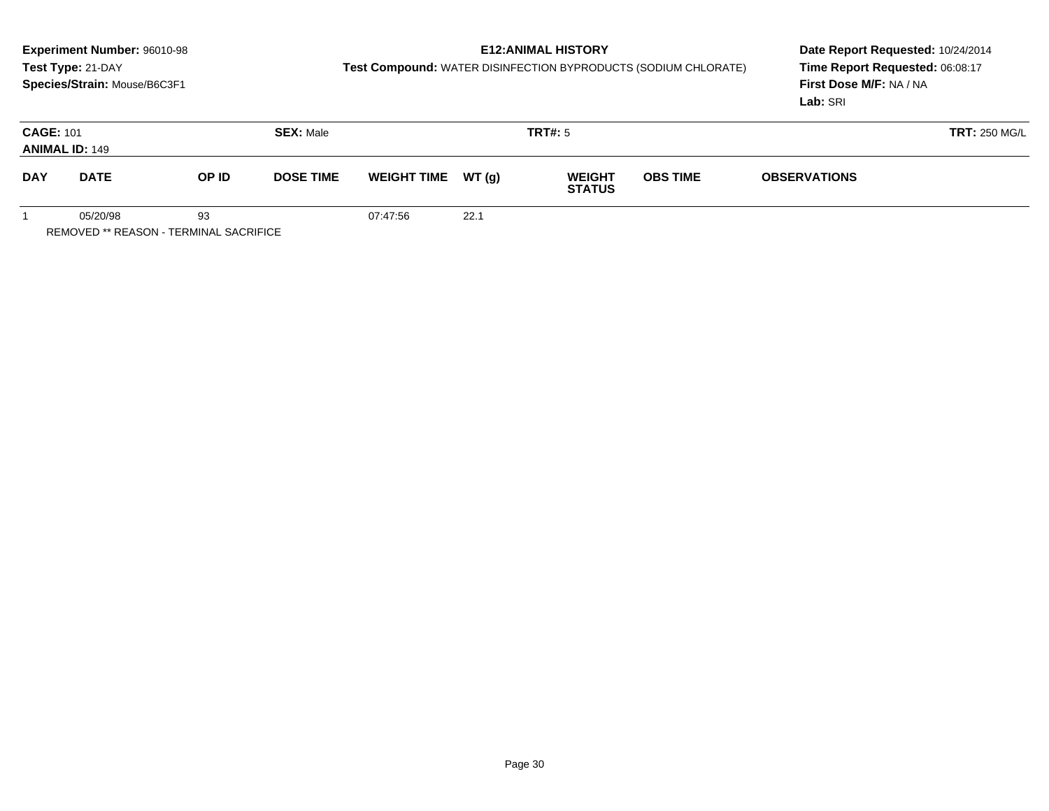**Experiment Number:** 96010-98
**Test Type:** 21-DAY
**Species/Strain:** Mouse/B6C3F1

**E12:ANIMAL HISTORY**
**Test Compound:** WATER DISINFECTION BYPRODUCTS (SODIUM CHLORATE)

**Date Report Requested:** 10/24/2014
**Time Report Requested:** 06:08:17
**First Dose M/F:** NA / NA
**Lab:** SRI

**CAGE:** 101 **SEX:** Male **TRT#:** 5 **TRT:** 250 MG/L
**ANIMAL ID:** 149

| DAY | DATE | OP ID | DOSE TIME | WEIGHT TIME | WT (g) | WEIGHT STATUS | OBS TIME | OBSERVATIONS |
|---|---|---|---|---|---|---|---|---|
| 1 | 05/20/98 | 93 | | 07:47:56 | 22.1 | | | |

REMOVED ** REASON - TERMINAL SACRIFICE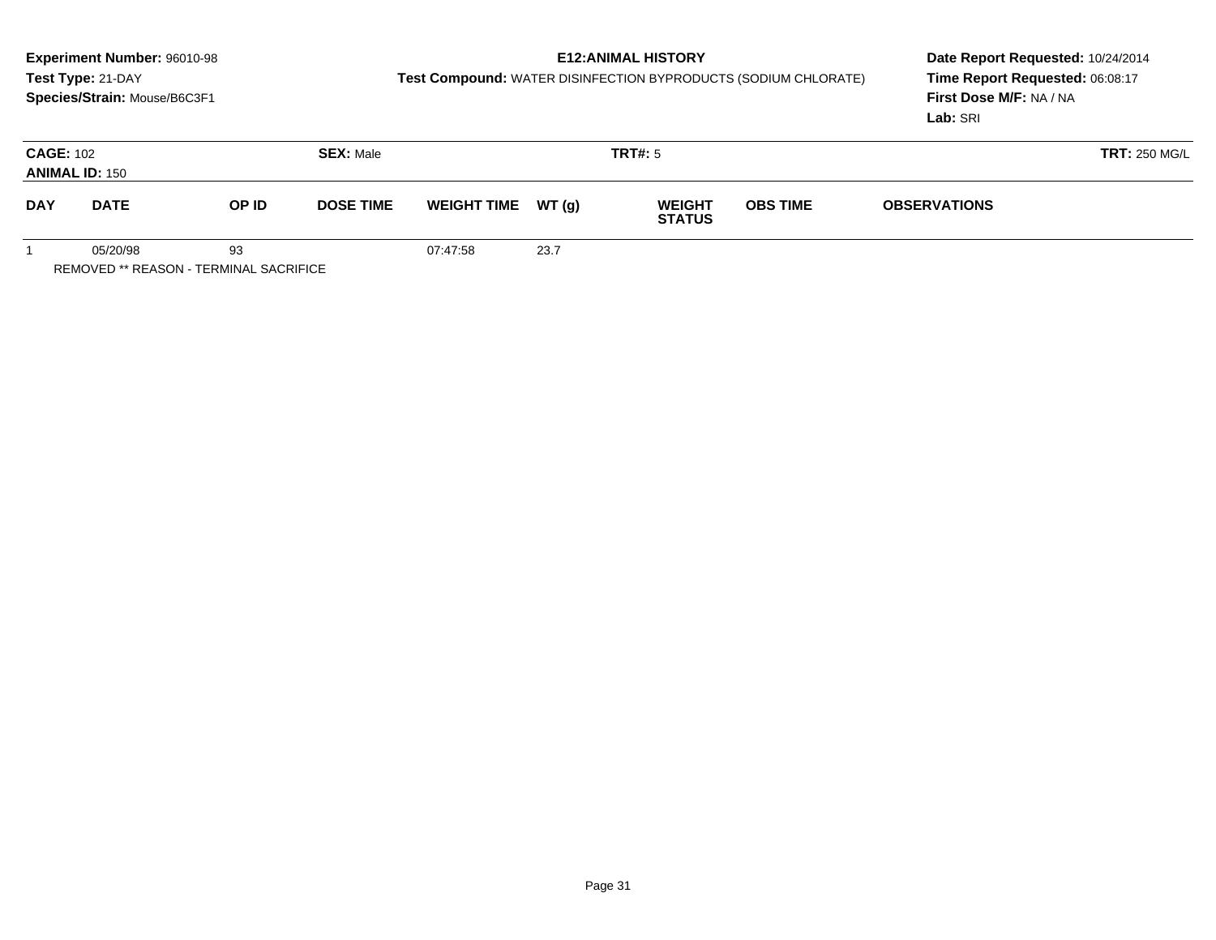**Experiment Number:** 96010-98
**Test Type:** 21-DAY
**Species/Strain:** Mouse/B6C3F1

**E12:ANIMAL HISTORY**
**Test Compound:** WATER DISINFECTION BYPRODUCTS (SODIUM CHLORATE)

**Date Report Requested:** 10/24/2014
**Time Report Requested:** 06:08:17
**First Dose M/F:** NA / NA
**Lab:** SRI

**CAGE:** 102 **SEX:** Male **TRT#:** 5 **TRT:** 250 MG/L
**ANIMAL ID:** 150

| DAY | DATE | OP ID | DOSE TIME | WEIGHT TIME | WT (g) | WEIGHT STATUS | OBS TIME | OBSERVATIONS |
|---|---|---|---|---|---|---|---|---|
| 1 | 05/20/98 | 93 | | 07:47:58 | 23.7 | | | |

REMOVED ** REASON - TERMINAL SACRIFICE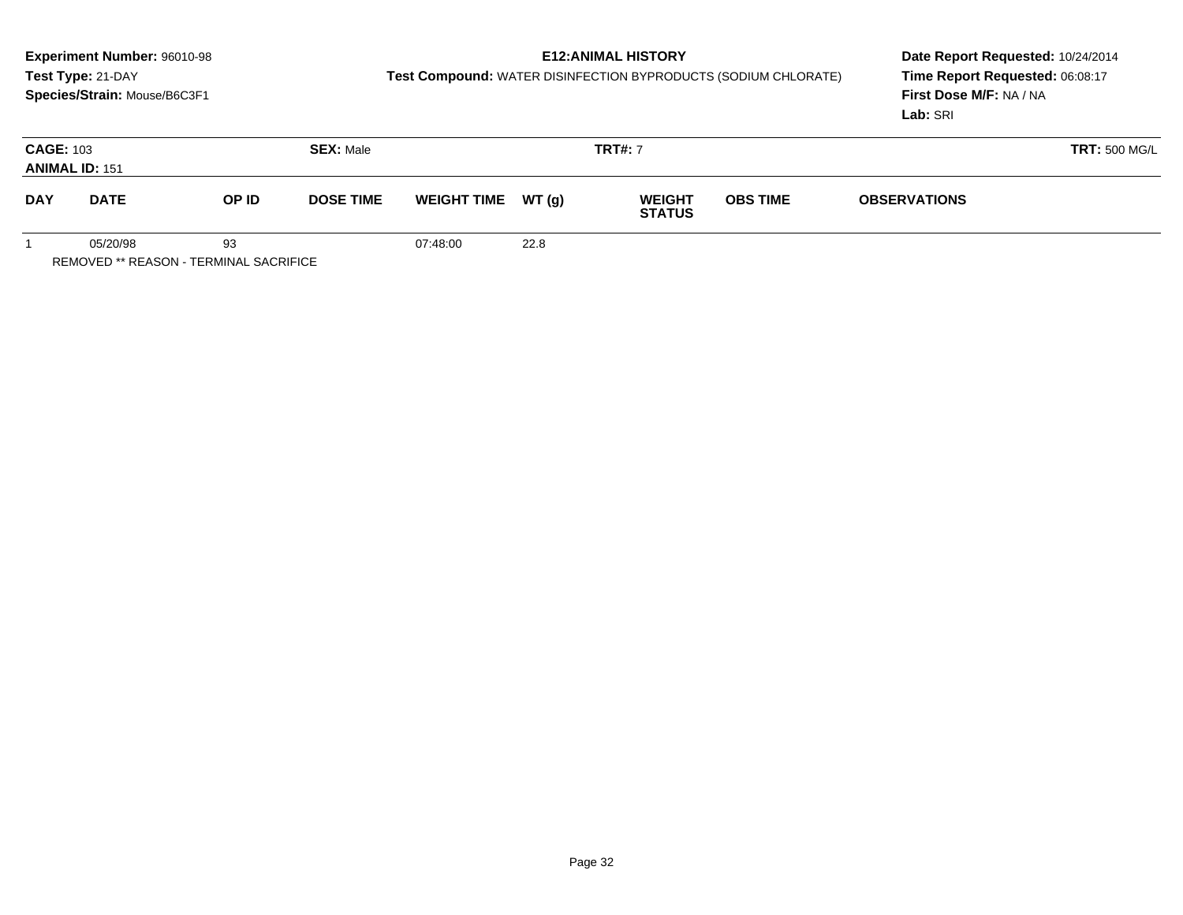**Experiment Number:** 96010-98
**Test Type:** 21-DAY
**Species/Strain:** Mouse/B6C3F1

**E12:ANIMAL HISTORY**
**Test Compound:** WATER DISINFECTION BYPRODUCTS (SODIUM CHLORATE)

**Date Report Requested:** 10/24/2014
**Time Report Requested:** 06:08:17
**First Dose M/F:** NA / NA
**Lab:** SRI

**CAGE:** 103 **SEX:** Male **TRT#:** 7 **TRT:** 500 MG/L
**ANIMAL ID:** 151

| DAY | DATE | OP ID | DOSE TIME | WEIGHT TIME | WT (g) | WEIGHT STATUS | OBS TIME | OBSERVATIONS |
|---|---|---|---|---|---|---|---|---|
| 1 | 05/20/98 | 93 | | 07:48:00 | 22.8 | | | |

REMOVED ** REASON - TERMINAL SACRIFICE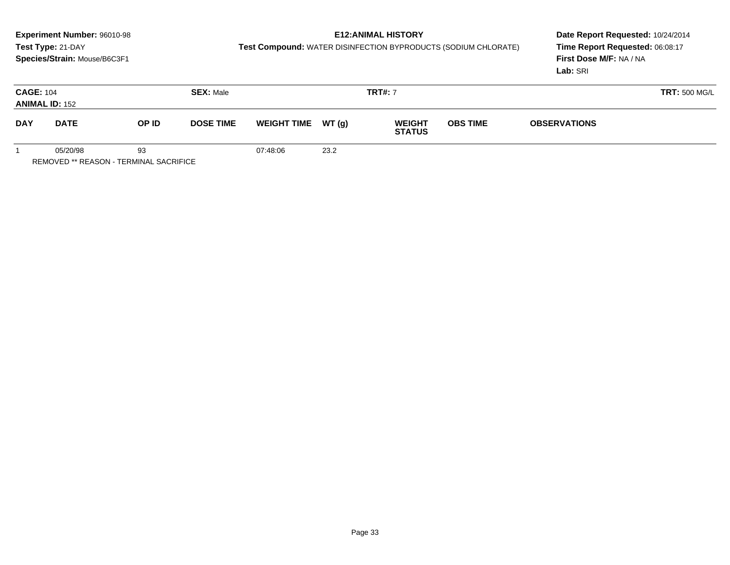**Experiment Number:** 96010-98
**Test Type:** 21-DAY
**Species/Strain:** Mouse/B6C3F1

**E12:ANIMAL HISTORY**
**Test Compound:** WATER DISINFECTION BYPRODUCTS (SODIUM CHLORATE)

**Date Report Requested:** 10/24/2014
**Time Report Requested:** 06:08:17
**First Dose M/F:** NA / NA
**Lab:** SRI

**CAGE:** 104 **SEX:** Male **TRT#:** 7 **TRT:** 500 MG/L
**ANIMAL ID:** 152

| DAY | DATE | OP ID | DOSE TIME | WEIGHT TIME | WT (g) | WEIGHT STATUS | OBS TIME | OBSERVATIONS |
|---|---|---|---|---|---|---|---|---|
| 1 | 05/20/98 | 93 | | 07:48:06 | 23.2 | | | |

REMOVED ** REASON - TERMINAL SACRIFICE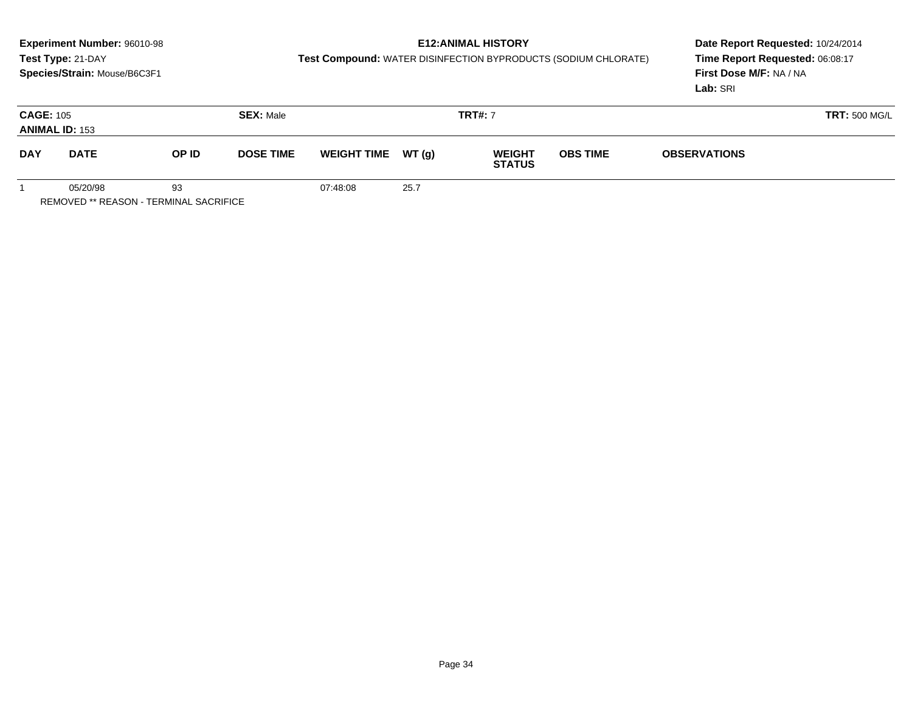**Experiment Number:** 96010-98
**Test Type:** 21-DAY
**Species/Strain:** Mouse/B6C3F1

**E12:ANIMAL HISTORY**
**Test Compound:** WATER DISINFECTION BYPRODUCTS (SODIUM CHLORATE)

**Date Report Requested:** 10/24/2014
**Time Report Requested:** 06:08:17
**First Dose M/F:** NA / NA
**Lab:** SRI

**CAGE:** 105 **SEX:** Male **TRT#:** 7 **TRT:** 500 MG/L
**ANIMAL ID:** 153

| DAY | DATE | OP ID | DOSE TIME | WEIGHT TIME | WT (g) | WEIGHT STATUS | OBS TIME | OBSERVATIONS |
|---|---|---|---|---|---|---|---|---|
| 1 | 05/20/98 | 93 | | 07:48:08 | 25.7 | | | |

REMOVED ** REASON - TERMINAL SACRIFICE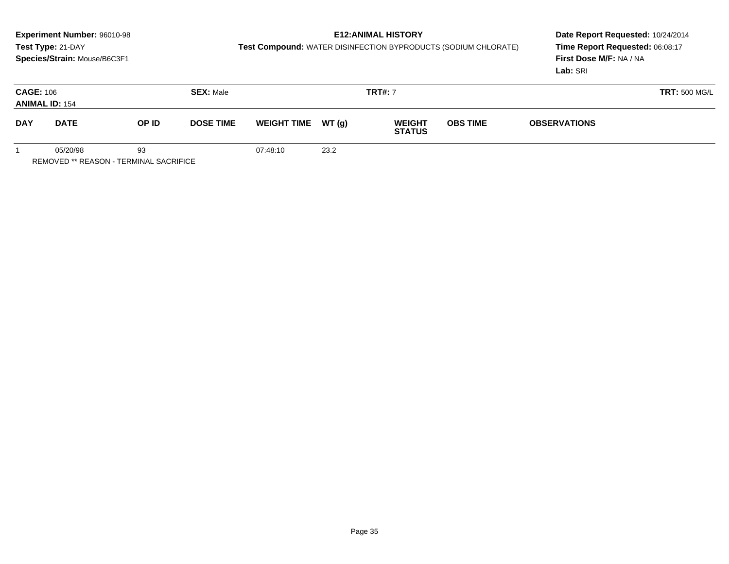**Experiment Number:** 96010-98
**Test Type:** 21-DAY
**Species/Strain:** Mouse/B6C3F1

**E12:ANIMAL HISTORY**
**Test Compound:** WATER DISINFECTION BYPRODUCTS (SODIUM CHLORATE)

**Date Report Requested:** 10/24/2014
**Time Report Requested:** 06:08:17
**First Dose M/F:** NA / NA
**Lab:** SRI

**CAGE:** 106 **SEX:** Male **TRT#:** 7 **TRT:** 500 MG/L
**ANIMAL ID:** 154

| DAY | DATE | OP ID | DOSE TIME | WEIGHT TIME | WT (g) | WEIGHT STATUS | OBS TIME | OBSERVATIONS |
|---|---|---|---|---|---|---|---|---|
| 1 | 05/20/98 | 93 | | 07:48:10 | 23.2 | | | |

REMOVED ** REASON - TERMINAL SACRIFICE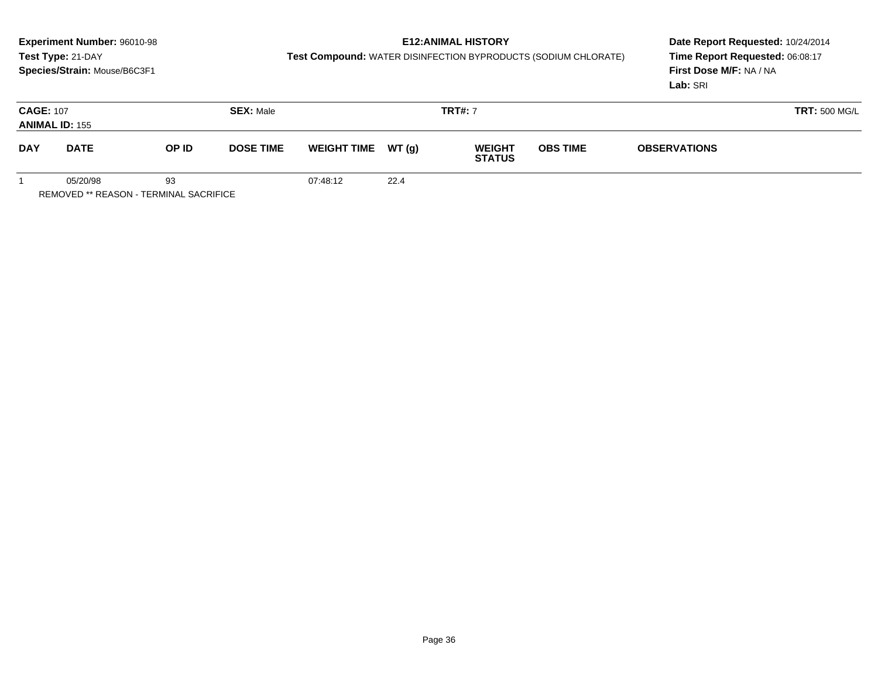**Experiment Number:** 96010-98
**Test Type:** 21-DAY
**Species/Strain:** Mouse/B6C3F1

**E12:ANIMAL HISTORY**
**Test Compound:** WATER DISINFECTION BYPRODUCTS (SODIUM CHLORATE)

**Date Report Requested:** 10/24/2014
**Time Report Requested:** 06:08:17
**First Dose M/F:** NA / NA
**Lab:** SRI

**CAGE:** 107 **SEX:** Male **TRT#:** 7 **TRT:** 500 MG/L
**ANIMAL ID:** 155

| DAY | DATE | OP ID | DOSE TIME | WEIGHT TIME | WT (g) | WEIGHT STATUS | OBS TIME | OBSERVATIONS |
|---|---|---|---|---|---|---|---|---|
| 1 | 05/20/98 | 93 | | 07:48:12 | 22.4 | | | |

REMOVED ** REASON - TERMINAL SACRIFICE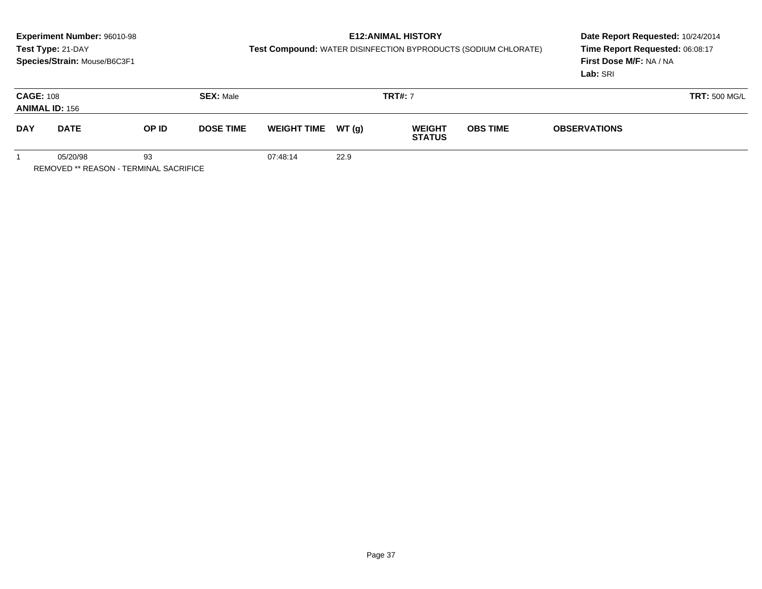**Experiment Number:** 96010-98
**Test Type:** 21-DAY
**Species/Strain:** Mouse/B6C3F1

**E12:ANIMAL HISTORY**
**Test Compound:** WATER DISINFECTION BYPRODUCTS (SODIUM CHLORATE)

**Date Report Requested:** 10/24/2014
**Time Report Requested:** 06:08:17
**First Dose M/F:** NA / NA
**Lab:** SRI

**CAGE:** 108 **SEX:** Male **TRT#:** 7 **TRT:** 500 MG/L
**ANIMAL ID:** 156

| DAY | DATE | OP ID | DOSE TIME | WEIGHT TIME | WT (g) | WEIGHT STATUS | OBS TIME | OBSERVATIONS |
|---|---|---|---|---|---|---|---|---|
| 1 | 05/20/98 | 93 | | 07:48:14 | 22.9 | | | |

REMOVED ** REASON - TERMINAL SACRIFICE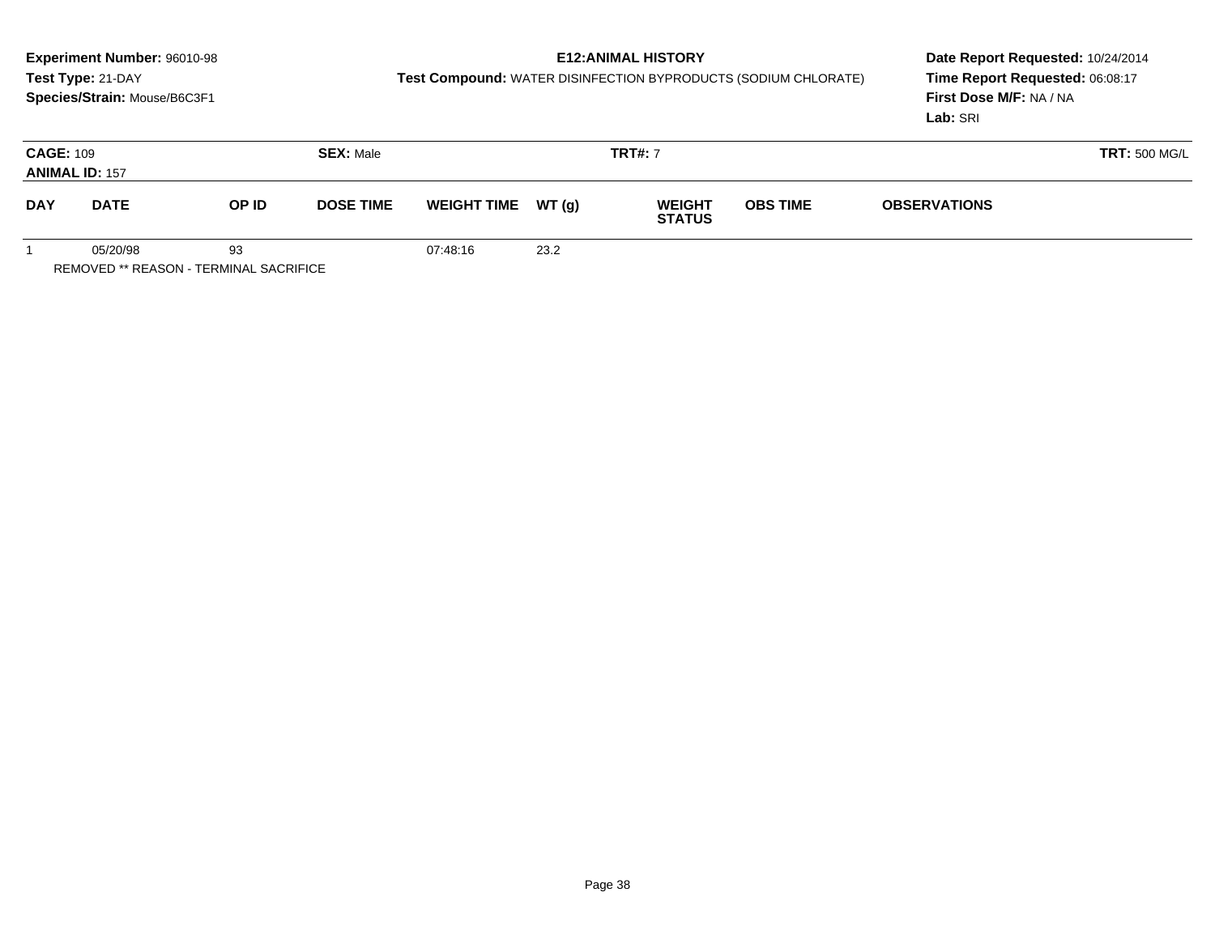**Experiment Number:** 96010-98
**Test Type:** 21-DAY
**Species/Strain:** Mouse/B6C3F1

**E12:ANIMAL HISTORY**
**Test Compound:** WATER DISINFECTION BYPRODUCTS (SODIUM CHLORATE)

**Date Report Requested:** 10/24/2014
**Time Report Requested:** 06:08:17
**First Dose M/F:** NA / NA
**Lab:** SRI

**CAGE:** 109 | **SEX:** Male | **TRT#:** 7 | **TRT:** 500 MG/L
**ANIMAL ID:** 157

| DAY | DATE | OP ID | DOSE TIME | WEIGHT TIME | WT (g) | WEIGHT STATUS | OBS TIME | OBSERVATIONS |
|---|---|---|---|---|---|---|---|---|
| 1 | 05/20/98 | 93 | | 07:48:16 | 23.2 | | | |

REMOVED ** REASON - TERMINAL SACRIFICE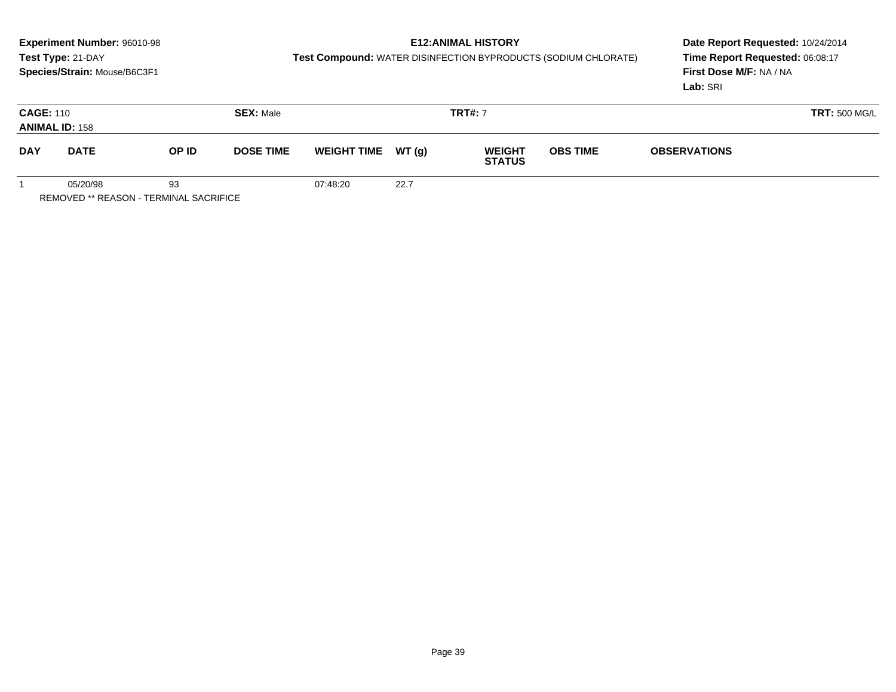**Experiment Number:** 96010-98
**Test Type:** 21-DAY
**Species/Strain:** Mouse/B6C3F1

**E12:ANIMAL HISTORY**
**Test Compound:** WATER DISINFECTION BYPRODUCTS (SODIUM CHLORATE)

**Date Report Requested:** 10/24/2014
**Time Report Requested:** 06:08:17
**First Dose M/F:** NA / NA
**Lab:** SRI

**CAGE:** 110 **SEX:** Male **TRT#:** 7 **TRT:** 500 MG/L
**ANIMAL ID:** 158

| DAY | DATE | OP ID | DOSE TIME | WEIGHT TIME | WT (g) | WEIGHT STATUS | OBS TIME | OBSERVATIONS |
|---|---|---|---|---|---|---|---|---|
| 1 | 05/20/98 | 93 | | 07:48:20 | 22.7 | | | |

REMOVED ** REASON - TERMINAL SACRIFICE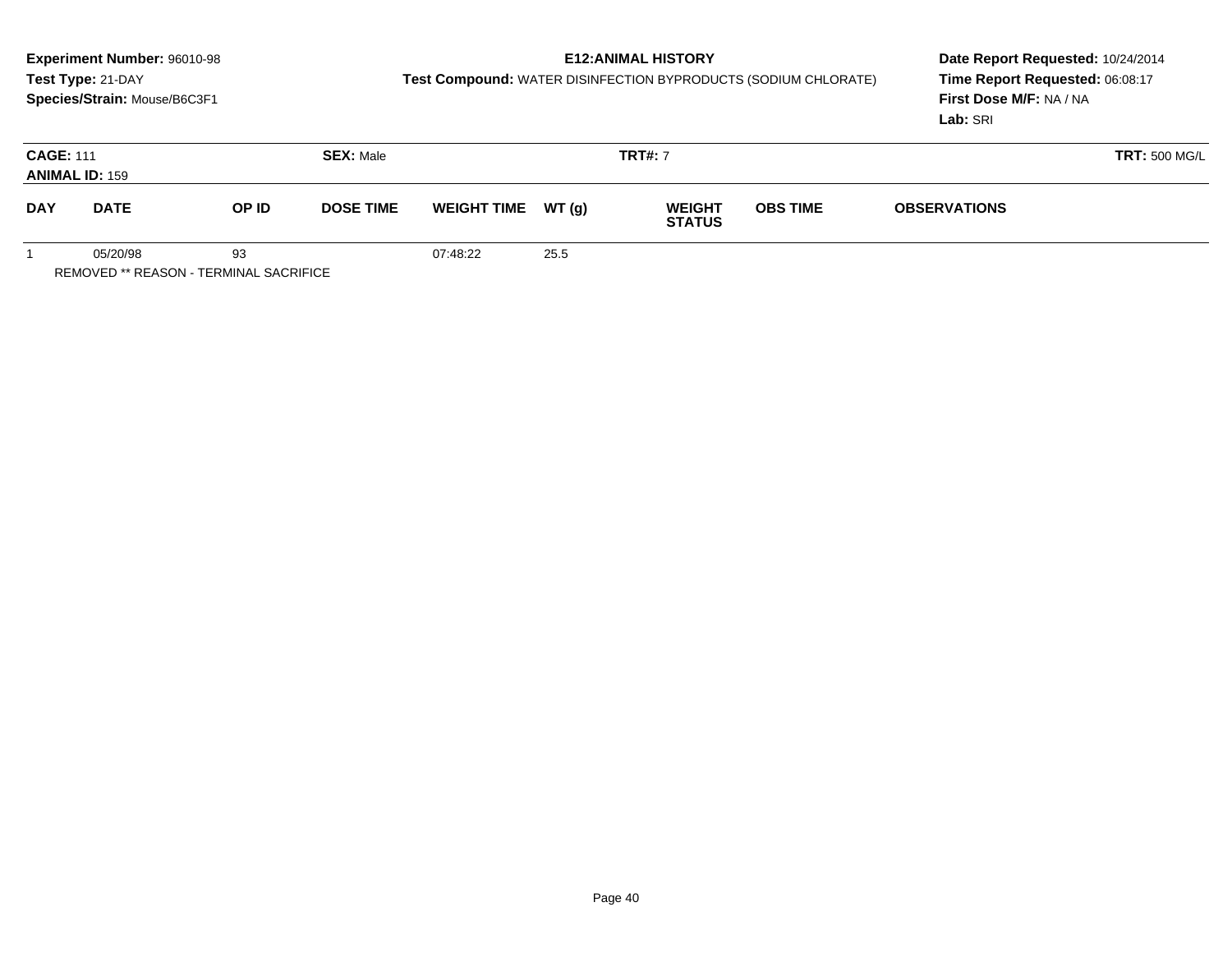**Experiment Number:** 96010-98
**Test Type:** 21-DAY
**Species/Strain:** Mouse/B6C3F1

**E12:ANIMAL HISTORY**
**Test Compound:** WATER DISINFECTION BYPRODUCTS (SODIUM CHLORATE)

**Date Report Requested:** 10/24/2014
**Time Report Requested:** 06:08:17
**First Dose M/F:** NA / NA
**Lab:** SRI

**CAGE:** 111
**ANIMAL ID:** 159
**SEX:** Male
**TRT#:** 7
**TRT:** 500 MG/L

| DAY | DATE | OP ID | DOSE TIME | WEIGHT TIME | WT (g) | WEIGHT STATUS | OBS TIME | OBSERVATIONS |
|---|---|---|---|---|---|---|---|---|
| 1 | 05/20/98 | 93 | | 07:48:22 | 25.5 | | | |

REMOVED ** REASON - TERMINAL SACRIFICE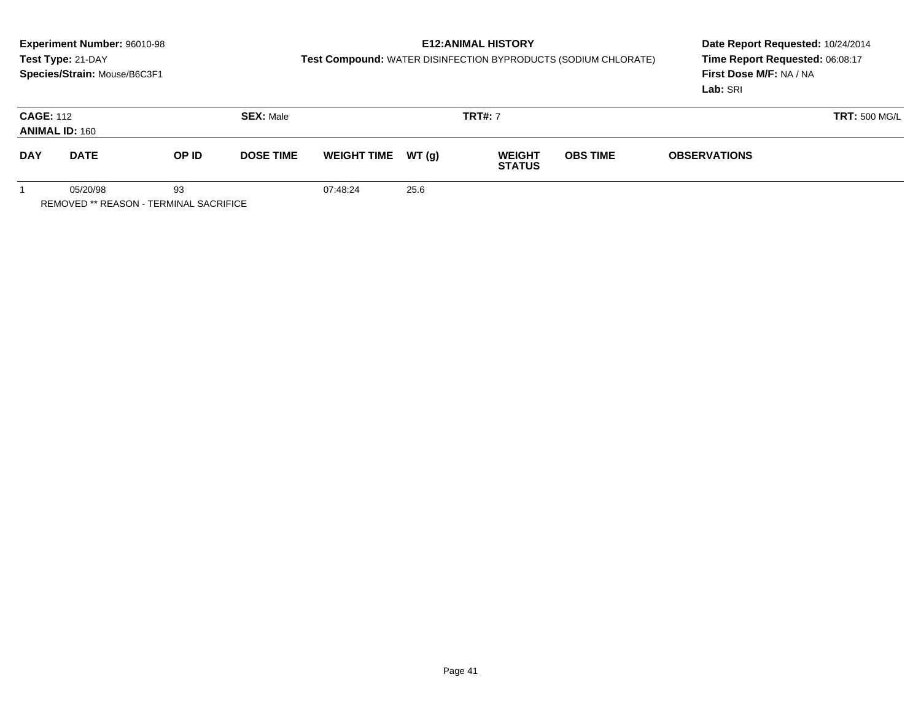**Experiment Number:** 96010-98
**Test Type:** 21-DAY
**Species/Strain:** Mouse/B6C3F1

**E12:ANIMAL HISTORY**
**Test Compound:** WATER DISINFECTION BYPRODUCTS (SODIUM CHLORATE)

**Date Report Requested:** 10/24/2014
**Time Report Requested:** 06:08:17
**First Dose M/F:** NA / NA
**Lab:** SRI

**CAGE:** 112 **SEX:** Male **TRT#:** 7 **TRT:** 500 MG/L
**ANIMAL ID:** 160

| DAY | DATE | OP ID | DOSE TIME | WEIGHT TIME | WT (g) | WEIGHT STATUS | OBS TIME | OBSERVATIONS |
|---|---|---|---|---|---|---|---|---|
| 1 | 05/20/98 | 93 | | 07:48:24 | 25.6 | | | |

REMOVED ** REASON - TERMINAL SACRIFICE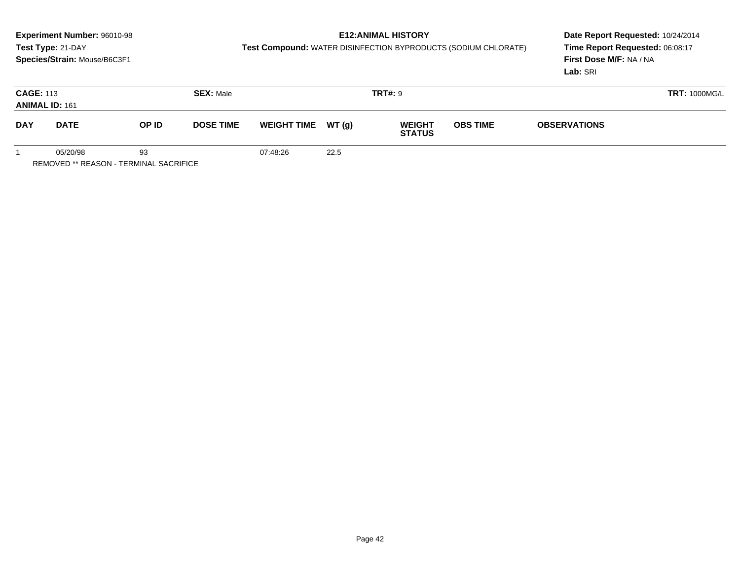**Experiment Number:** 96010-98
**Test Type:** 21-DAY
**Species/Strain:** Mouse/B6C3F1

**E12:ANIMAL HISTORY**
**Test Compound:** WATER DISINFECTION BYPRODUCTS (SODIUM CHLORATE)

**Date Report Requested:** 10/24/2014
**Time Report Requested:** 06:08:17
**First Dose M/F:** NA / NA
**Lab:** SRI

**CAGE:** 113 **SEX:** Male **TRT#:** 9 **TRT:** 1000MG/L
**ANIMAL ID:** 161

| DAY | DATE | OP ID | DOSE TIME | WEIGHT TIME | WT (g) | WEIGHT STATUS | OBS TIME | OBSERVATIONS |
|---|---|---|---|---|---|---|---|---|
| 1 | 05/20/98 | 93 | | 07:48:26 | 22.5 | | | |

REMOVED ** REASON - TERMINAL SACRIFICE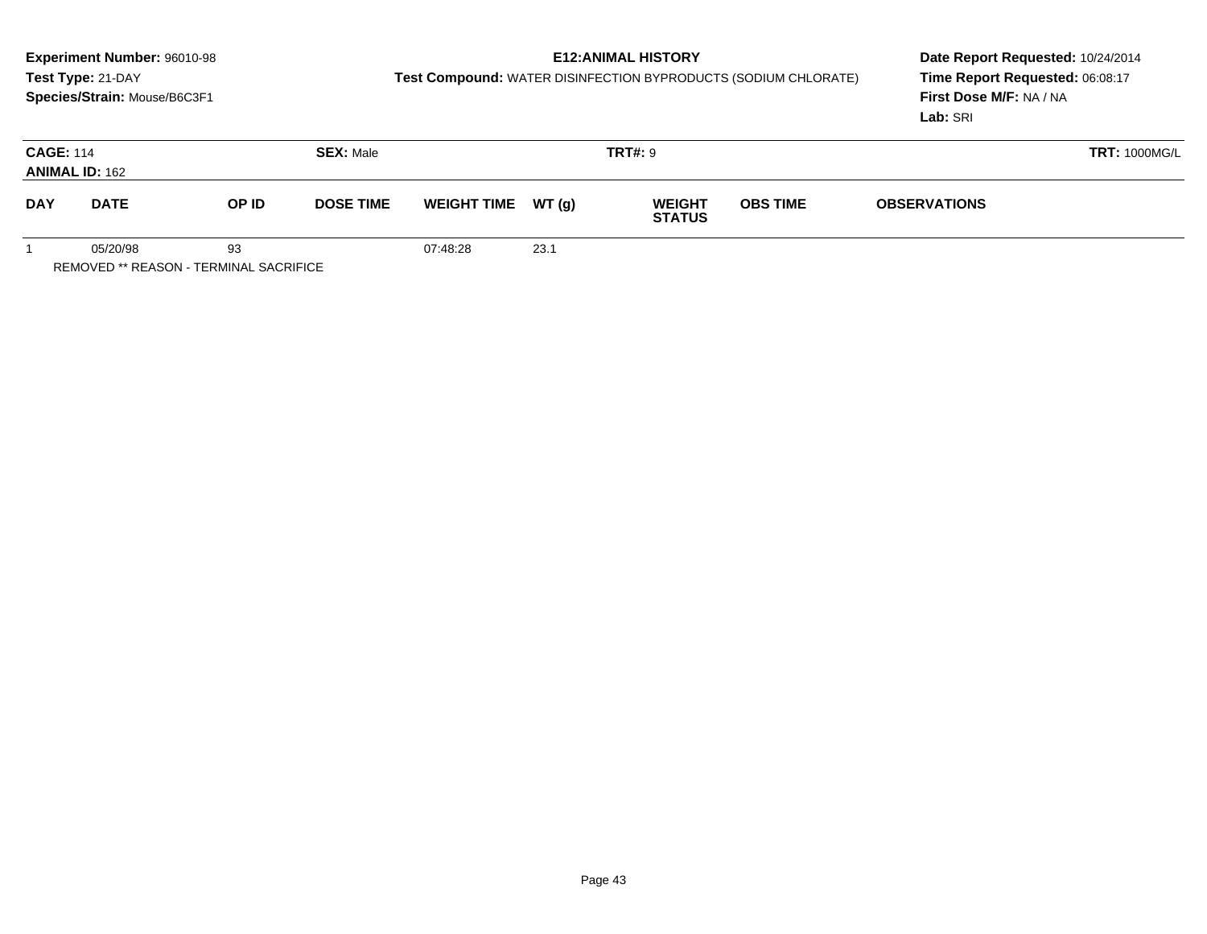**Experiment Number:** 96010-98
**Test Type:** 21-DAY
**Species/Strain:** Mouse/B6C3F1

**E12:ANIMAL HISTORY**
**Test Compound:** WATER DISINFECTION BYPRODUCTS (SODIUM CHLORATE)

**Date Report Requested:** 10/24/2014
**Time Report Requested:** 06:08:17
**First Dose M/F:** NA / NA
**Lab:** SRI

**CAGE:** 114 | **SEX:** Male | **TRT#:** 9 | **TRT:** 1000MG/L
**ANIMAL ID:** 162

| DAY | DATE | OP ID | DOSE TIME | WEIGHT TIME | WT (g) | WEIGHT STATUS | OBS TIME | OBSERVATIONS |
|---|---|---|---|---|---|---|---|---|
| 1 | 05/20/98 | 93 | | 07:48:28 | 23.1 | | | |

REMOVED ** REASON - TERMINAL SACRIFICE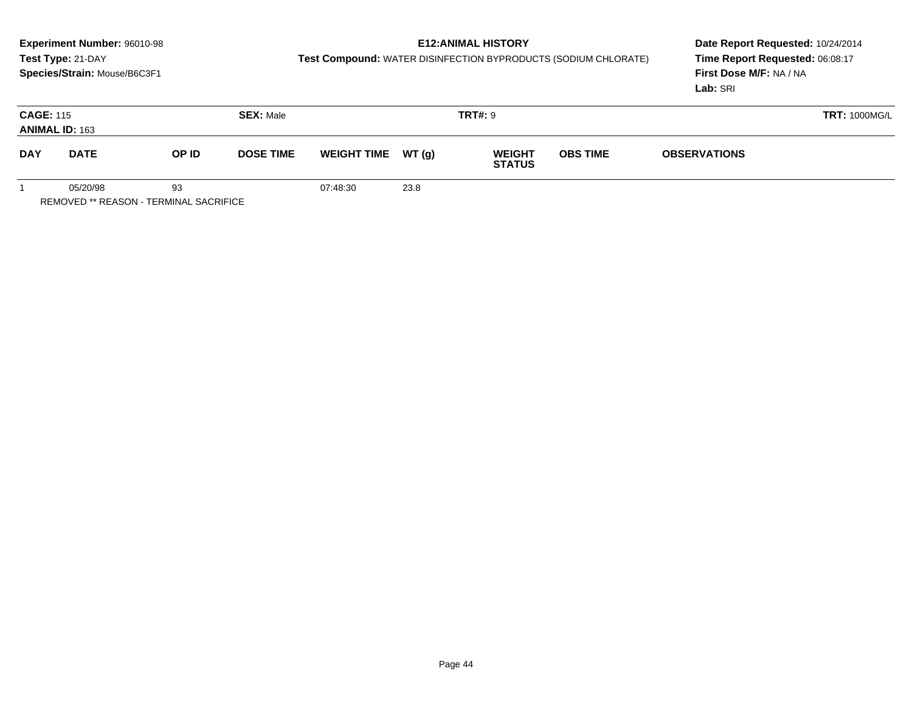**Experiment Number:** 96010-98
**Test Type:** 21-DAY
**Species/Strain:** Mouse/B6C3F1

**E12:ANIMAL HISTORY**
**Test Compound:** WATER DISINFECTION BYPRODUCTS (SODIUM CHLORATE)

**Date Report Requested:** 10/24/2014
**Time Report Requested:** 06:08:17
**First Dose M/F:** NA / NA
**Lab:** SRI

**CAGE:** 115 **SEX:** Male **TRT#:** 9 **TRT:** 1000MG/L
**ANIMAL ID:** 163

| DAY | DATE | OP ID | DOSE TIME | WEIGHT TIME | WT (g) | WEIGHT STATUS | OBS TIME | OBSERVATIONS |
|---|---|---|---|---|---|---|---|---|
| 1 | 05/20/98 | 93 | | 07:48:30 | 23.8 | | | |

REMOVED ** REASON - TERMINAL SACRIFICE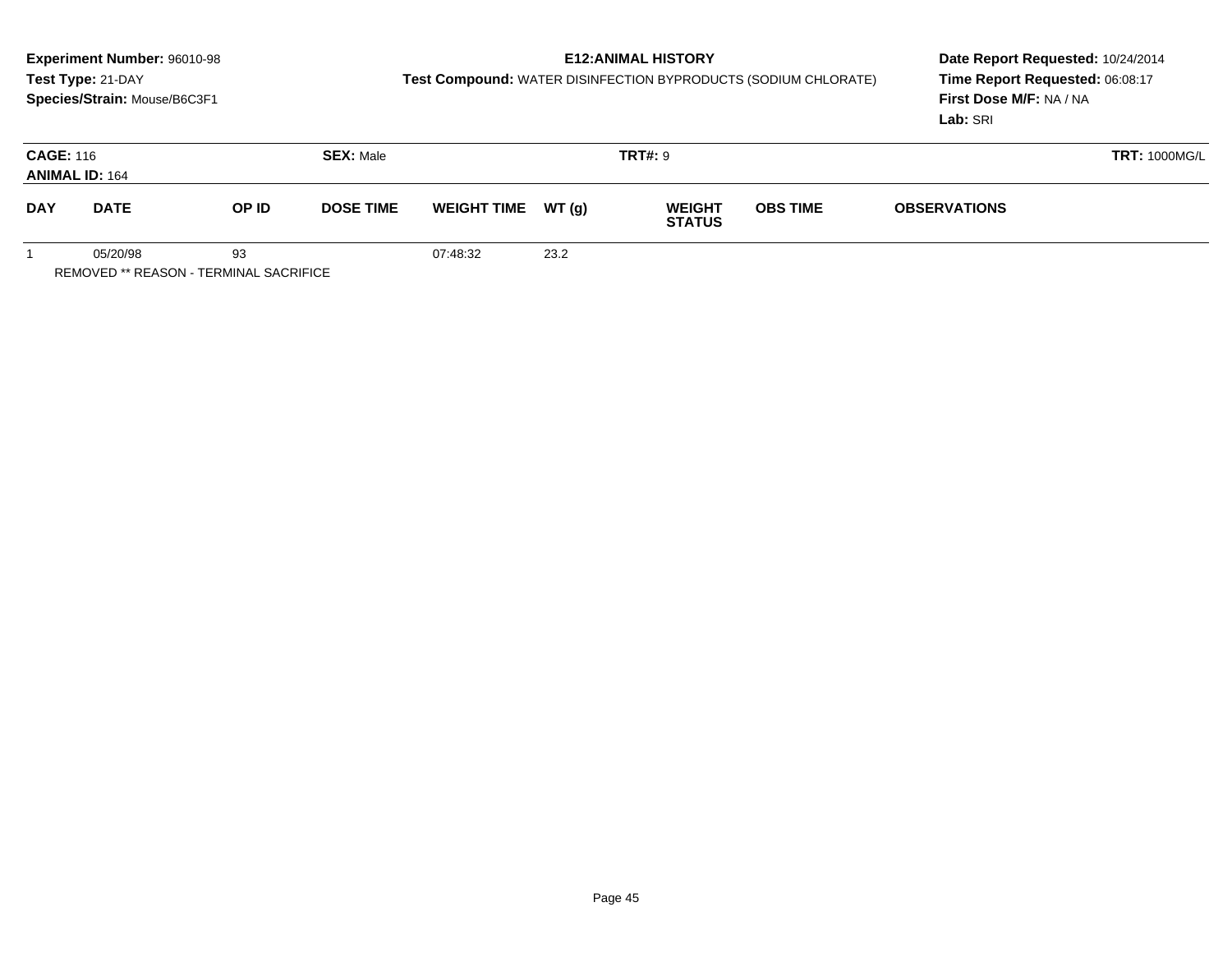**Experiment Number:** 96010-98
**Test Type:** 21-DAY
**Species/Strain:** Mouse/B6C3F1

**E12:ANIMAL HISTORY**
**Test Compound:** WATER DISINFECTION BYPRODUCTS (SODIUM CHLORATE)

**Date Report Requested:** 10/24/2014
**Time Report Requested:** 06:08:17
**First Dose M/F:** NA / NA
**Lab:** SRI

**CAGE:** 116
**ANIMAL ID:** 164
**SEX:** Male
**TRT#:** 9
**TRT:** 1000MG/L

| DAY | DATE | OP ID | DOSE TIME | WEIGHT TIME | WT (g) | WEIGHT STATUS | OBS TIME | OBSERVATIONS |
|---|---|---|---|---|---|---|---|---|
| 1 | 05/20/98 | 93 | | 07:48:32 | 23.2 | | | |

REMOVED ** REASON - TERMINAL SACRIFICE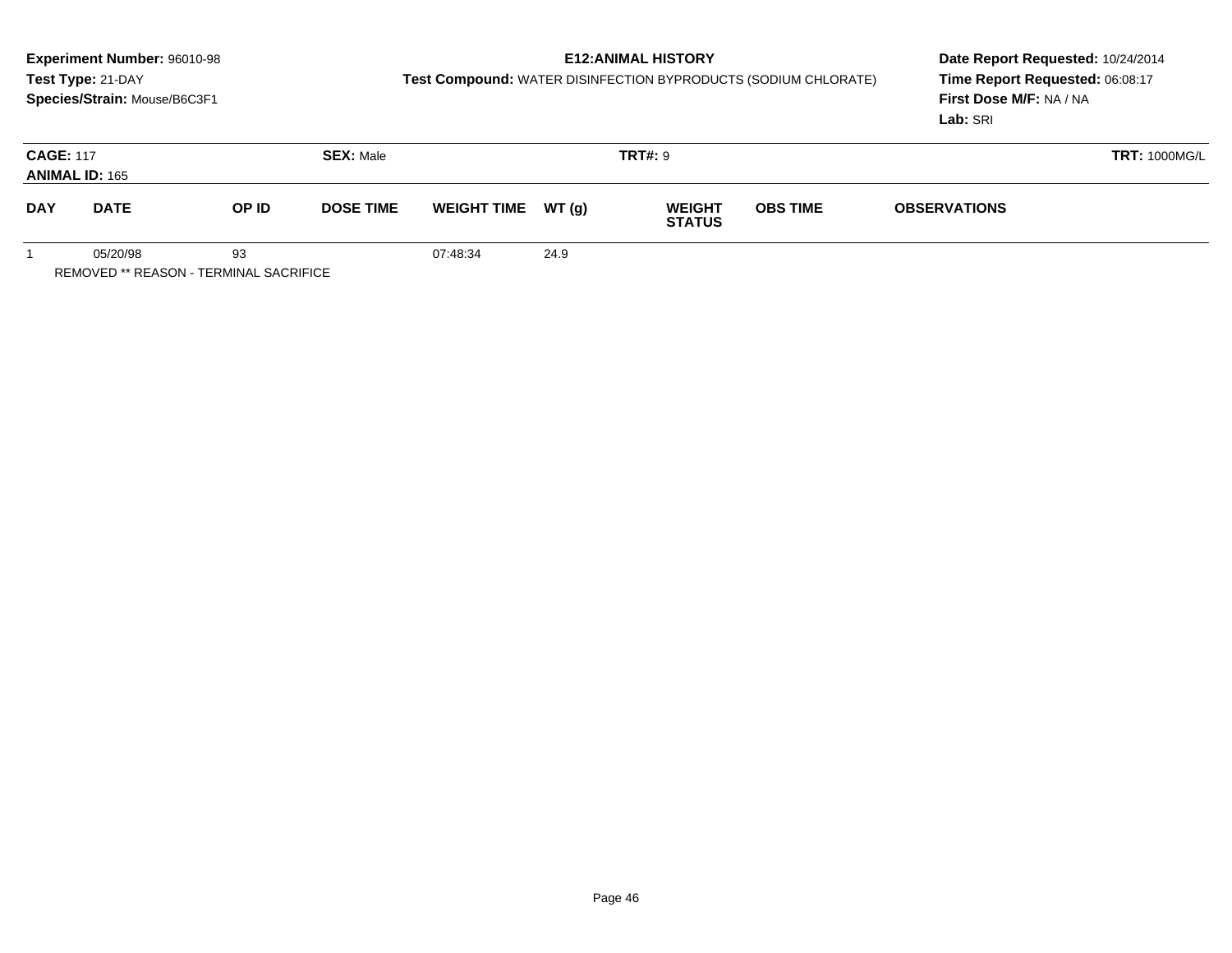**Experiment Number:** 96010-98
**Test Type:** 21-DAY
**Species/Strain:** Mouse/B6C3F1

**E12:ANIMAL HISTORY**
**Test Compound:** WATER DISINFECTION BYPRODUCTS (SODIUM CHLORATE)

**Date Report Requested:** 10/24/2014
**Time Report Requested:** 06:08:17
**First Dose M/F:** NA / NA
**Lab:** SRI

**CAGE:** 117
**ANIMAL ID:** 165
**SEX:** Male
**TRT#:** 9
**TRT:** 1000MG/L

| DAY | DATE | OP ID | DOSE TIME | WEIGHT TIME | WT (g) | WEIGHT STATUS | OBS TIME | OBSERVATIONS |
|---|---|---|---|---|---|---|---|---|
| 1 | 05/20/98 | 93 | | 07:48:34 | 24.9 | | | |

REMOVED ** REASON - TERMINAL SACRIFICE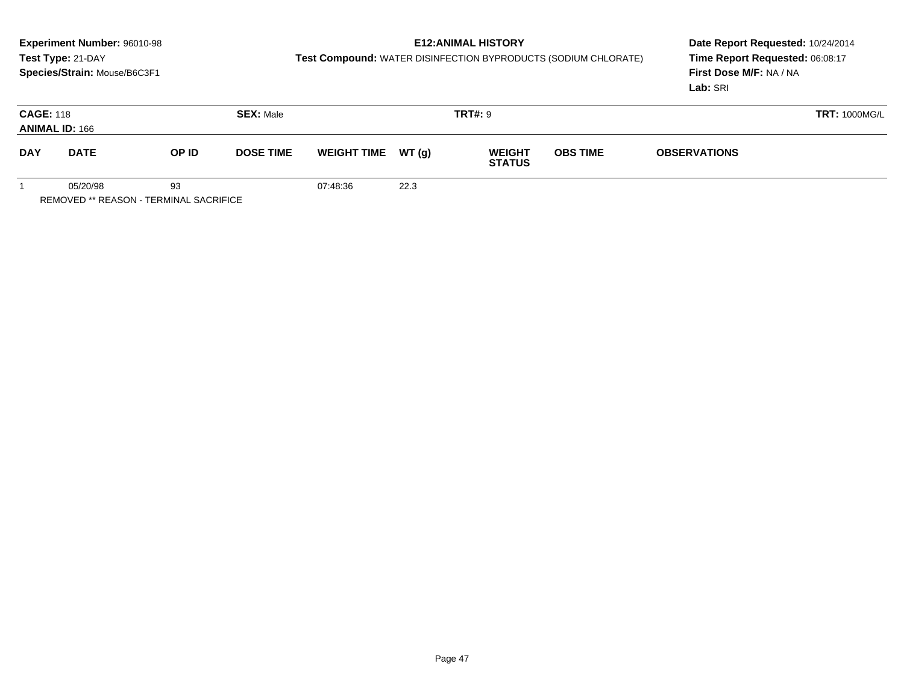**Experiment Number:** 96010-98
**Test Type:** 21-DAY
**Species/Strain:** Mouse/B6C3F1

**E12:ANIMAL HISTORY**
**Test Compound:** WATER DISINFECTION BYPRODUCTS (SODIUM CHLORATE)

**Date Report Requested:** 10/24/2014
**Time Report Requested:** 06:08:17
**First Dose M/F:** NA / NA
**Lab:** SRI

**CAGE:** 118 **SEX:** Male **TRT#:** 9 **TRT:** 1000MG/L
**ANIMAL ID:** 166

| DAY | DATE | OP ID | DOSE TIME | WEIGHT TIME | WT (g) | WEIGHT STATUS | OBS TIME | OBSERVATIONS |
|---|---|---|---|---|---|---|---|---|
| 1 | 05/20/98 | 93 | | 07:48:36 | 22.3 | | | |

REMOVED ** REASON - TERMINAL SACRIFICE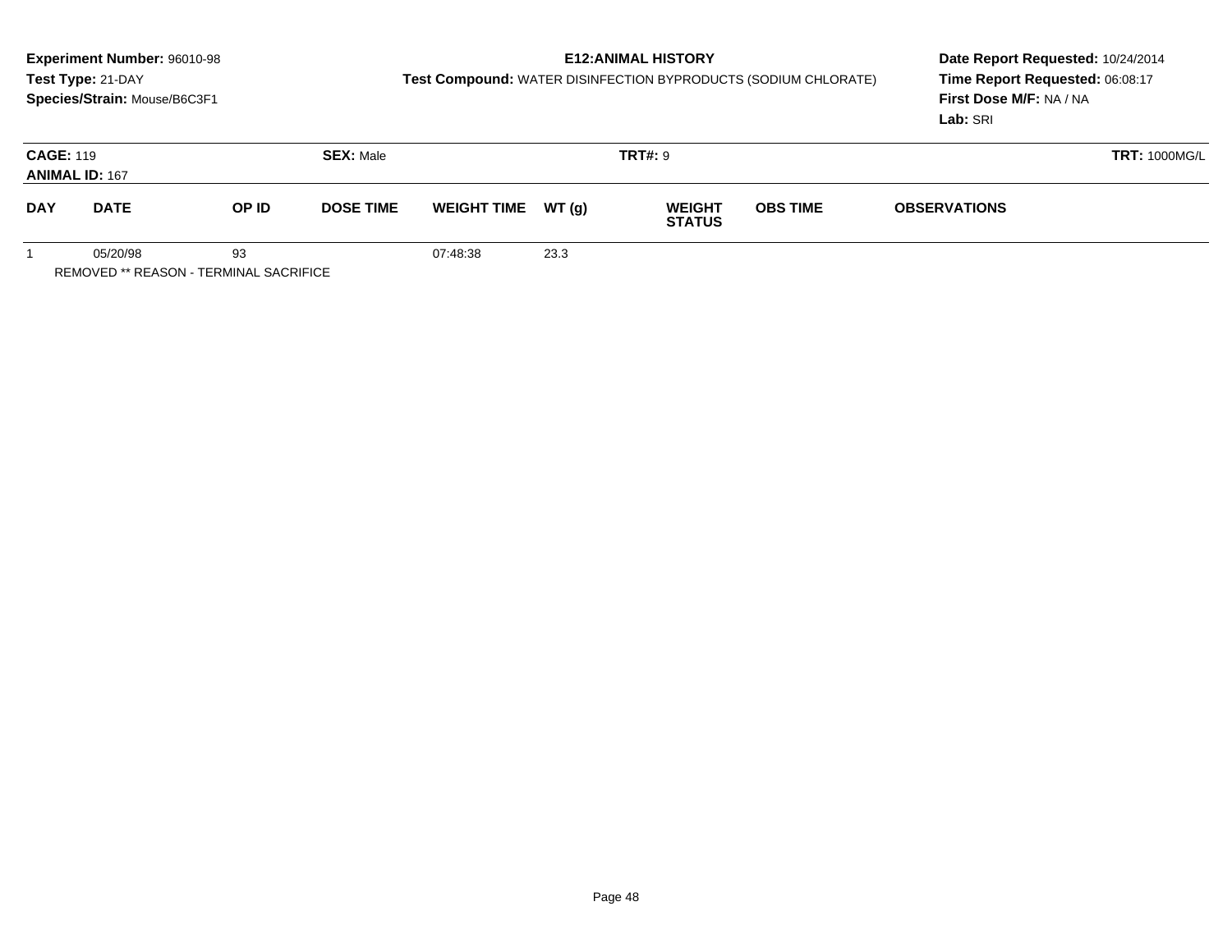**Experiment Number:** 96010-98
**Test Type:** 21-DAY
**Species/Strain:** Mouse/B6C3F1

**E12:ANIMAL HISTORY**
**Test Compound:** WATER DISINFECTION BYPRODUCTS (SODIUM CHLORATE)

**Date Report Requested:** 10/24/2014
**Time Report Requested:** 06:08:17
**First Dose M/F:** NA / NA
**Lab:** SRI

**CAGE:** 119 **SEX:** Male **TRT#:** 9 **TRT:** 1000MG/L
**ANIMAL ID:** 167

| DAY | DATE | OP ID | DOSE TIME | WEIGHT TIME | WT (g) | WEIGHT STATUS | OBS TIME | OBSERVATIONS |
|---|---|---|---|---|---|---|---|---|
| 1 | 05/20/98 | 93 | | 07:48:38 | 23.3 | | | |

REMOVED ** REASON - TERMINAL SACRIFICE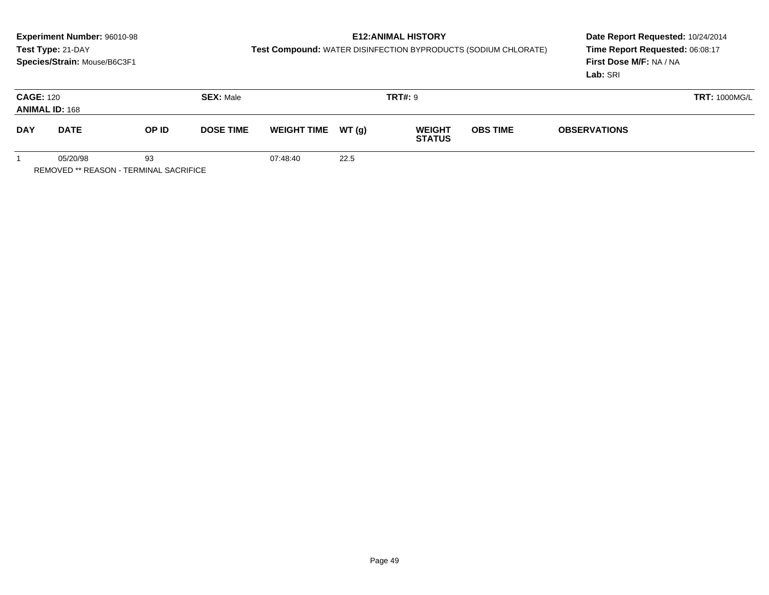**Experiment Number:** 96010-98
**Test Type:** 21-DAY
**Species/Strain:** Mouse/B6C3F1

**E12:ANIMAL HISTORY**
**Test Compound:** WATER DISINFECTION BYPRODUCTS (SODIUM CHLORATE)

**Date Report Requested:** 10/24/2014
**Time Report Requested:** 06:08:17
**First Dose M/F:** NA / NA
**Lab:** SRI

**CAGE:** 120 **SEX:** Male **TRT#:** 9 **TRT:** 1000MG/L
**ANIMAL ID:** 168

| DAY | DATE | OP ID | DOSE TIME | WEIGHT TIME | WT (g) | WEIGHT STATUS | OBS TIME | OBSERVATIONS |
|---|---|---|---|---|---|---|---|---|
| 1 | 05/20/98 | 93 | | 07:48:40 | 22.5 | | | |

REMOVED ** REASON - TERMINAL SACRIFICE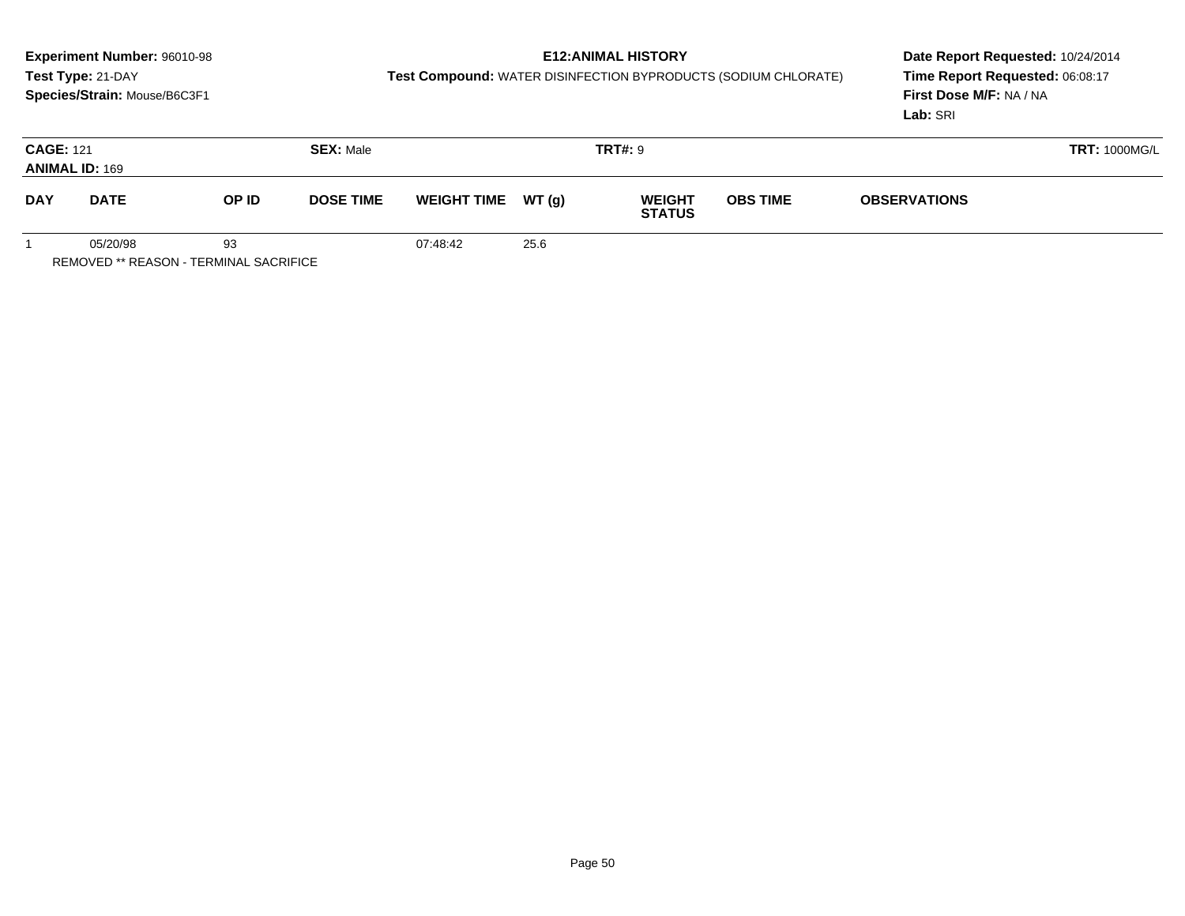**Experiment Number:** 96010-98
**Test Type:** 21-DAY
**Species/Strain:** Mouse/B6C3F1

**E12:ANIMAL HISTORY**
**Test Compound:** WATER DISINFECTION BYPRODUCTS (SODIUM CHLORATE)

**Date Report Requested:** 10/24/2014
**Time Report Requested:** 06:08:17
**First Dose M/F:** NA / NA
**Lab:** SRI

**CAGE:** 121 | **SEX:** Male | **TRT#:** 9 | **TRT:** 1000MG/L
**ANIMAL ID:** 169

| DAY | DATE | OP ID | DOSE TIME | WEIGHT TIME | WT (g) | WEIGHT STATUS | OBS TIME | OBSERVATIONS |
|---|---|---|---|---|---|---|---|---|
| 1 | 05/20/98 | 93 | | 07:48:42 | 25.6 | | | |

REMOVED ** REASON - TERMINAL SACRIFICE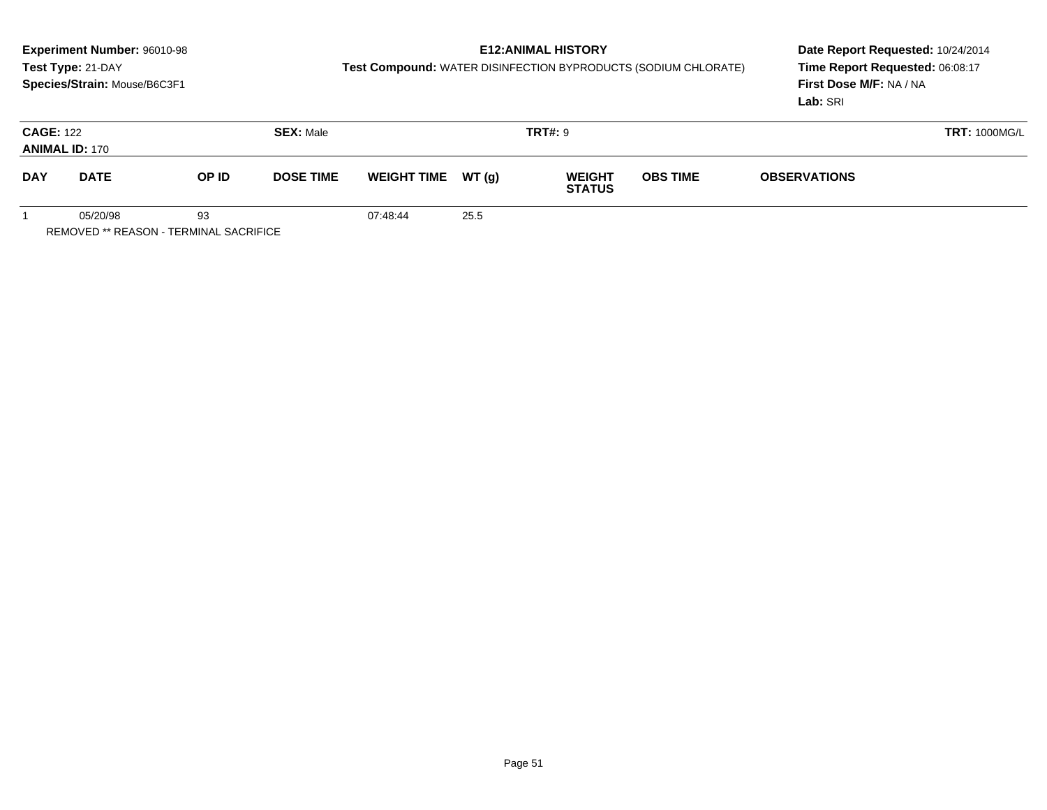**Experiment Number:** 96010-98
**Test Type:** 21-DAY
**Species/Strain:** Mouse/B6C3F1

**E12:ANIMAL HISTORY**
**Test Compound:** WATER DISINFECTION BYPRODUCTS (SODIUM CHLORATE)

**Date Report Requested:** 10/24/2014
**Time Report Requested:** 06:08:17
**First Dose M/F:** NA / NA
**Lab:** SRI

**CAGE:** 122
**ANIMAL ID:** 170
**SEX:** Male
**TRT#:** 9
**TRT:** 1000MG/L

| DAY | DATE | OP ID | DOSE TIME | WEIGHT TIME | WT (g) | WEIGHT STATUS | OBS TIME | OBSERVATIONS |
|---|---|---|---|---|---|---|---|---|
| 1 | 05/20/98 | 93 | | 07:48:44 | 25.5 | | | |

REMOVED ** REASON - TERMINAL SACRIFICE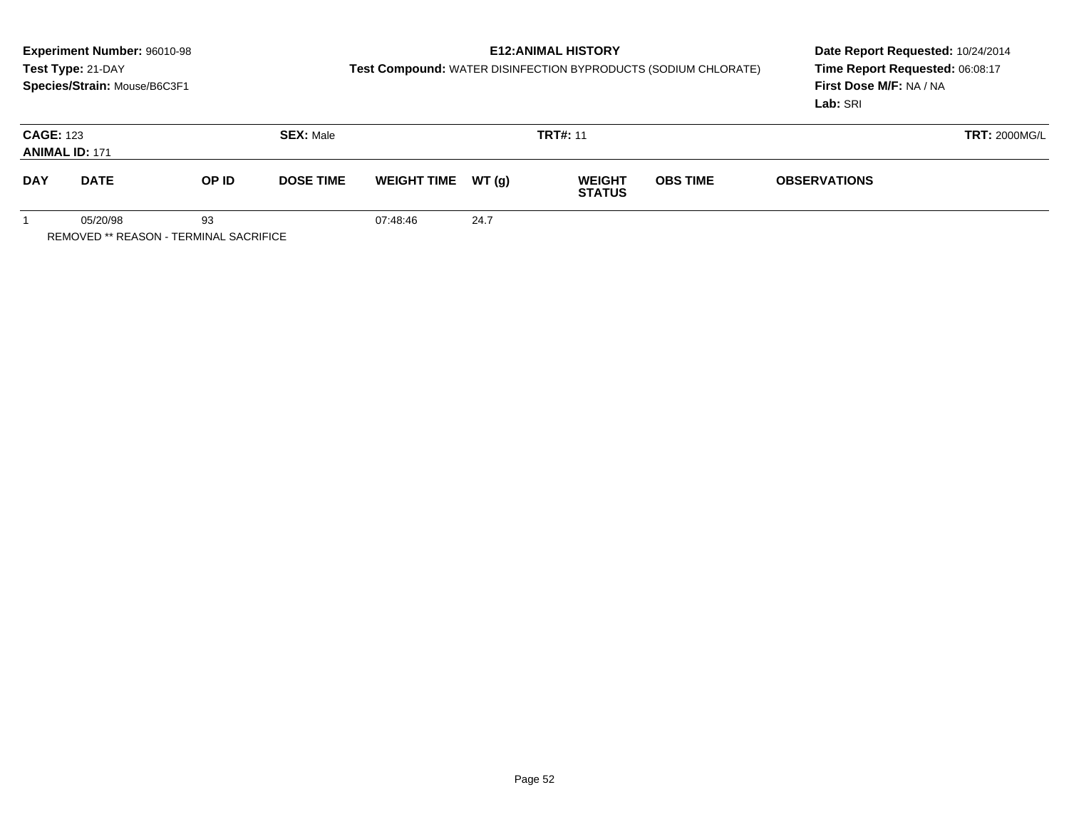**Experiment Number:** 96010-98
**Test Type:** 21-DAY
**Species/Strain:** Mouse/B6C3F1

**E12:ANIMAL HISTORY**
**Test Compound:** WATER DISINFECTION BYPRODUCTS (SODIUM CHLORATE)

**Date Report Requested:** 10/24/2014
**Time Report Requested:** 06:08:17
**First Dose M/F:** NA / NA
**Lab:** SRI

**CAGE:** 123 **SEX:** Male **TRT#:** 11 **TRT:** 2000MG/L
**ANIMAL ID:** 171

| DAY | DATE | OP ID | DOSE TIME | WEIGHT TIME | WT (g) | WEIGHT STATUS | OBS TIME | OBSERVATIONS |
|---|---|---|---|---|---|---|---|---|
| 1 | 05/20/98 | 93 | | 07:48:46 | 24.7 | | | |

REMOVED ** REASON - TERMINAL SACRIFICE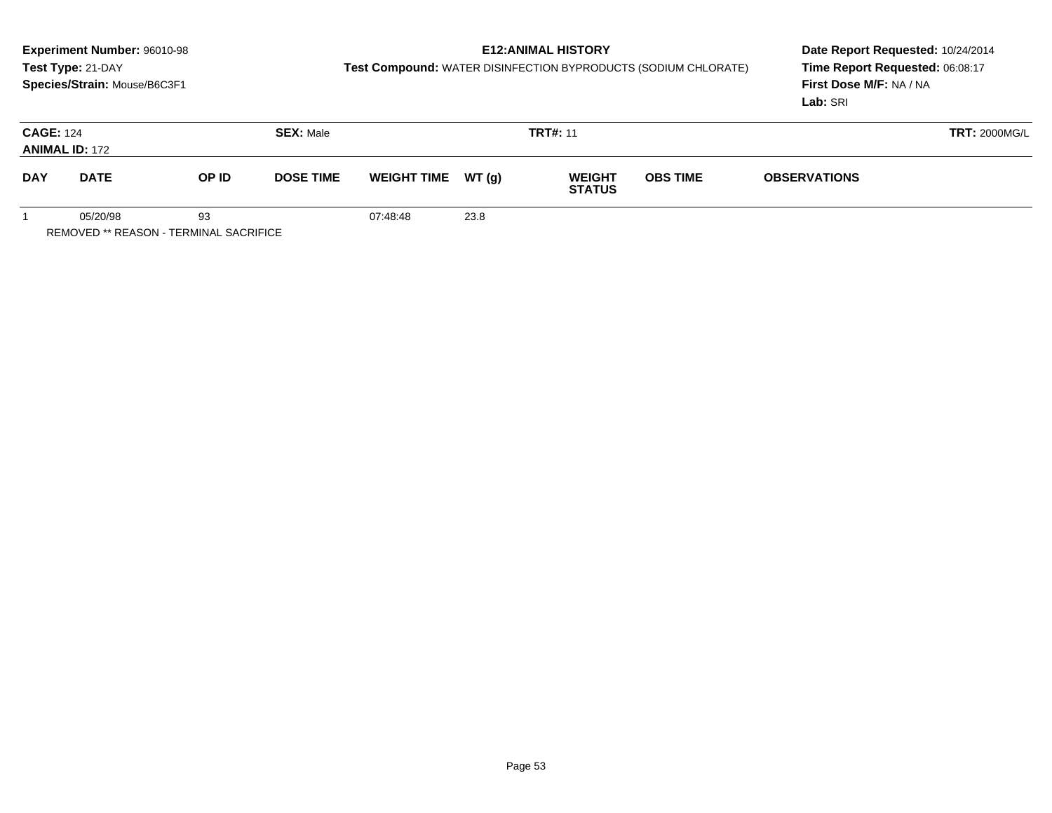**Experiment Number:** 96010-98
**Test Type:** 21-DAY
**Species/Strain:** Mouse/B6C3F1

**E12:ANIMAL HISTORY**
**Test Compound:** WATER DISINFECTION BYPRODUCTS (SODIUM CHLORATE)

**Date Report Requested:** 10/24/2014
**Time Report Requested:** 06:08:17
**First Dose M/F:** NA / NA
**Lab:** SRI

**CAGE:** 124 **SEX:** Male **TRT#:** 11 **TRT:** 2000MG/L
**ANIMAL ID:** 172

| DAY | DATE | OP ID | DOSE TIME | WEIGHT TIME | WT (g) | WEIGHT STATUS | OBS TIME | OBSERVATIONS |
|---|---|---|---|---|---|---|---|---|
| 1 | 05/20/98 | 93 | | 07:48:48 | 23.8 | | | |

REMOVED ** REASON - TERMINAL SACRIFICE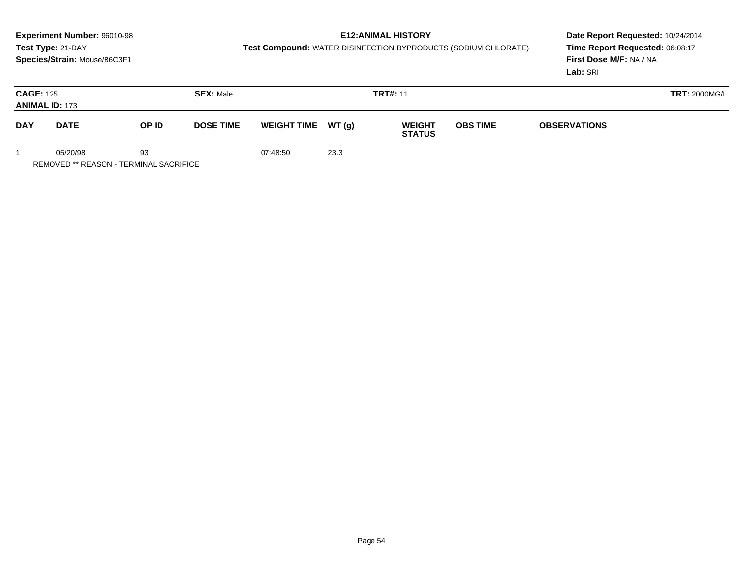**Experiment Number:** 96010-98
**Test Type:** 21-DAY
**Species/Strain:** Mouse/B6C3F1

**E12:ANIMAL HISTORY**
**Test Compound:** WATER DISINFECTION BYPRODUCTS (SODIUM CHLORATE)

**Date Report Requested:** 10/24/2014
**Time Report Requested:** 06:08:17
**First Dose M/F:** NA / NA
**Lab:** SRI

**CAGE:** 125 **SEX:** Male **TRT#:** 11 **TRT:** 2000MG/L
**ANIMAL ID:** 173

| DAY | DATE | OP ID | DOSE TIME | WEIGHT TIME | WT (g) | WEIGHT STATUS | OBS TIME | OBSERVATIONS |
|---|---|---|---|---|---|---|---|---|
| 1 | 05/20/98 | 93 | | 07:48:50 | 23.3 | | | |

REMOVED ** REASON - TERMINAL SACRIFICE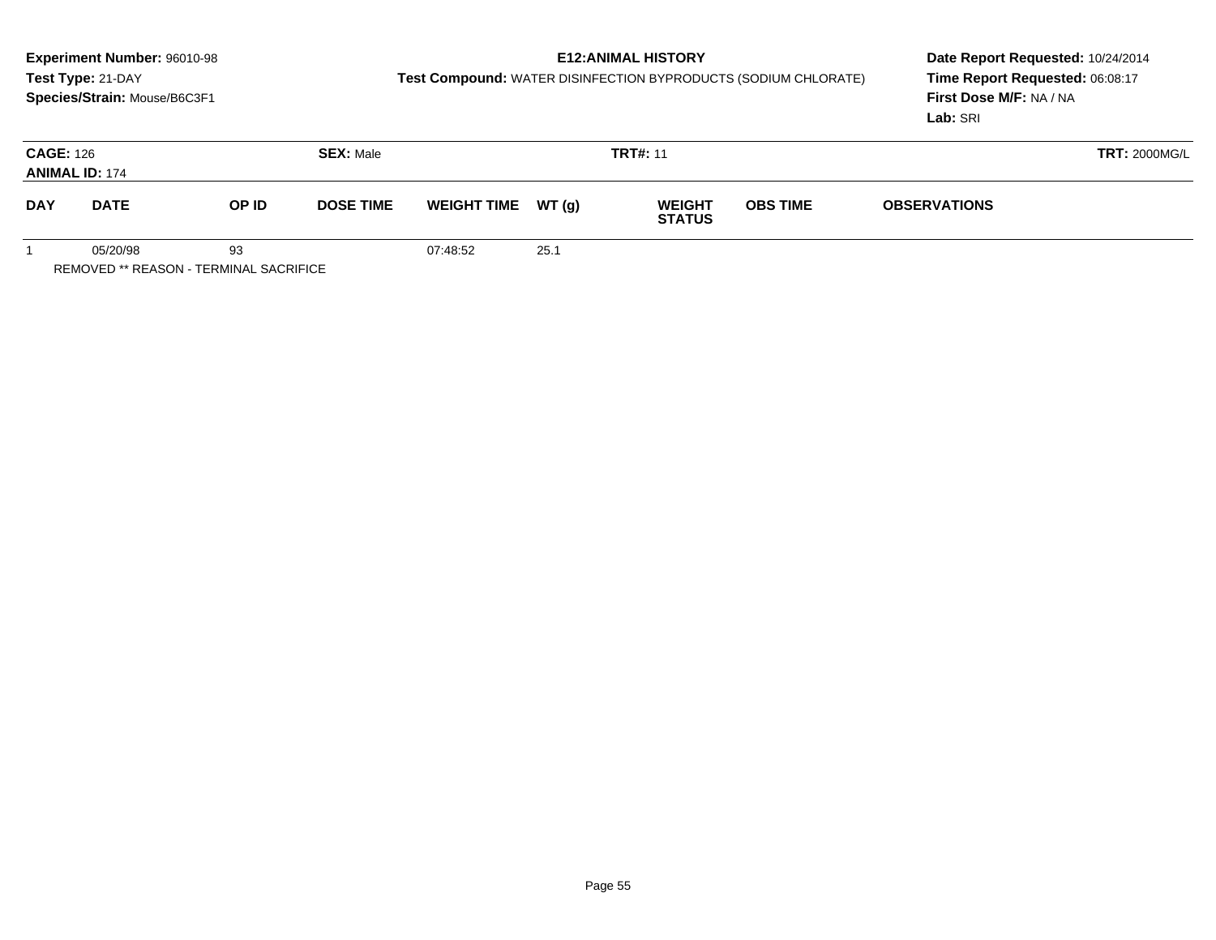**Experiment Number:** 96010-98
**Test Type:** 21-DAY
**Species/Strain:** Mouse/B6C3F1

**E12:ANIMAL HISTORY**
**Test Compound:** WATER DISINFECTION BYPRODUCTS (SODIUM CHLORATE)

**Date Report Requested:** 10/24/2014
**Time Report Requested:** 06:08:17
**First Dose M/F:** NA / NA
**Lab:** SRI

**CAGE:** 126 **SEX:** Male **TRT#:** 11 **TRT:** 2000MG/L
**ANIMAL ID:** 174

| DAY | DATE | OP ID | DOSE TIME | WEIGHT TIME | WT (g) | WEIGHT STATUS | OBS TIME | OBSERVATIONS |
|---|---|---|---|---|---|---|---|---|
| 1 | 05/20/98 | 93 | | 07:48:52 | 25.1 | | | |

REMOVED ** REASON - TERMINAL SACRIFICE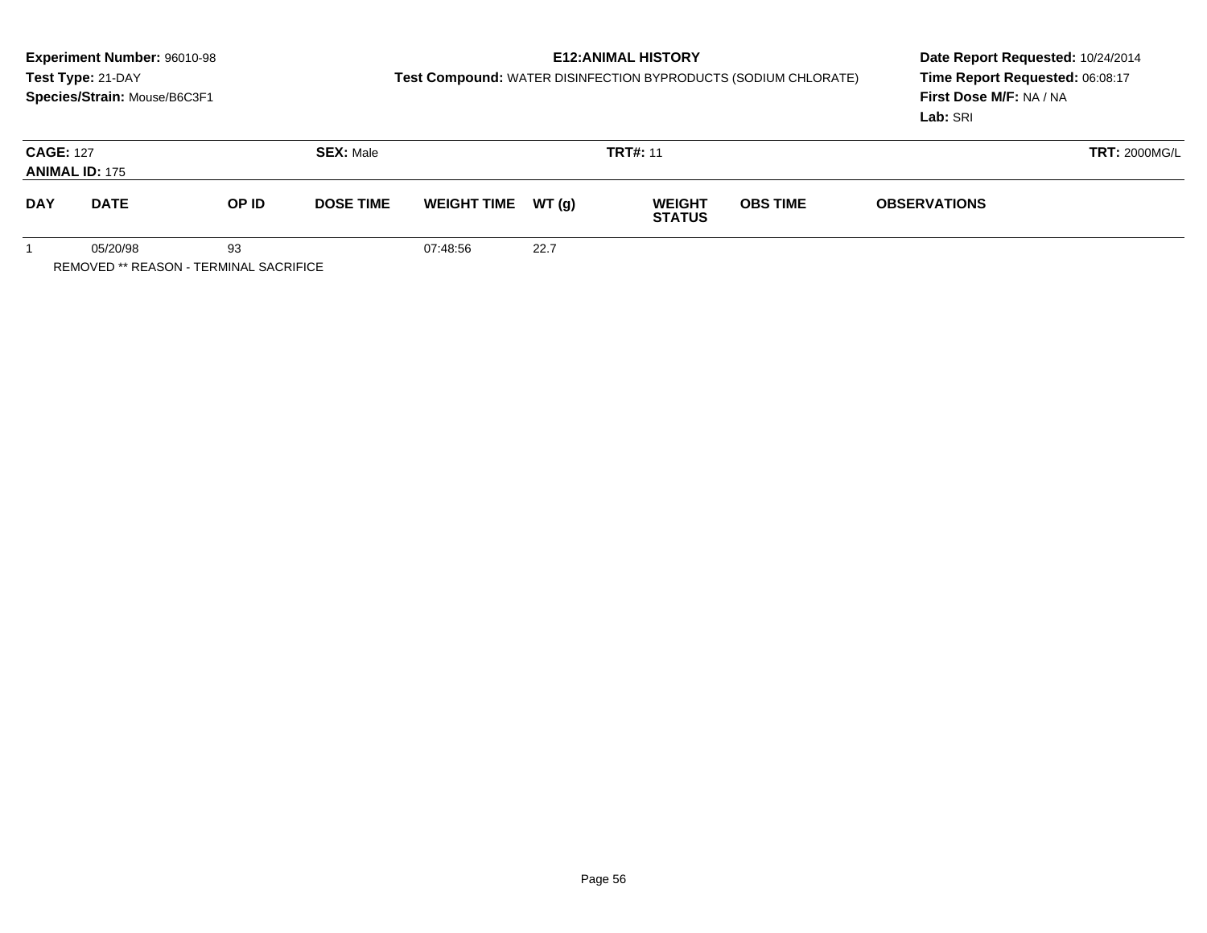**Experiment Number:** 96010-98
**Test Type:** 21-DAY
**Species/Strain:** Mouse/B6C3F1

**E12:ANIMAL HISTORY**
**Test Compound:** WATER DISINFECTION BYPRODUCTS (SODIUM CHLORATE)

**Date Report Requested:** 10/24/2014
**Time Report Requested:** 06:08:17
**First Dose M/F:** NA / NA
**Lab:** SRI

**CAGE:** 127 **SEX:** Male **TRT#:** 11 **TRT:** 2000MG/L
**ANIMAL ID:** 175

| DAY | DATE | OP ID | DOSE TIME | WEIGHT TIME | WT (g) | WEIGHT STATUS | OBS TIME | OBSERVATIONS |
|---|---|---|---|---|---|---|---|---|
| 1 | 05/20/98 | 93 | | 07:48:56 | 22.7 | | | |

REMOVED ** REASON - TERMINAL SACRIFICE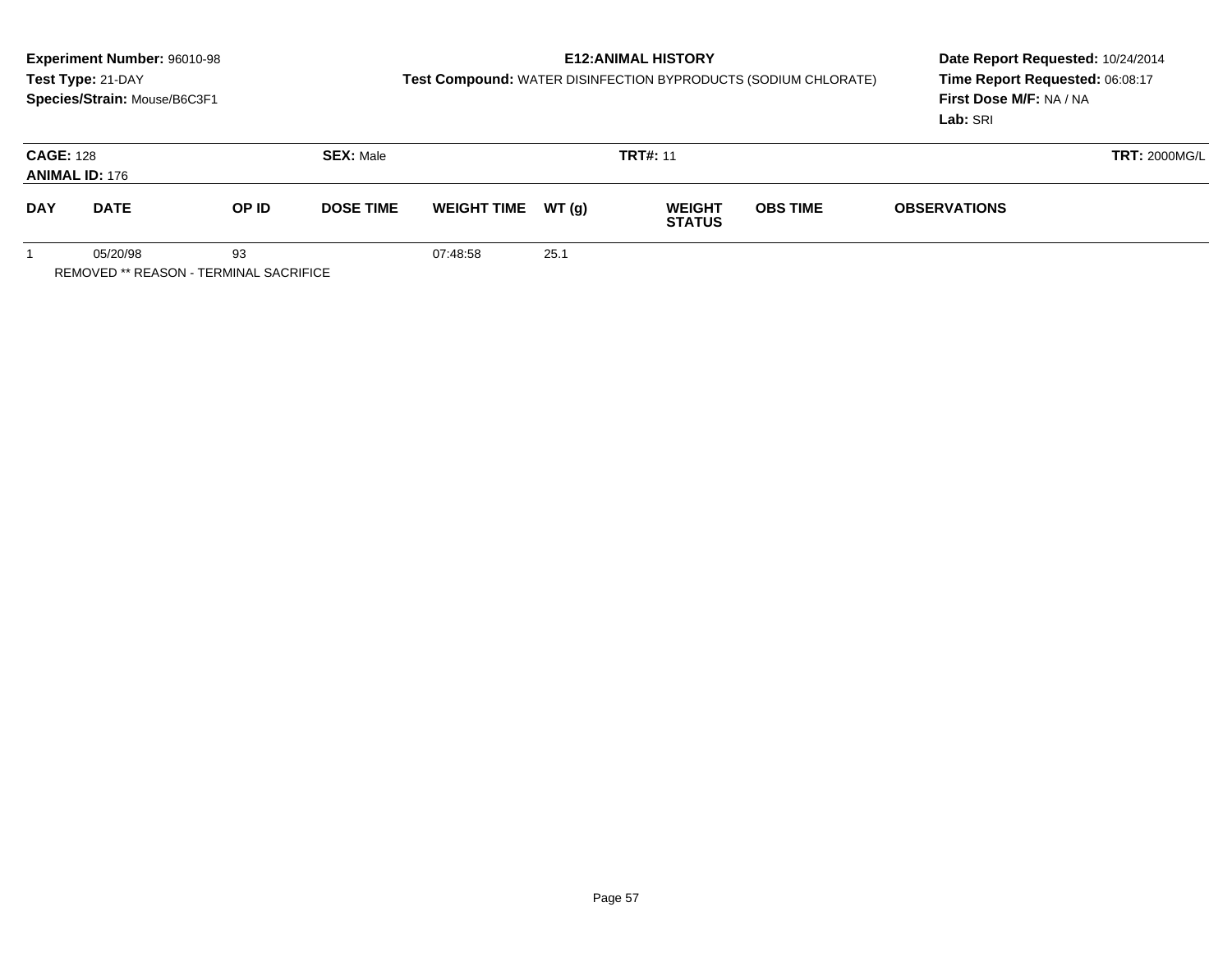**Experiment Number:** 96010-98
**Test Type:** 21-DAY
**Species/Strain:** Mouse/B6C3F1

**E12:ANIMAL HISTORY**
**Test Compound:** WATER DISINFECTION BYPRODUCTS (SODIUM CHLORATE)

**Date Report Requested:** 10/24/2014
**Time Report Requested:** 06:08:17
**First Dose M/F:** NA / NA
**Lab:** SRI

**CAGE:** 128 | **SEX:** Male | **TRT#:** 11 | **TRT:** 2000MG/L
**ANIMAL ID:** 176

| DAY | DATE | OP ID | DOSE TIME | WEIGHT TIME | WT (g) | WEIGHT STATUS | OBS TIME | OBSERVATIONS |
|---|---|---|---|---|---|---|---|---|
| 1 | 05/20/98 | 93 | | 07:48:58 | 25.1 | | | |

REMOVED ** REASON - TERMINAL SACRIFICE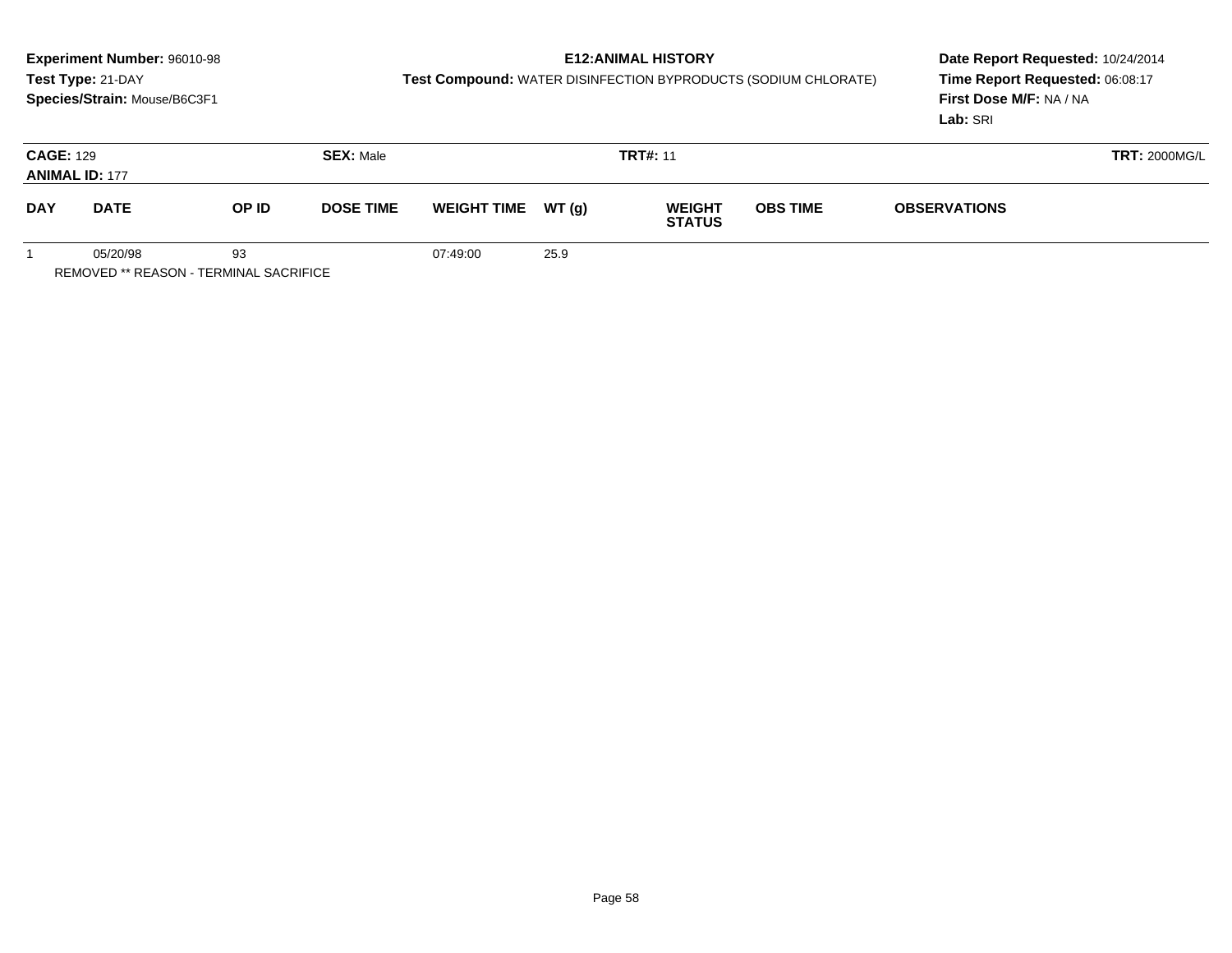**Experiment Number:** 96010-98
**Test Type:** 21-DAY
**Species/Strain:** Mouse/B6C3F1

**E12:ANIMAL HISTORY**
**Test Compound:** WATER DISINFECTION BYPRODUCTS (SODIUM CHLORATE)

**Date Report Requested:** 10/24/2014
**Time Report Requested:** 06:08:17
**First Dose M/F:** NA / NA
**Lab:** SRI

**CAGE:** 129 **SEX:** Male **TRT#:** 11 **TRT:** 2000MG/L
**ANIMAL ID:** 177

| DAY | DATE | OP ID | DOSE TIME | WEIGHT TIME | WT (g) | WEIGHT STATUS | OBS TIME | OBSERVATIONS |
|---|---|---|---|---|---|---|---|---|
| 1 | 05/20/98 | 93 | | 07:49:00 | 25.9 | | | |

REMOVED ** REASON - TERMINAL SACRIFICE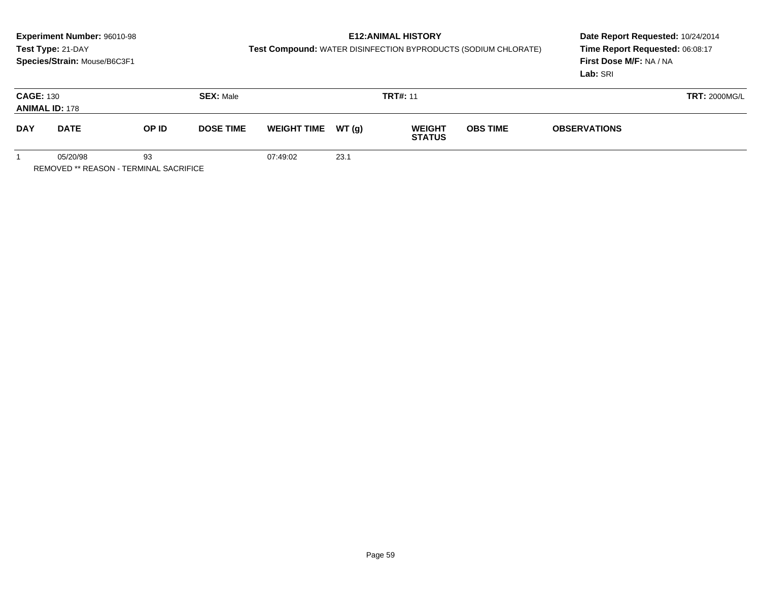**Experiment Number:** 96010-98
**Test Type:** 21-DAY
**Species/Strain:** Mouse/B6C3F1

**E12:ANIMAL HISTORY**
**Test Compound:** WATER DISINFECTION BYPRODUCTS (SODIUM CHLORATE)

**Date Report Requested:** 10/24/2014
**Time Report Requested:** 06:08:17
**First Dose M/F:** NA / NA
**Lab:** SRI

**CAGE:** 130
**ANIMAL ID:** 178
**SEX:** Male
**TRT#:** 11
**TRT:** 2000MG/L

| DAY | DATE | OP ID | DOSE TIME | WEIGHT TIME | WT (g) | WEIGHT STATUS | OBS TIME | OBSERVATIONS |
|---|---|---|---|---|---|---|---|---|
| 1 | 05/20/98 | 93 | | 07:49:02 | 23.1 | | | |

REMOVED ** REASON - TERMINAL SACRIFICE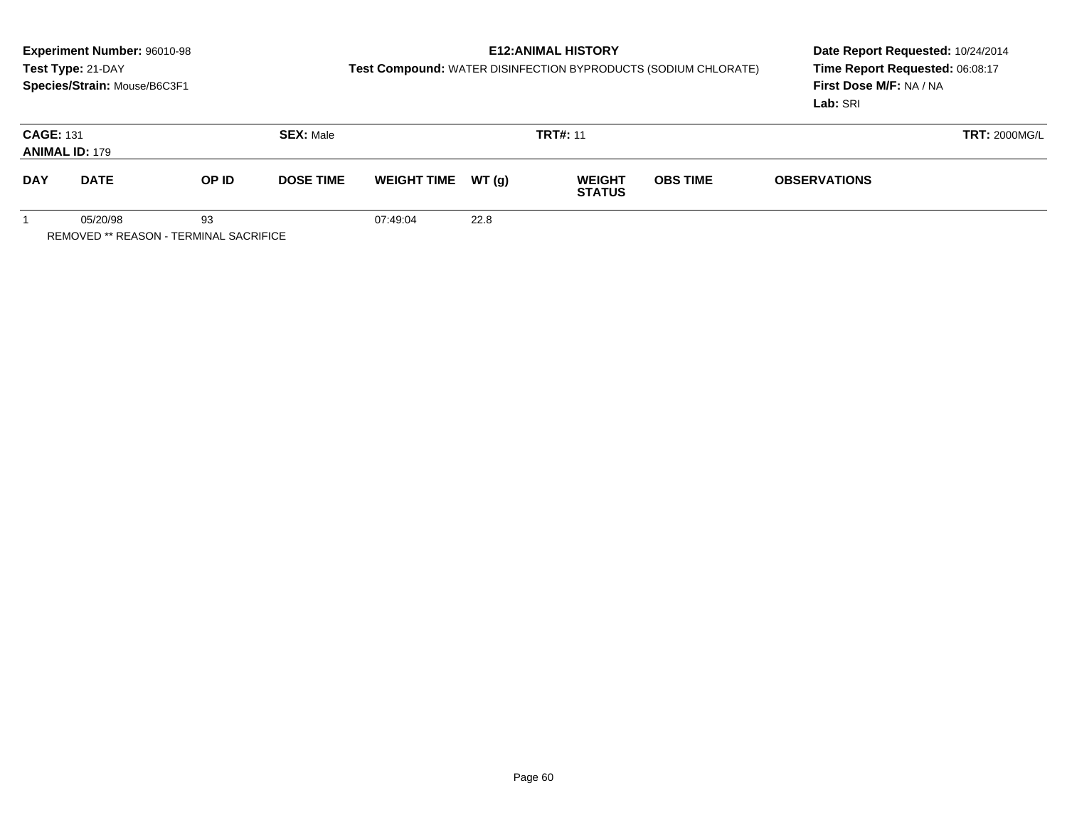**Experiment Number:** 96010-98
**Test Type:** 21-DAY
**Species/Strain:** Mouse/B6C3F1

**E12:ANIMAL HISTORY**
**Test Compound:** WATER DISINFECTION BYPRODUCTS (SODIUM CHLORATE)

**Date Report Requested:** 10/24/2014
**Time Report Requested:** 06:08:17
**First Dose M/F:** NA / NA
**Lab:** SRI

**CAGE:** 131 **SEX:** Male **TRT#:** 11 **TRT:** 2000MG/L
**ANIMAL ID:** 179

| DAY | DATE | OP ID | DOSE TIME | WEIGHT TIME | WT (g) | WEIGHT STATUS | OBS TIME | OBSERVATIONS |
|---|---|---|---|---|---|---|---|---|
| 1 | 05/20/98 | 93 | | 07:49:04 | 22.8 | | | |

REMOVED ** REASON - TERMINAL SACRIFICE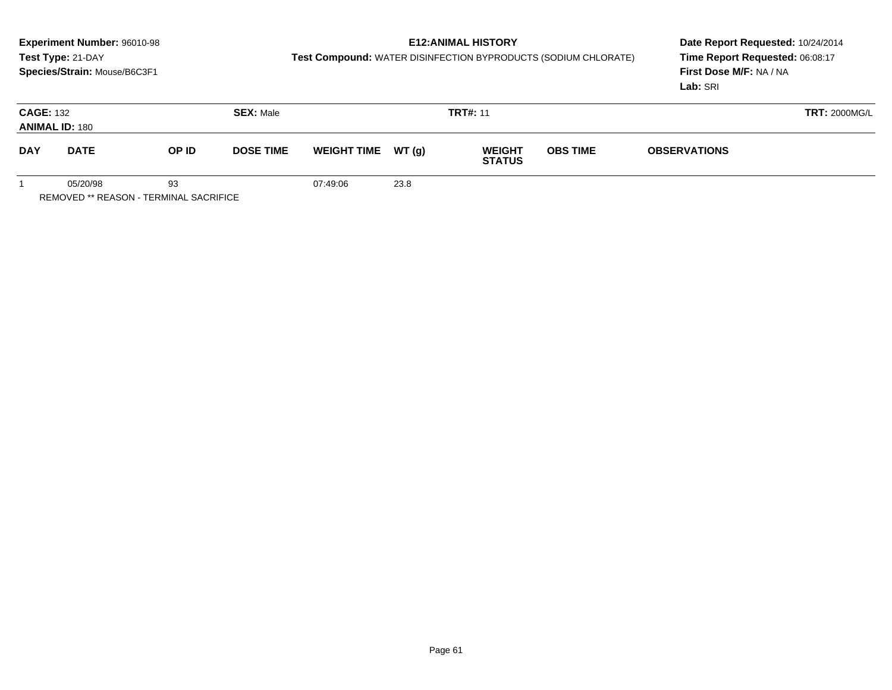**Experiment Number:** 96010-98
**Test Type:** 21-DAY
**Species/Strain:** Mouse/B6C3F1

**E12:ANIMAL HISTORY**
**Test Compound:** WATER DISINFECTION BYPRODUCTS (SODIUM CHLORATE)

**Date Report Requested:** 10/24/2014
**Time Report Requested:** 06:08:17
**First Dose M/F:** NA / NA
**Lab:** SRI

**CAGE:** 132 **SEX:** Male **TRT#:** 11 **TRT:** 2000MG/L
**ANIMAL ID:** 180

| DAY | DATE | OP ID | DOSE TIME | WEIGHT TIME | WT (g) | WEIGHT STATUS | OBS TIME | OBSERVATIONS |
|---|---|---|---|---|---|---|---|---|
| 1 | 05/20/98 | 93 | | 07:49:06 | 23.8 | | | |

REMOVED ** REASON - TERMINAL SACRIFICE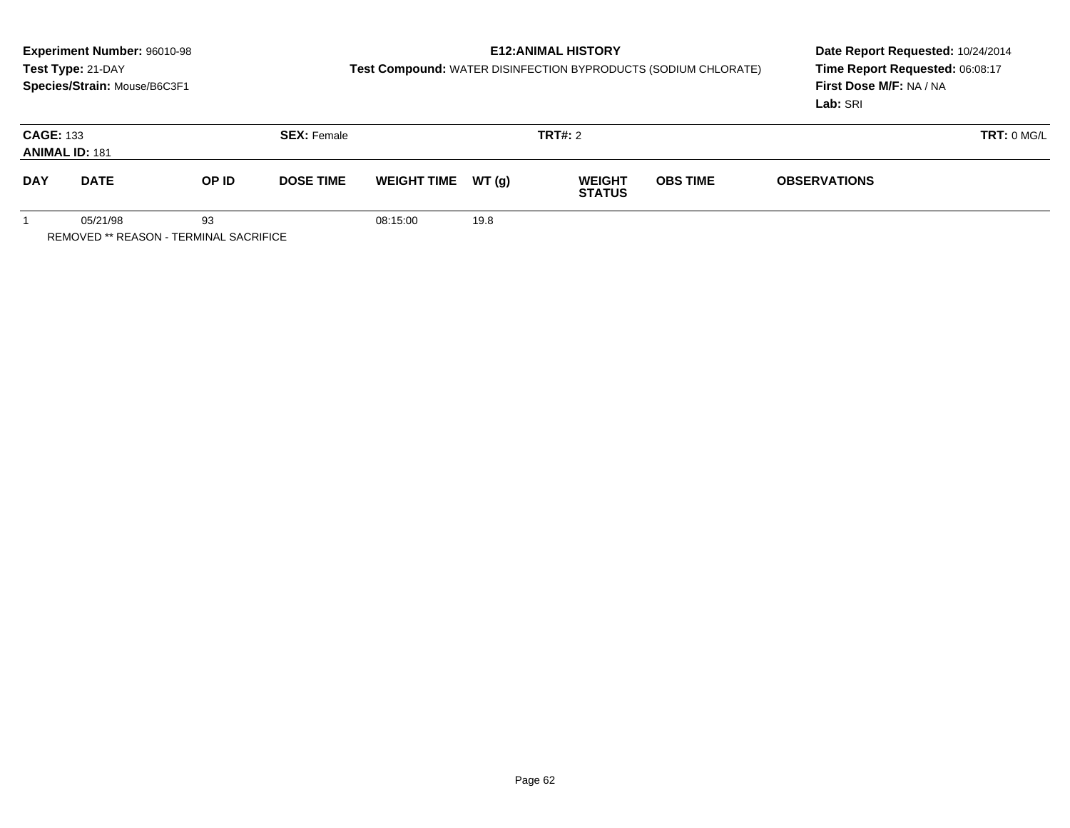**Experiment Number:** 96010-98
**Test Type:** 21-DAY
**Species/Strain:** Mouse/B6C3F1

**E12:ANIMAL HISTORY**
**Test Compound:** WATER DISINFECTION BYPRODUCTS (SODIUM CHLORATE)

**Date Report Requested:** 10/24/2014
**Time Report Requested:** 06:08:17
**First Dose M/F:** NA / NA
**Lab:** SRI

**CAGE:** 133 | **SEX:** Female | **TRT#:** 2 | **TRT:** 0 MG/L
**ANIMAL ID:** 181

| DAY | DATE | OP ID | DOSE TIME | WEIGHT TIME | WT (g) | WEIGHT STATUS | OBS TIME | OBSERVATIONS |
|---|---|---|---|---|---|---|---|---|
| 1 | 05/21/98 | 93 | | 08:15:00 | 19.8 | | | |

REMOVED ** REASON - TERMINAL SACRIFICE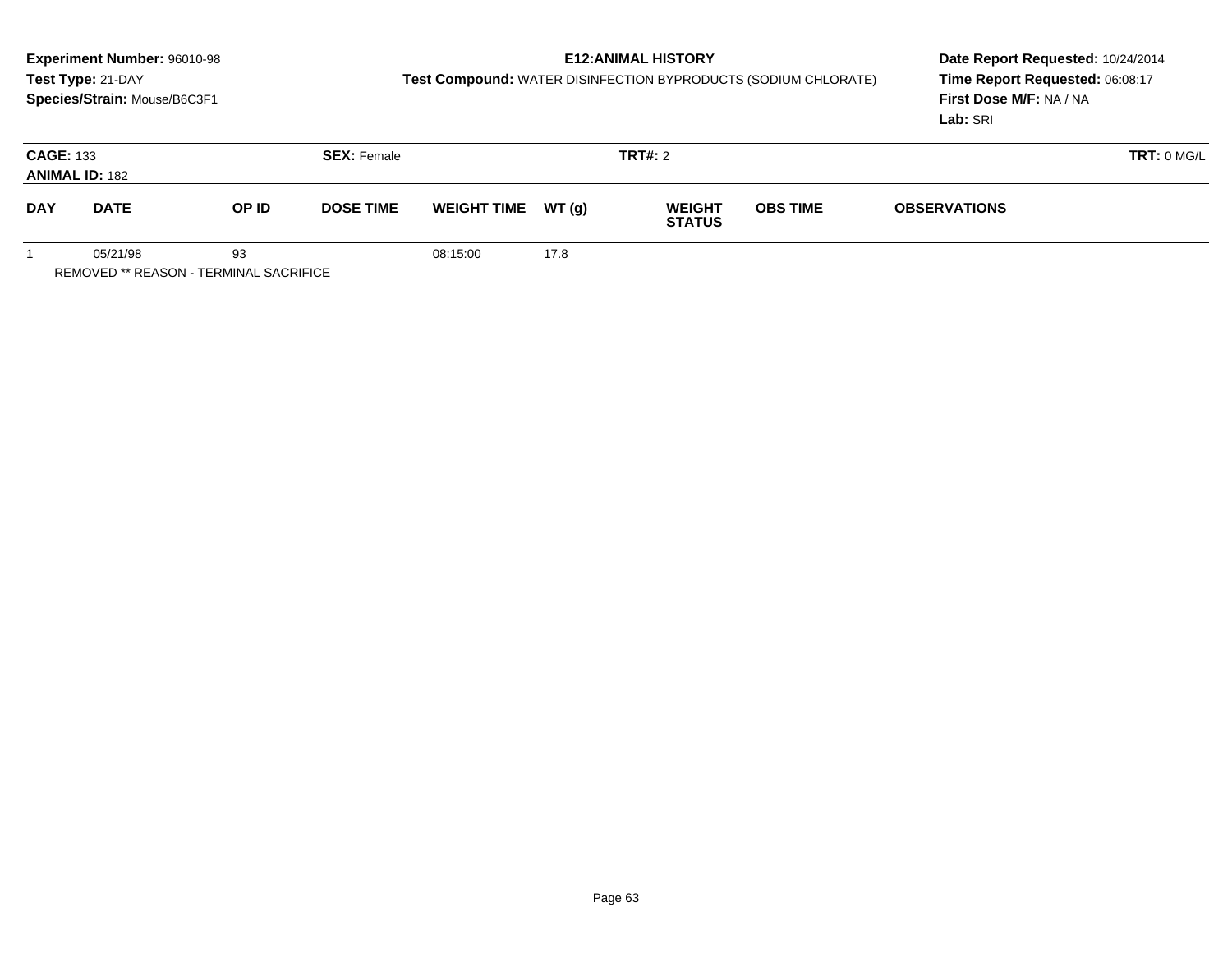**Experiment Number:** 96010-98
**Test Type:** 21-DAY
**Species/Strain:** Mouse/B6C3F1

**E12:ANIMAL HISTORY**
**Test Compound:** WATER DISINFECTION BYPRODUCTS (SODIUM CHLORATE)

**Date Report Requested:** 10/24/2014
**Time Report Requested:** 06:08:17
**First Dose M/F:** NA / NA
**Lab:** SRI

**CAGE:** 133
**ANIMAL ID:** 182
**SEX:** Female
**TRT#:** 2
**TRT:** 0 MG/L

| DAY | DATE | OP ID | DOSE TIME | WEIGHT TIME | WT (g) | WEIGHT STATUS | OBS TIME | OBSERVATIONS |
|---|---|---|---|---|---|---|---|---|
| 1 | 05/21/98 | 93 | | 08:15:00 | 17.8 | | | |

REMOVED ** REASON - TERMINAL SACRIFICE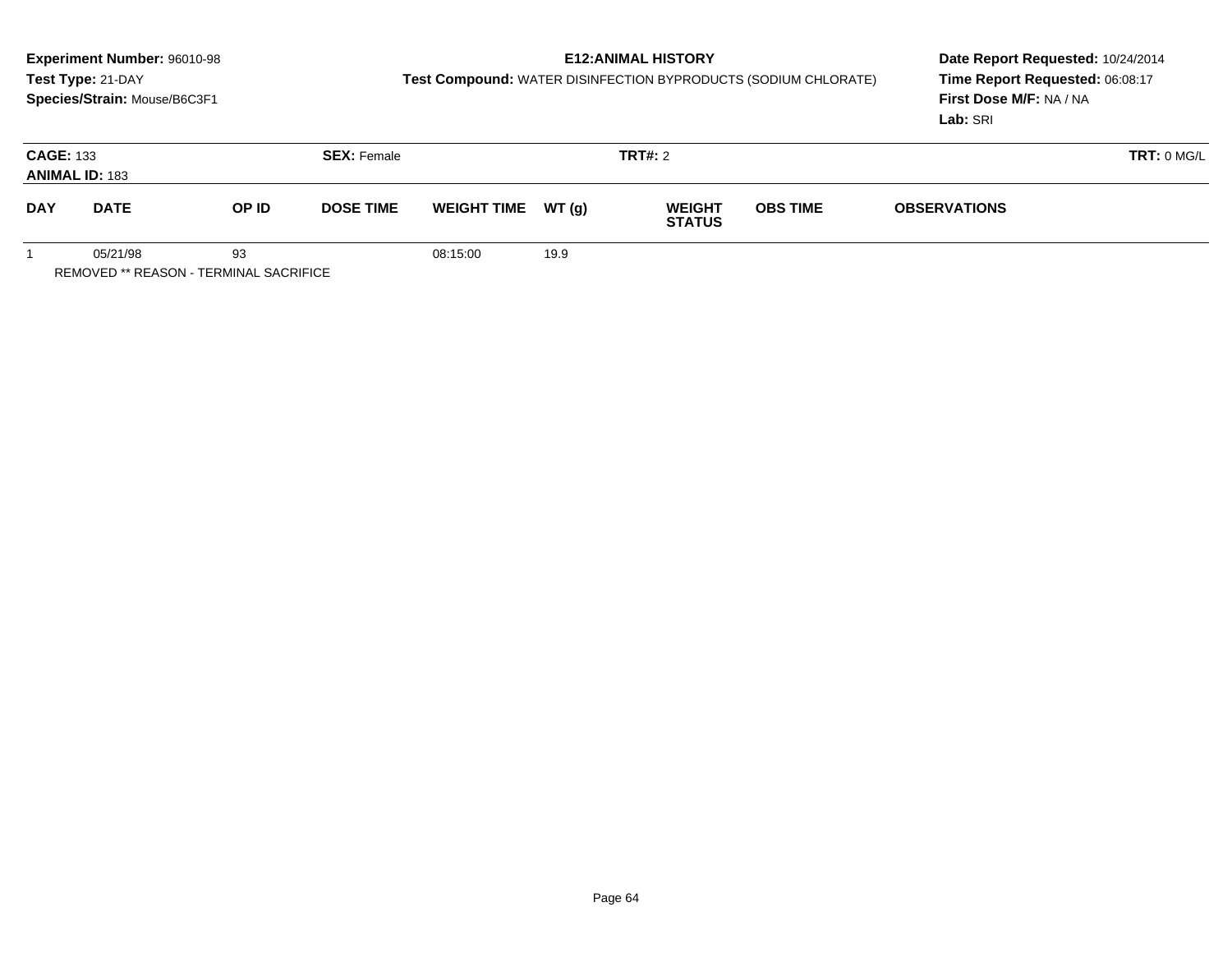**Experiment Number:** 96010-98
**Test Type:** 21-DAY
**Species/Strain:** Mouse/B6C3F1

**E12:ANIMAL HISTORY**
**Test Compound:** WATER DISINFECTION BYPRODUCTS (SODIUM CHLORATE)

**Date Report Requested:** 10/24/2014
**Time Report Requested:** 06:08:17
**First Dose M/F:** NA / NA
**Lab:** SRI

**CAGE:** 133 **SEX:** Female **TRT#:** 2 **TRT:** 0 MG/L
**ANIMAL ID:** 183

| DAY | DATE | OP ID | DOSE TIME | WEIGHT TIME | WT (g) | WEIGHT STATUS | OBS TIME | OBSERVATIONS |
|---|---|---|---|---|---|---|---|---|
| 1 | 05/21/98 | 93 | | 08:15:00 | 19.9 | | | |

REMOVED ** REASON - TERMINAL SACRIFICE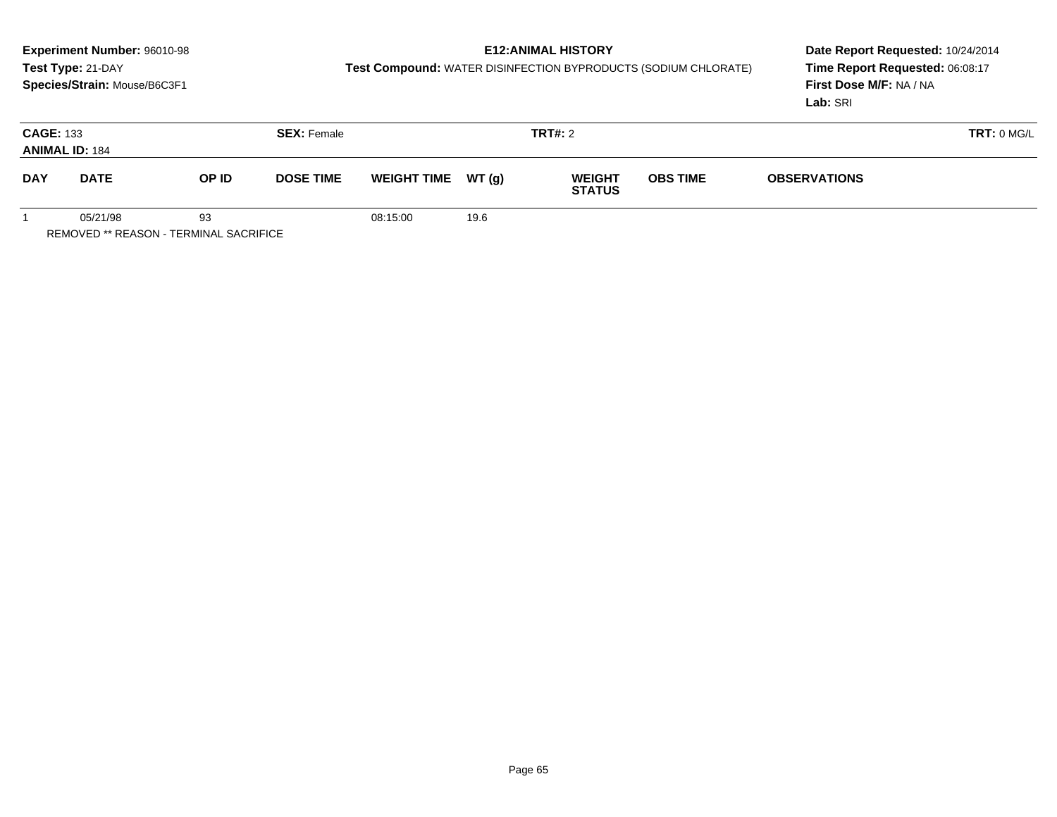**Experiment Number:** 96010-98
**Test Type:** 21-DAY
**Species/Strain:** Mouse/B6C3F1

**E12:ANIMAL HISTORY**
**Test Compound:** WATER DISINFECTION BYPRODUCTS (SODIUM CHLORATE)

**Date Report Requested:** 10/24/2014
**Time Report Requested:** 06:08:17
**First Dose M/F:** NA / NA
**Lab:** SRI

**CAGE:** 133 **SEX:** Female **TRT#:** 2 **TRT:** 0 MG/L
**ANIMAL ID:** 184

| DAY | DATE | OP ID | DOSE TIME | WEIGHT TIME | WT (g) | WEIGHT STATUS | OBS TIME | OBSERVATIONS |
|---|---|---|---|---|---|---|---|---|
| 1 | 05/21/98 | 93 | | 08:15:00 | 19.6 | | | |

REMOVED ** REASON - TERMINAL SACRIFICE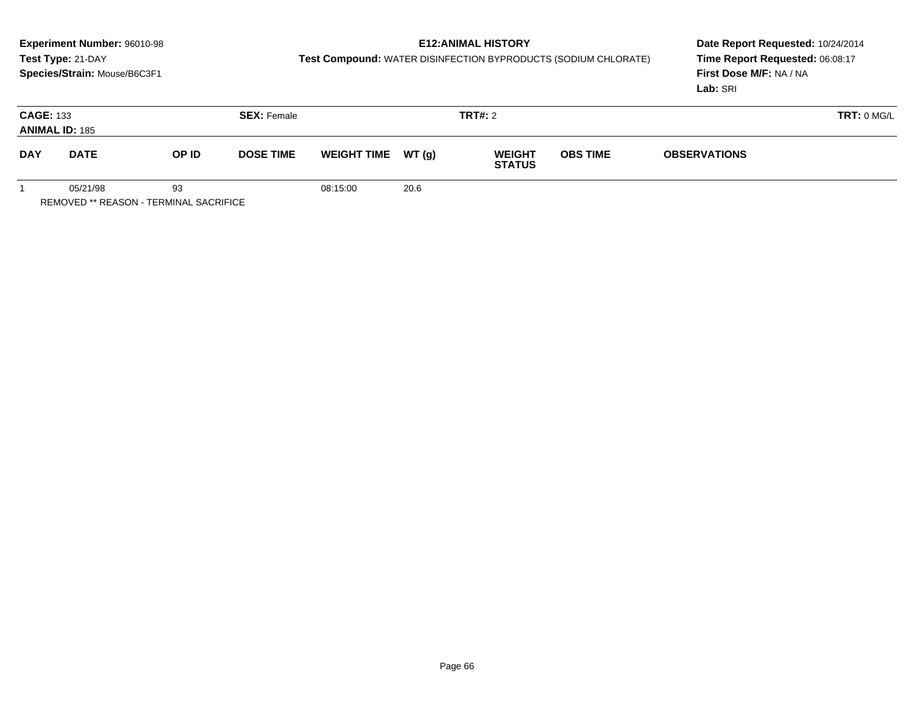**Experiment Number:** 96010-98
**Test Type:** 21-DAY
**Species/Strain:** Mouse/B6C3F1

**E12:ANIMAL HISTORY**
**Test Compound:** WATER DISINFECTION BYPRODUCTS (SODIUM CHLORATE)

**Date Report Requested:** 10/24/2014
**Time Report Requested:** 06:08:17
**First Dose M/F:** NA / NA
**Lab:** SRI

**CAGE:** 133 **SEX:** Female **TRT#:** 2 **TRT:** 0 MG/L
**ANIMAL ID:** 185

| DAY | DATE | OP ID | DOSE TIME | WEIGHT TIME | WT (g) | WEIGHT STATUS | OBS TIME | OBSERVATIONS |
|---|---|---|---|---|---|---|---|---|
| 1 | 05/21/98 | 93 | | 08:15:00 | 20.6 | | | |

REMOVED ** REASON - TERMINAL SACRIFICE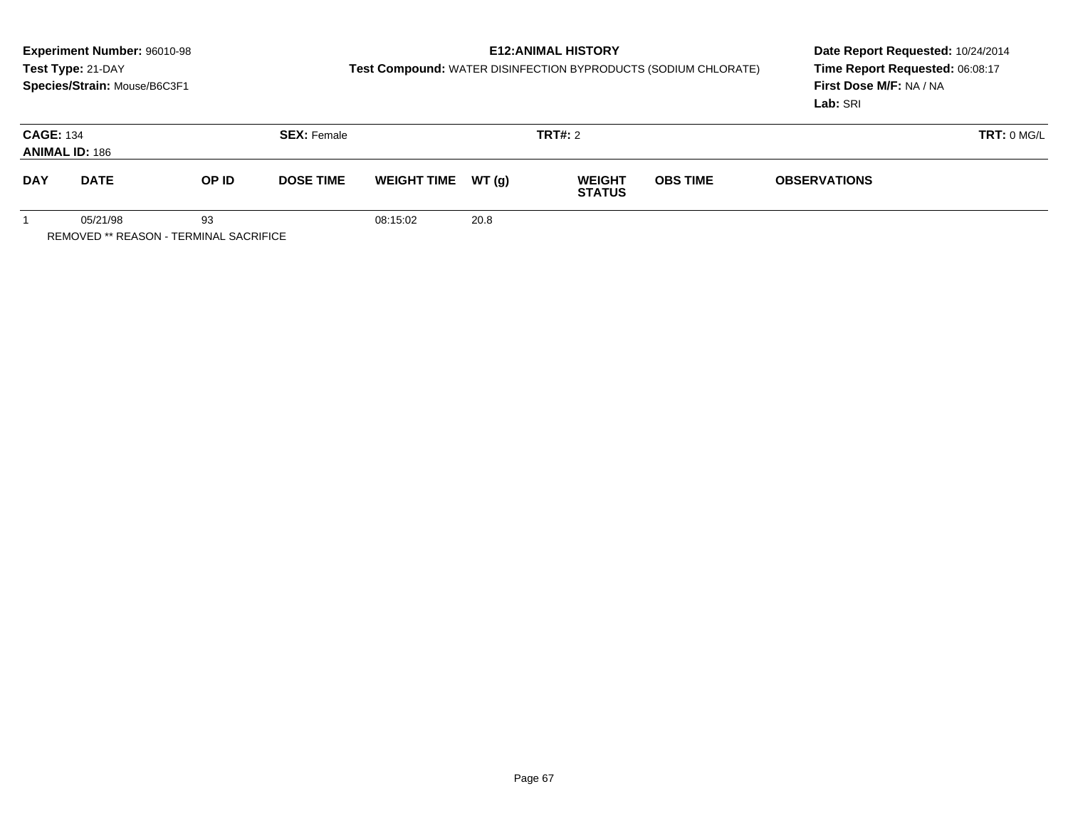**Experiment Number:** 96010-98
**Test Type:** 21-DAY
**Species/Strain:** Mouse/B6C3F1

**E12:ANIMAL HISTORY**
**Test Compound:** WATER DISINFECTION BYPRODUCTS (SODIUM CHLORATE)

**Date Report Requested:** 10/24/2014
**Time Report Requested:** 06:08:17
**First Dose M/F:** NA / NA
**Lab:** SRI

**CAGE:** 134 **SEX:** Female **TRT#:** 2 **TRT:** 0 MG/L
**ANIMAL ID:** 186

| DAY | DATE | OP ID | DOSE TIME | WEIGHT TIME | WT (g) | WEIGHT STATUS | OBS TIME | OBSERVATIONS |
|---|---|---|---|---|---|---|---|---|
| 1 | 05/21/98 | 93 | | 08:15:02 | 20.8 | | | |

REMOVED ** REASON - TERMINAL SACRIFICE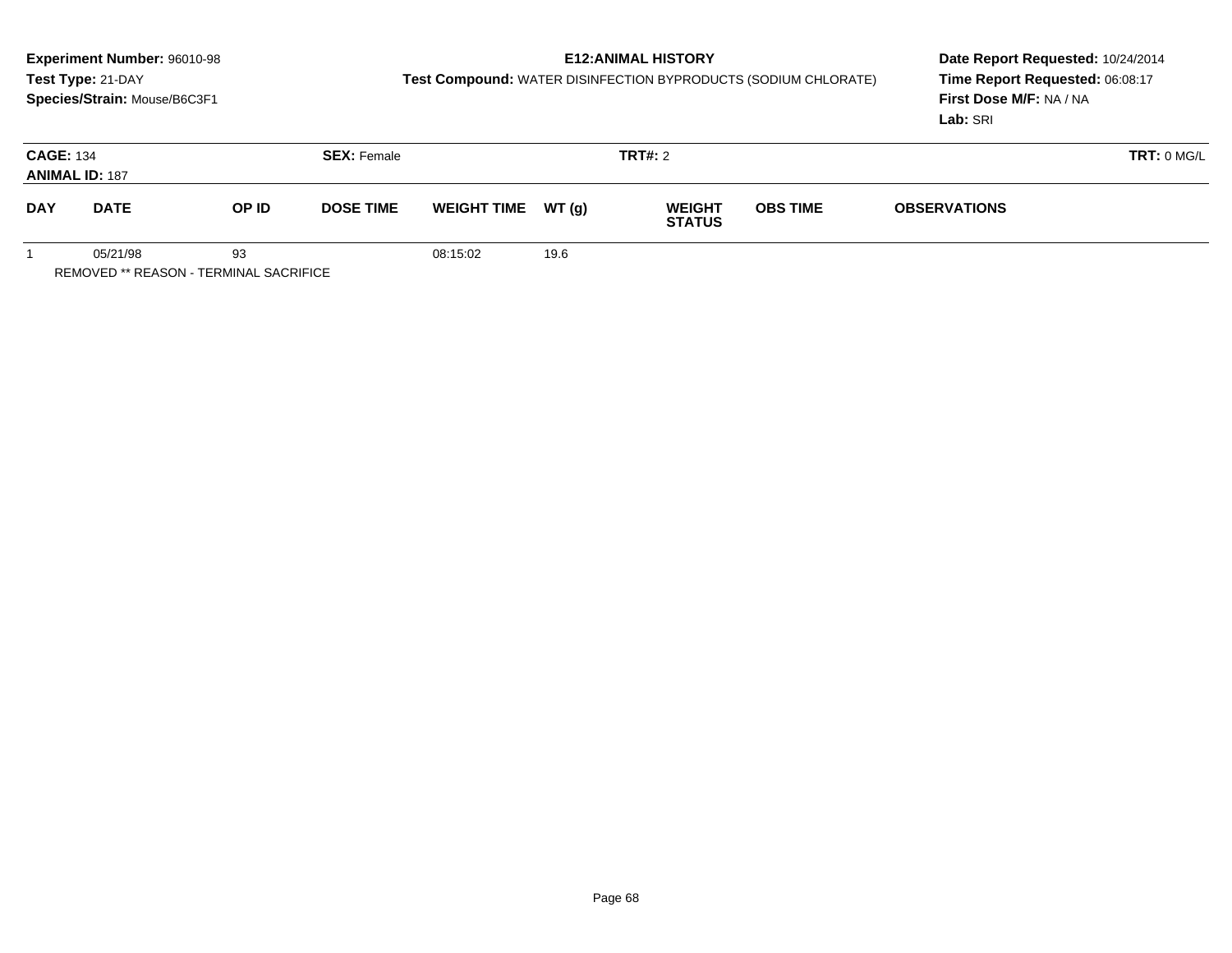**Experiment Number:** 96010-98
**Test Type:** 21-DAY
**Species/Strain:** Mouse/B6C3F1

**E12:ANIMAL HISTORY**
**Test Compound:** WATER DISINFECTION BYPRODUCTS (SODIUM CHLORATE)

**Date Report Requested:** 10/24/2014
**Time Report Requested:** 06:08:17
**First Dose M/F:** NA / NA
**Lab:** SRI

**CAGE:** 134
**ANIMAL ID:** 187
**SEX:** Female
**TRT#:** 2
**TRT:** 0 MG/L

| DAY | DATE | OP ID | DOSE TIME | WEIGHT TIME | WT (g) | WEIGHT STATUS | OBS TIME | OBSERVATIONS |
|---|---|---|---|---|---|---|---|---|
| 1 | 05/21/98 | 93 | | 08:15:02 | 19.6 | | | |

REMOVED ** REASON - TERMINAL SACRIFICE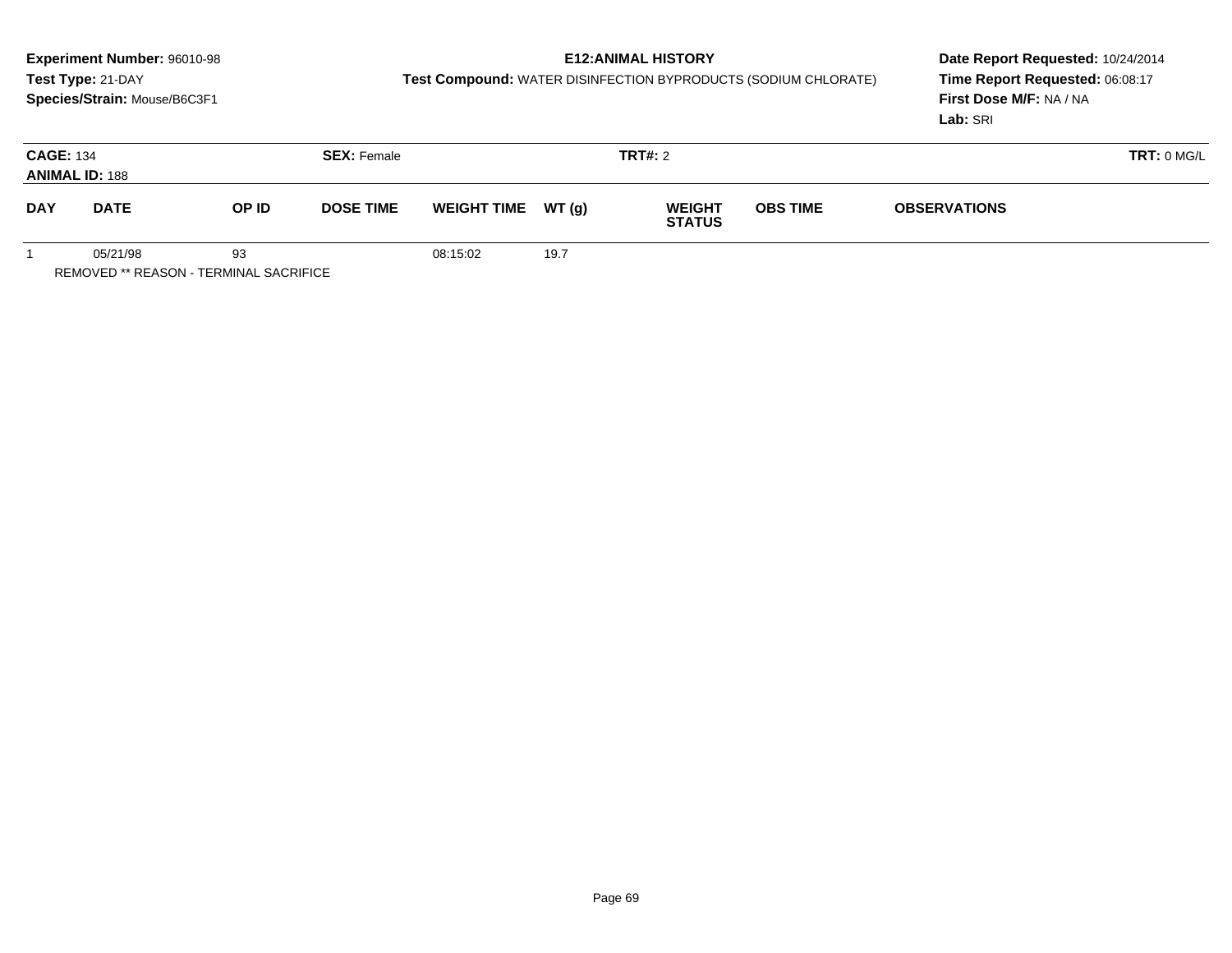**Experiment Number:** 96010-98
**Test Type:** 21-DAY
**Species/Strain:** Mouse/B6C3F1

**E12:ANIMAL HISTORY**
**Test Compound:** WATER DISINFECTION BYPRODUCTS (SODIUM CHLORATE)

**Date Report Requested:** 10/24/2014
**Time Report Requested:** 06:08:17
**First Dose M/F:** NA / NA
**Lab:** SRI

**CAGE:** 134
**ANIMAL ID:** 188
**SEX:** Female
**TRT#:** 2
**TRT:** 0 MG/L

| DAY | DATE | OP ID | DOSE TIME | WEIGHT TIME | WT (g) | WEIGHT STATUS | OBS TIME | OBSERVATIONS |
|---|---|---|---|---|---|---|---|---|
| 1 | 05/21/98 | 93 | | 08:15:02 | 19.7 | | | |

REMOVED ** REASON - TERMINAL SACRIFICE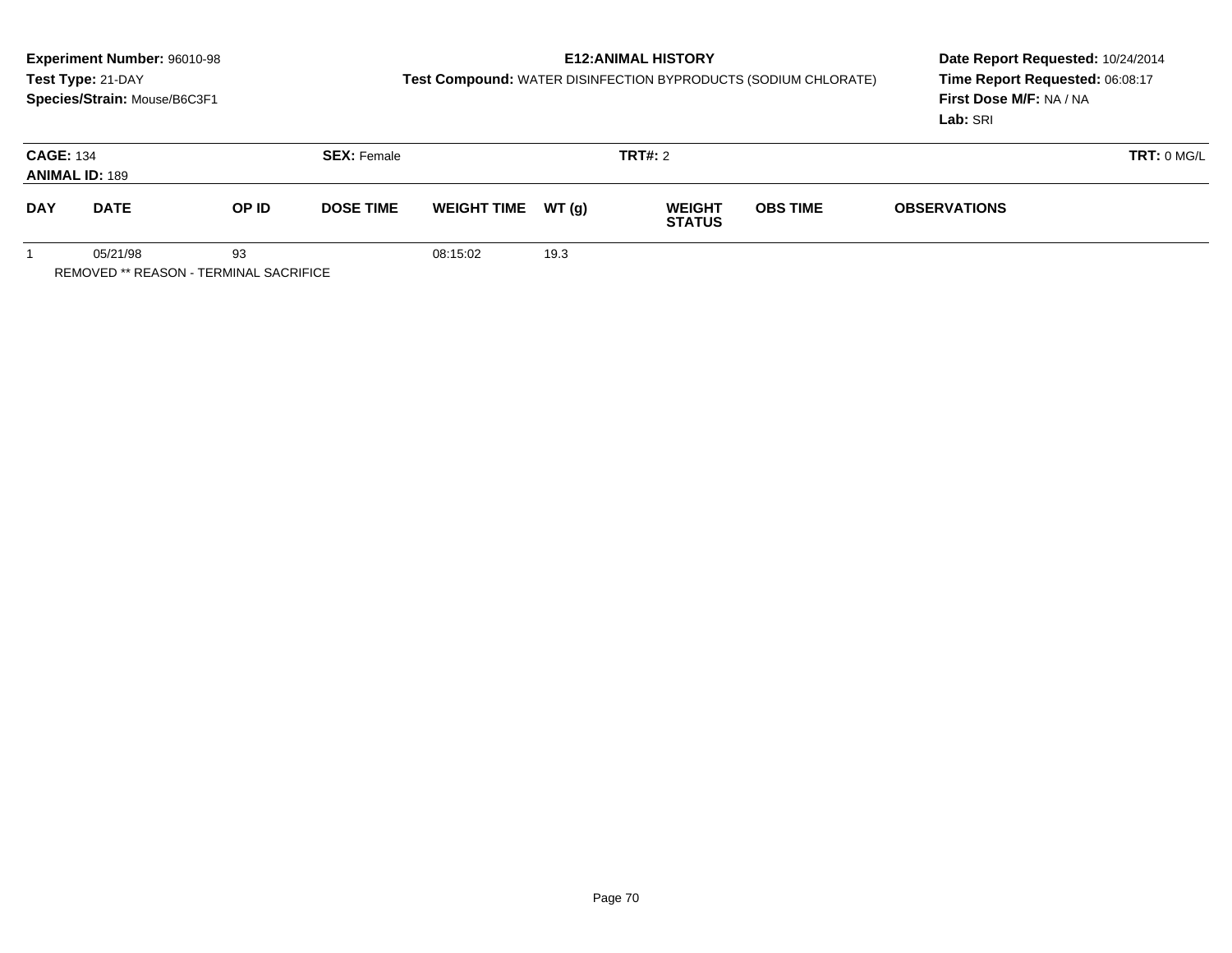**Experiment Number:** 96010-98
**Test Type:** 21-DAY
**Species/Strain:** Mouse/B6C3F1

**E12:ANIMAL HISTORY**
**Test Compound:** WATER DISINFECTION BYPRODUCTS (SODIUM CHLORATE)

**Date Report Requested:** 10/24/2014
**Time Report Requested:** 06:08:17
**First Dose M/F:** NA / NA
**Lab:** SRI

**CAGE:** 134 **SEX:** Female **TRT#:** 2 **TRT:** 0 MG/L
**ANIMAL ID:** 189

| DAY | DATE | OP ID | DOSE TIME | WEIGHT TIME | WT (g) | WEIGHT STATUS | OBS TIME | OBSERVATIONS |
|---|---|---|---|---|---|---|---|---|
| 1 | 05/21/98 | 93 | | 08:15:02 | 19.3 | | | |

REMOVED ** REASON - TERMINAL SACRIFICE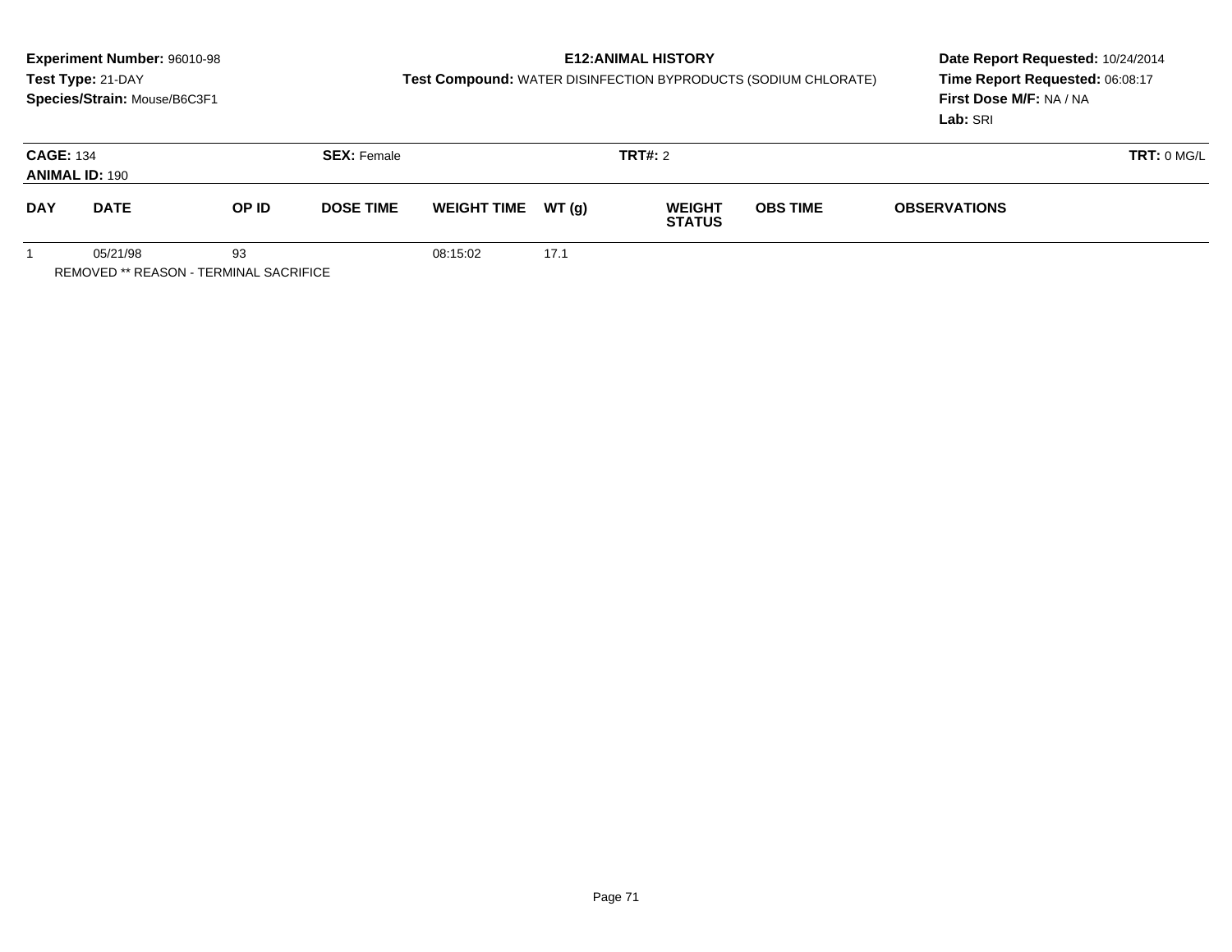**Experiment Number:** 96010-98
**Test Type:** 21-DAY
**Species/Strain:** Mouse/B6C3F1

**E12:ANIMAL HISTORY**
**Test Compound:** WATER DISINFECTION BYPRODUCTS (SODIUM CHLORATE)

**Date Report Requested:** 10/24/2014
**Time Report Requested:** 06:08:17
**First Dose M/F:** NA / NA
**Lab:** SRI

**CAGE:** 134 **SEX:** Female **TRT#:** 2 **TRT:** 0 MG/L
**ANIMAL ID:** 190

| DAY | DATE | OP ID | DOSE TIME | WEIGHT TIME | WT (g) | WEIGHT STATUS | OBS TIME | OBSERVATIONS |
|---|---|---|---|---|---|---|---|---|
| 1 | 05/21/98 | 93 | | 08:15:02 | 17.1 | | | |

REMOVED ** REASON - TERMINAL SACRIFICE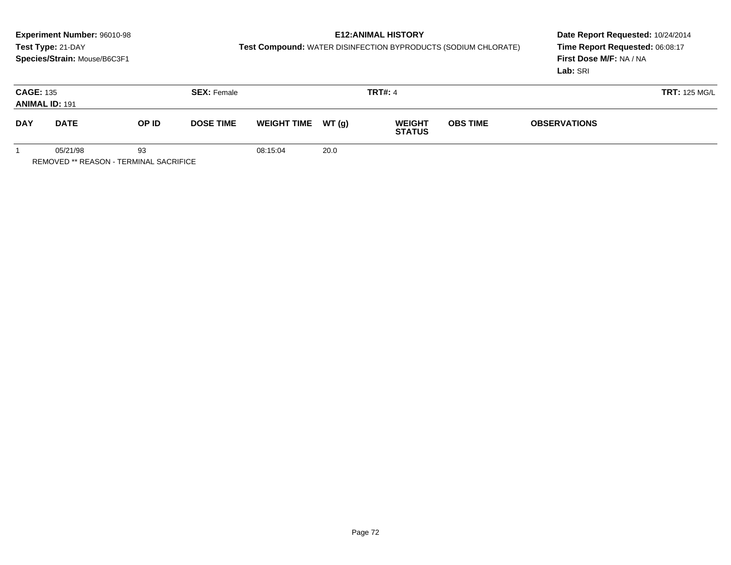**Experiment Number:** 96010-98
**Test Type:** 21-DAY
**Species/Strain:** Mouse/B6C3F1

**E12:ANIMAL HISTORY**
**Test Compound:** WATER DISINFECTION BYPRODUCTS (SODIUM CHLORATE)

**Date Report Requested:** 10/24/2014
**Time Report Requested:** 06:08:17
**First Dose M/F:** NA / NA
**Lab:** SRI

**CAGE:** 135
**ANIMAL ID:** 191
**SEX:** Female
**TRT#:** 4
**TRT:** 125 MG/L

| DAY | DATE | OP ID | DOSE TIME | WEIGHT TIME | WT (g) | WEIGHT STATUS | OBS TIME | OBSERVATIONS |
|---|---|---|---|---|---|---|---|---|
| 1 | 05/21/98 | 93 | | 08:15:04 | 20.0 | | | |

REMOVED ** REASON - TERMINAL SACRIFICE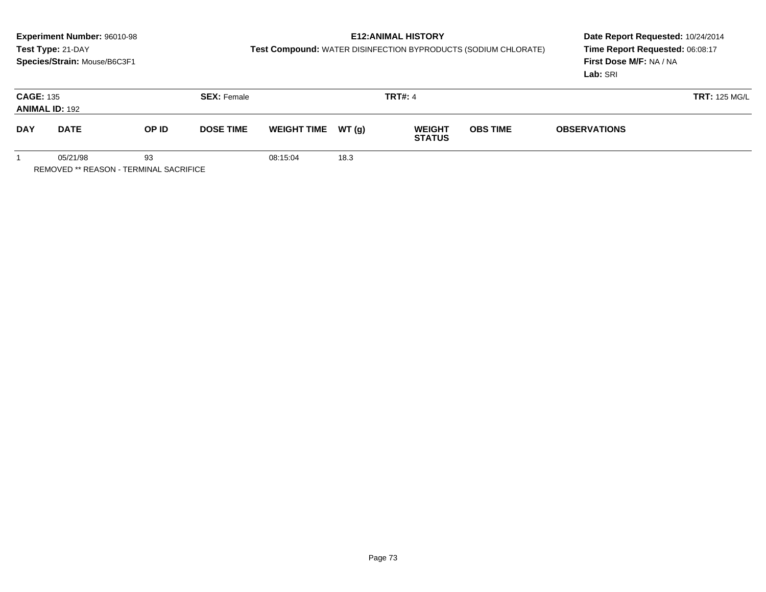**Experiment Number:** 96010-98
**Test Type:** 21-DAY
**Species/Strain:** Mouse/B6C3F1

**E12:ANIMAL HISTORY**
**Test Compound:** WATER DISINFECTION BYPRODUCTS (SODIUM CHLORATE)

**Date Report Requested:** 10/24/2014
**Time Report Requested:** 06:08:17
**First Dose M/F:** NA / NA
**Lab:** SRI

**CAGE:** 135 **SEX:** Female **TRT#:** 4 **TRT:** 125 MG/L
**ANIMAL ID:** 192

| DAY | DATE | OP ID | DOSE TIME | WEIGHT TIME | WT (g) | WEIGHT STATUS | OBS TIME | OBSERVATIONS |
|---|---|---|---|---|---|---|---|---|
| 1 | 05/21/98 | 93 | | 08:15:04 | 18.3 | | | |

REMOVED ** REASON - TERMINAL SACRIFICE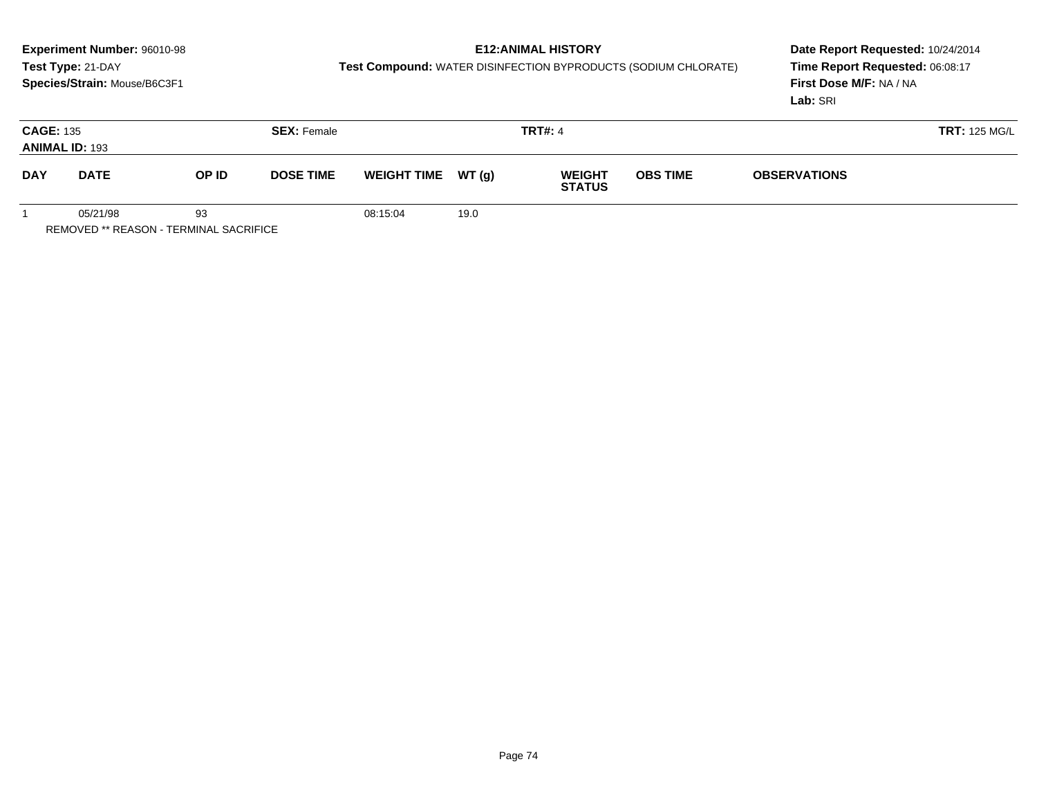**Experiment Number:** 96010-98
**Test Type:** 21-DAY
**Species/Strain:** Mouse/B6C3F1

**E12:ANIMAL HISTORY**
**Test Compound:** WATER DISINFECTION BYPRODUCTS (SODIUM CHLORATE)

**Date Report Requested:** 10/24/2014
**Time Report Requested:** 06:08:17
**First Dose M/F:** NA / NA
**Lab:** SRI

**CAGE:** 135 | **SEX:** Female | **TRT#:** 4 | **TRT:** 125 MG/L
**ANIMAL ID:** 193

| DAY | DATE | OP ID | DOSE TIME | WEIGHT TIME | WT (g) | WEIGHT STATUS | OBS TIME | OBSERVATIONS |
|---|---|---|---|---|---|---|---|---|
| 1 | 05/21/98 | 93 | | 08:15:04 | 19.0 | | | |

REMOVED ** REASON - TERMINAL SACRIFICE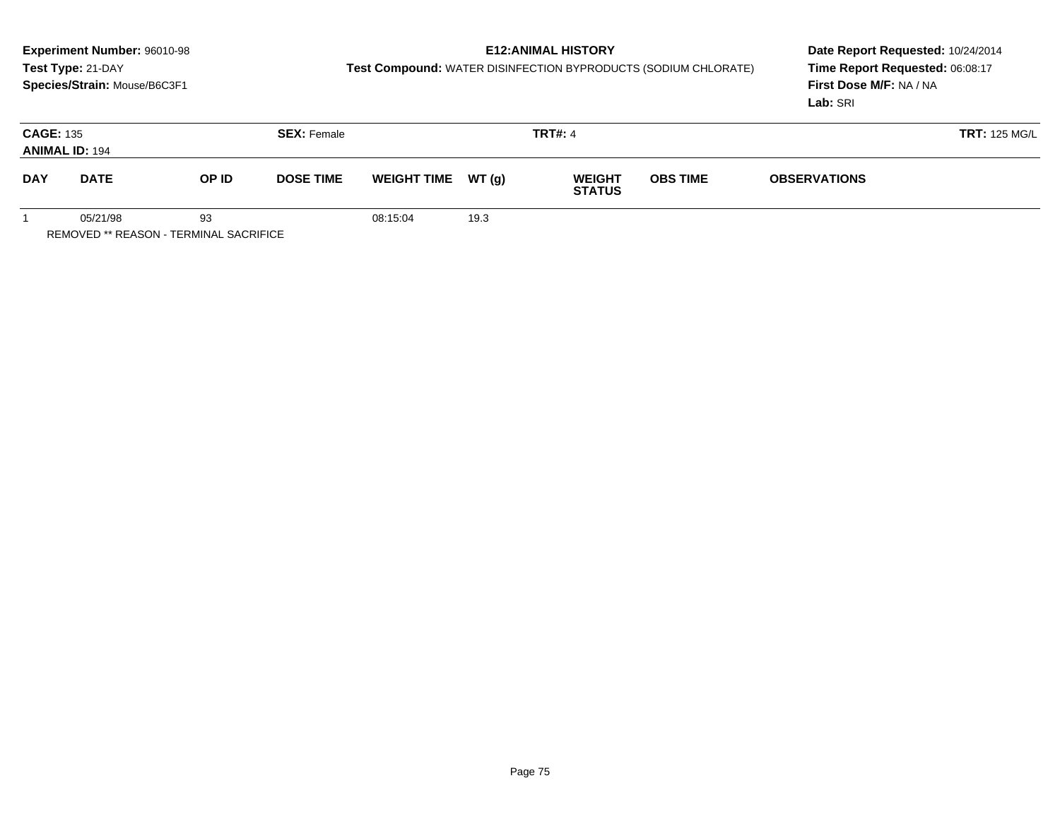**Experiment Number:** 96010-98
**Test Type:** 21-DAY
**Species/Strain:** Mouse/B6C3F1

**E12:ANIMAL HISTORY**
**Test Compound:** WATER DISINFECTION BYPRODUCTS (SODIUM CHLORATE)

**Date Report Requested:** 10/24/2014
**Time Report Requested:** 06:08:17
**First Dose M/F:** NA / NA
**Lab:** SRI

**CAGE:** 135 **SEX:** Female **TRT#:** 4 **TRT:** 125 MG/L
**ANIMAL ID:** 194

| DAY | DATE | OP ID | DOSE TIME | WEIGHT TIME | WT (g) | WEIGHT STATUS | OBS TIME | OBSERVATIONS |
|---|---|---|---|---|---|---|---|---|
| 1 | 05/21/98 | 93 | | 08:15:04 | 19.3 | | | |

REMOVED ** REASON - TERMINAL SACRIFICE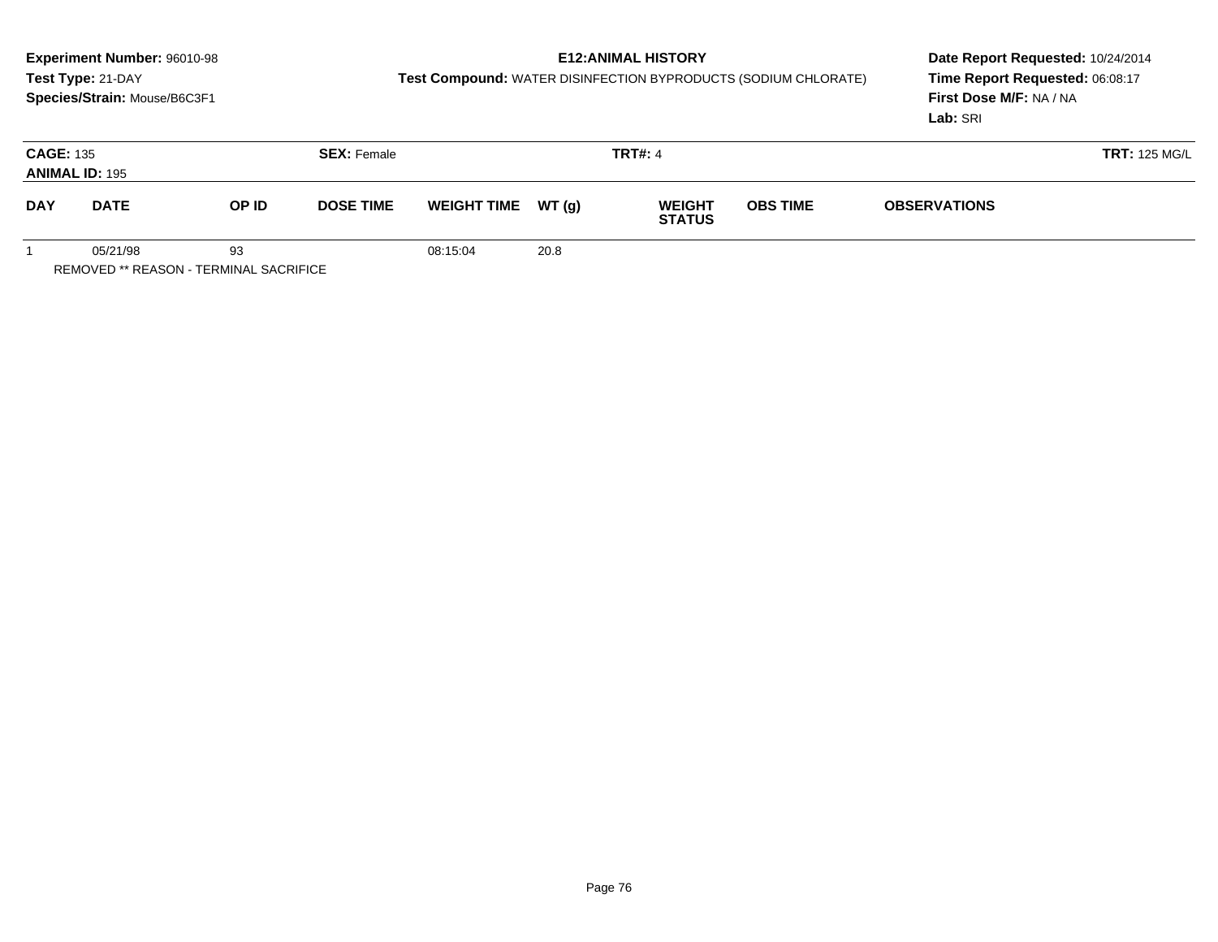**Experiment Number:** 96010-98
**Test Type:** 21-DAY
**Species/Strain:** Mouse/B6C3F1

**E12:ANIMAL HISTORY**
**Test Compound:** WATER DISINFECTION BYPRODUCTS (SODIUM CHLORATE)

**Date Report Requested:** 10/24/2014
**Time Report Requested:** 06:08:17
**First Dose M/F:** NA / NA
**Lab:** SRI

**CAGE:** 135 **SEX:** Female **TRT#:** 4 **TRT:** 125 MG/L
**ANIMAL ID:** 195

| DAY | DATE | OP ID | DOSE TIME | WEIGHT TIME | WT (g) | WEIGHT STATUS | OBS TIME | OBSERVATIONS |
|---|---|---|---|---|---|---|---|---|
| 1 | 05/21/98 | 93 | | 08:15:04 | 20.8 | | | |

REMOVED ** REASON - TERMINAL SACRIFICE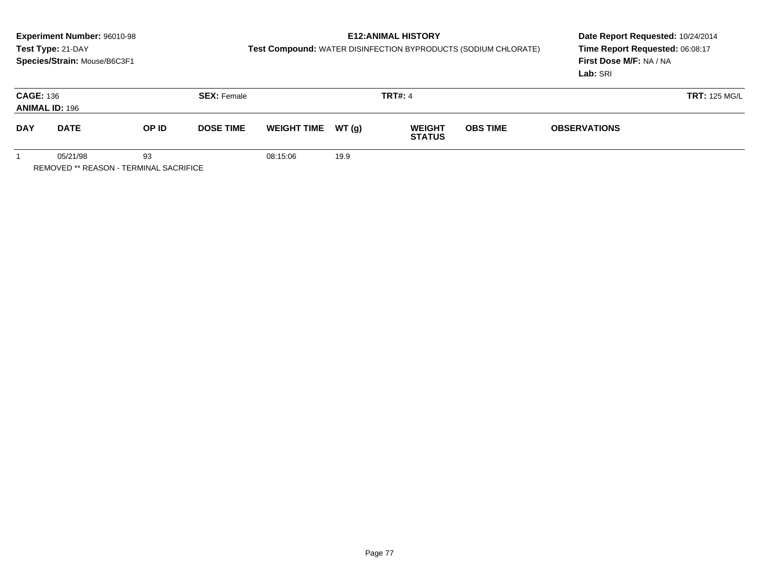**Experiment Number:** 96010-98
**Test Type:** 21-DAY
**Species/Strain:** Mouse/B6C3F1

**E12:ANIMAL HISTORY**
**Test Compound:** WATER DISINFECTION BYPRODUCTS (SODIUM CHLORATE)

**Date Report Requested:** 10/24/2014
**Time Report Requested:** 06:08:17
**First Dose M/F:** NA / NA
**Lab:** SRI

**CAGE:** 136 **SEX:** Female **TRT#:** 4 **TRT:** 125 MG/L
**ANIMAL ID:** 196

| DAY | DATE | OP ID | DOSE TIME | WEIGHT TIME | WT (g) | WEIGHT STATUS | OBS TIME | OBSERVATIONS |
|---|---|---|---|---|---|---|---|---|
| 1 | 05/21/98 | 93 | | 08:15:06 | 19.9 | | | |

REMOVED ** REASON - TERMINAL SACRIFICE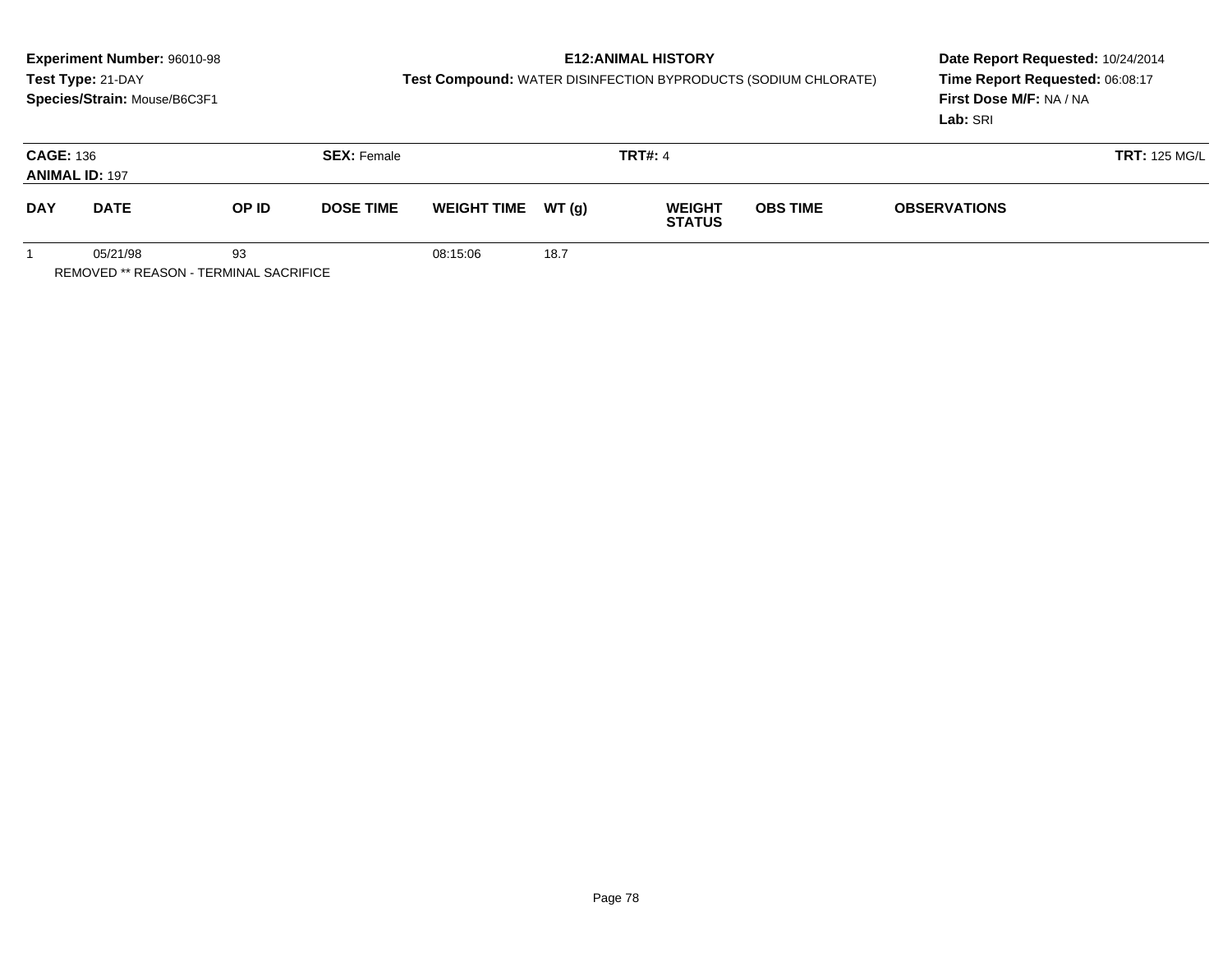**Experiment Number:** 96010-98
**Test Type:** 21-DAY
**Species/Strain:** Mouse/B6C3F1

**E12:ANIMAL HISTORY**
**Test Compound:** WATER DISINFECTION BYPRODUCTS (SODIUM CHLORATE)

**Date Report Requested:** 10/24/2014
**Time Report Requested:** 06:08:17
**First Dose M/F:** NA / NA
**Lab:** SRI

**CAGE:** 136 **SEX:** Female **TRT#:** 4 **TRT:** 125 MG/L
**ANIMAL ID:** 197

| DAY | DATE | OP ID | DOSE TIME | WEIGHT TIME | WT (g) | WEIGHT STATUS | OBS TIME | OBSERVATIONS |
|---|---|---|---|---|---|---|---|---|
| 1 | 05/21/98 | 93 | | 08:15:06 | 18.7 | | | |

REMOVED ** REASON - TERMINAL SACRIFICE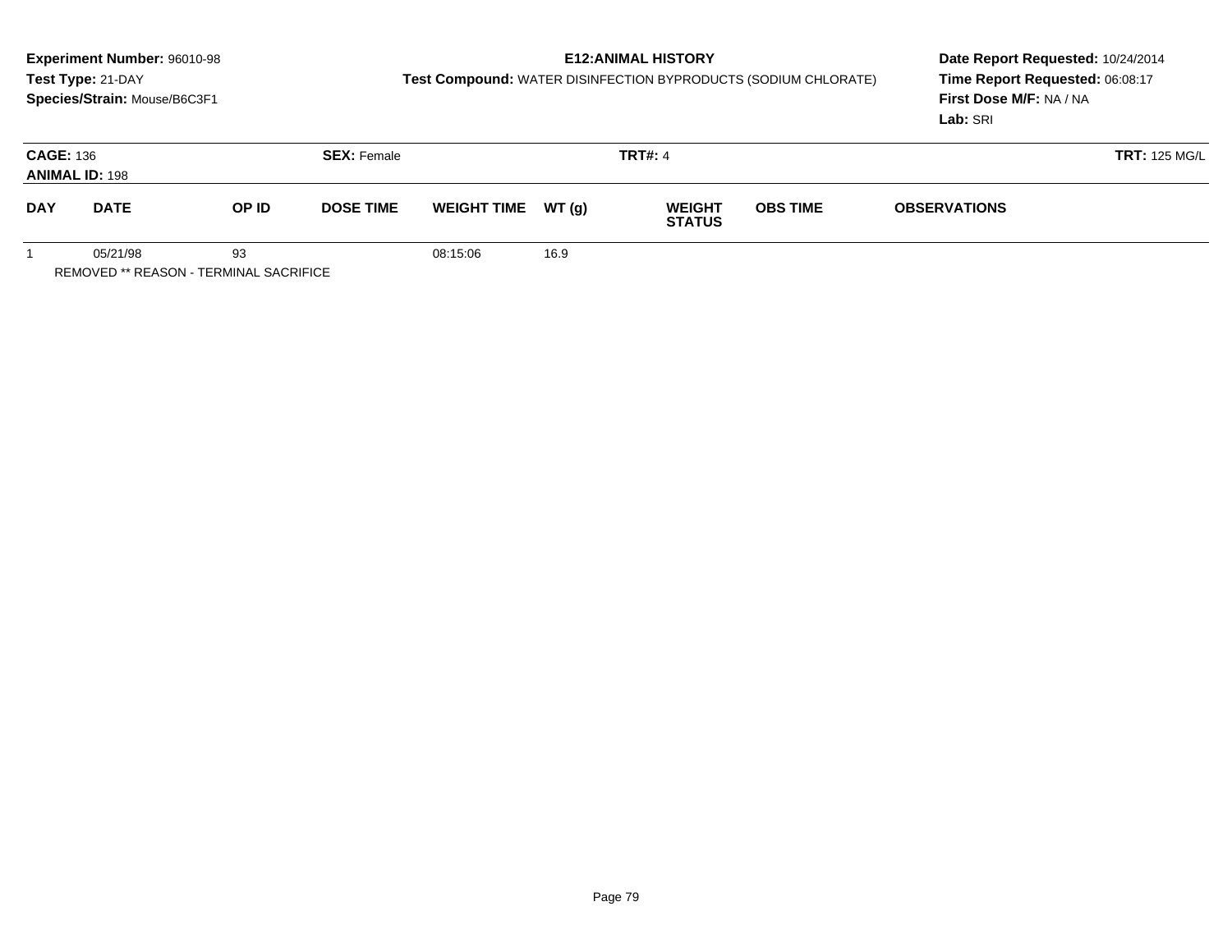**Experiment Number:** 96010-98
**Test Type:** 21-DAY
**Species/Strain:** Mouse/B6C3F1

**E12:ANIMAL HISTORY**
**Test Compound:** WATER DISINFECTION BYPRODUCTS (SODIUM CHLORATE)

**Date Report Requested:** 10/24/2014
**Time Report Requested:** 06:08:17
**First Dose M/F:** NA / NA
**Lab:** SRI

**CAGE:** 136
**ANIMAL ID:** 198
**SEX:** Female
**TRT#:** 4
**TRT:** 125 MG/L

| DAY | DATE | OP ID | DOSE TIME | WEIGHT TIME | WT (g) | WEIGHT STATUS | OBS TIME | OBSERVATIONS |
|---|---|---|---|---|---|---|---|---|
| 1 | 05/21/98 | 93 | | 08:15:06 | 16.9 | | | |

REMOVED ** REASON - TERMINAL SACRIFICE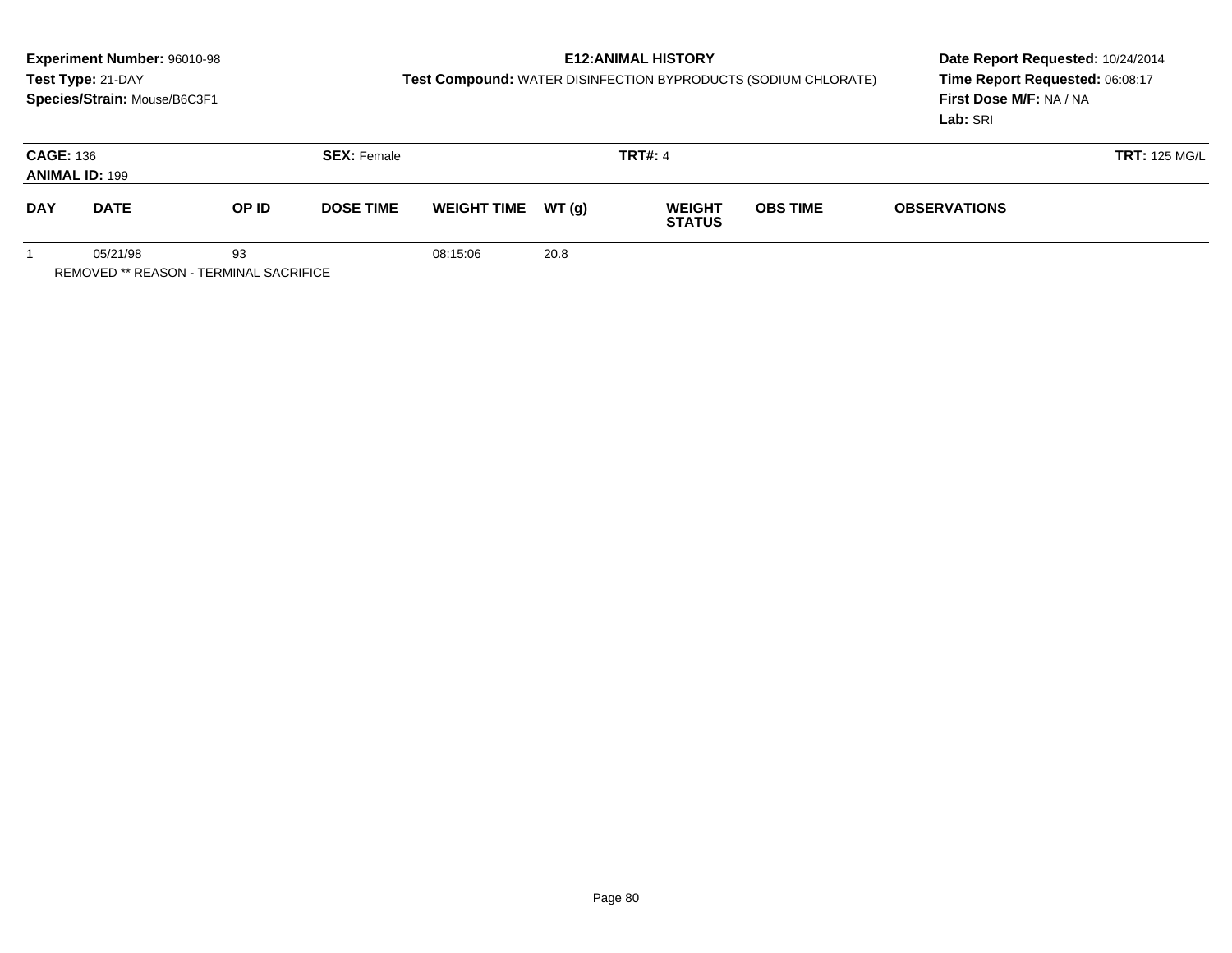**Experiment Number:** 96010-98
**Test Type:** 21-DAY
**Species/Strain:** Mouse/B6C3F1

**E12:ANIMAL HISTORY**
**Test Compound:** WATER DISINFECTION BYPRODUCTS (SODIUM CHLORATE)

**Date Report Requested:** 10/24/2014
**Time Report Requested:** 06:08:17
**First Dose M/F:** NA / NA
**Lab:** SRI

**CAGE:** 136 **SEX:** Female **TRT#:** 4 **TRT:** 125 MG/L
**ANIMAL ID:** 199

| DAY | DATE | OP ID | DOSE TIME | WEIGHT TIME | WT (g) | WEIGHT STATUS | OBS TIME | OBSERVATIONS |
|---|---|---|---|---|---|---|---|---|
| 1 | 05/21/98 | 93 | | 08:15:06 | 20.8 | | | |

REMOVED ** REASON - TERMINAL SACRIFICE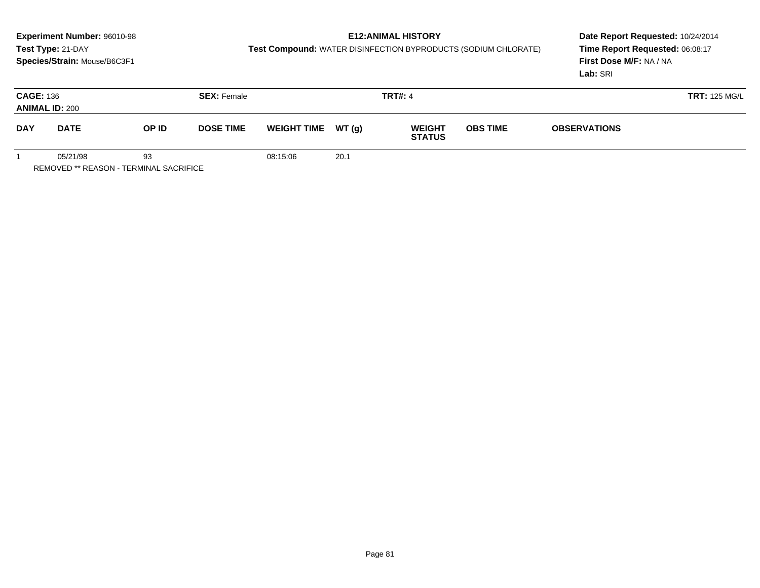**Experiment Number:** 96010-98
**Test Type:** 21-DAY
**Species/Strain:** Mouse/B6C3F1

**E12:ANIMAL HISTORY**
**Test Compound:** WATER DISINFECTION BYPRODUCTS (SODIUM CHLORATE)

**Date Report Requested:** 10/24/2014
**Time Report Requested:** 06:08:17
**First Dose M/F:** NA / NA
**Lab:** SRI

**CAGE:** 136 **SEX:** Female **TRT#:** 4 **TRT:** 125 MG/L
**ANIMAL ID:** 200

| DAY | DATE | OP ID | DOSE TIME | WEIGHT TIME | WT (g) | WEIGHT STATUS | OBS TIME | OBSERVATIONS |
|---|---|---|---|---|---|---|---|---|
| 1 | 05/21/98 | 93 | | 08:15:06 | 20.1 | | | |

REMOVED ** REASON - TERMINAL SACRIFICE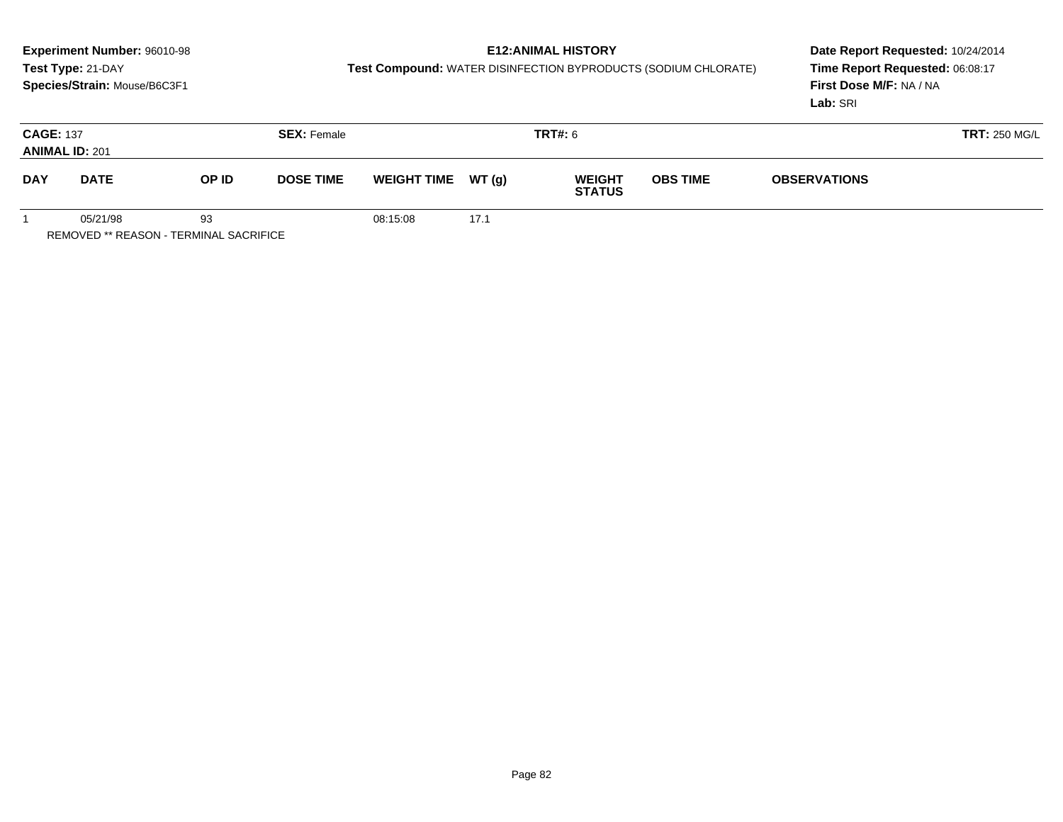**Experiment Number:** 96010-98
**Test Type:** 21-DAY
**Species/Strain:** Mouse/B6C3F1

**E12:ANIMAL HISTORY**
**Test Compound:** WATER DISINFECTION BYPRODUCTS (SODIUM CHLORATE)

**Date Report Requested:** 10/24/2014
**Time Report Requested:** 06:08:17
**First Dose M/F:** NA / NA
**Lab:** SRI

**CAGE:** 137 **SEX:** Female **TRT#:** 6 **TRT:** 250 MG/L
**ANIMAL ID:** 201

| DAY | DATE | OP ID | DOSE TIME | WEIGHT TIME | WT (g) | WEIGHT STATUS | OBS TIME | OBSERVATIONS |
|---|---|---|---|---|---|---|---|---|
| 1 | 05/21/98 | 93 | | 08:15:08 | 17.1 | | | |

REMOVED ** REASON - TERMINAL SACRIFICE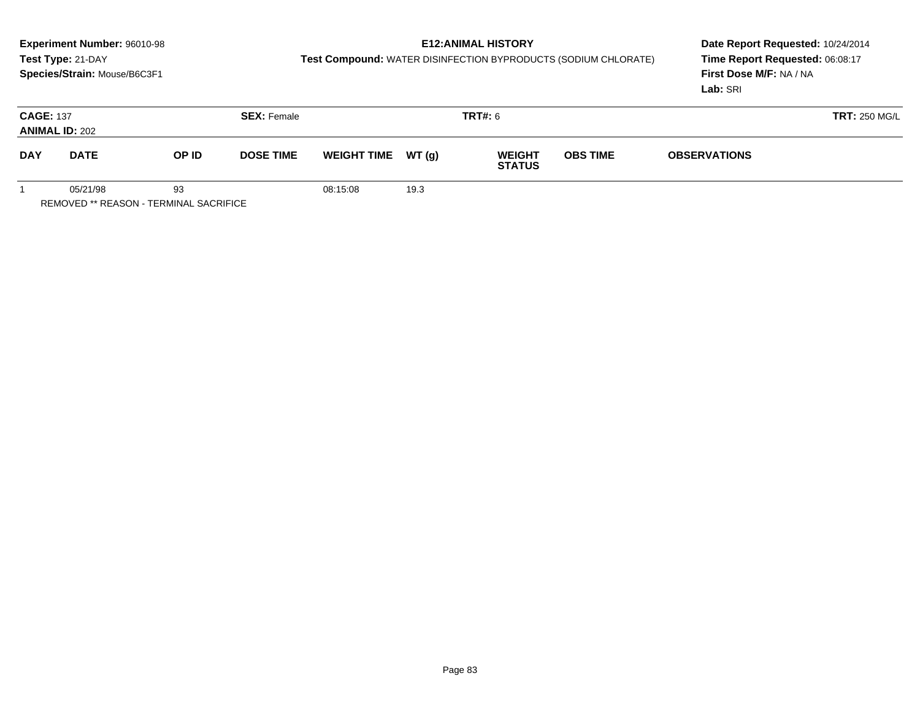**Experiment Number:** 96010-98
**Test Type:** 21-DAY
**Species/Strain:** Mouse/B6C3F1

**E12:ANIMAL HISTORY**
**Test Compound:** WATER DISINFECTION BYPRODUCTS (SODIUM CHLORATE)

**Date Report Requested:** 10/24/2014
**Time Report Requested:** 06:08:17
**First Dose M/F:** NA / NA
**Lab:** SRI

**CAGE:** 137 **SEX:** Female **TRT#:** 6 **TRT:** 250 MG/L
**ANIMAL ID:** 202

| DAY | DATE | OP ID | DOSE TIME | WEIGHT TIME | WT (g) | WEIGHT STATUS | OBS TIME | OBSERVATIONS |
|---|---|---|---|---|---|---|---|---|
| 1 | 05/21/98 | 93 | | 08:15:08 | 19.3 | | | |

REMOVED ** REASON - TERMINAL SACRIFICE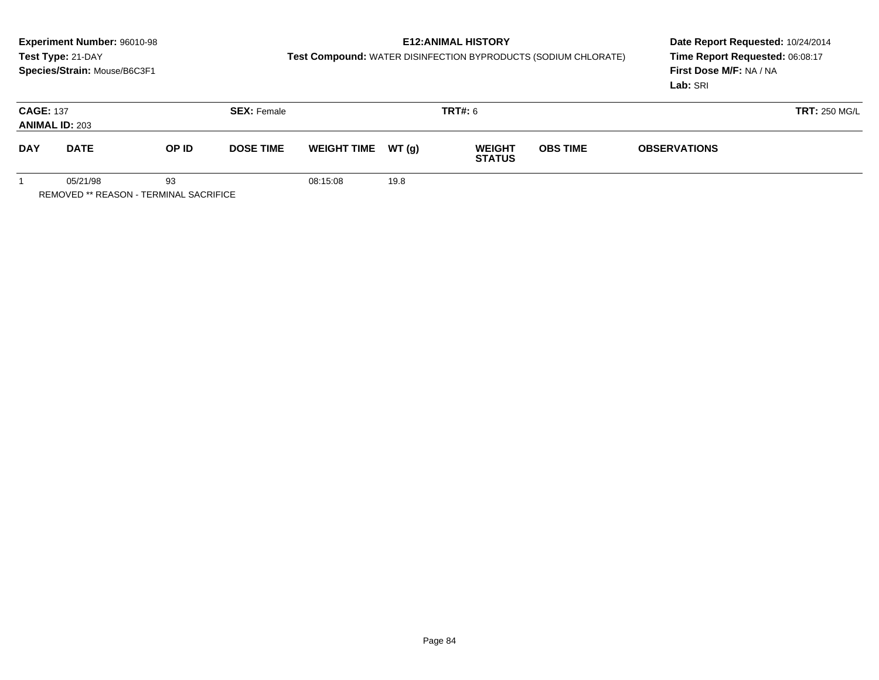**Experiment Number:** 96010-98
**Test Type:** 21-DAY
**Species/Strain:** Mouse/B6C3F1

**E12:ANIMAL HISTORY**
**Test Compound:** WATER DISINFECTION BYPRODUCTS (SODIUM CHLORATE)

**Date Report Requested:** 10/24/2014
**Time Report Requested:** 06:08:17
**First Dose M/F:** NA / NA
**Lab:** SRI

**CAGE:** 137 **SEX:** Female **TRT#:** 6 **TRT:** 250 MG/L
**ANIMAL ID:** 203

| DAY | DATE | OP ID | DOSE TIME | WEIGHT TIME | WT (g) | WEIGHT STATUS | OBS TIME | OBSERVATIONS |
|---|---|---|---|---|---|---|---|---|
| 1 | 05/21/98 | 93 | | 08:15:08 | 19.8 | | | |

REMOVED ** REASON - TERMINAL SACRIFICE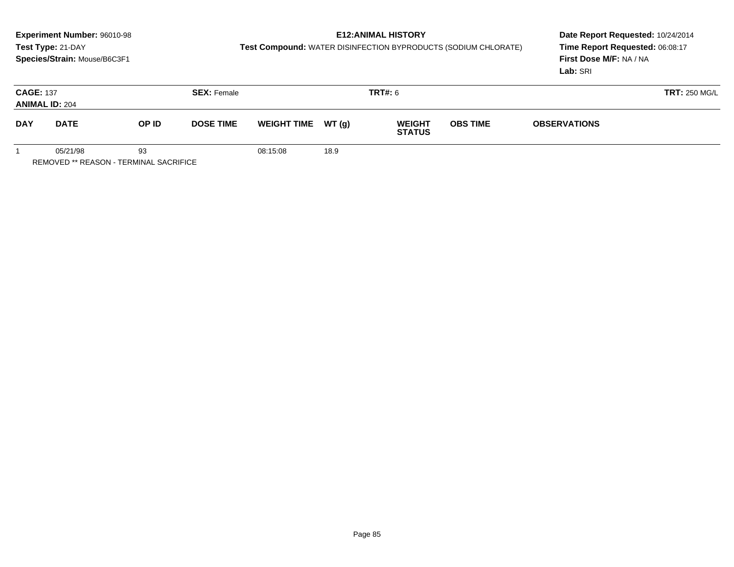**Experiment Number:** 96010-98
**Test Type:** 21-DAY
**Species/Strain:** Mouse/B6C3F1

**E12:ANIMAL HISTORY**
**Test Compound:** WATER DISINFECTION BYPRODUCTS (SODIUM CHLORATE)

**Date Report Requested:** 10/24/2014
**Time Report Requested:** 06:08:17
**First Dose M/F:** NA / NA
**Lab:** SRI

**CAGE:** 137 **SEX:** Female **TRT#:** 6 **TRT:** 250 MG/L
**ANIMAL ID:** 204

| DAY | DATE | OP ID | DOSE TIME | WEIGHT TIME | WT (g) | WEIGHT STATUS | OBS TIME | OBSERVATIONS |
|---|---|---|---|---|---|---|---|---|
| 1 | 05/21/98 | 93 | | 08:15:08 | 18.9 | | | |

REMOVED ** REASON - TERMINAL SACRIFICE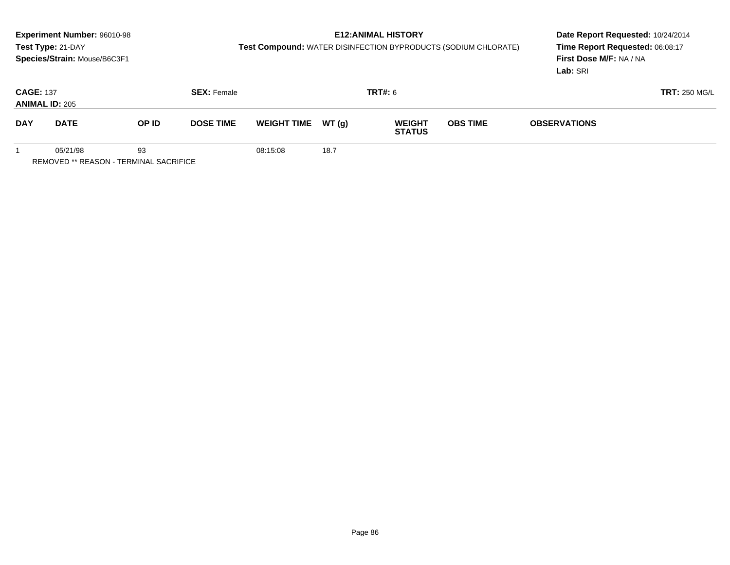**Experiment Number:** 96010-98
**Test Type:** 21-DAY
**Species/Strain:** Mouse/B6C3F1

**E12:ANIMAL HISTORY**
**Test Compound:** WATER DISINFECTION BYPRODUCTS (SODIUM CHLORATE)

**Date Report Requested:** 10/24/2014
**Time Report Requested:** 06:08:17
**First Dose M/F:** NA / NA
**Lab:** SRI

**CAGE:** 137
**ANIMAL ID:** 205
**SEX:** Female
**TRT#:** 6
**TRT:** 250 MG/L

| DAY | DATE | OP ID | DOSE TIME | WEIGHT TIME | WT (g) | WEIGHT STATUS | OBS TIME | OBSERVATIONS |
|---|---|---|---|---|---|---|---|---|
| 1 | 05/21/98 | 93 | | 08:15:08 | 18.7 | | | |

REMOVED ** REASON - TERMINAL SACRIFICE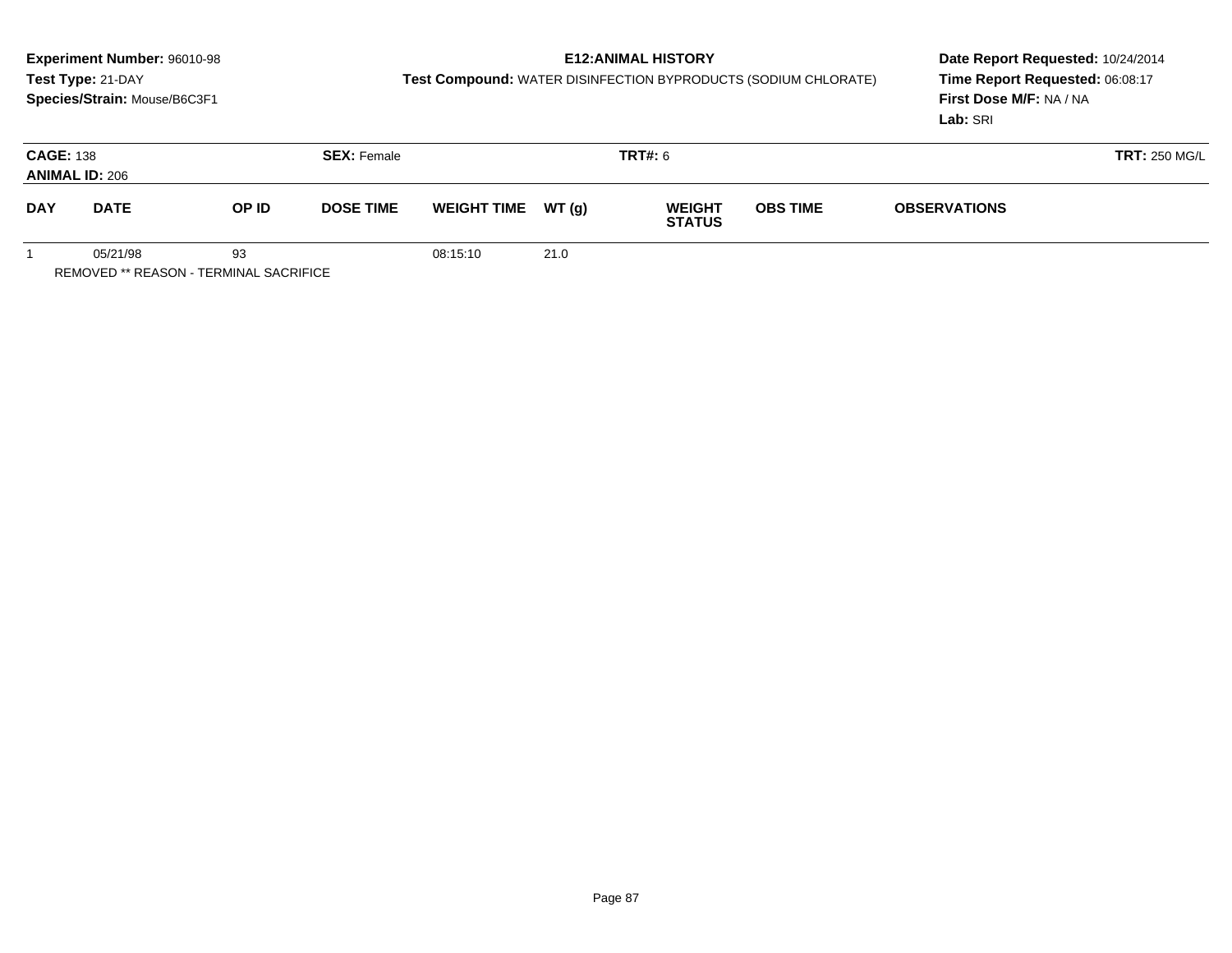**Experiment Number:** 96010-98
**Test Type:** 21-DAY
**Species/Strain:** Mouse/B6C3F1

**E12:ANIMAL HISTORY**
**Test Compound:** WATER DISINFECTION BYPRODUCTS (SODIUM CHLORATE)

**Date Report Requested:** 10/24/2014
**Time Report Requested:** 06:08:17
**First Dose M/F:** NA / NA
**Lab:** SRI

**CAGE:** 138 **SEX:** Female **TRT#:** 6 **TRT:** 250 MG/L
**ANIMAL ID:** 206

| DAY | DATE | OP ID | DOSE TIME | WEIGHT TIME | WT (g) | WEIGHT STATUS | OBS TIME | OBSERVATIONS |
|---|---|---|---|---|---|---|---|---|
| 1 | 05/21/98 | 93 | | 08:15:10 | 21.0 | | | |

REMOVED ** REASON - TERMINAL SACRIFICE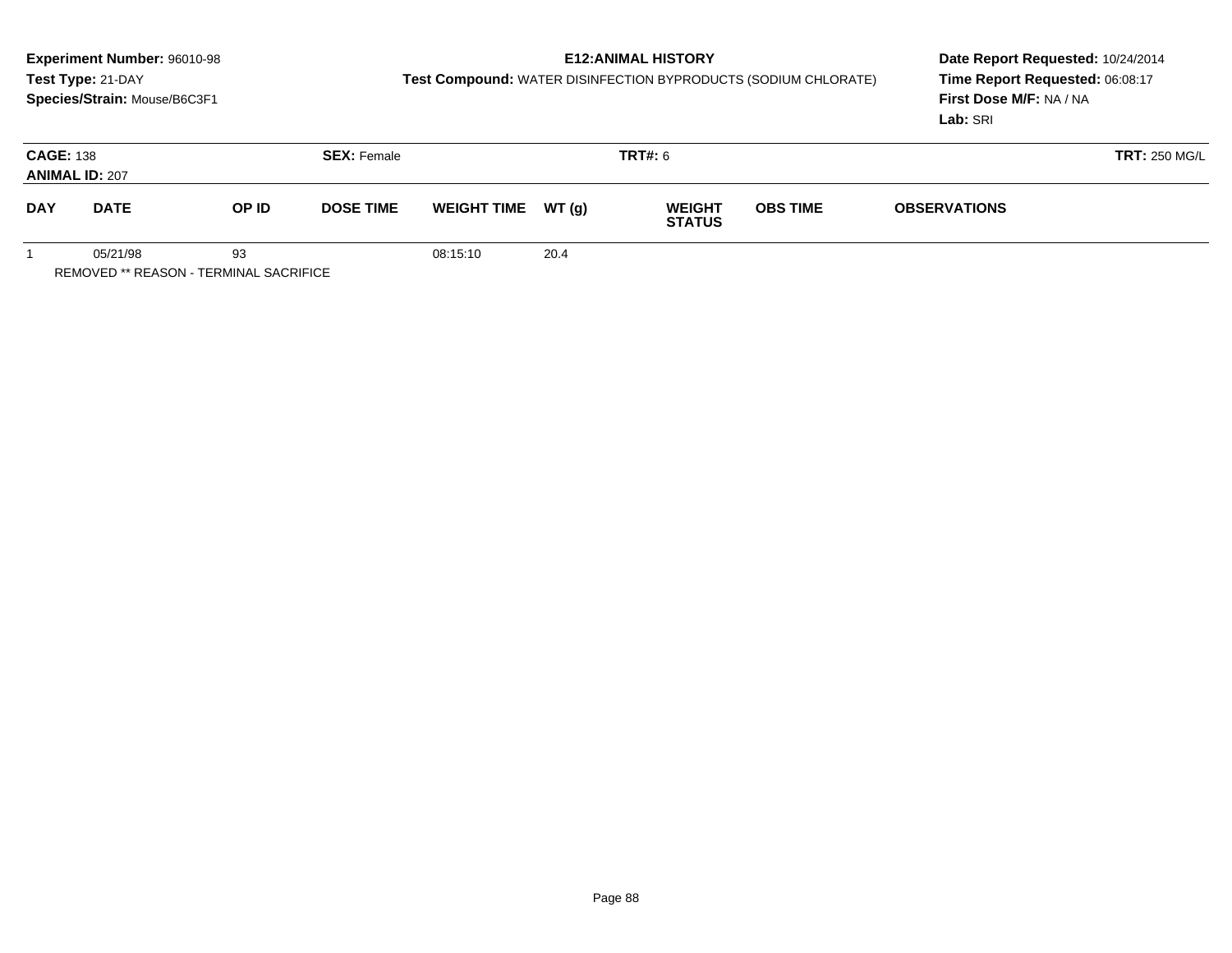**Experiment Number:** 96010-98
**Test Type:** 21-DAY
**Species/Strain:** Mouse/B6C3F1

**E12:ANIMAL HISTORY**
**Test Compound:** WATER DISINFECTION BYPRODUCTS (SODIUM CHLORATE)

**Date Report Requested:** 10/24/2014
**Time Report Requested:** 06:08:17
**First Dose M/F:** NA / NA
**Lab:** SRI

**CAGE:** 138
**ANIMAL ID:** 207
**SEX:** Female
**TRT#:** 6
**TRT:** 250 MG/L

| DAY | DATE | OP ID | DOSE TIME | WEIGHT TIME | WT (g) | WEIGHT STATUS | OBS TIME | OBSERVATIONS |
|---|---|---|---|---|---|---|---|---|
| 1 | 05/21/98 | 93 | | 08:15:10 | 20.4 | | | |

REMOVED ** REASON - TERMINAL SACRIFICE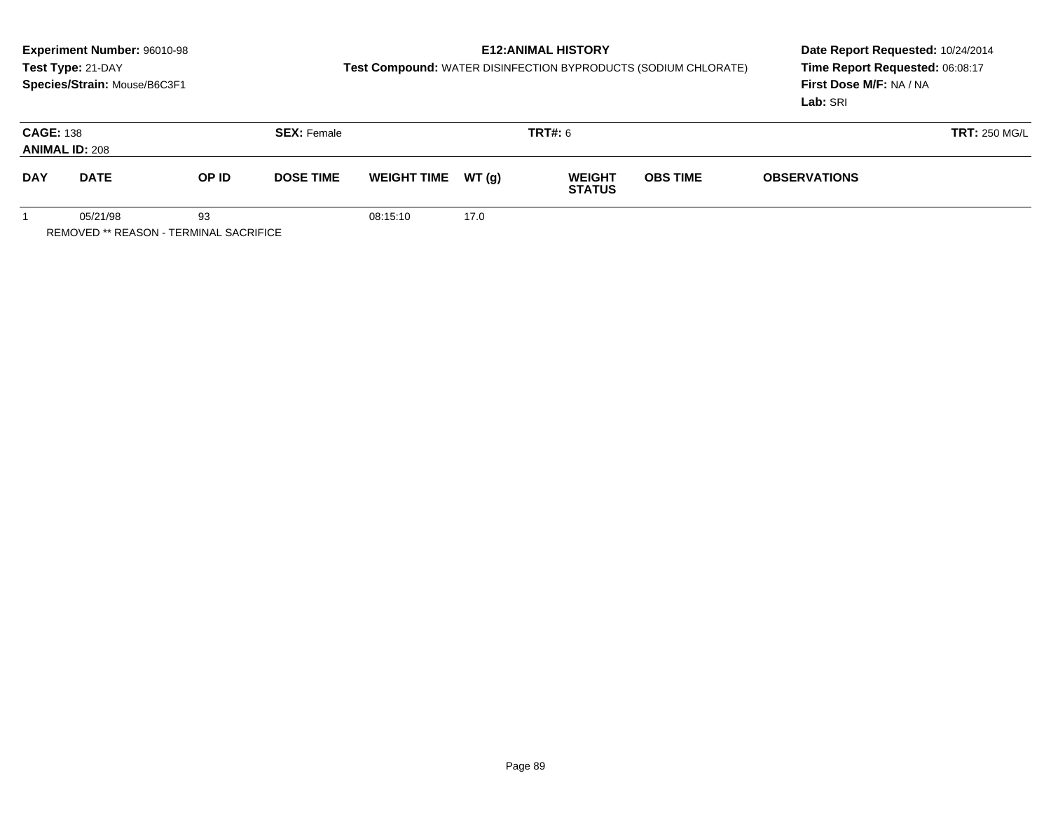**Experiment Number:** 96010-98
**Test Type:** 21-DAY
**Species/Strain:** Mouse/B6C3F1

**E12:ANIMAL HISTORY**
**Test Compound:** WATER DISINFECTION BYPRODUCTS (SODIUM CHLORATE)

**Date Report Requested:** 10/24/2014
**Time Report Requested:** 06:08:17
**First Dose M/F:** NA / NA
**Lab:** SRI

**CAGE:** 138
**ANIMAL ID:** 208
**SEX:** Female
**TRT#:** 6
**TRT:** 250 MG/L

| DAY | DATE | OP ID | DOSE TIME | WEIGHT TIME | WT (g) | WEIGHT STATUS | OBS TIME | OBSERVATIONS |
|---|---|---|---|---|---|---|---|---|
| 1 | 05/21/98 | 93 | | 08:15:10 | 17.0 | | | |

REMOVED ** REASON - TERMINAL SACRIFICE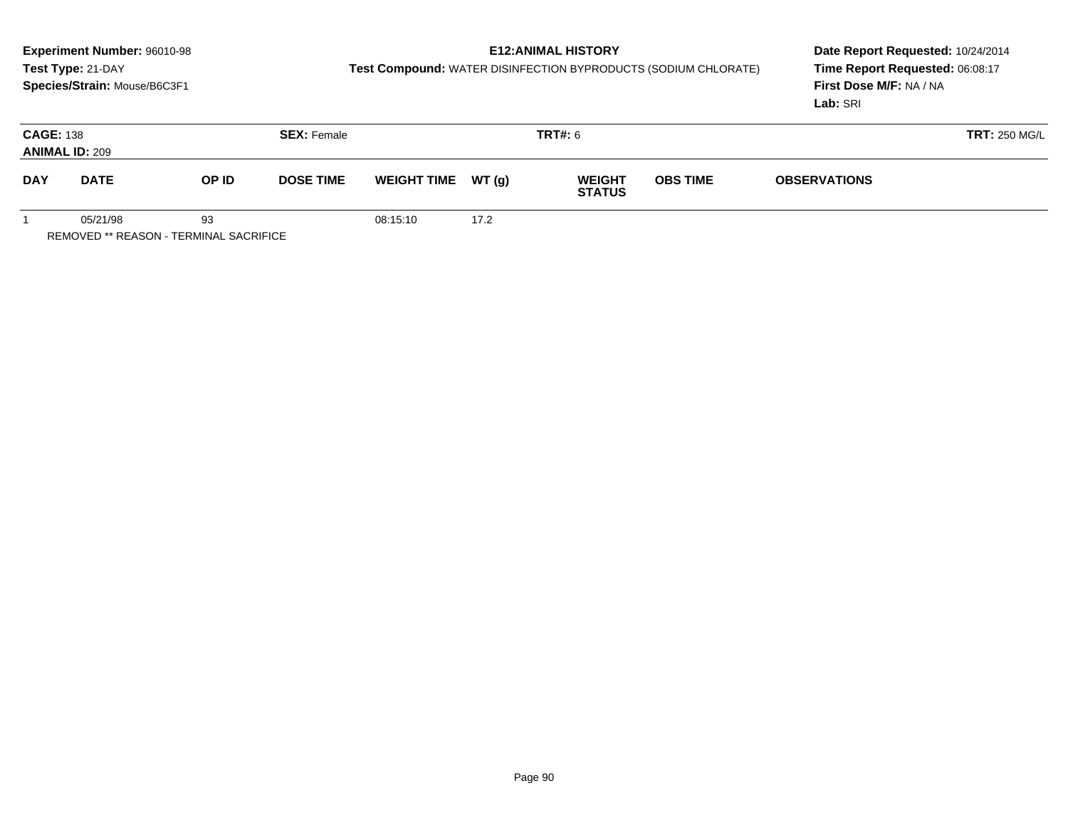**Experiment Number:** 96010-98
**Test Type:** 21-DAY
**Species/Strain:** Mouse/B6C3F1

**E12:ANIMAL HISTORY**
**Test Compound:** WATER DISINFECTION BYPRODUCTS (SODIUM CHLORATE)

**Date Report Requested:** 10/24/2014
**Time Report Requested:** 06:08:17
**First Dose M/F:** NA / NA
**Lab:** SRI

**CAGE:** 138 **SEX:** Female **TRT#:** 6 **TRT:** 250 MG/L
**ANIMAL ID:** 209

| DAY | DATE | OP ID | DOSE TIME | WEIGHT TIME | WT (g) | WEIGHT STATUS | OBS TIME | OBSERVATIONS |
|---|---|---|---|---|---|---|---|---|
| 1 | 05/21/98 | 93 | | 08:15:10 | 17.2 | | | |

REMOVED ** REASON - TERMINAL SACRIFICE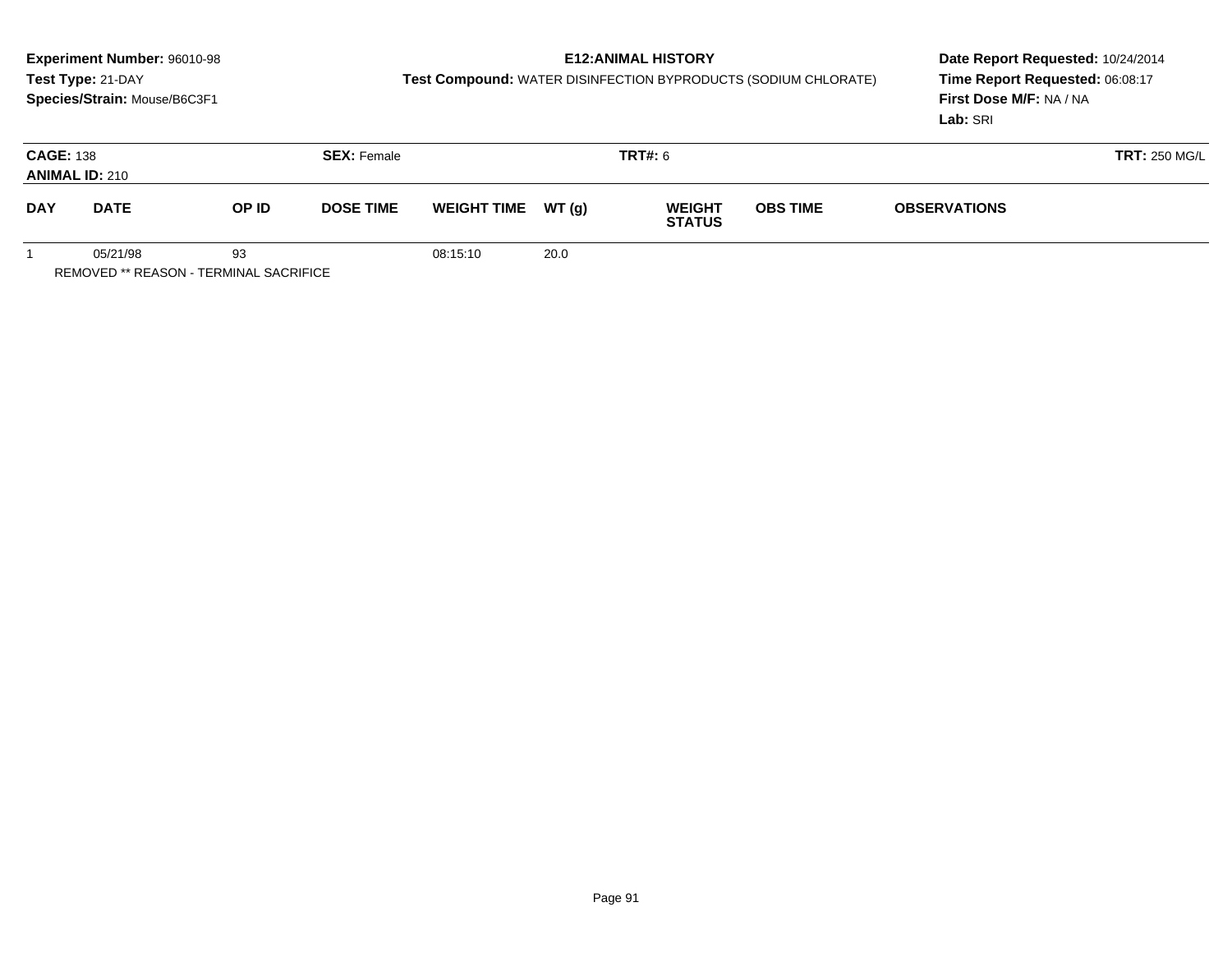**Experiment Number:** 96010-98
**Test Type:** 21-DAY
**Species/Strain:** Mouse/B6C3F1

**E12:ANIMAL HISTORY**
**Test Compound:** WATER DISINFECTION BYPRODUCTS (SODIUM CHLORATE)

**Date Report Requested:** 10/24/2014
**Time Report Requested:** 06:08:17
**First Dose M/F:** NA / NA
**Lab:** SRI

**CAGE:** 138
**ANIMAL ID:** 210
**SEX:** Female
**TRT#:** 6
**TRT:** 250 MG/L

| DAY | DATE | OP ID | DOSE TIME | WEIGHT TIME | WT (g) | WEIGHT STATUS | OBS TIME | OBSERVATIONS |
|---|---|---|---|---|---|---|---|---|
| 1 | 05/21/98 | 93 | | 08:15:10 | 20.0 | | | |

REMOVED ** REASON - TERMINAL SACRIFICE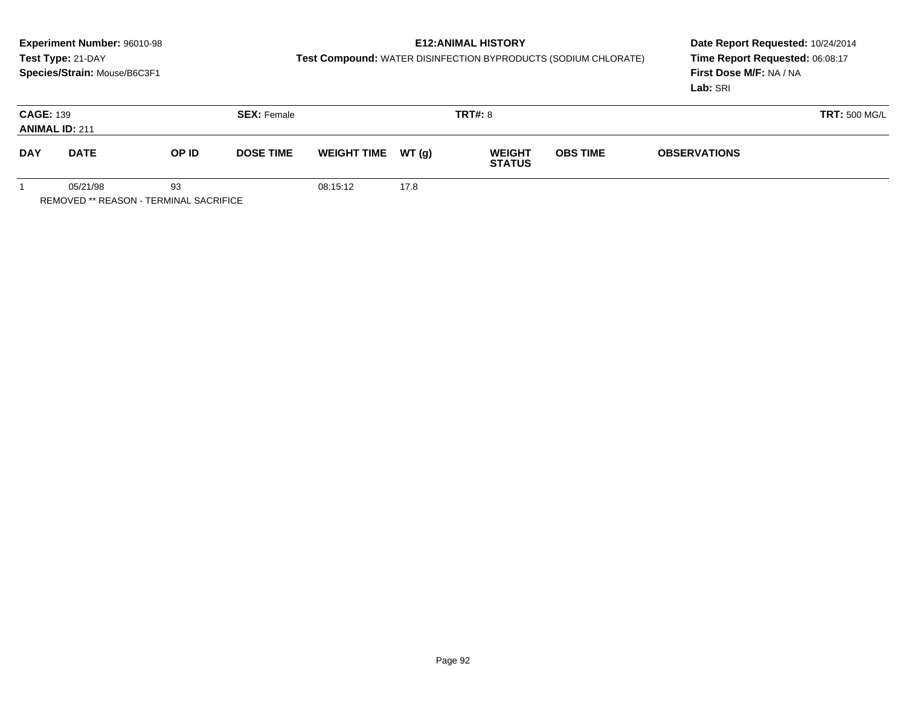**Experiment Number:** 96010-98
**Test Type:** 21-DAY
**Species/Strain:** Mouse/B6C3F1

**E12:ANIMAL HISTORY**
**Test Compound:** WATER DISINFECTION BYPRODUCTS (SODIUM CHLORATE)

**Date Report Requested:** 10/24/2014
**Time Report Requested:** 06:08:17
**First Dose M/F:** NA / NA
**Lab:** SRI

**CAGE:** 139 **SEX:** Female **TRT#:** 8 **TRT:** 500 MG/L
**ANIMAL ID:** 211

| DAY | DATE | OP ID | DOSE TIME | WEIGHT TIME | WT (g) | WEIGHT STATUS | OBS TIME | OBSERVATIONS |
|---|---|---|---|---|---|---|---|---|
| 1 | 05/21/98 | 93 | | 08:15:12 | 17.8 | | | |

REMOVED ** REASON - TERMINAL SACRIFICE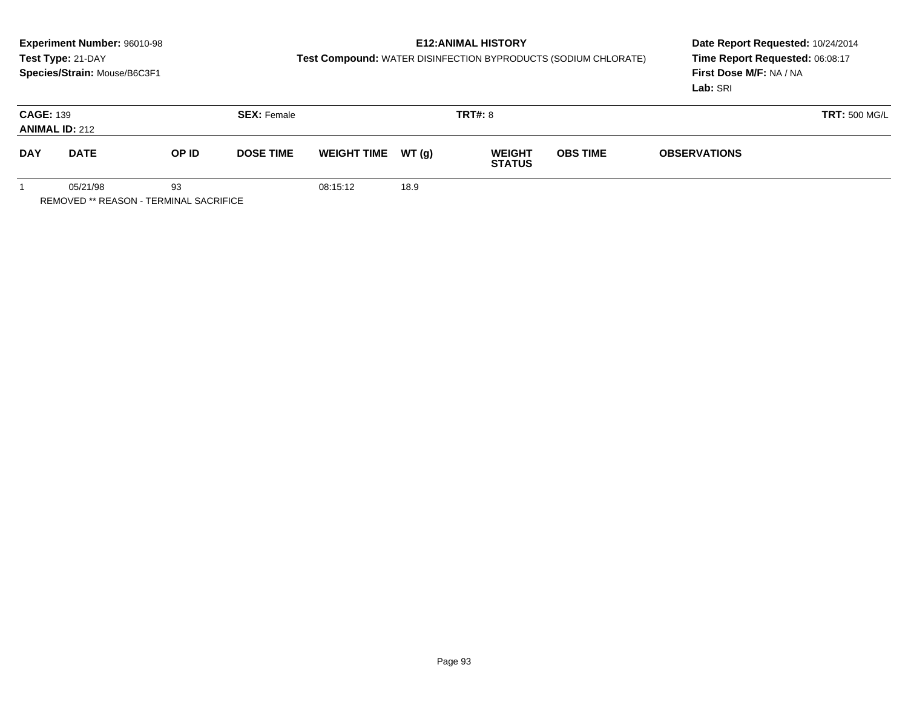**Experiment Number:** 96010-98
**Test Type:** 21-DAY
**Species/Strain:** Mouse/B6C3F1

**E12:ANIMAL HISTORY**
**Test Compound:** WATER DISINFECTION BYPRODUCTS (SODIUM CHLORATE)

**Date Report Requested:** 10/24/2014
**Time Report Requested:** 06:08:17
**First Dose M/F:** NA / NA
**Lab:** SRI

**CAGE:** 139 **SEX:** Female **TRT#:** 8 **TRT:** 500 MG/L
**ANIMAL ID:** 212

| DAY | DATE | OP ID | DOSE TIME | WEIGHT TIME | WT (g) | WEIGHT STATUS | OBS TIME | OBSERVATIONS |
|---|---|---|---|---|---|---|---|---|
| 1 | 05/21/98 | 93 | | 08:15:12 | 18.9 | | | |

REMOVED ** REASON - TERMINAL SACRIFICE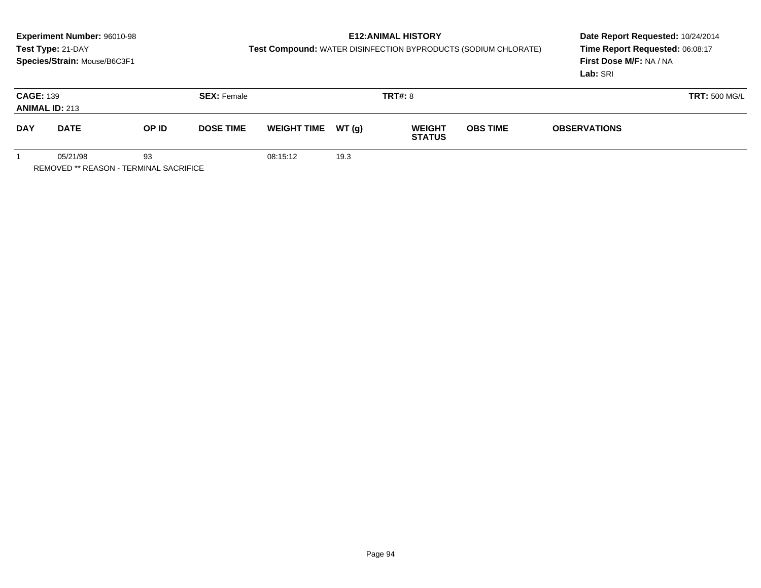**Experiment Number:** 96010-98
**Test Type:** 21-DAY
**Species/Strain:** Mouse/B6C3F1

**E12:ANIMAL HISTORY**
**Test Compound:** WATER DISINFECTION BYPRODUCTS (SODIUM CHLORATE)

**Date Report Requested:** 10/24/2014
**Time Report Requested:** 06:08:17
**First Dose M/F:** NA / NA
**Lab:** SRI

**CAGE:** 139
**ANIMAL ID:** 213
**SEX:** Female
**TRT#:** 8
**TRT:** 500 MG/L

| DAY | DATE | OP ID | DOSE TIME | WEIGHT TIME | WT (g) | WEIGHT STATUS | OBS TIME | OBSERVATIONS |
|---|---|---|---|---|---|---|---|---|
| 1 | 05/21/98 | 93 | | 08:15:12 | 19.3 | | | |

REMOVED ** REASON - TERMINAL SACRIFICE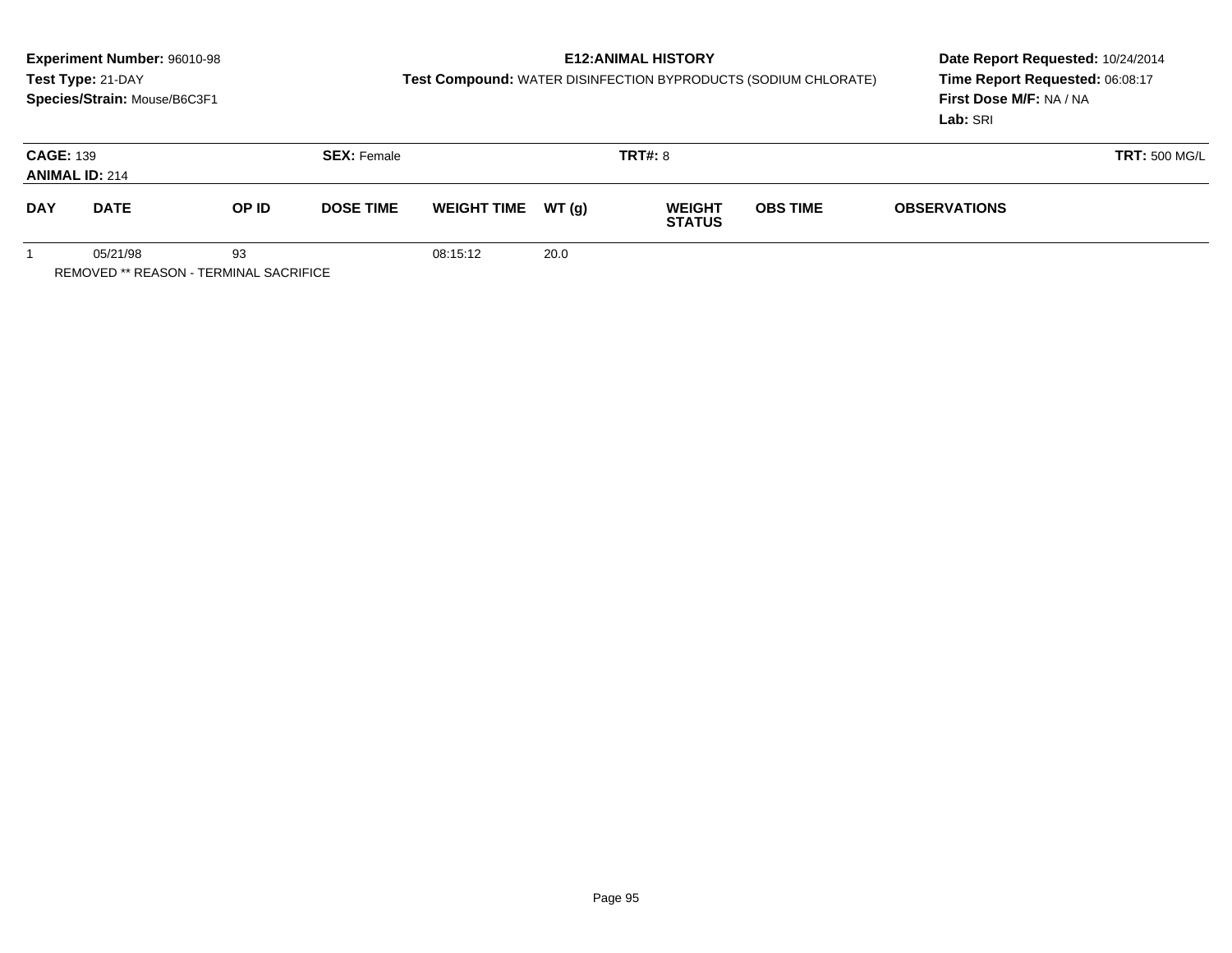**Experiment Number:** 96010-98
**Test Type:** 21-DAY
**Species/Strain:** Mouse/B6C3F1

**E12:ANIMAL HISTORY**
**Test Compound:** WATER DISINFECTION BYPRODUCTS (SODIUM CHLORATE)

**Date Report Requested:** 10/24/2014
**Time Report Requested:** 06:08:17
**First Dose M/F:** NA / NA
**Lab:** SRI

**CAGE:** 139 **SEX:** Female **TRT#:** 8 **TRT:** 500 MG/L
**ANIMAL ID:** 214

| DAY | DATE | OP ID | DOSE TIME | WEIGHT TIME | WT (g) | WEIGHT STATUS | OBS TIME | OBSERVATIONS |
|---|---|---|---|---|---|---|---|---|
| 1 | 05/21/98 | 93 | | 08:15:12 | 20.0 | | | |

REMOVED ** REASON - TERMINAL SACRIFICE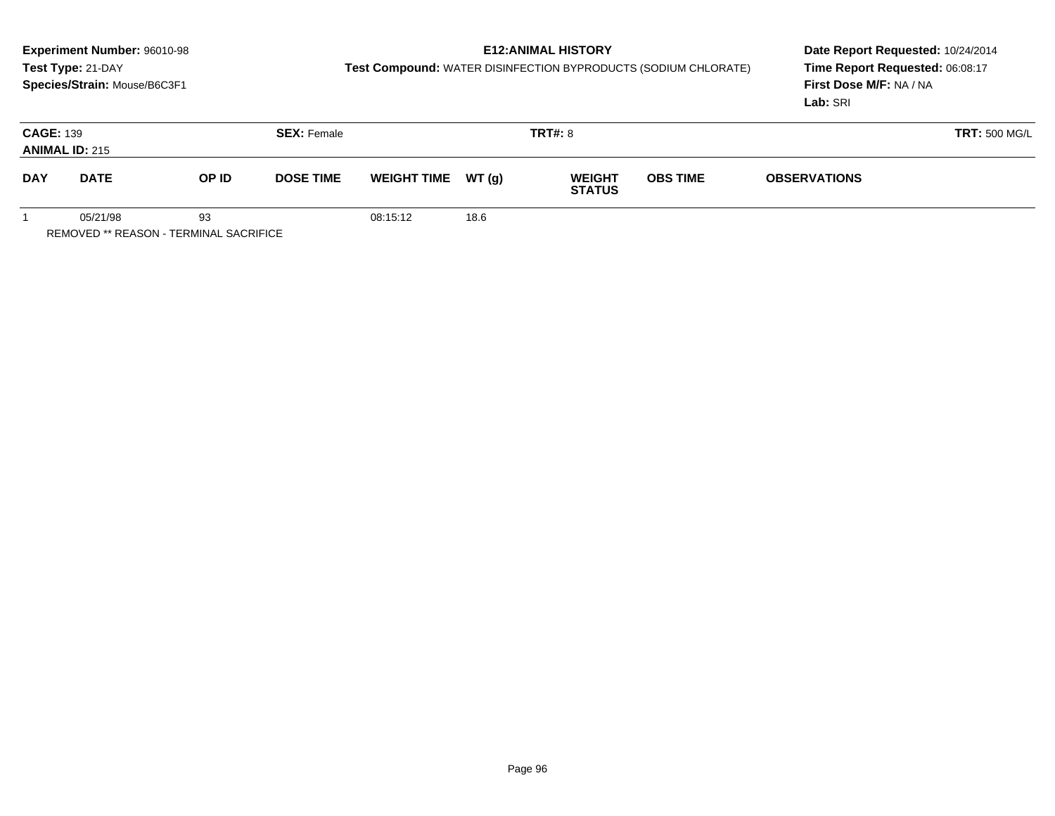**Experiment Number:** 96010-98
**Test Type:** 21-DAY
**Species/Strain:** Mouse/B6C3F1

**E12:ANIMAL HISTORY**
**Test Compound:** WATER DISINFECTION BYPRODUCTS (SODIUM CHLORATE)

**Date Report Requested:** 10/24/2014
**Time Report Requested:** 06:08:17
**First Dose M/F:** NA / NA
**Lab:** SRI

**CAGE:** 139
**ANIMAL ID:** 215
**SEX:** Female
**TRT#:** 8
**TRT:** 500 MG/L

| DAY | DATE | OP ID | DOSE TIME | WEIGHT TIME | WT (g) | WEIGHT STATUS | OBS TIME | OBSERVATIONS |
|---|---|---|---|---|---|---|---|---|
| 1 | 05/21/98 | 93 | | 08:15:12 | 18.6 | | | |

REMOVED ** REASON - TERMINAL SACRIFICE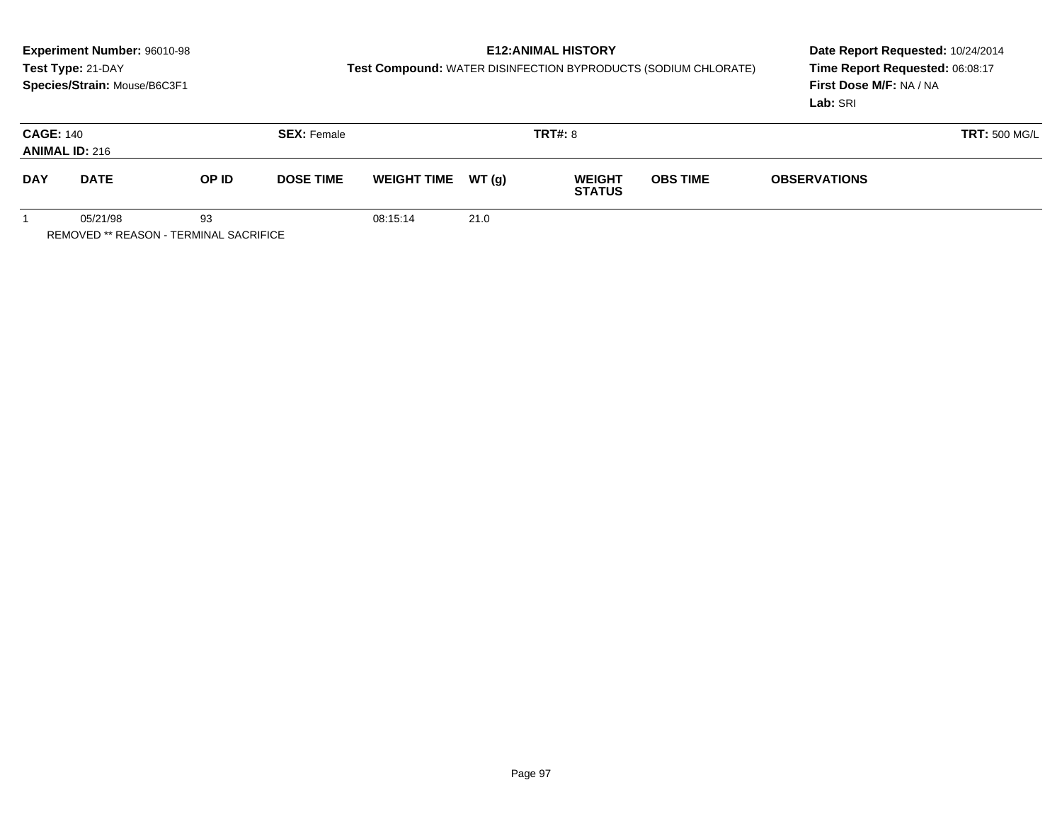**Experiment Number:** 96010-98
**Test Type:** 21-DAY
**Species/Strain:** Mouse/B6C3F1

**E12:ANIMAL HISTORY**
**Test Compound:** WATER DISINFECTION BYPRODUCTS (SODIUM CHLORATE)

**Date Report Requested:** 10/24/2014
**Time Report Requested:** 06:08:17
**First Dose M/F:** NA / NA
**Lab:** SRI

**CAGE:** 140 **SEX:** Female **TRT#:** 8 **TRT:** 500 MG/L
**ANIMAL ID:** 216

| DAY | DATE | OP ID | DOSE TIME | WEIGHT TIME | WT (g) | WEIGHT STATUS | OBS TIME | OBSERVATIONS |
|---|---|---|---|---|---|---|---|---|
| 1 | 05/21/98 | 93 | | 08:15:14 | 21.0 | | | |

REMOVED ** REASON - TERMINAL SACRIFICE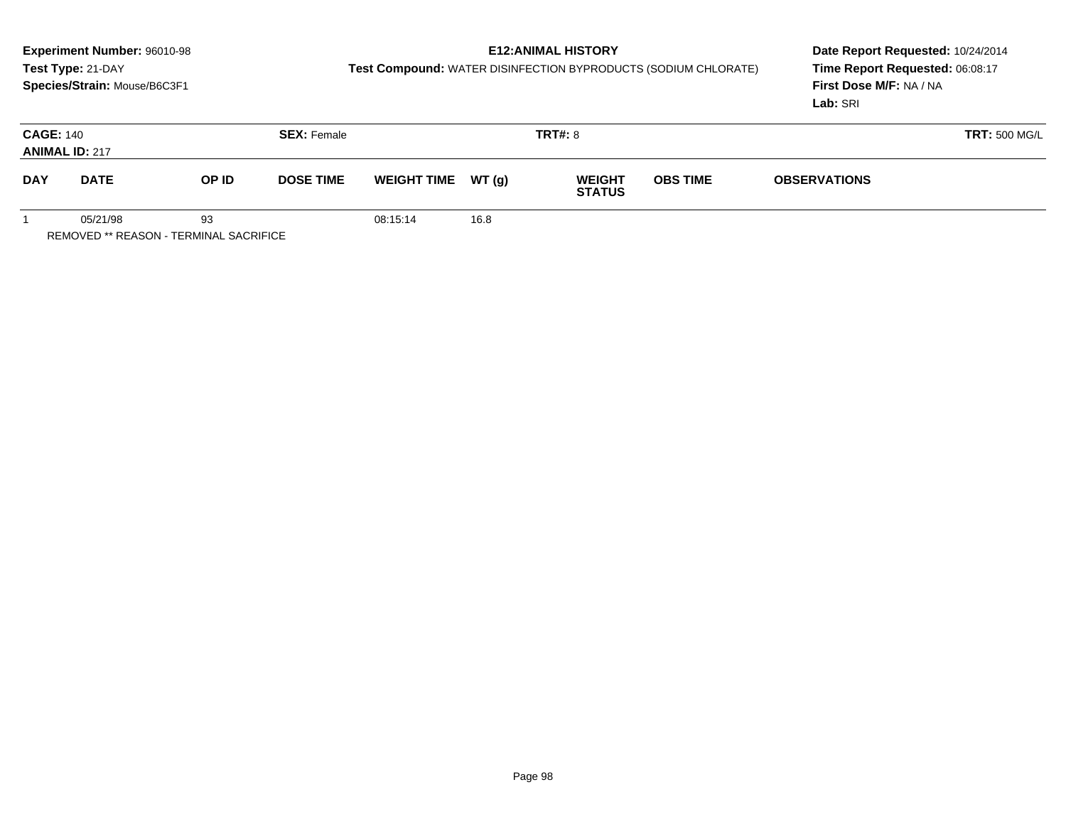**Experiment Number:** 96010-98
**Test Type:** 21-DAY
**Species/Strain:** Mouse/B6C3F1

**E12:ANIMAL HISTORY**
**Test Compound:** WATER DISINFECTION BYPRODUCTS (SODIUM CHLORATE)

**Date Report Requested:** 10/24/2014
**Time Report Requested:** 06:08:17
**First Dose M/F:** NA / NA
**Lab:** SRI

**CAGE:** 140
**ANIMAL ID:** 217
**SEX:** Female
**TRT#:** 8
**TRT:** 500 MG/L

| DAY | DATE | OP ID | DOSE TIME | WEIGHT TIME | WT (g) | WEIGHT STATUS | OBS TIME | OBSERVATIONS |
|---|---|---|---|---|---|---|---|---|
| 1 | 05/21/98 | 93 | | 08:15:14 | 16.8 | | | |

REMOVED ** REASON - TERMINAL SACRIFICE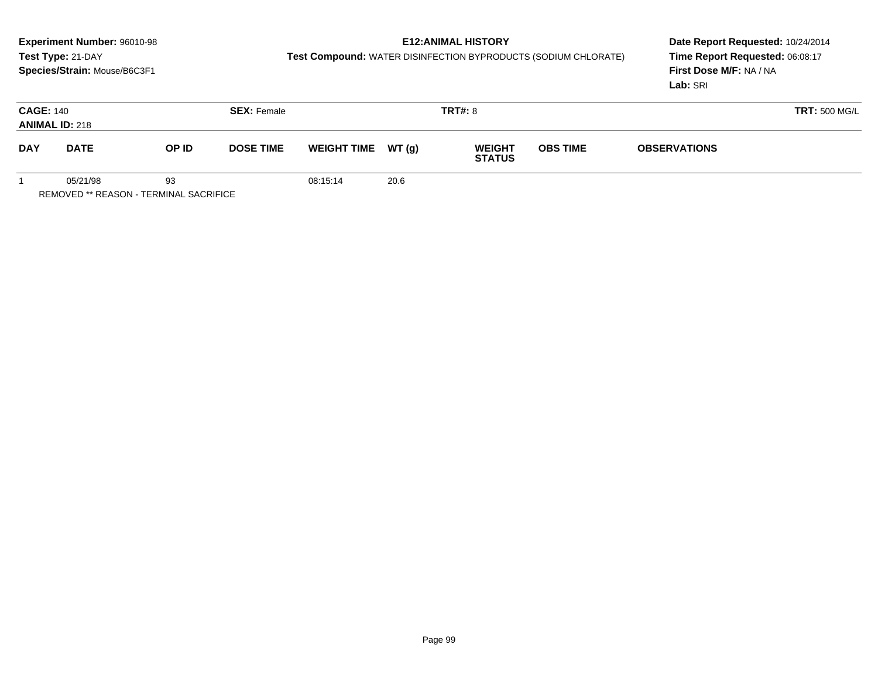**Experiment Number:** 96010-98
**Test Type:** 21-DAY
**Species/Strain:** Mouse/B6C3F1

**E12:ANIMAL HISTORY**
**Test Compound:** WATER DISINFECTION BYPRODUCTS (SODIUM CHLORATE)

**Date Report Requested:** 10/24/2014
**Time Report Requested:** 06:08:17
**First Dose M/F:** NA / NA
**Lab:** SRI

**CAGE:** 140
**ANIMAL ID:** 218
**SEX:** Female
**TRT#:** 8
**TRT:** 500 MG/L

| DAY | DATE | OP ID | DOSE TIME | WEIGHT TIME | WT (g) | WEIGHT STATUS | OBS TIME | OBSERVATIONS |
|---|---|---|---|---|---|---|---|---|
| 1 | 05/21/98 | 93 | | 08:15:14 | 20.6 | | | |

REMOVED ** REASON - TERMINAL SACRIFICE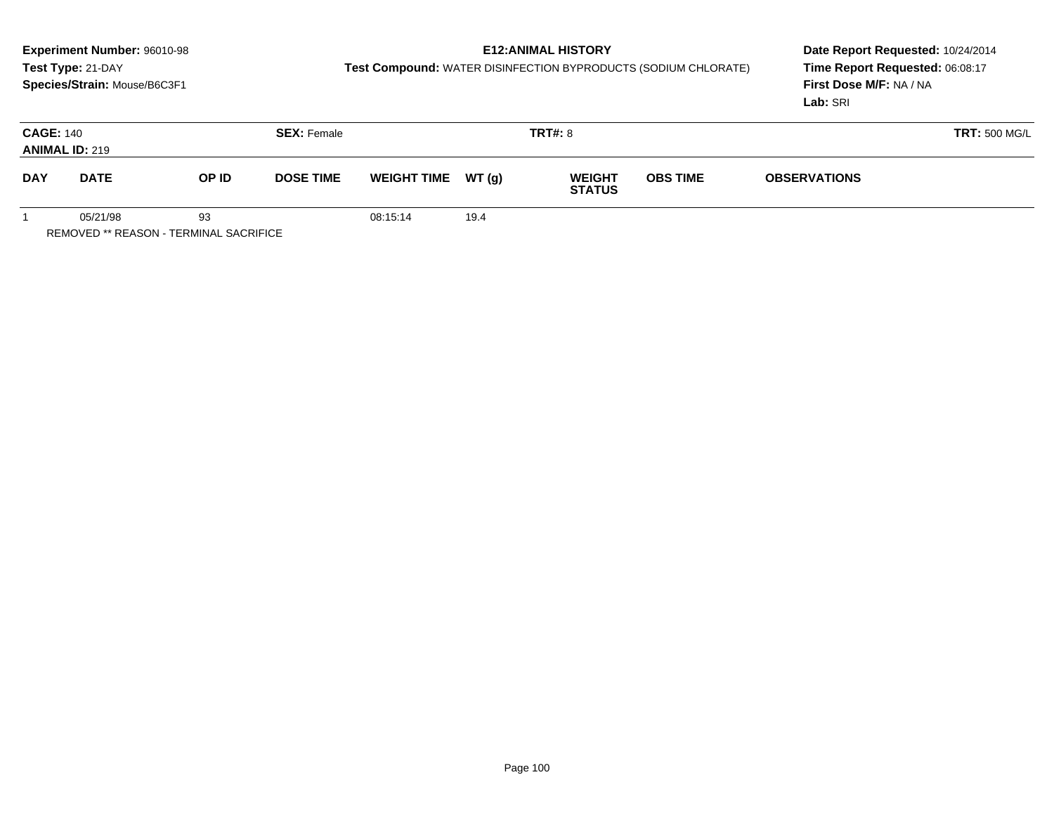**Experiment Number:** 96010-98
**Test Type:** 21-DAY
**Species/Strain:** Mouse/B6C3F1

**E12:ANIMAL HISTORY**
**Test Compound:** WATER DISINFECTION BYPRODUCTS (SODIUM CHLORATE)

**Date Report Requested:** 10/24/2014
**Time Report Requested:** 06:08:17
**First Dose M/F:** NA / NA
**Lab:** SRI

**CAGE:** 140 **SEX:** Female **TRT#:** 8 **TRT:** 500 MG/L
**ANIMAL ID:** 219

| DAY | DATE | OP ID | DOSE TIME | WEIGHT TIME | WT (g) | WEIGHT STATUS | OBS TIME | OBSERVATIONS |
|---|---|---|---|---|---|---|---|---|
| 1 | 05/21/98 | 93 | | 08:15:14 | 19.4 | | | |

REMOVED ** REASON - TERMINAL SACRIFICE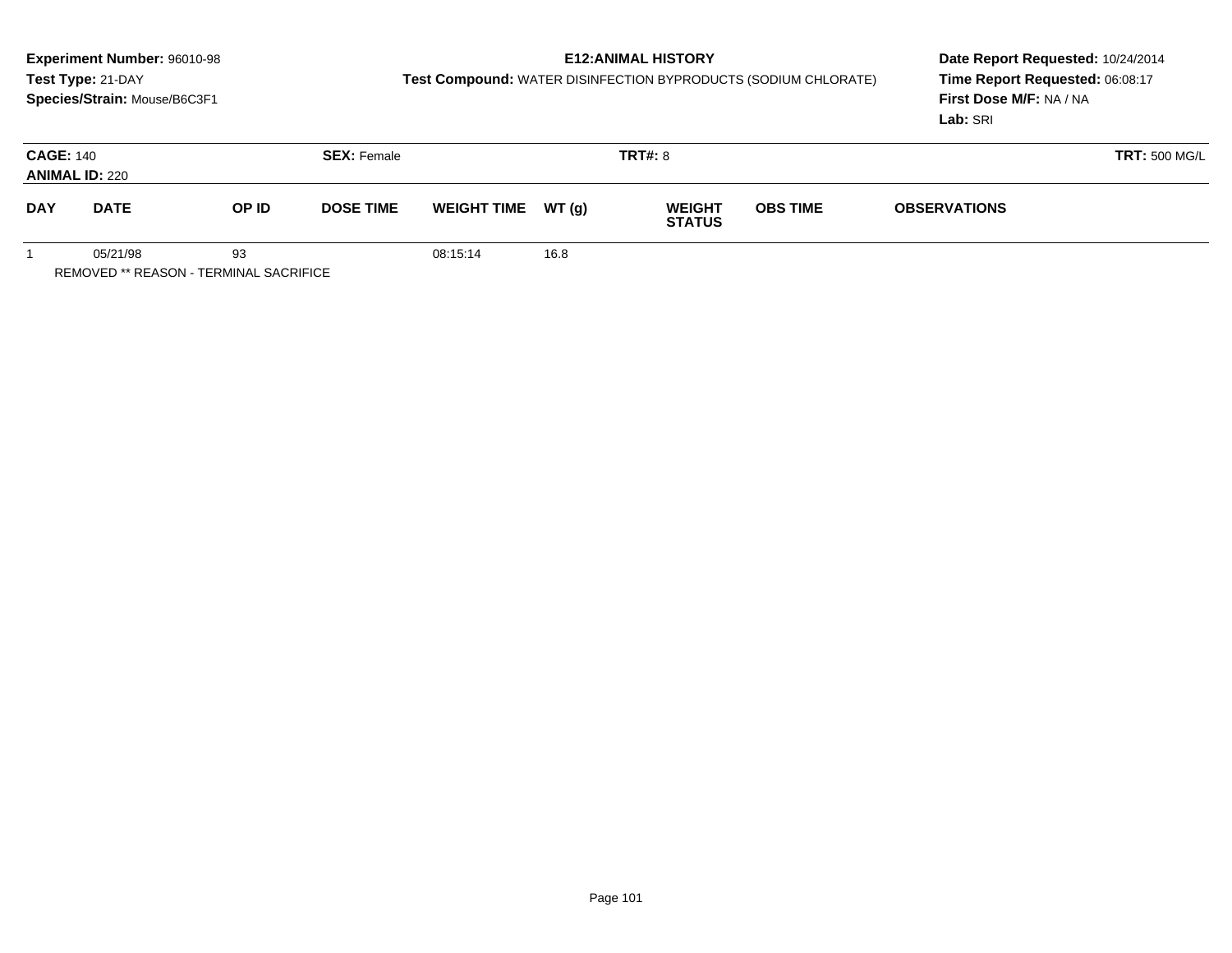**Experiment Number:** 96010-98
**Test Type:** 21-DAY
**Species/Strain:** Mouse/B6C3F1

**E12:ANIMAL HISTORY**
**Test Compound:** WATER DISINFECTION BYPRODUCTS (SODIUM CHLORATE)

**Date Report Requested:** 10/24/2014
**Time Report Requested:** 06:08:17
**First Dose M/F:** NA / NA
**Lab:** SRI

**CAGE:** 140 | **SEX:** Female | **TRT#:** 8 | **TRT:** 500 MG/L
**ANIMAL ID:** 220

| DAY | DATE | OP ID | DOSE TIME | WEIGHT TIME | WT (g) | WEIGHT STATUS | OBS TIME | OBSERVATIONS |
|---|---|---|---|---|---|---|---|---|
| 1 | 05/21/98 | 93 | | 08:15:14 | 16.8 | | | |

REMOVED ** REASON - TERMINAL SACRIFICE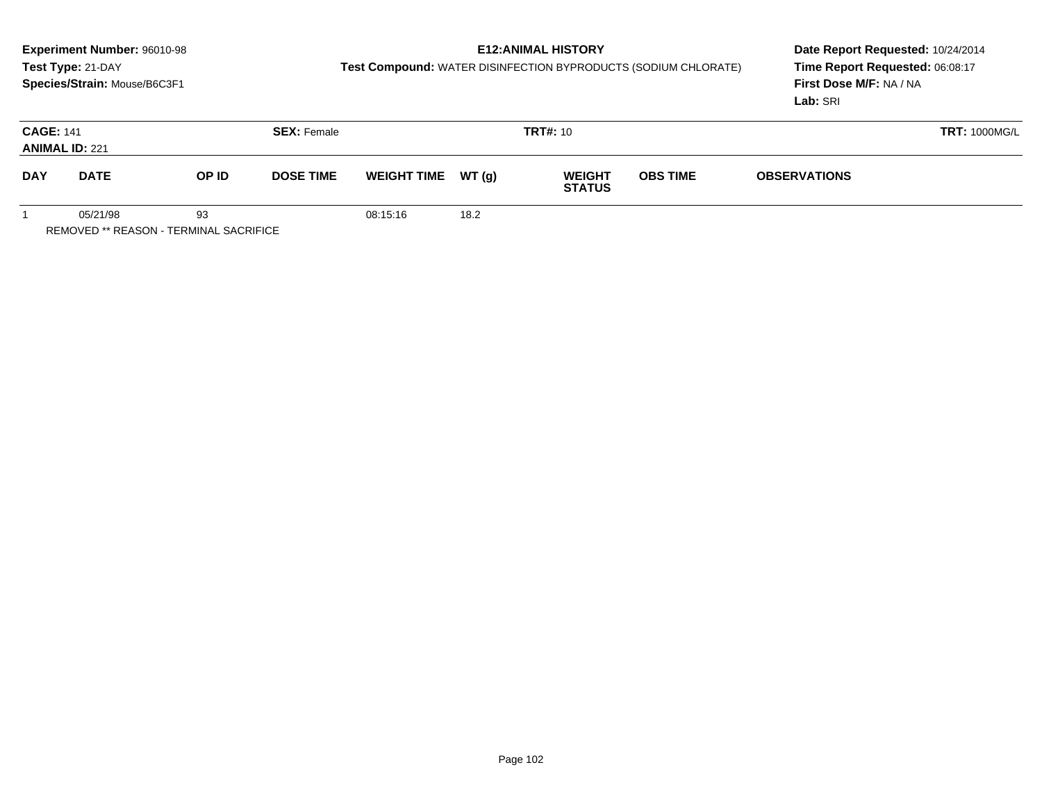**Experiment Number:** 96010-98
**Test Type:** 21-DAY
**Species/Strain:** Mouse/B6C3F1

**E12:ANIMAL HISTORY**
**Test Compound:** WATER DISINFECTION BYPRODUCTS (SODIUM CHLORATE)

**Date Report Requested:** 10/24/2014
**Time Report Requested:** 06:08:17
**First Dose M/F:** NA / NA
**Lab:** SRI

**CAGE:** 141 **SEX:** Female **TRT#:** 10 **TRT:** 1000MG/L
**ANIMAL ID:** 221

| DAY | DATE | OP ID | DOSE TIME | WEIGHT TIME | WT (g) | WEIGHT STATUS | OBS TIME | OBSERVATIONS |
|---|---|---|---|---|---|---|---|---|
| 1 | 05/21/98 | 93 | | 08:15:16 | 18.2 | | | |

REMOVED ** REASON - TERMINAL SACRIFICE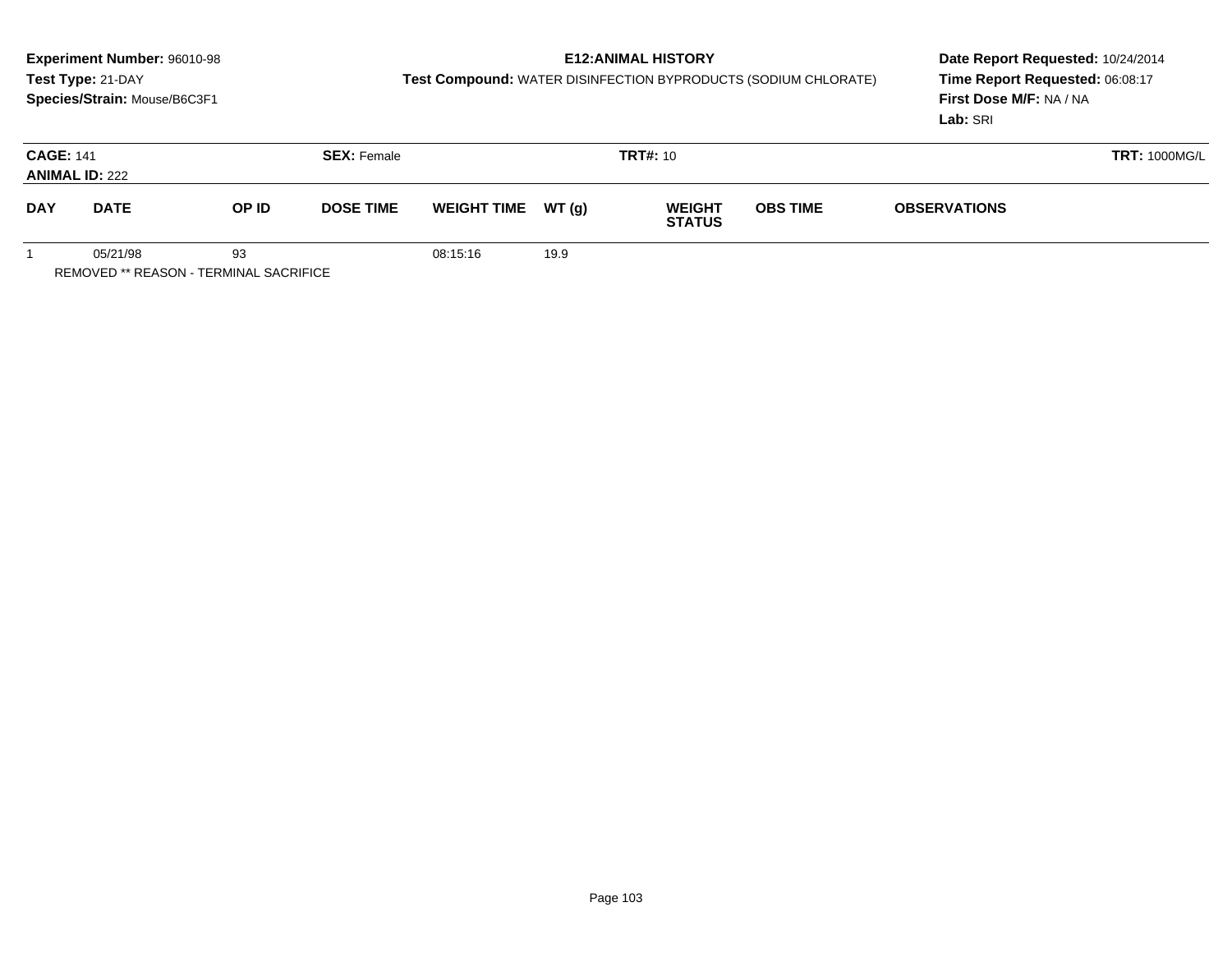**Experiment Number:** 96010-98
**Test Type:** 21-DAY
**Species/Strain:** Mouse/B6C3F1

**E12:ANIMAL HISTORY**
**Test Compound:** WATER DISINFECTION BYPRODUCTS (SODIUM CHLORATE)

**Date Report Requested:** 10/24/2014
**Time Report Requested:** 06:08:17
**First Dose M/F:** NA / NA
**Lab:** SRI

**CAGE:** 141 **SEX:** Female **TRT#:** 10 **TRT:** 1000MG/L
**ANIMAL ID:** 222

| DAY | DATE | OP ID | DOSE TIME | WEIGHT TIME | WT (g) | WEIGHT STATUS | OBS TIME | OBSERVATIONS |
|---|---|---|---|---|---|---|---|---|
| 1 | 05/21/98 | 93 | | 08:15:16 | 19.9 | | | |

REMOVED ** REASON - TERMINAL SACRIFICE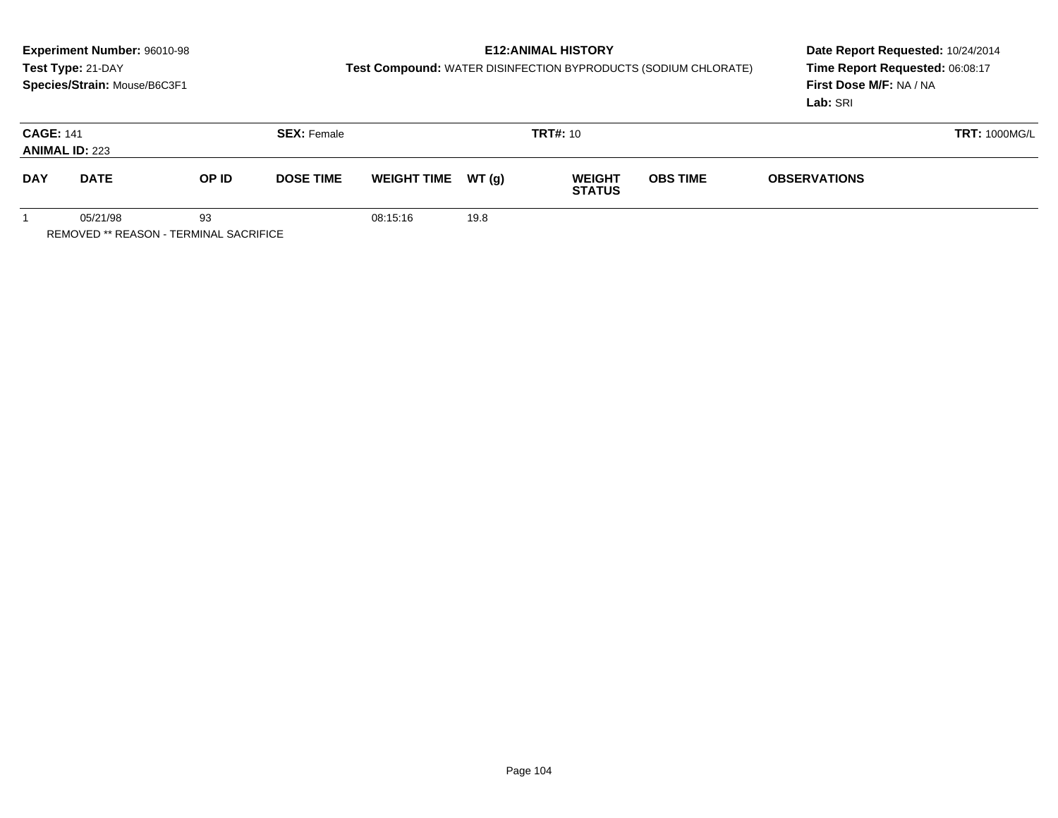**Experiment Number:** 96010-98
**Test Type:** 21-DAY
**Species/Strain:** Mouse/B6C3F1

**E12:ANIMAL HISTORY**
**Test Compound:** WATER DISINFECTION BYPRODUCTS (SODIUM CHLORATE)

**Date Report Requested:** 10/24/2014
**Time Report Requested:** 06:08:17
**First Dose M/F:** NA / NA
**Lab:** SRI

**CAGE:** 141 **SEX:** Female **TRT#:** 10 **TRT:** 1000MG/L
**ANIMAL ID:** 223

| DAY | DATE | OP ID | DOSE TIME | WEIGHT TIME | WT (g) | WEIGHT STATUS | OBS TIME | OBSERVATIONS |
|---|---|---|---|---|---|---|---|---|
| 1 | 05/21/98 | 93 | | 08:15:16 | 19.8 | | | |

REMOVED ** REASON - TERMINAL SACRIFICE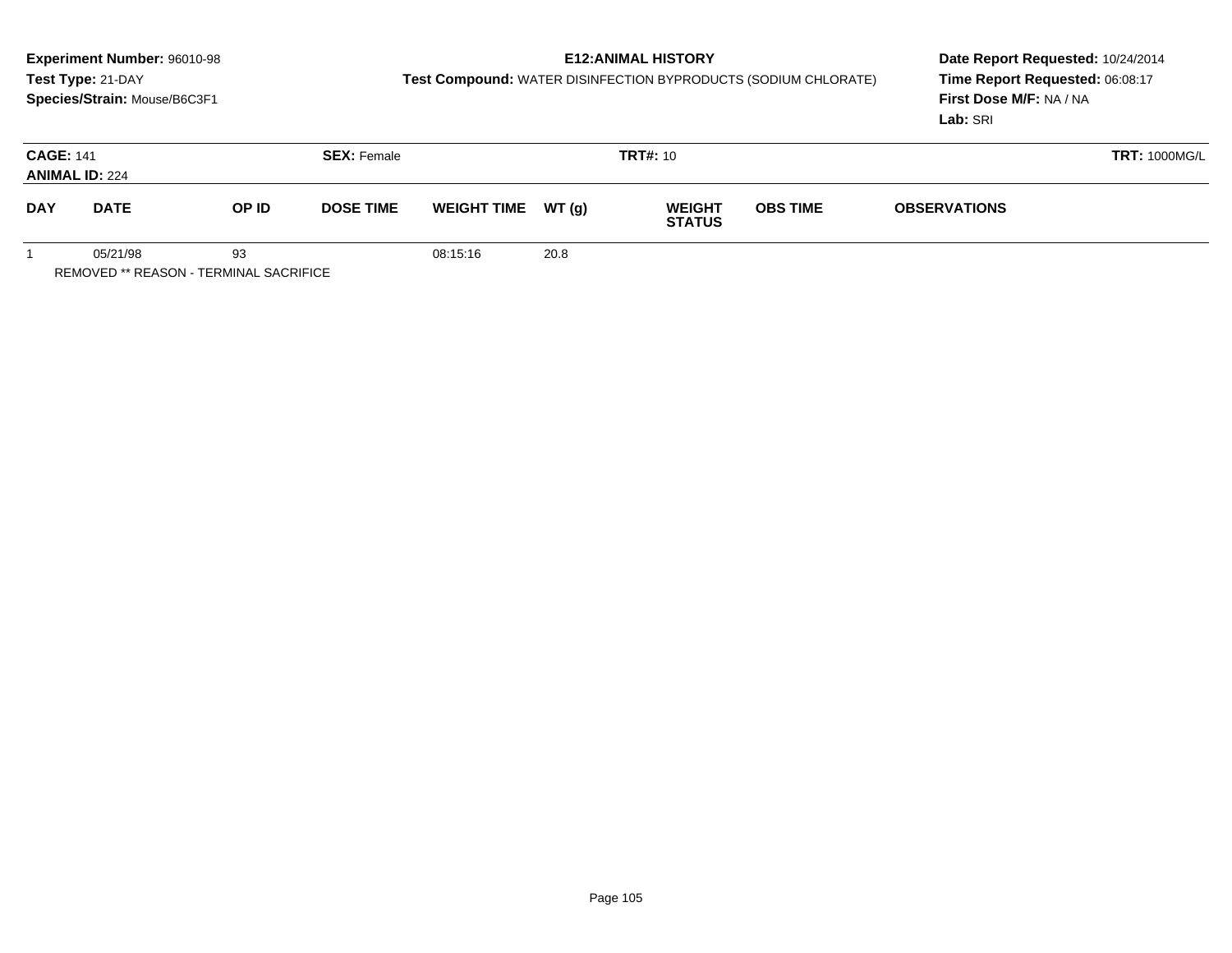**Experiment Number:** 96010-98
**Test Type:** 21-DAY
**Species/Strain:** Mouse/B6C3F1

**E12:ANIMAL HISTORY**
**Test Compound:** WATER DISINFECTION BYPRODUCTS (SODIUM CHLORATE)

**Date Report Requested:** 10/24/2014
**Time Report Requested:** 06:08:17
**First Dose M/F:** NA / NA
**Lab:** SRI

**CAGE:** 141 **SEX:** Female **TRT#:** 10 **TRT:** 1000MG/L
**ANIMAL ID:** 224

| DAY | DATE | OP ID | DOSE TIME | WEIGHT TIME | WT (g) | WEIGHT STATUS | OBS TIME | OBSERVATIONS |
|---|---|---|---|---|---|---|---|---|
| 1 | 05/21/98 | 93 | | 08:15:16 | 20.8 | | | |

REMOVED ** REASON - TERMINAL SACRIFICE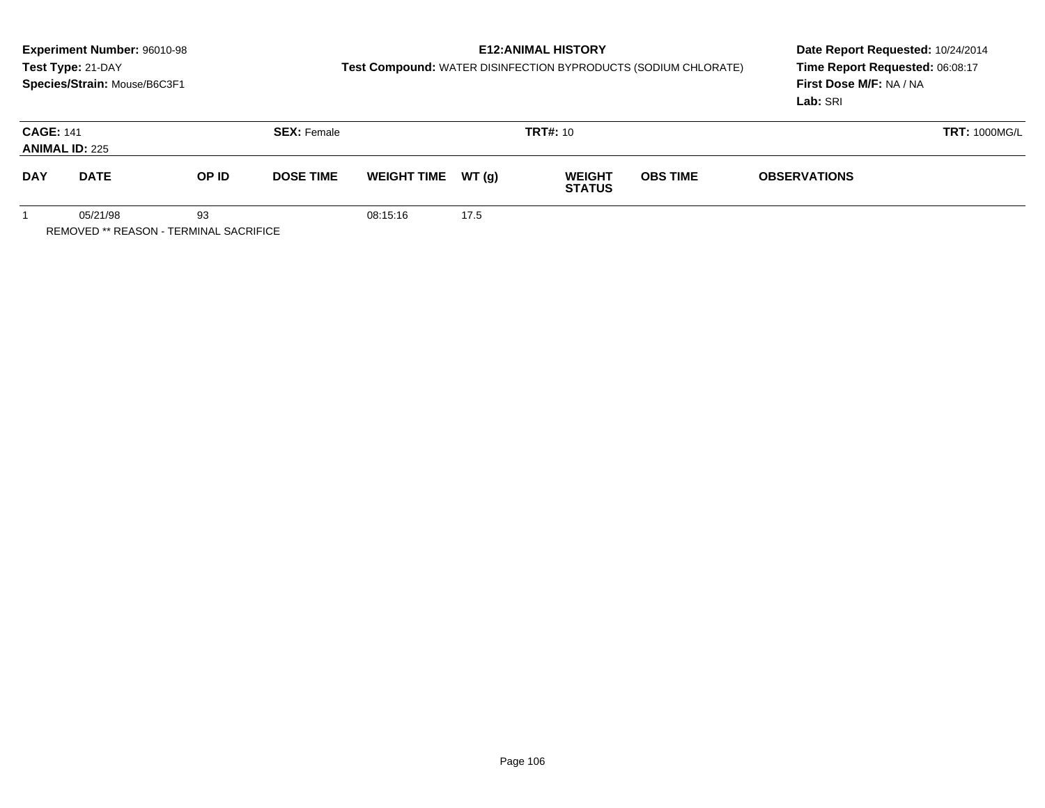**Experiment Number:** 96010-98
**Test Type:** 21-DAY
**Species/Strain:** Mouse/B6C3F1

**E12:ANIMAL HISTORY**
**Test Compound:** WATER DISINFECTION BYPRODUCTS (SODIUM CHLORATE)

**Date Report Requested:** 10/24/2014
**Time Report Requested:** 06:08:17
**First Dose M/F:** NA / NA
**Lab:** SRI

**CAGE:** 141 **SEX:** Female **TRT#:** 10 **TRT:** 1000MG/L
**ANIMAL ID:** 225

| DAY | DATE | OP ID | DOSE TIME | WEIGHT TIME | WT (g) | WEIGHT STATUS | OBS TIME | OBSERVATIONS |
|---|---|---|---|---|---|---|---|---|
| 1 | 05/21/98 | 93 | | 08:15:16 | 17.5 | | | |

REMOVED ** REASON - TERMINAL SACRIFICE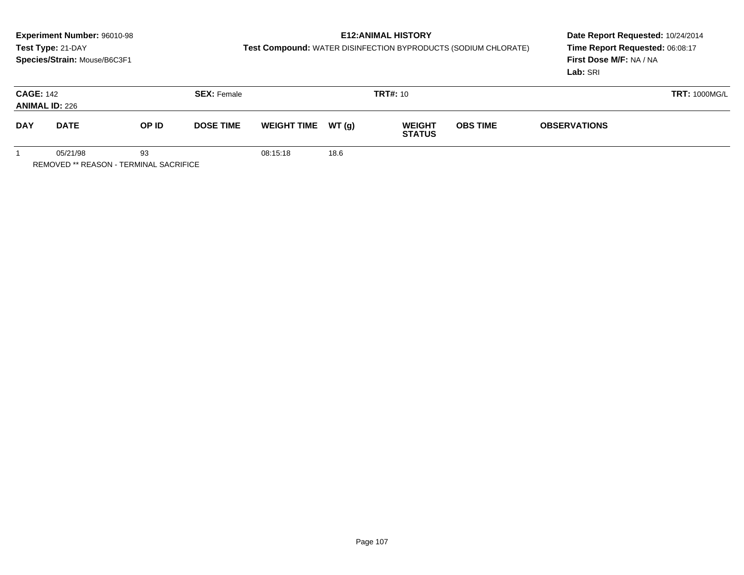**Experiment Number:** 96010-98
**Test Type:** 21-DAY
**Species/Strain:** Mouse/B6C3F1

**E12:ANIMAL HISTORY**
**Test Compound:** WATER DISINFECTION BYPRODUCTS (SODIUM CHLORATE)

**Date Report Requested:** 10/24/2014
**Time Report Requested:** 06:08:17
**First Dose M/F:** NA / NA
**Lab:** SRI

**CAGE:** 142 **SEX:** Female **TRT#:** 10 **TRT:** 1000MG/L
**ANIMAL ID:** 226

| DAY | DATE | OP ID | DOSE TIME | WEIGHT TIME | WT (g) | WEIGHT STATUS | OBS TIME | OBSERVATIONS |
|---|---|---|---|---|---|---|---|---|
| 1 | 05/21/98 | 93 | | 08:15:18 | 18.6 | | | |

REMOVED ** REASON - TERMINAL SACRIFICE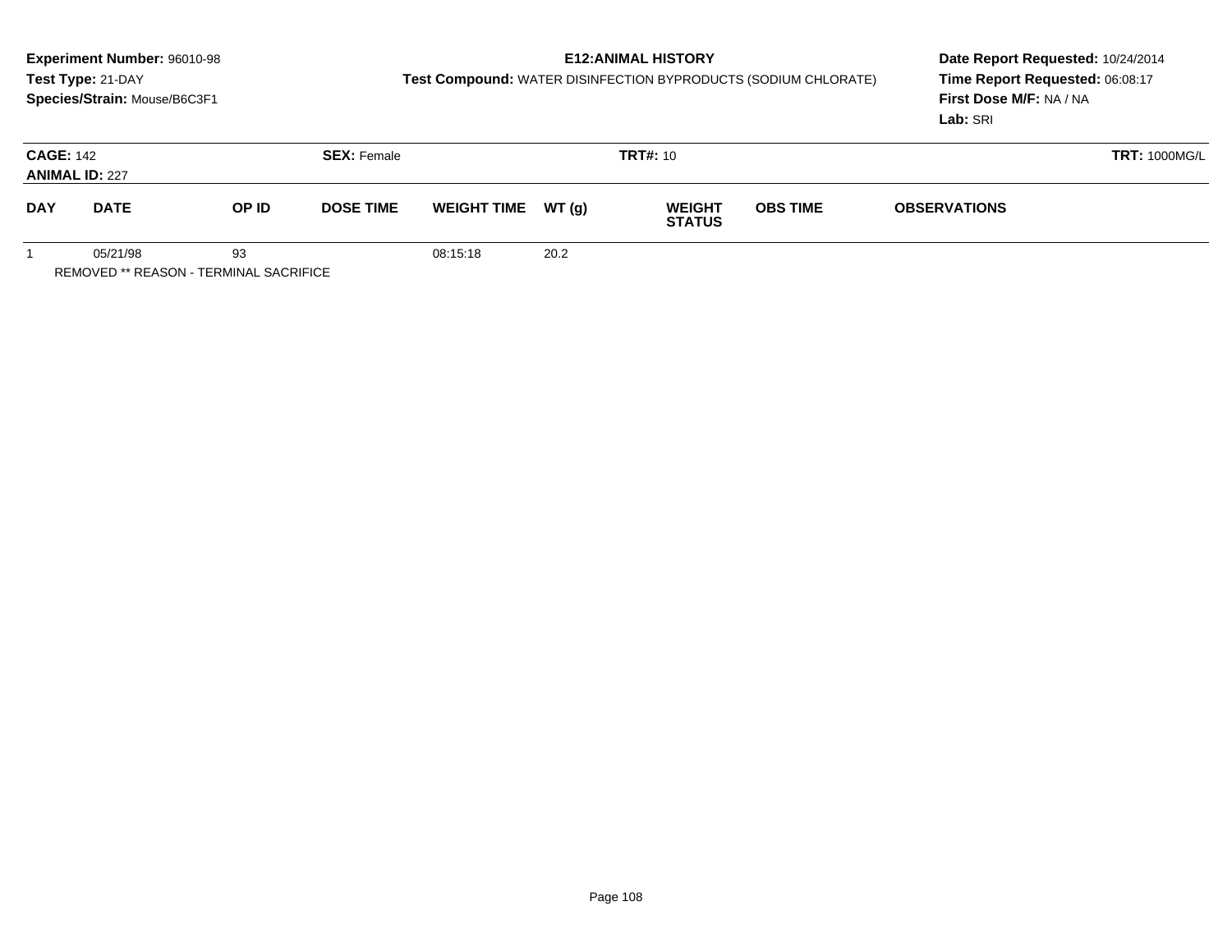**Experiment Number:** 96010-98
**Test Type:** 21-DAY
**Species/Strain:** Mouse/B6C3F1

**E12:ANIMAL HISTORY**
**Test Compound:** WATER DISINFECTION BYPRODUCTS (SODIUM CHLORATE)

**Date Report Requested:** 10/24/2014
**Time Report Requested:** 06:08:17
**First Dose M/F:** NA / NA
**Lab:** SRI

**CAGE:** 142 **SEX:** Female **TRT#:** 10 **TRT:** 1000MG/L
**ANIMAL ID:** 227

| DAY | DATE | OP ID | DOSE TIME | WEIGHT TIME | WT (g) | WEIGHT STATUS | OBS TIME | OBSERVATIONS |
|---|---|---|---|---|---|---|---|---|
| 1 | 05/21/98 | 93 | | 08:15:18 | 20.2 | | | |

REMOVED ** REASON - TERMINAL SACRIFICE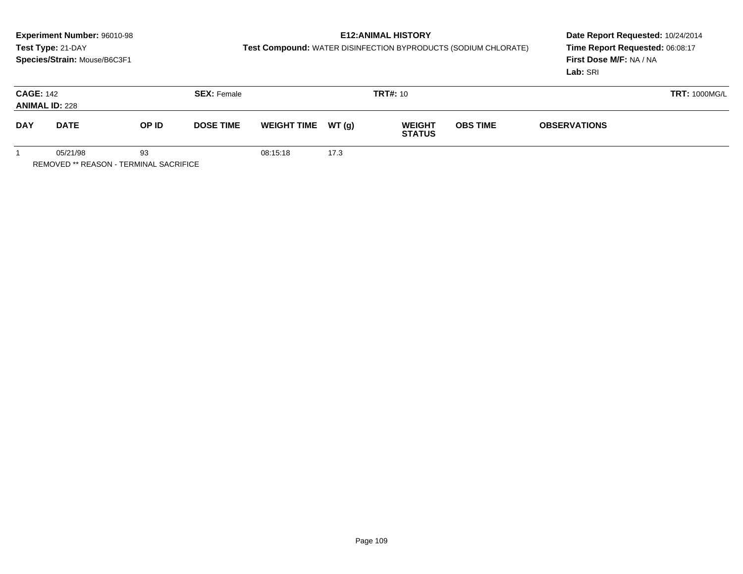**Experiment Number:** 96010-98
**Test Type:** 21-DAY
**Species/Strain:** Mouse/B6C3F1

**E12:ANIMAL HISTORY**
**Test Compound:** WATER DISINFECTION BYPRODUCTS (SODIUM CHLORATE)

**Date Report Requested:** 10/24/2014
**Time Report Requested:** 06:08:17
**First Dose M/F:** NA / NA
**Lab:** SRI

**CAGE:** 142
**ANIMAL ID:** 228
**SEX:** Female
**TRT#:** 10
**TRT:** 1000MG/L

| DAY | DATE | OP ID | DOSE TIME | WEIGHT TIME | WT (g) | WEIGHT STATUS | OBS TIME | OBSERVATIONS |
|---|---|---|---|---|---|---|---|---|
| 1 | 05/21/98 | 93 | | 08:15:18 | 17.3 | | | |

REMOVED ** REASON - TERMINAL SACRIFICE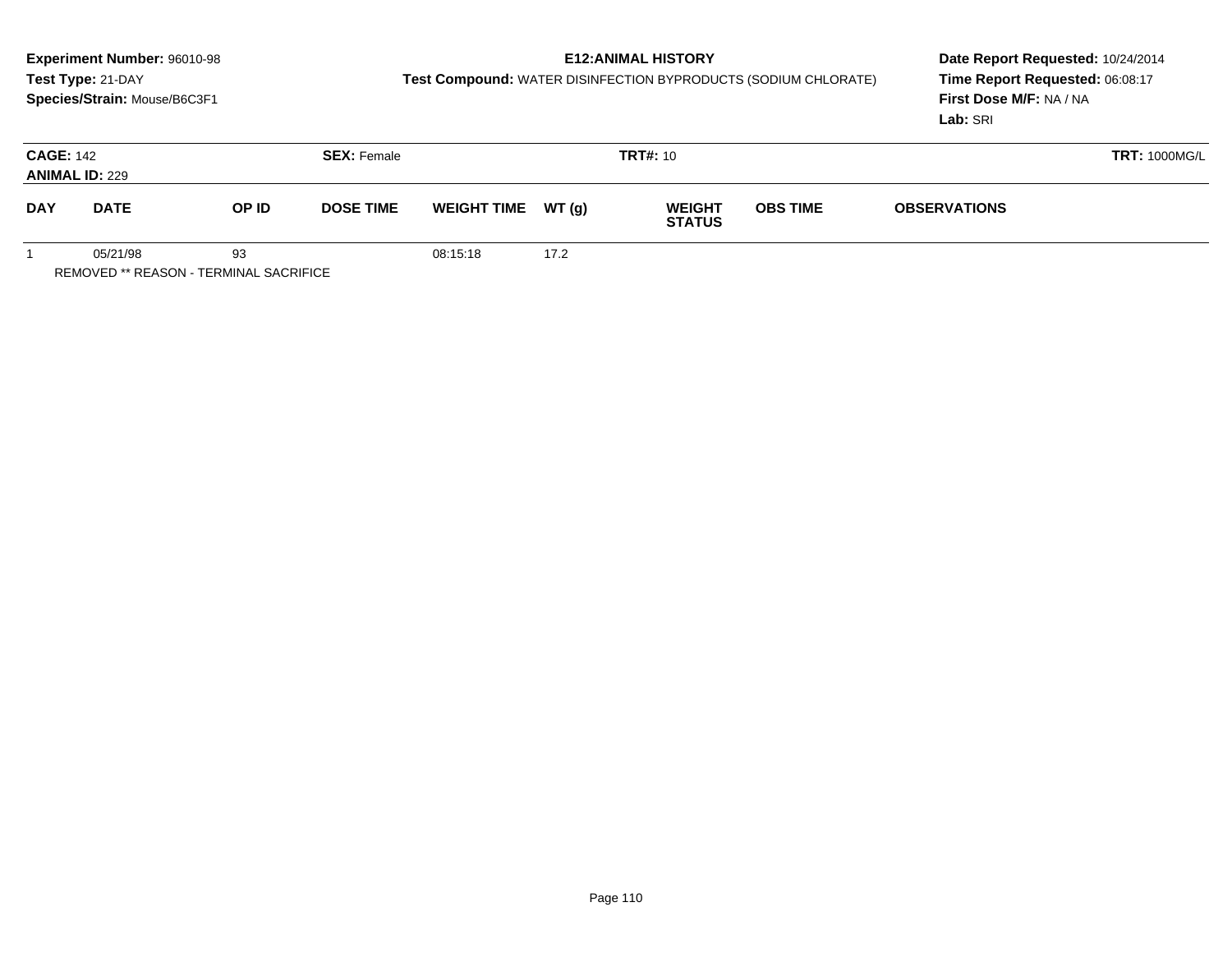**Experiment Number:** 96010-98
**Test Type:** 21-DAY
**Species/Strain:** Mouse/B6C3F1

**E12:ANIMAL HISTORY**
**Test Compound:** WATER DISINFECTION BYPRODUCTS (SODIUM CHLORATE)

**Date Report Requested:** 10/24/2014
**Time Report Requested:** 06:08:17
**First Dose M/F:** NA / NA
**Lab:** SRI

**CAGE:** 142 **SEX:** Female **TRT#:** 10 **TRT:** 1000MG/L
**ANIMAL ID:** 229

| DAY | DATE | OP ID | DOSE TIME | WEIGHT TIME | WT (g) | WEIGHT STATUS | OBS TIME | OBSERVATIONS |
|---|---|---|---|---|---|---|---|---|
| 1 | 05/21/98 | 93 | | 08:15:18 | 17.2 | | | |

REMOVED ** REASON - TERMINAL SACRIFICE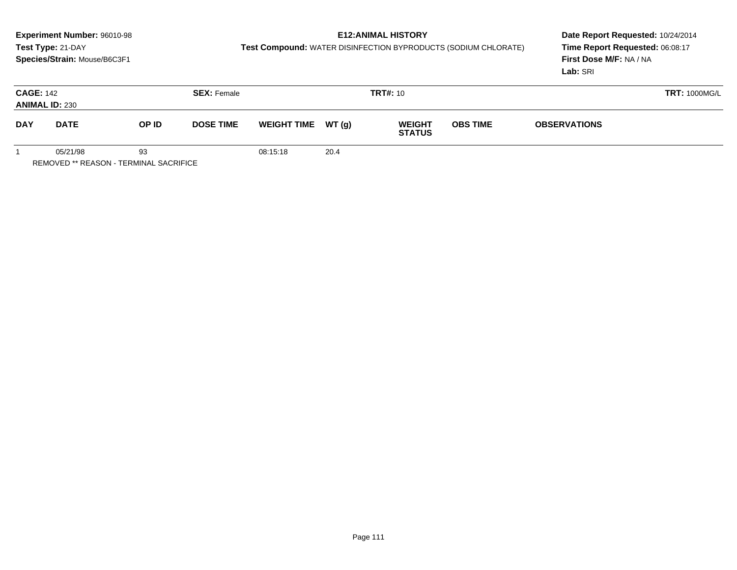**Experiment Number:** 96010-98
**Test Type:** 21-DAY
**Species/Strain:** Mouse/B6C3F1

**E12:ANIMAL HISTORY**
**Test Compound:** WATER DISINFECTION BYPRODUCTS (SODIUM CHLORATE)

**Date Report Requested:** 10/24/2014
**Time Report Requested:** 06:08:17
**First Dose M/F:** NA / NA
**Lab:** SRI

**CAGE:** 142 **SEX:** Female **TRT#:** 10 **TRT:** 1000MG/L
**ANIMAL ID:** 230

| DAY | DATE | OP ID | DOSE TIME | WEIGHT TIME | WT (g) | WEIGHT STATUS | OBS TIME | OBSERVATIONS |
|---|---|---|---|---|---|---|---|---|
| 1 | 05/21/98 | 93 | | 08:15:18 | 20.4 | | | |

REMOVED ** REASON - TERMINAL SACRIFICE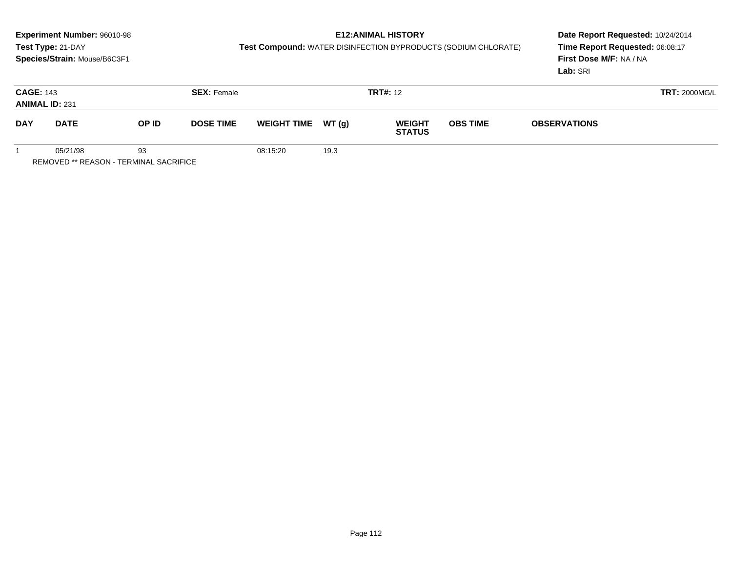**Experiment Number:** 96010-98
**Test Type:** 21-DAY
**Species/Strain:** Mouse/B6C3F1

**E12:ANIMAL HISTORY**
**Test Compound:** WATER DISINFECTION BYPRODUCTS (SODIUM CHLORATE)

**Date Report Requested:** 10/24/2014
**Time Report Requested:** 06:08:17
**First Dose M/F:** NA / NA
**Lab:** SRI

**CAGE:** 143 **SEX:** Female **TRT#:** 12 **TRT:** 2000MG/L
**ANIMAL ID:** 231

| DAY | DATE | OP ID | DOSE TIME | WEIGHT TIME | WT (g) | WEIGHT STATUS | OBS TIME | OBSERVATIONS |
|---|---|---|---|---|---|---|---|---|
| 1 | 05/21/98 | 93 | | 08:15:20 | 19.3 | | | |

REMOVED ** REASON - TERMINAL SACRIFICE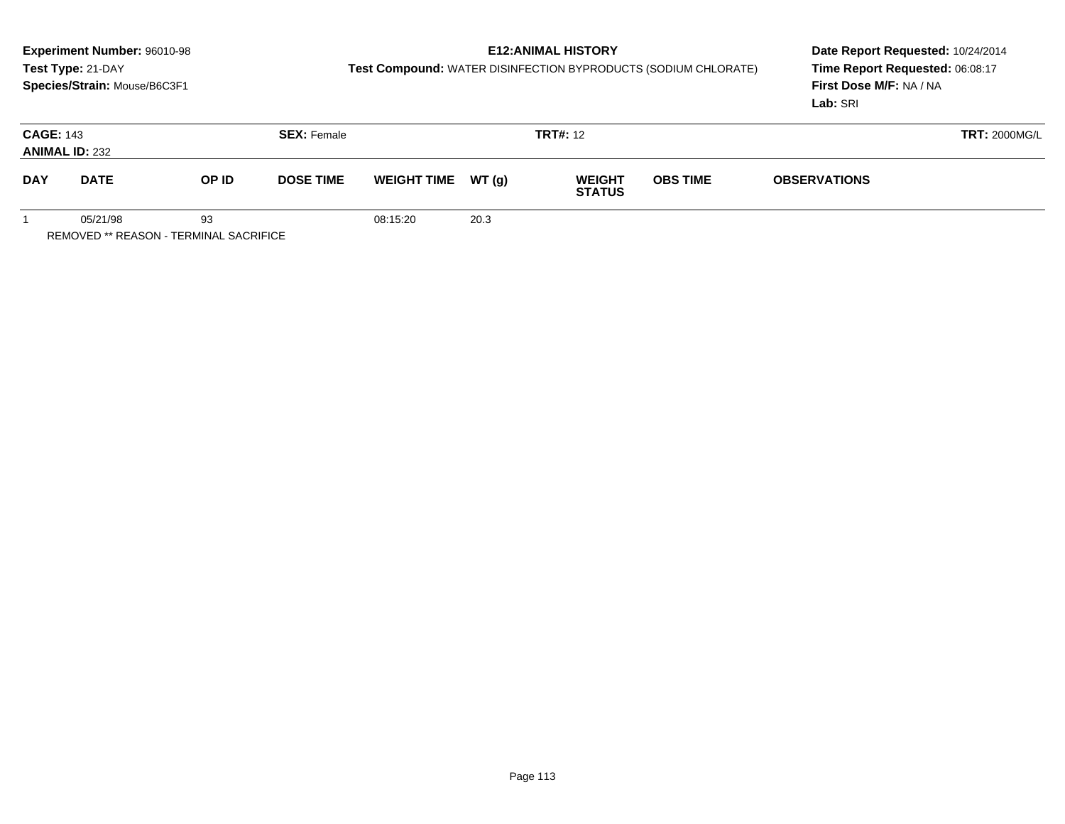**Experiment Number:** 96010-98
**Test Type:** 21-DAY
**Species/Strain:** Mouse/B6C3F1

**E12:ANIMAL HISTORY**
**Test Compound:** WATER DISINFECTION BYPRODUCTS (SODIUM CHLORATE)

**Date Report Requested:** 10/24/2014
**Time Report Requested:** 06:08:17
**First Dose M/F:** NA / NA
**Lab:** SRI

**CAGE:** 143 **SEX:** Female **TRT#:** 12 **TRT:** 2000MG/L
**ANIMAL ID:** 232

| DAY | DATE | OP ID | DOSE TIME | WEIGHT TIME | WT (g) | WEIGHT STATUS | OBS TIME | OBSERVATIONS |
|---|---|---|---|---|---|---|---|---|
| 1 | 05/21/98 | 93 | | 08:15:20 | 20.3 | | | |

REMOVED ** REASON - TERMINAL SACRIFICE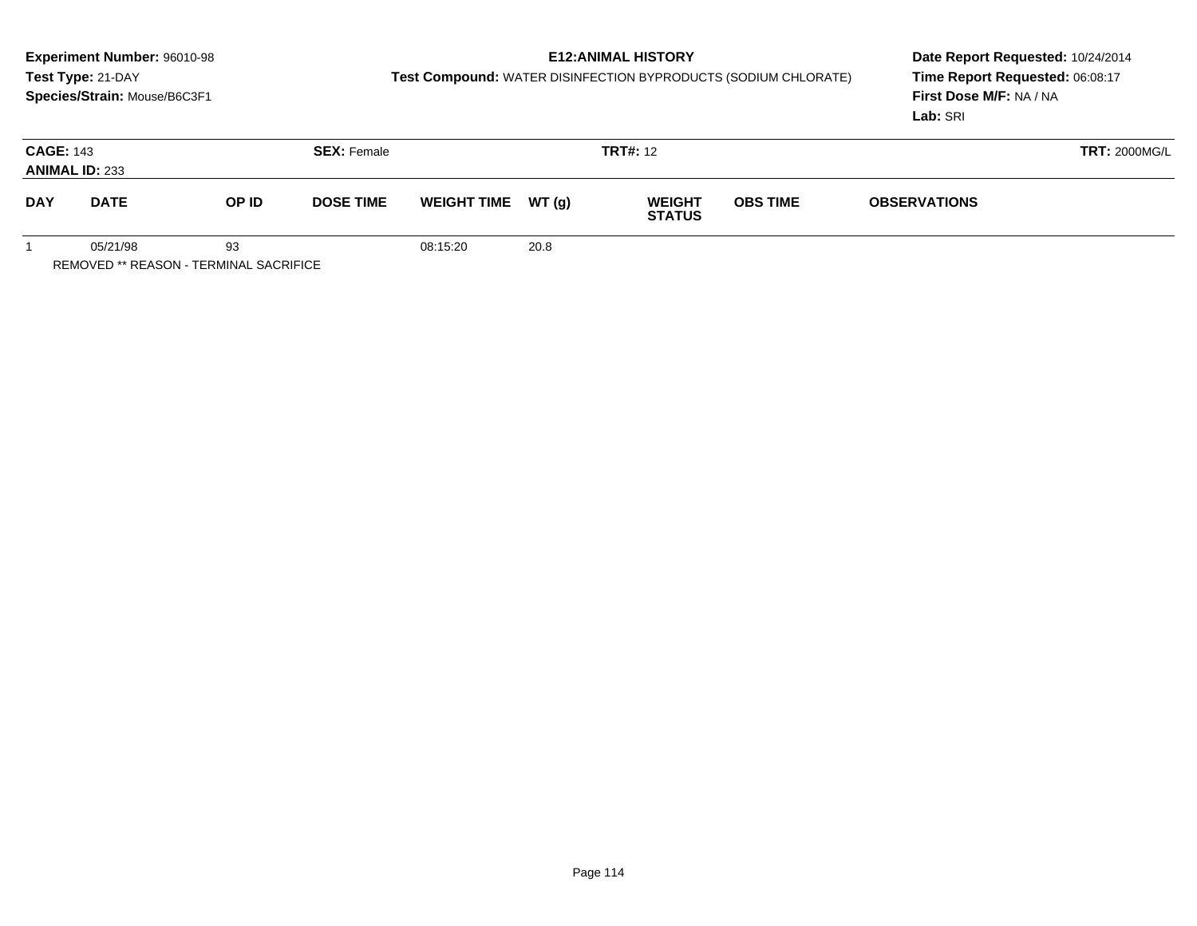**Experiment Number:** 96010-98
**Test Type:** 21-DAY
**Species/Strain:** Mouse/B6C3F1

**E12:ANIMAL HISTORY**
**Test Compound:** WATER DISINFECTION BYPRODUCTS (SODIUM CHLORATE)

**Date Report Requested:** 10/24/2014
**Time Report Requested:** 06:08:17
**First Dose M/F:** NA / NA
**Lab:** SRI

**CAGE:** 143 **ANIMAL ID:** 233 **SEX:** Female **TRT#:** 12 **TRT:** 2000MG/L

| DAY | DATE | OP ID | DOSE TIME | WEIGHT TIME | WT (g) | WEIGHT STATUS | OBS TIME | OBSERVATIONS |
|---|---|---|---|---|---|---|---|---|
| 1 | 05/21/98 | 93 | | 08:15:20 | 20.8 | | | |

REMOVED ** REASON - TERMINAL SACRIFICE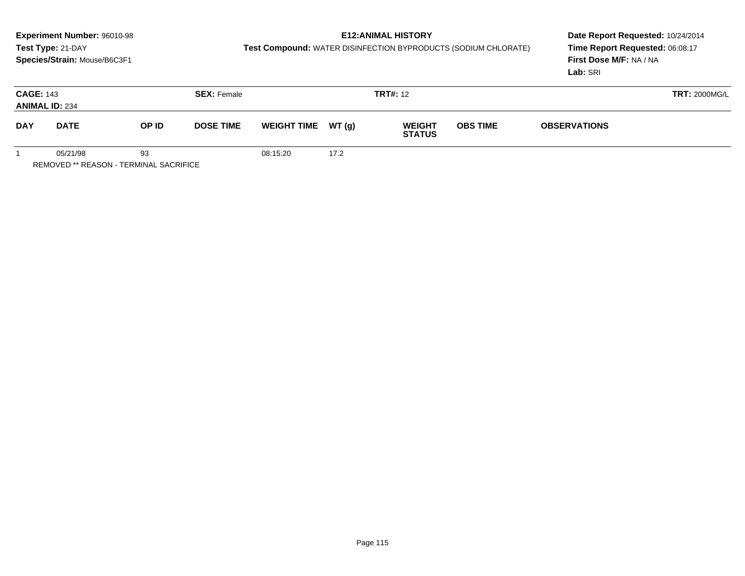**Experiment Number:** 96010-98
**Test Type:** 21-DAY
**Species/Strain:** Mouse/B6C3F1

**E12:ANIMAL HISTORY**
**Test Compound:** WATER DISINFECTION BYPRODUCTS (SODIUM CHLORATE)

**Date Report Requested:** 10/24/2014
**Time Report Requested:** 06:08:17
**First Dose M/F:** NA / NA
**Lab:** SRI

**CAGE:** 143
**ANIMAL ID:** 234
**SEX:** Female
**TRT#:** 12
**TRT:** 2000MG/L

| DAY | DATE | OP ID | DOSE TIME | WEIGHT TIME | WT (g) | WEIGHT STATUS | OBS TIME | OBSERVATIONS |
|---|---|---|---|---|---|---|---|---|
| 1 | 05/21/98 | 93 | | 08:15:20 | 17.2 | | | |

REMOVED ** REASON - TERMINAL SACRIFICE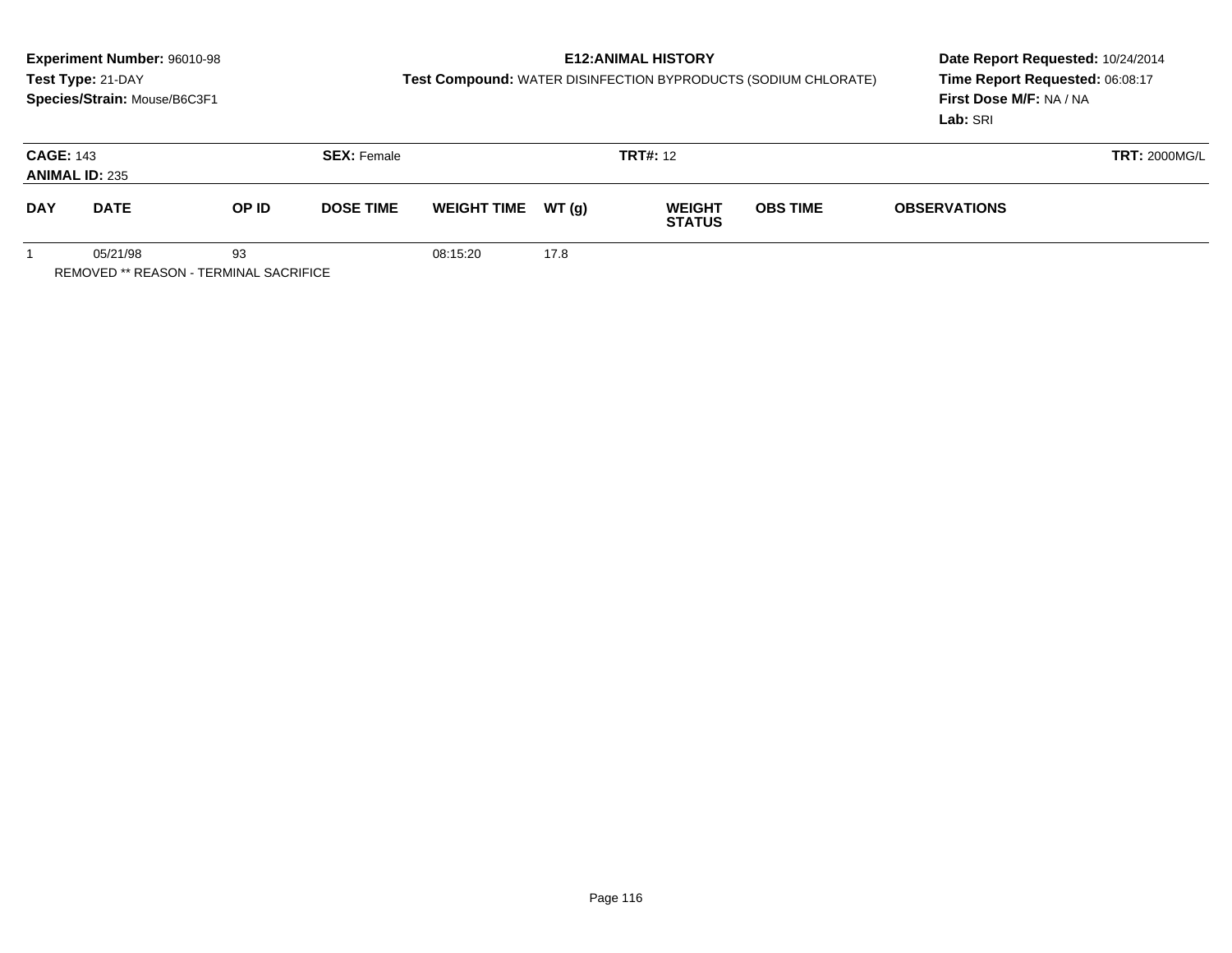**Experiment Number:** 96010-98
**Test Type:** 21-DAY
**Species/Strain:** Mouse/B6C3F1

**E12:ANIMAL HISTORY**
**Test Compound:** WATER DISINFECTION BYPRODUCTS (SODIUM CHLORATE)

**Date Report Requested:** 10/24/2014
**Time Report Requested:** 06:08:17
**First Dose M/F:** NA / NA
**Lab:** SRI

**CAGE:** 143 **SEX:** Female **TRT#:** 12 **TRT:** 2000MG/L
**ANIMAL ID:** 235

| DAY | DATE | OP ID | DOSE TIME | WEIGHT TIME | WT (g) | WEIGHT STATUS | OBS TIME | OBSERVATIONS |
|---|---|---|---|---|---|---|---|---|
| 1 | 05/21/98 | 93 | | 08:15:20 | 17.8 | | | |

REMOVED ** REASON - TERMINAL SACRIFICE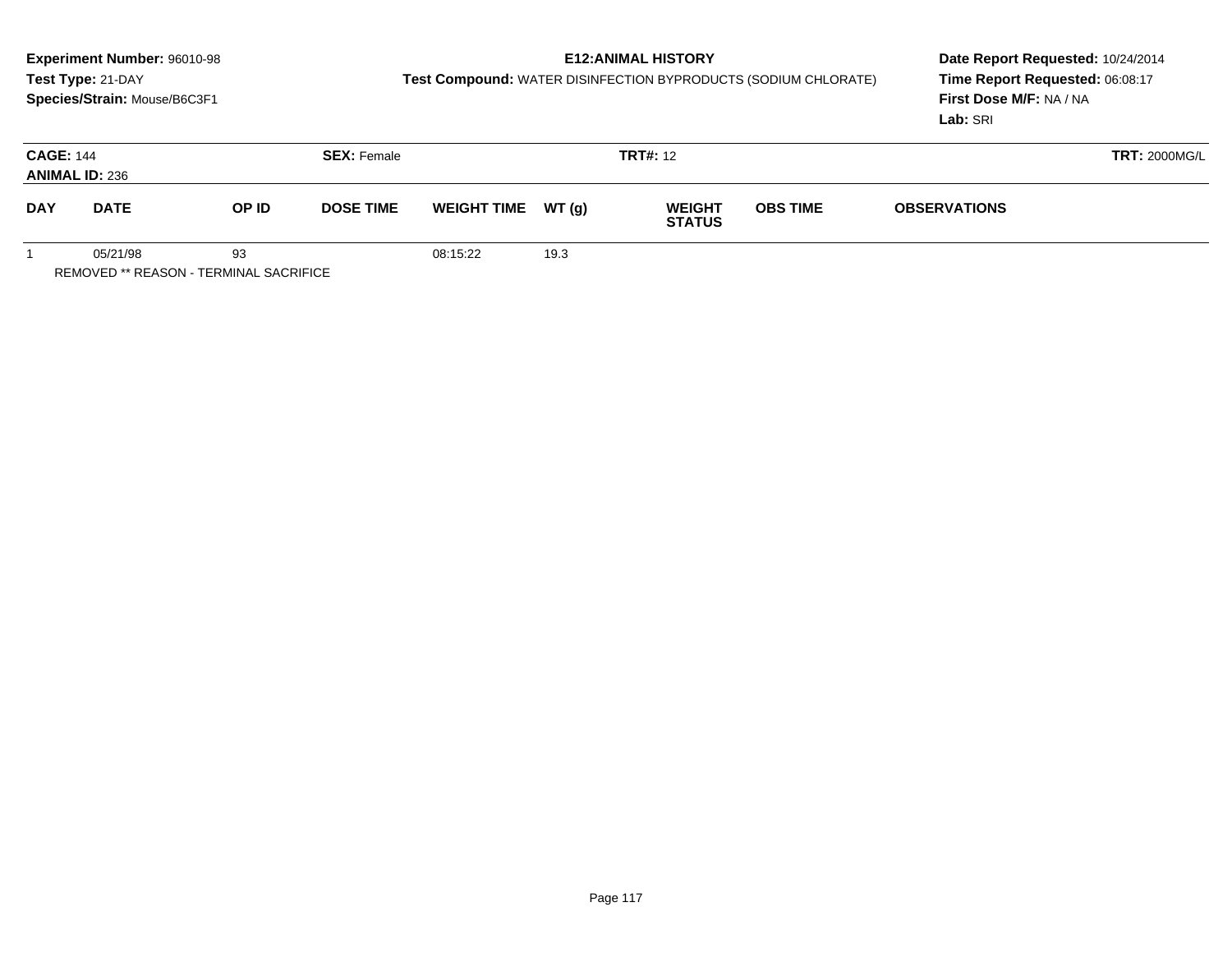**Experiment Number:** 96010-98
**Test Type:** 21-DAY
**Species/Strain:** Mouse/B6C3F1

**E12:ANIMAL HISTORY**
**Test Compound:** WATER DISINFECTION BYPRODUCTS (SODIUM CHLORATE)

**Date Report Requested:** 10/24/2014
**Time Report Requested:** 06:08:17
**First Dose M/F:** NA / NA
**Lab:** SRI

**CAGE:** 144 **SEX:** Female **TRT#:** 12 **TRT:** 2000MG/L
**ANIMAL ID:** 236

| DAY | DATE | OP ID | DOSE TIME | WEIGHT TIME | WT (g) | WEIGHT STATUS | OBS TIME | OBSERVATIONS |
|---|---|---|---|---|---|---|---|---|
| 1 | 05/21/98 | 93 | | 08:15:22 | 19.3 | | | |

REMOVED ** REASON - TERMINAL SACRIFICE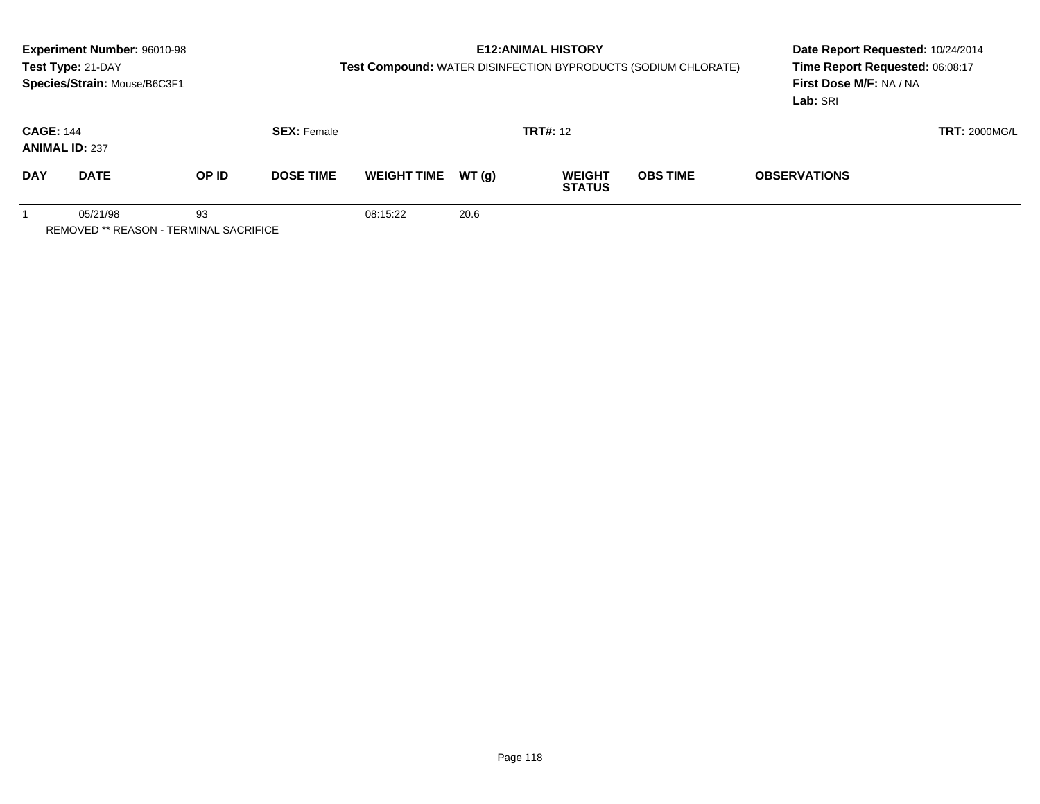**Experiment Number:** 96010-98
**Test Type:** 21-DAY
**Species/Strain:** Mouse/B6C3F1

**E12:ANIMAL HISTORY**
**Test Compound:** WATER DISINFECTION BYPRODUCTS (SODIUM CHLORATE)

**Date Report Requested:** 10/24/2014
**Time Report Requested:** 06:08:17
**First Dose M/F:** NA / NA
**Lab:** SRI

**CAGE:** 144 **SEX:** Female **TRT#:** 12 **TRT:** 2000MG/L
**ANIMAL ID:** 237

| DAY | DATE | OP ID | DOSE TIME | WEIGHT TIME | WT (g) | WEIGHT STATUS | OBS TIME | OBSERVATIONS |
|---|---|---|---|---|---|---|---|---|
| 1 | 05/21/98 | 93 | | 08:15:22 | 20.6 | | | |

REMOVED ** REASON - TERMINAL SACRIFICE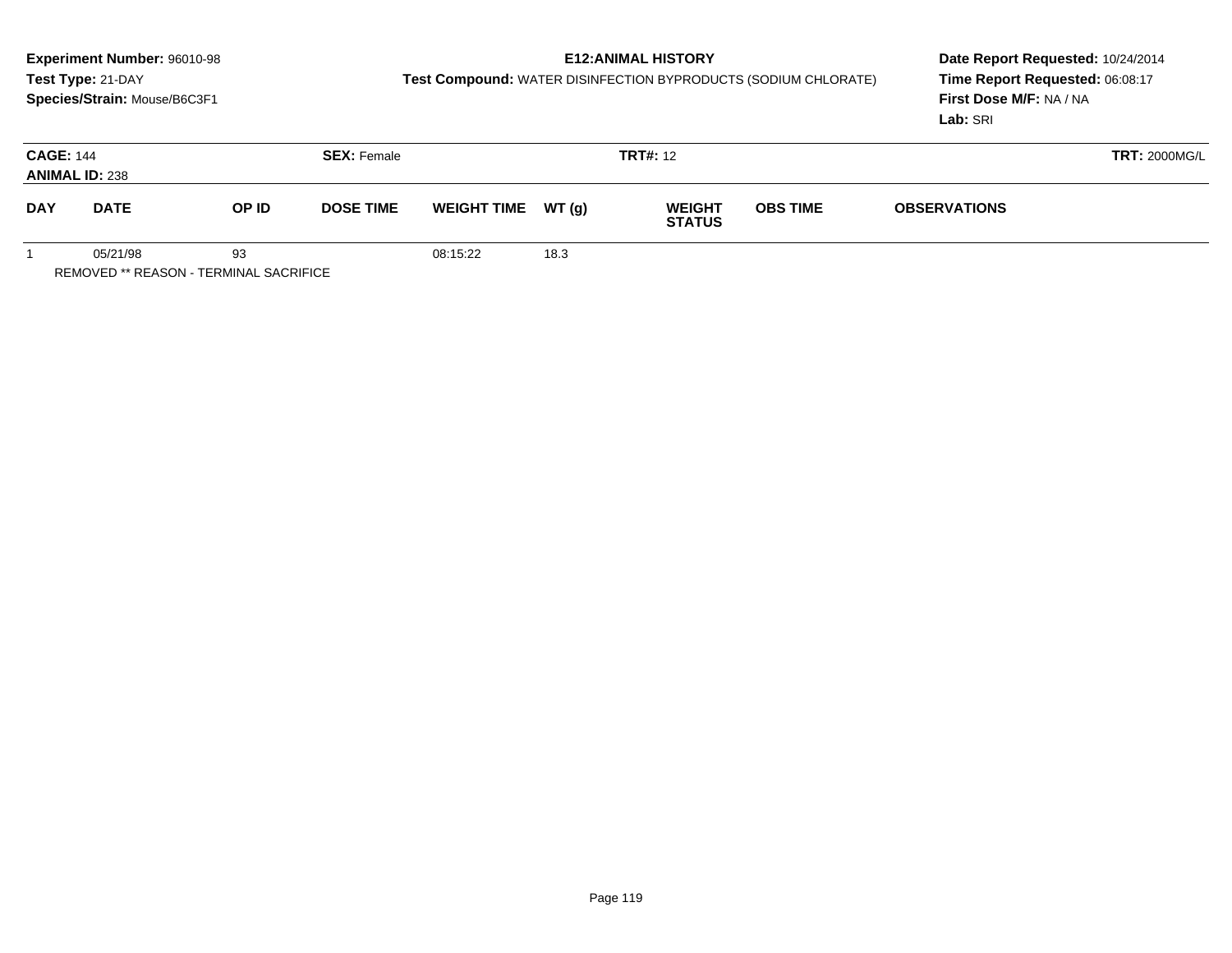**Experiment Number:** 96010-98
**Test Type:** 21-DAY
**Species/Strain:** Mouse/B6C3F1

**E12:ANIMAL HISTORY**
**Test Compound:** WATER DISINFECTION BYPRODUCTS (SODIUM CHLORATE)

**Date Report Requested:** 10/24/2014
**Time Report Requested:** 06:08:17
**First Dose M/F:** NA / NA
**Lab:** SRI

**CAGE:** 144
**ANIMAL ID:** 238
**SEX:** Female
**TRT#:** 12
**TRT:** 2000MG/L

| DAY | DATE | OP ID | DOSE TIME | WEIGHT TIME | WT (g) | WEIGHT STATUS | OBS TIME | OBSERVATIONS |
|---|---|---|---|---|---|---|---|---|
| 1 | 05/21/98 | 93 | | 08:15:22 | 18.3 | | | |

REMOVED ** REASON - TERMINAL SACRIFICE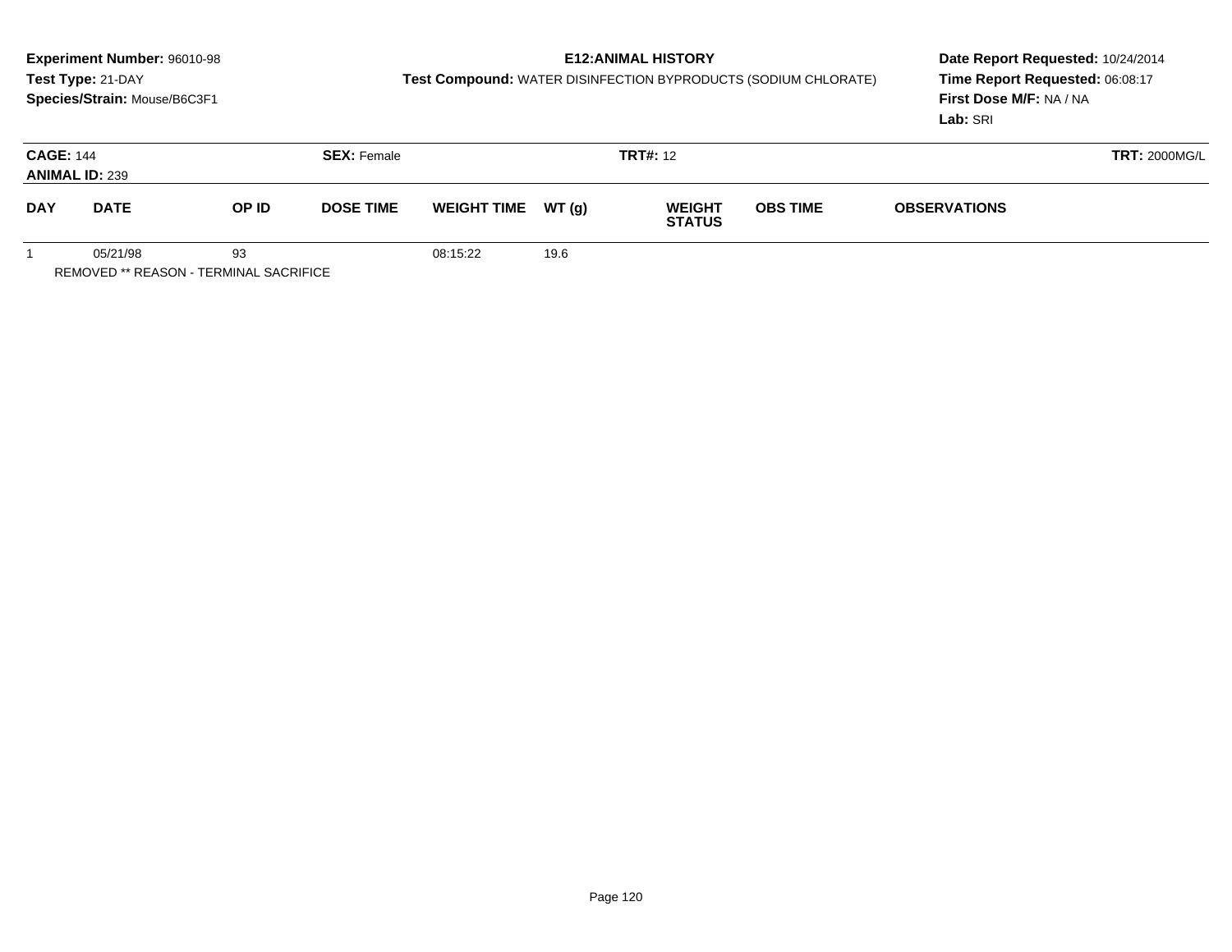**Experiment Number:** 96010-98
**Test Type:** 21-DAY
**Species/Strain:** Mouse/B6C3F1

**E12:ANIMAL HISTORY**
**Test Compound:** WATER DISINFECTION BYPRODUCTS (SODIUM CHLORATE)

**Date Report Requested:** 10/24/2014
**Time Report Requested:** 06:08:17
**First Dose M/F:** NA / NA
**Lab:** SRI

**CAGE:** 144 **SEX:** Female **TRT#:** 12 **TRT:** 2000MG/L
**ANIMAL ID:** 239

| DAY | DATE | OP ID | DOSE TIME | WEIGHT TIME | WT (g) | WEIGHT STATUS | OBS TIME | OBSERVATIONS |
|---|---|---|---|---|---|---|---|---|
| 1 | 05/21/98 | 93 | | 08:15:22 | 19.6 | | | |

REMOVED ** REASON - TERMINAL SACRIFICE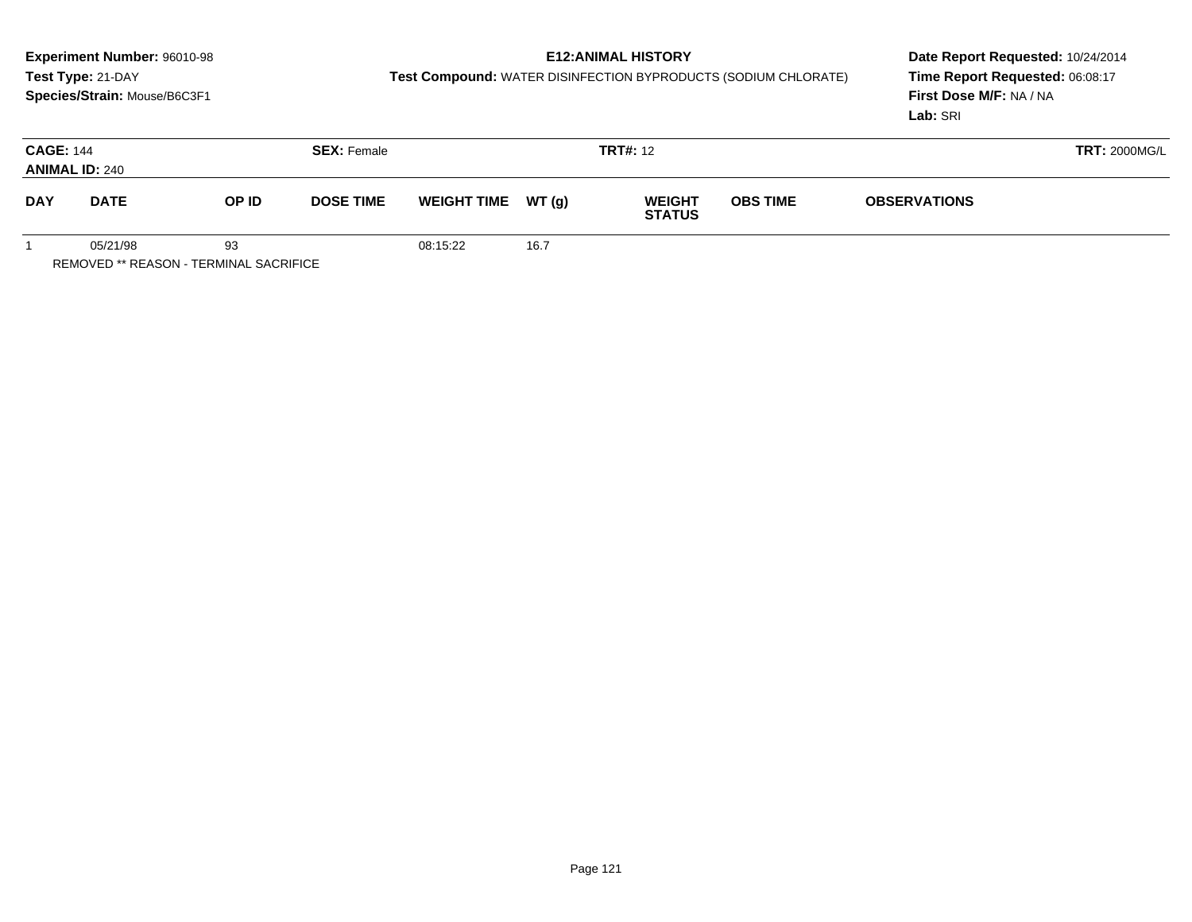**Experiment Number:** 96010-98
**Test Type:** 21-DAY
**Species/Strain:** Mouse/B6C3F1

**E12:ANIMAL HISTORY**
**Test Compound:** WATER DISINFECTION BYPRODUCTS (SODIUM CHLORATE)

**Date Report Requested:** 10/24/2014
**Time Report Requested:** 06:08:17
**First Dose M/F:** NA / NA
**Lab:** SRI

**CAGE:** 144 **SEX:** Female **TRT#:** 12 **TRT:** 2000MG/L
**ANIMAL ID:** 240

| DAY | DATE | OP ID | DOSE TIME | WEIGHT TIME | WT (g) | WEIGHT STATUS | OBS TIME | OBSERVATIONS |
|---|---|---|---|---|---|---|---|---|
| 1 | 05/21/98 | 93 | | 08:15:22 | 16.7 | | | |

REMOVED ** REASON - TERMINAL SACRIFICE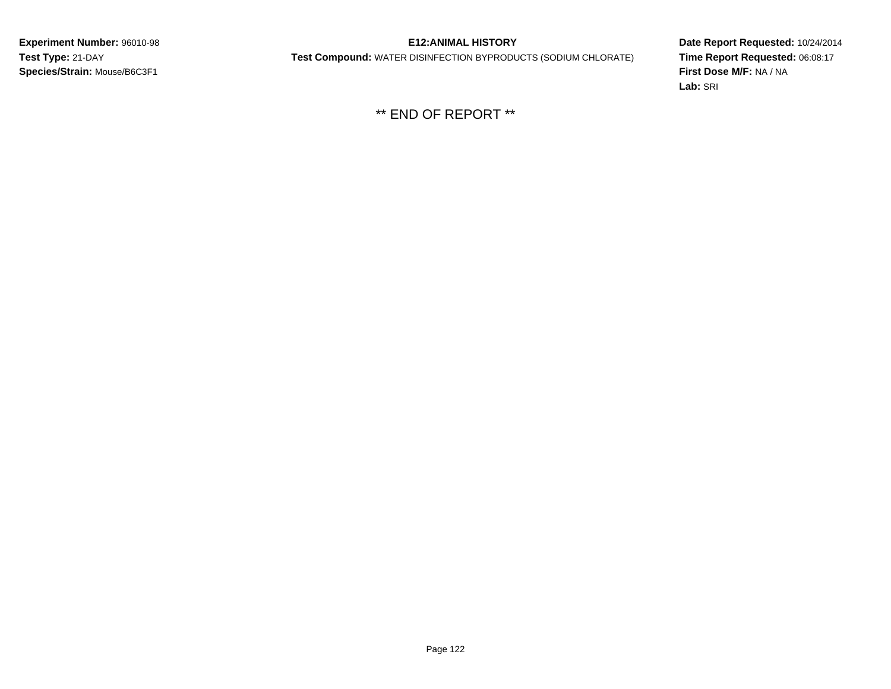**Experiment Number:** 96010-98
**Test Type:** 21-DAY
**Species/Strain:** Mouse/B6C3F1

**E12:ANIMAL HISTORY**
**Test Compound:** WATER DISINFECTION BYPRODUCTS (SODIUM CHLORATE)

**Date Report Requested:** 10/24/2014
**Time Report Requested:** 06:08:17
**First Dose M/F:** NA / NA
**Lab:** SRI

** END OF REPORT **